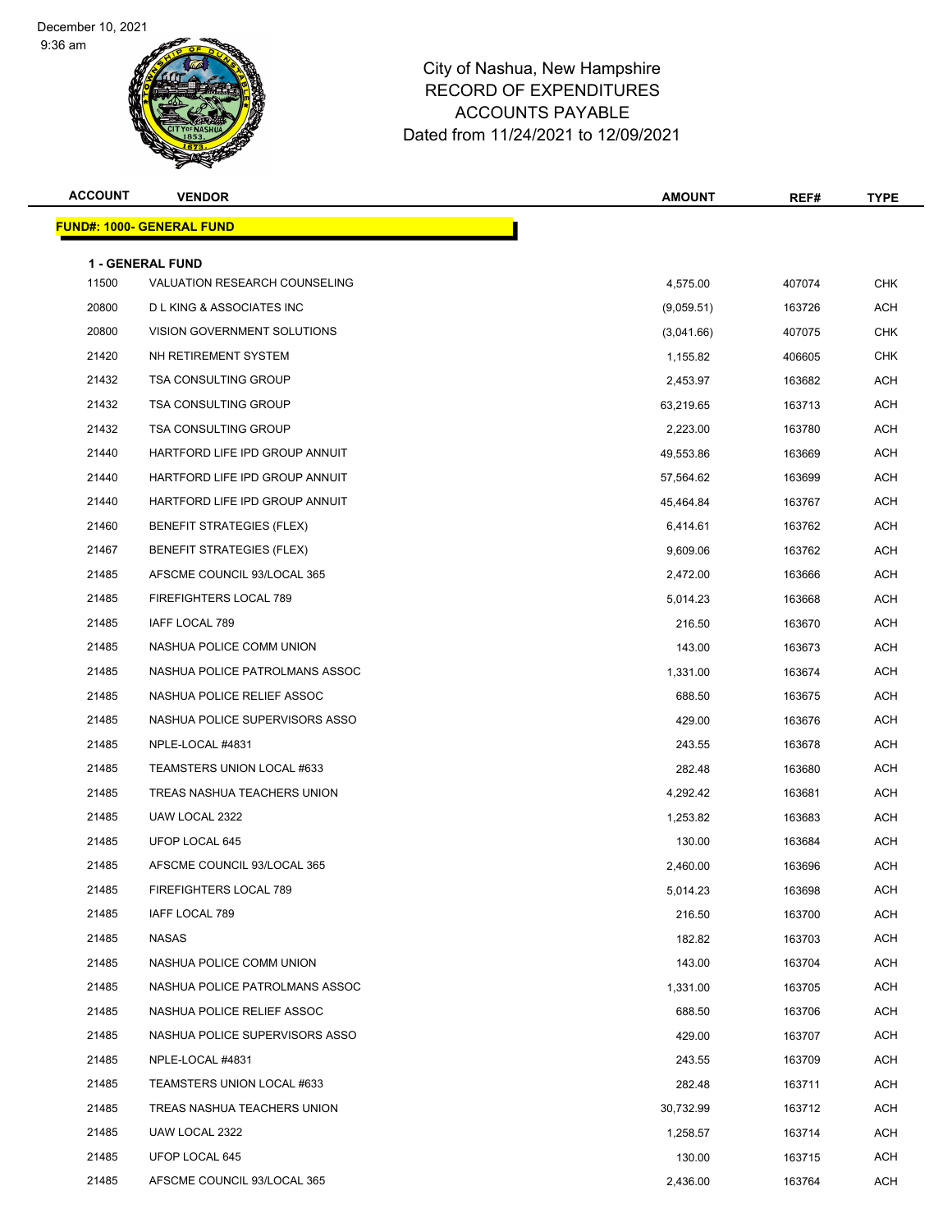December 10, 2021
9:36 am

# City of Nashua, New Hampshire
## RECORD OF EXPENDITURES
## ACCOUNTS PAYABLE
Dated from 11/24/2021 to 12/09/2021

**FUND#: 1000- GENERAL FUND**

**1 - GENERAL FUND**

| ACCOUNT | VENDOR | AMOUNT | REF# | TYPE |
|---|---|---|---|---|
| 11500 | VALUATION RESEARCH COUNSELING | 4,575.00 | 407074 | CHK |
| 20800 | D L KING & ASSOCIATES INC | (9,059.51) | 163726 | ACH |
| 20800 | VISION GOVERNMENT SOLUTIONS | (3,041.66) | 407075 | CHK |
| 21420 | NH RETIREMENT SYSTEM | 1,155.82 | 406605 | CHK |
| 21432 | TSA CONSULTING GROUP | 2,453.97 | 163682 | ACH |
| 21432 | TSA CONSULTING GROUP | 63,219.65 | 163713 | ACH |
| 21432 | TSA CONSULTING GROUP | 2,223.00 | 163780 | ACH |
| 21440 | HARTFORD LIFE IPD GROUP ANNUIT | 49,553.86 | 163669 | ACH |
| 21440 | HARTFORD LIFE IPD GROUP ANNUIT | 57,564.62 | 163699 | ACH |
| 21440 | HARTFORD LIFE IPD GROUP ANNUIT | 45,464.84 | 163767 | ACH |
| 21460 | BENEFIT STRATEGIES (FLEX) | 6,414.61 | 163762 | ACH |
| 21467 | BENEFIT STRATEGIES (FLEX) | 9,609.06 | 163762 | ACH |
| 21485 | AFSCME COUNCIL 93/LOCAL 365 | 2,472.00 | 163666 | ACH |
| 21485 | FIREFIGHTERS LOCAL 789 | 5,014.23 | 163668 | ACH |
| 21485 | IAFF LOCAL 789 | 216.50 | 163670 | ACH |
| 21485 | NASHUA POLICE COMM UNION | 143.00 | 163673 | ACH |
| 21485 | NASHUA POLICE PATROLMANS ASSOC | 1,331.00 | 163674 | ACH |
| 21485 | NASHUA POLICE RELIEF ASSOC | 688.50 | 163675 | ACH |
| 21485 | NASHUA POLICE SUPERVISORS ASSO | 429.00 | 163676 | ACH |
| 21485 | NPLE-LOCAL #4831 | 243.55 | 163678 | ACH |
| 21485 | TEAMSTERS UNION LOCAL #633 | 282.48 | 163680 | ACH |
| 21485 | TREAS NASHUA TEACHERS UNION | 4,292.42 | 163681 | ACH |
| 21485 | UAW LOCAL 2322 | 1,253.82 | 163683 | ACH |
| 21485 | UFOP LOCAL 645 | 130.00 | 163684 | ACH |
| 21485 | AFSCME COUNCIL 93/LOCAL 365 | 2,460.00 | 163696 | ACH |
| 21485 | FIREFIGHTERS LOCAL 789 | 5,014.23 | 163698 | ACH |
| 21485 | IAFF LOCAL 789 | 216.50 | 163700 | ACH |
| 21485 | NASAS | 182.82 | 163703 | ACH |
| 21485 | NASHUA POLICE COMM UNION | 143.00 | 163704 | ACH |
| 21485 | NASHUA POLICE PATROLMANS ASSOC | 1,331.00 | 163705 | ACH |
| 21485 | NASHUA POLICE RELIEF ASSOC | 688.50 | 163706 | ACH |
| 21485 | NASHUA POLICE SUPERVISORS ASSO | 429.00 | 163707 | ACH |
| 21485 | NPLE-LOCAL #4831 | 243.55 | 163709 | ACH |
| 21485 | TEAMSTERS UNION LOCAL #633 | 282.48 | 163711 | ACH |
| 21485 | TREAS NASHUA TEACHERS UNION | 30,732.99 | 163712 | ACH |
| 21485 | UAW LOCAL 2322 | 1,258.57 | 163714 | ACH |
| 21485 | UFOP LOCAL 645 | 130.00 | 163715 | ACH |
| 21485 | AFSCME COUNCIL 93/LOCAL 365 | 2,436.00 | 163764 | ACH |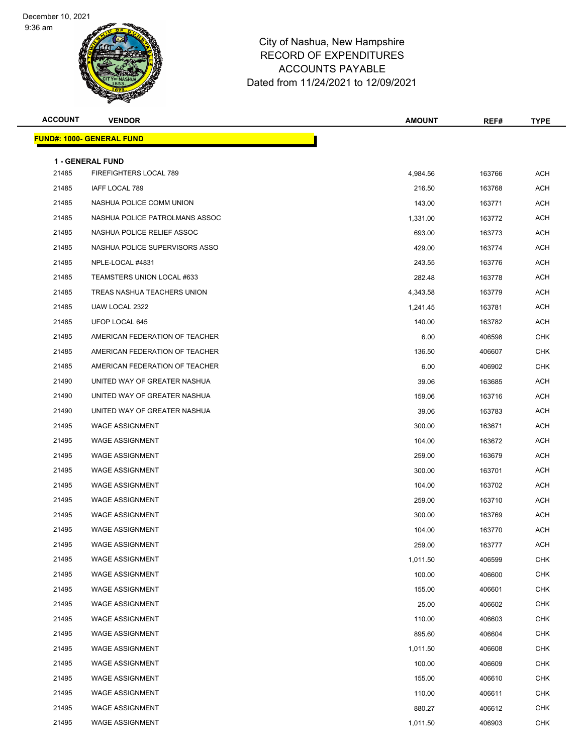City of Nashua, New Hampshire
RECORD OF EXPENDITURES
ACCOUNTS PAYABLE
Dated from 11/24/2021 to 12/09/2021

December 10, 2021
9:36 am

| ACCOUNT | VENDOR | AMOUNT | REF# | TYPE |
|---|---|---|---|---|
| **FUND#: 1000- GENERAL FUND** | | | | |
| **1 - GENERAL FUND** | | | | |
| 21485 | FIREFIGHTERS LOCAL 789 | 4,984.56 | 163766 | ACH |
| 21485 | IAFF LOCAL 789 | 216.50 | 163768 | ACH |
| 21485 | NASHUA POLICE COMM UNION | 143.00 | 163771 | ACH |
| 21485 | NASHUA POLICE PATROLMANS ASSOC | 1,331.00 | 163772 | ACH |
| 21485 | NASHUA POLICE RELIEF ASSOC | 693.00 | 163773 | ACH |
| 21485 | NASHUA POLICE SUPERVISORS ASSO | 429.00 | 163774 | ACH |
| 21485 | NPLE-LOCAL #4831 | 243.55 | 163776 | ACH |
| 21485 | TEAMSTERS UNION LOCAL #633 | 282.48 | 163778 | ACH |
| 21485 | TREAS NASHUA TEACHERS UNION | 4,343.58 | 163779 | ACH |
| 21485 | UAW LOCAL 2322 | 1,241.45 | 163781 | ACH |
| 21485 | UFOP LOCAL 645 | 140.00 | 163782 | ACH |
| 21485 | AMERICAN FEDERATION OF TEACHER | 6.00 | 406598 | CHK |
| 21485 | AMERICAN FEDERATION OF TEACHER | 136.50 | 406607 | CHK |
| 21485 | AMERICAN FEDERATION OF TEACHER | 6.00 | 406902 | CHK |
| 21490 | UNITED WAY OF GREATER NASHUA | 39.06 | 163685 | ACH |
| 21490 | UNITED WAY OF GREATER NASHUA | 159.06 | 163716 | ACH |
| 21490 | UNITED WAY OF GREATER NASHUA | 39.06 | 163783 | ACH |
| 21495 | WAGE ASSIGNMENT | 300.00 | 163671 | ACH |
| 21495 | WAGE ASSIGNMENT | 104.00 | 163672 | ACH |
| 21495 | WAGE ASSIGNMENT | 259.00 | 163679 | ACH |
| 21495 | WAGE ASSIGNMENT | 300.00 | 163701 | ACH |
| 21495 | WAGE ASSIGNMENT | 104.00 | 163702 | ACH |
| 21495 | WAGE ASSIGNMENT | 259.00 | 163710 | ACH |
| 21495 | WAGE ASSIGNMENT | 300.00 | 163769 | ACH |
| 21495 | WAGE ASSIGNMENT | 104.00 | 163770 | ACH |
| 21495 | WAGE ASSIGNMENT | 259.00 | 163777 | ACH |
| 21495 | WAGE ASSIGNMENT | 1,011.50 | 406599 | CHK |
| 21495 | WAGE ASSIGNMENT | 100.00 | 406600 | CHK |
| 21495 | WAGE ASSIGNMENT | 155.00 | 406601 | CHK |
| 21495 | WAGE ASSIGNMENT | 25.00 | 406602 | CHK |
| 21495 | WAGE ASSIGNMENT | 110.00 | 406603 | CHK |
| 21495 | WAGE ASSIGNMENT | 895.60 | 406604 | CHK |
| 21495 | WAGE ASSIGNMENT | 1,011.50 | 406608 | CHK |
| 21495 | WAGE ASSIGNMENT | 100.00 | 406609 | CHK |
| 21495 | WAGE ASSIGNMENT | 155.00 | 406610 | CHK |
| 21495 | WAGE ASSIGNMENT | 110.00 | 406611 | CHK |
| 21495 | WAGE ASSIGNMENT | 880.27 | 406612 | CHK |
| 21495 | WAGE ASSIGNMENT | 1,011.50 | 406903 | CHK |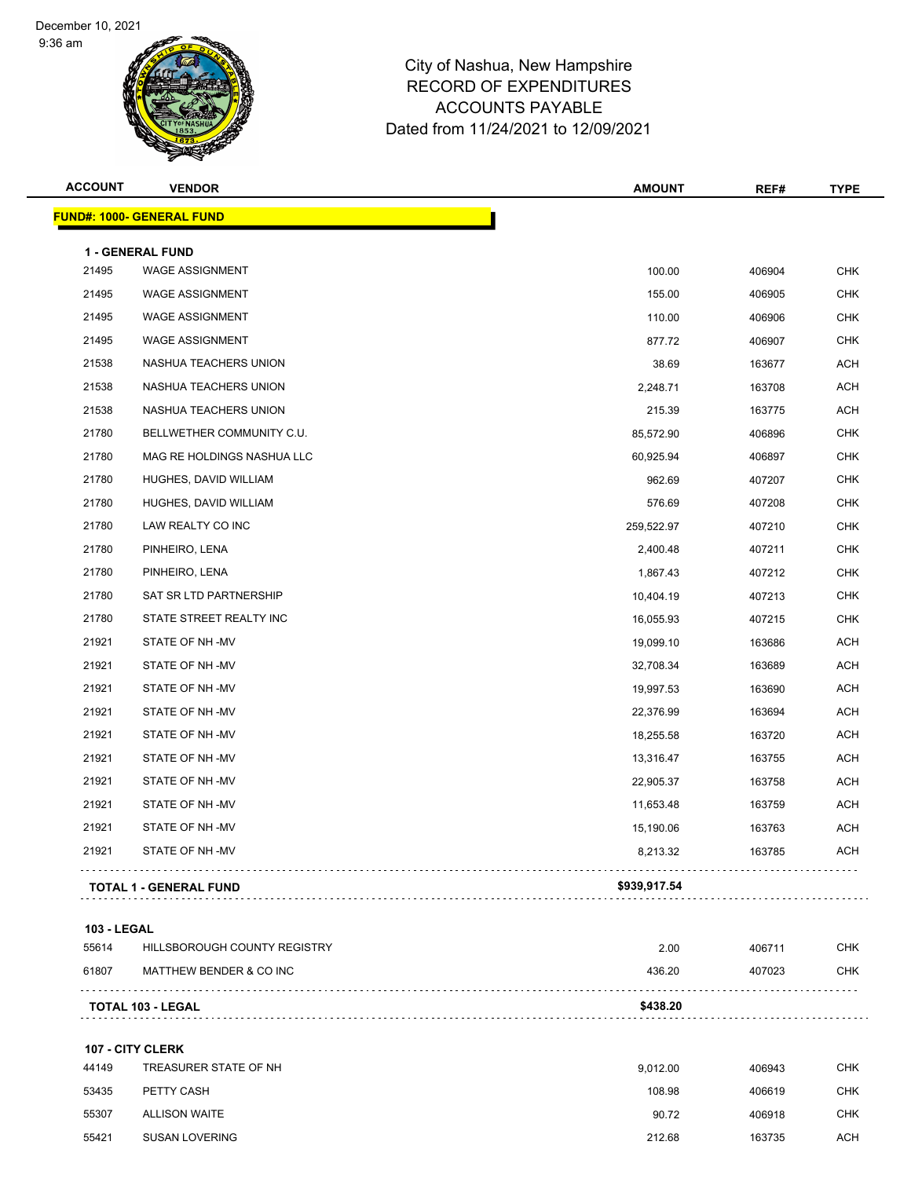December 10, 2021
9:36 am

# City of Nashua, New Hampshire
## RECORD OF EXPENDITURES
## ACCOUNTS PAYABLE
### Dated from 11/24/2021 to 12/09/2021

| ACCOUNT | VENDOR | AMOUNT | REF# | TYPE |
|---|---|---|---|---|
| **FUND#: 1000- GENERAL FUND** | | | | |
| **1 - GENERAL FUND** | | | | |
| 21495 | WAGE ASSIGNMENT | 100.00 | 406904 | CHK |
| 21495 | WAGE ASSIGNMENT | 155.00 | 406905 | CHK |
| 21495 | WAGE ASSIGNMENT | 110.00 | 406906 | CHK |
| 21495 | WAGE ASSIGNMENT | 877.72 | 406907 | CHK |
| 21538 | NASHUA TEACHERS UNION | 38.69 | 163677 | ACH |
| 21538 | NASHUA TEACHERS UNION | 2,248.71 | 163708 | ACH |
| 21538 | NASHUA TEACHERS UNION | 215.39 | 163775 | ACH |
| 21780 | BELLWETHER COMMUNITY C.U. | 85,572.90 | 406896 | CHK |
| 21780 | MAG RE HOLDINGS NASHUA LLC | 60,925.94 | 406897 | CHK |
| 21780 | HUGHES, DAVID WILLIAM | 962.69 | 407207 | CHK |
| 21780 | HUGHES, DAVID WILLIAM | 576.69 | 407208 | CHK |
| 21780 | LAW REALTY CO INC | 259,522.97 | 407210 | CHK |
| 21780 | PINHEIRO, LENA | 2,400.48 | 407211 | CHK |
| 21780 | PINHEIRO, LENA | 1,867.43 | 407212 | CHK |
| 21780 | SAT SR LTD PARTNERSHIP | 10,404.19 | 407213 | CHK |
| 21780 | STATE STREET REALTY INC | 16,055.93 | 407215 | CHK |
| 21921 | STATE OF NH -MV | 19,099.10 | 163686 | ACH |
| 21921 | STATE OF NH -MV | 32,708.34 | 163689 | ACH |
| 21921 | STATE OF NH -MV | 19,997.53 | 163690 | ACH |
| 21921 | STATE OF NH -MV | 22,376.99 | 163694 | ACH |
| 21921 | STATE OF NH -MV | 18,255.58 | 163720 | ACH |
| 21921 | STATE OF NH -MV | 13,316.47 | 163755 | ACH |
| 21921 | STATE OF NH -MV | 22,905.37 | 163758 | ACH |
| 21921 | STATE OF NH -MV | 11,653.48 | 163759 | ACH |
| 21921 | STATE OF NH -MV | 15,190.06 | 163763 | ACH |
| 21921 | STATE OF NH -MV | 8,213.32 | 163785 | ACH |
| **TOTAL 1 - GENERAL FUND** | | **$939,917.54** | | |
| **103 - LEGAL** | | | | |
| 55614 | HILLSBOROUGH COUNTY REGISTRY | 2.00 | 406711 | CHK |
| 61807 | MATTHEW BENDER & CO INC | 436.20 | 407023 | CHK |
| **TOTAL 103 - LEGAL** | | **$438.20** | | |
| **107 - CITY CLERK** | | | | |
| 44149 | TREASURER STATE OF NH | 9,012.00 | 406943 | CHK |
| 53435 | PETTY CASH | 108.98 | 406619 | CHK |
| 55307 | ALLISON WAITE | 90.72 | 406918 | CHK |
| 55421 | SUSAN LOVERING | 212.68 | 163735 | ACH |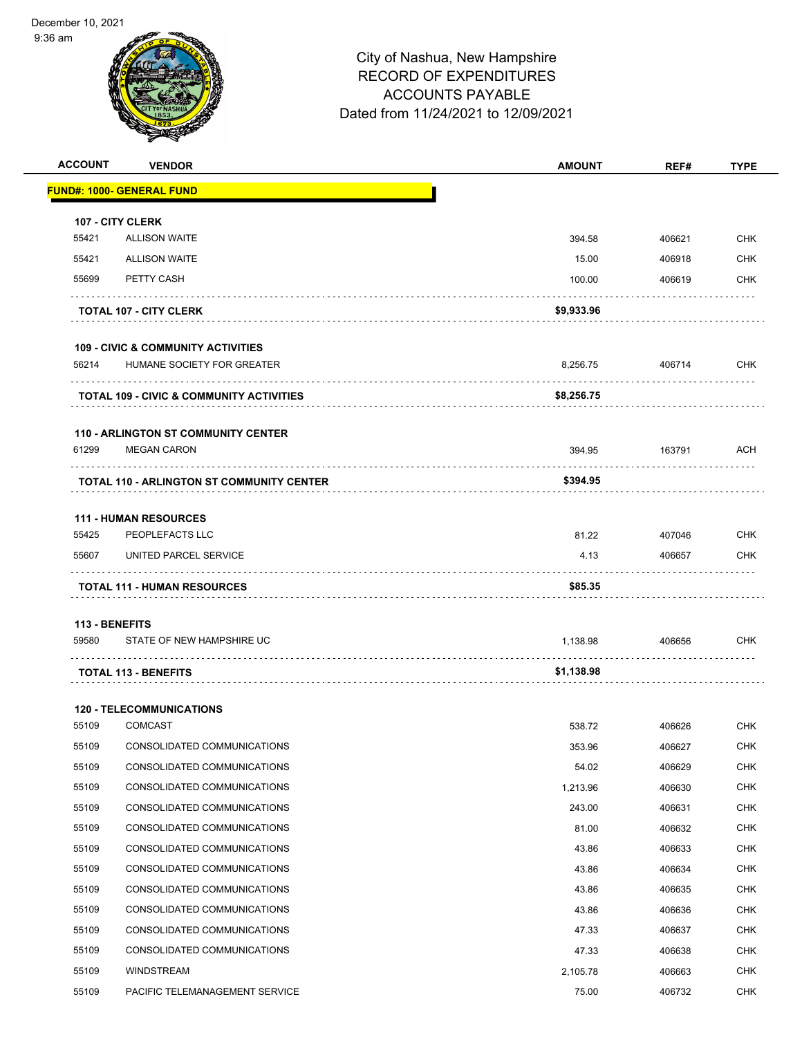# City of Nashua, New Hampshire
## RECORD OF EXPENDITURES
## ACCOUNTS PAYABLE
## Dated from 11/24/2021 to 12/09/2021

December 10, 2021
9:36 am

| ACCOUNT | VENDOR | AMOUNT | REF# | TYPE |
|---|---|---|---|---|
| **FUND#: 1000- GENERAL FUND** | | | | |
| **107 - CITY CLERK** | | | | |
| 55421 | ALLISON WAITE | 394.58 | 406621 | CHK |
| 55421 | ALLISON WAITE | 15.00 | 406918 | CHK |
| 55699 | PETTY CASH | 100.00 | 406619 | CHK |
| | **TOTAL 107 - CITY CLERK** | **$9,933.96** | | |
| **109 - CIVIC & COMMUNITY ACTIVITIES** | | | | |
| 56214 | HUMANE SOCIETY FOR GREATER | 8,256.75 | 406714 | CHK |
| | **TOTAL 109 - CIVIC & COMMUNITY ACTIVITIES** | **$8,256.75** | | |
| **110 - ARLINGTON ST COMMUNITY CENTER** | | | | |
| 61299 | MEGAN CARON | 394.95 | 163791 | ACH |
| | **TOTAL 110 - ARLINGTON ST COMMUNITY CENTER** | **$394.95** | | |
| **111 - HUMAN RESOURCES** | | | | |
| 55425 | PEOPLEFACTS LLC | 81.22 | 407046 | CHK |
| 55607 | UNITED PARCEL SERVICE | 4.13 | 406657 | CHK |
| | **TOTAL 111 - HUMAN RESOURCES** | **$85.35** | | |
| **113 - BENEFITS** | | | | |
| 59580 | STATE OF NEW HAMPSHIRE UC | 1,138.98 | 406656 | CHK |
| | **TOTAL 113 - BENEFITS** | **$1,138.98** | | |
| **120 - TELECOMMUNICATIONS** | | | | |
| 55109 | COMCAST | 538.72 | 406626 | CHK |
| 55109 | CONSOLIDATED COMMUNICATIONS | 353.96 | 406627 | CHK |
| 55109 | CONSOLIDATED COMMUNICATIONS | 54.02 | 406629 | CHK |
| 55109 | CONSOLIDATED COMMUNICATIONS | 1,213.96 | 406630 | CHK |
| 55109 | CONSOLIDATED COMMUNICATIONS | 243.00 | 406631 | CHK |
| 55109 | CONSOLIDATED COMMUNICATIONS | 81.00 | 406632 | CHK |
| 55109 | CONSOLIDATED COMMUNICATIONS | 43.86 | 406633 | CHK |
| 55109 | CONSOLIDATED COMMUNICATIONS | 43.86 | 406634 | CHK |
| 55109 | CONSOLIDATED COMMUNICATIONS | 43.86 | 406635 | CHK |
| 55109 | CONSOLIDATED COMMUNICATIONS | 43.86 | 406636 | CHK |
| 55109 | CONSOLIDATED COMMUNICATIONS | 47.33 | 406637 | CHK |
| 55109 | CONSOLIDATED COMMUNICATIONS | 47.33 | 406638 | CHK |
| 55109 | WINDSTREAM | 2,105.78 | 406663 | CHK |
| 55109 | PACIFIC TELEMANAGEMENT SERVICE | 75.00 | 406732 | CHK |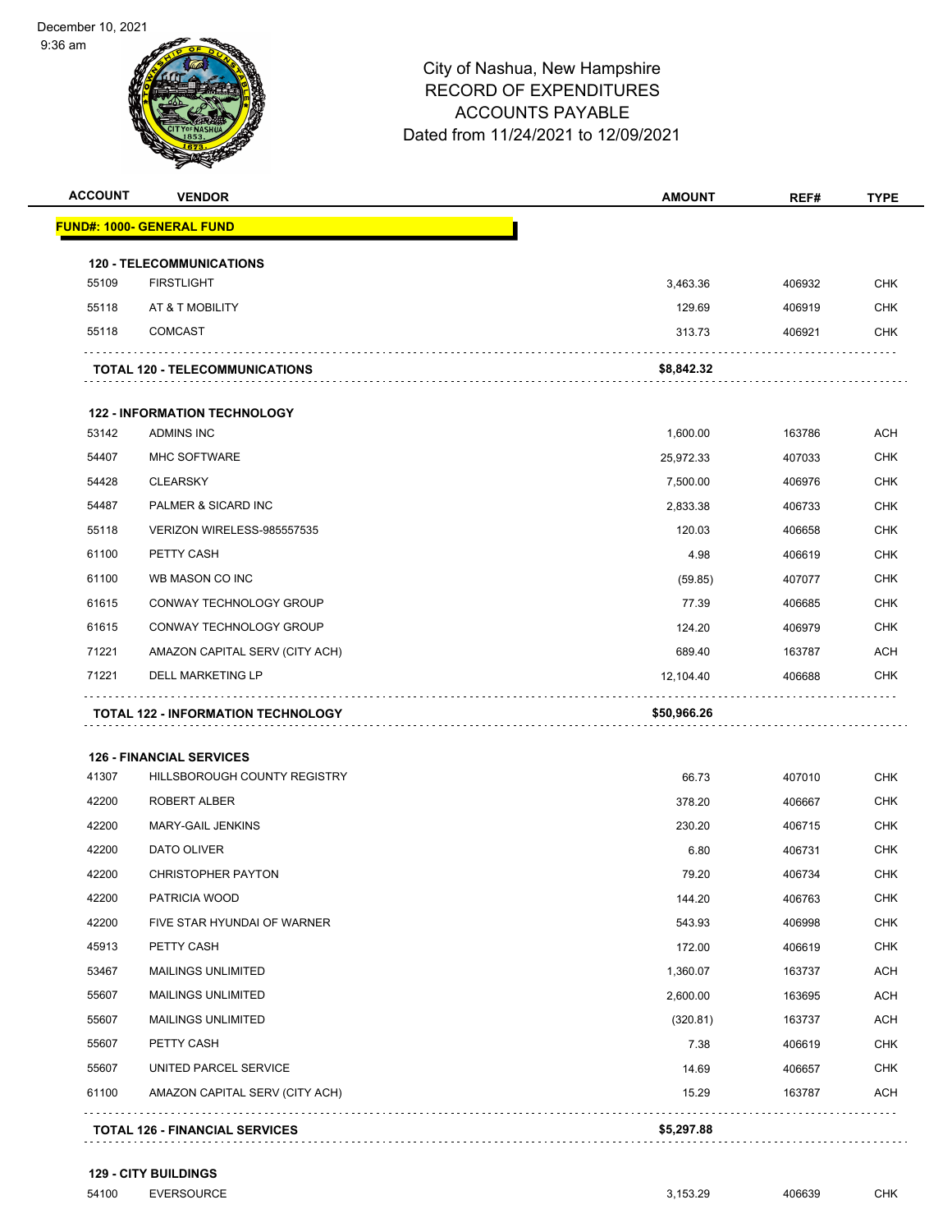December 10, 2021
9:36 am

# City of Nashua, New Hampshire
## RECORD OF EXPENDITURES
## ACCOUNTS PAYABLE
## Dated from 11/24/2021 to 12/09/2021

| ACCOUNT | VENDOR | AMOUNT | REF# | TYPE |
|---|---|---|---|---|
| **FUND#: 1000- GENERAL FUND** | | | | |
| **120 - TELECOMMUNICATIONS** | | | | |
| 55109 | FIRSTLIGHT | 3,463.36 | 406932 | CHK |
| 55118 | AT & T MOBILITY | 129.69 | 406919 | CHK |
| 55118 | COMCAST | 313.73 | 406921 | CHK |
| **TOTAL 120 - TELECOMMUNICATIONS** | | **$8,842.32** | | |
| **122 - INFORMATION TECHNOLOGY** | | | | |
| 53142 | ADMINS INC | 1,600.00 | 163786 | ACH |
| 54407 | MHC SOFTWARE | 25,972.33 | 407033 | CHK |
| 54428 | CLEARSKY | 7,500.00 | 406976 | CHK |
| 54487 | PALMER & SICARD INC | 2,833.38 | 406733 | CHK |
| 55118 | VERIZON WIRELESS-985557535 | 120.03 | 406658 | CHK |
| 61100 | PETTY CASH | 4.98 | 406619 | CHK |
| 61100 | WB MASON CO INC | (59.85) | 407077 | CHK |
| 61615 | CONWAY TECHNOLOGY GROUP | 77.39 | 406685 | CHK |
| 61615 | CONWAY TECHNOLOGY GROUP | 124.20 | 406979 | CHK |
| 71221 | AMAZON CAPITAL SERV (CITY ACH) | 689.40 | 163787 | ACH |
| 71221 | DELL MARKETING LP | 12,104.40 | 406688 | CHK |
| **TOTAL 122 - INFORMATION TECHNOLOGY** | | **$50,966.26** | | |
| **126 - FINANCIAL SERVICES** | | | | |
| 41307 | HILLSBOROUGH COUNTY REGISTRY | 66.73 | 407010 | CHK |
| 42200 | ROBERT ALBER | 378.20 | 406667 | CHK |
| 42200 | MARY-GAIL JENKINS | 230.20 | 406715 | CHK |
| 42200 | DATO OLIVER | 6.80 | 406731 | CHK |
| 42200 | CHRISTOPHER PAYTON | 79.20 | 406734 | CHK |
| 42200 | PATRICIA WOOD | 144.20 | 406763 | CHK |
| 42200 | FIVE STAR HYUNDAI OF WARNER | 543.93 | 406998 | CHK |
| 45913 | PETTY CASH | 172.00 | 406619 | CHK |
| 53467 | MAILINGS UNLIMITED | 1,360.07 | 163737 | ACH |
| 55607 | MAILINGS UNLIMITED | 2,600.00 | 163695 | ACH |
| 55607 | MAILINGS UNLIMITED | (320.81) | 163737 | ACH |
| 55607 | PETTY CASH | 7.38 | 406619 | CHK |
| 55607 | UNITED PARCEL SERVICE | 14.69 | 406657 | CHK |
| 61100 | AMAZON CAPITAL SERV (CITY ACH) | 15.29 | 163787 | ACH |
| **TOTAL 126 - FINANCIAL SERVICES** | | **$5,297.88** | | |
| **129 - CITY BUILDINGS** | | | | |
| 54100 | EVERSOURCE | 3,153.29 | 406639 | CHK |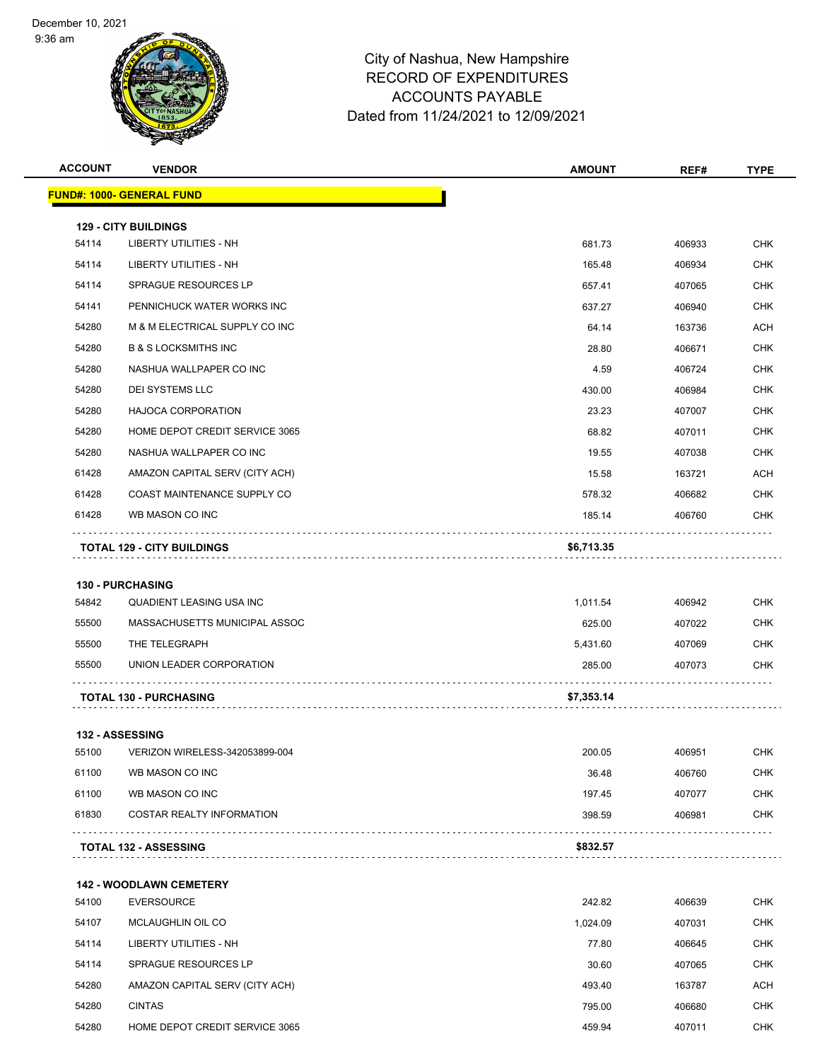# City of Nashua, New Hampshire
## RECORD OF EXPENDITURES
## ACCOUNTS PAYABLE
## Dated from 11/24/2021 to 12/09/2021

December 10, 2021
9:36 am

| ACCOUNT | VENDOR | AMOUNT | REF# | TYPE |
|---|---|---|---|---|
| **FUND#: 1000- GENERAL FUND** | | | | |
| **129 - CITY BUILDINGS** | | | | |
| 54114 | LIBERTY UTILITIES - NH | 681.73 | 406933 | CHK |
| 54114 | LIBERTY UTILITIES - NH | 165.48 | 406934 | CHK |
| 54114 | SPRAGUE RESOURCES LP | 657.41 | 407065 | CHK |
| 54141 | PENNICHUCK WATER WORKS INC | 637.27 | 406940 | CHK |
| 54280 | M & M ELECTRICAL SUPPLY CO INC | 64.14 | 163736 | ACH |
| 54280 | B & S LOCKSMITHS INC | 28.80 | 406671 | CHK |
| 54280 | NASHUA WALLPAPER CO INC | 4.59 | 406724 | CHK |
| 54280 | DEI SYSTEMS LLC | 430.00 | 406984 | CHK |
| 54280 | HAJOCA CORPORATION | 23.23 | 407007 | CHK |
| 54280 | HOME DEPOT CREDIT SERVICE 3065 | 68.82 | 407011 | CHK |
| 54280 | NASHUA WALLPAPER CO INC | 19.55 | 407038 | CHK |
| 61428 | AMAZON CAPITAL SERV (CITY ACH) | 15.58 | 163721 | ACH |
| 61428 | COAST MAINTENANCE SUPPLY CO | 578.32 | 406682 | CHK |
| 61428 | WB MASON CO INC | 185.14 | 406760 | CHK |
| **TOTAL 129 - CITY BUILDINGS** | | **$6,713.35** | | |
| **130 - PURCHASING** | | | | |
| 54842 | QUADIENT LEASING USA INC | 1,011.54 | 406942 | CHK |
| 55500 | MASSACHUSETTS MUNICIPAL ASSOC | 625.00 | 407022 | CHK |
| 55500 | THE TELEGRAPH | 5,431.60 | 407069 | CHK |
| 55500 | UNION LEADER CORPORATION | 285.00 | 407073 | CHK |
| **TOTAL 130 - PURCHASING** | | **$7,353.14** | | |
| **132 - ASSESSING** | | | | |
| 55100 | VERIZON WIRELESS-342053899-004 | 200.05 | 406951 | CHK |
| 61100 | WB MASON CO INC | 36.48 | 406760 | CHK |
| 61100 | WB MASON CO INC | 197.45 | 407077 | CHK |
| 61830 | COSTAR REALTY INFORMATION | 398.59 | 406981 | CHK |
| **TOTAL 132 - ASSESSING** | | **$832.57** | | |
| **142 - WOODLAWN CEMETERY** | | | | |
| 54100 | EVERSOURCE | 242.82 | 406639 | CHK |
| 54107 | MCLAUGHLIN OIL CO | 1,024.09 | 407031 | CHK |
| 54114 | LIBERTY UTILITIES - NH | 77.80 | 406645 | CHK |
| 54114 | SPRAGUE RESOURCES LP | 30.60 | 407065 | CHK |
| 54280 | AMAZON CAPITAL SERV (CITY ACH) | 493.40 | 163787 | ACH |
| 54280 | CINTAS | 795.00 | 406680 | CHK |
| 54280 | HOME DEPOT CREDIT SERVICE 3065 | 459.94 | 407011 | CHK |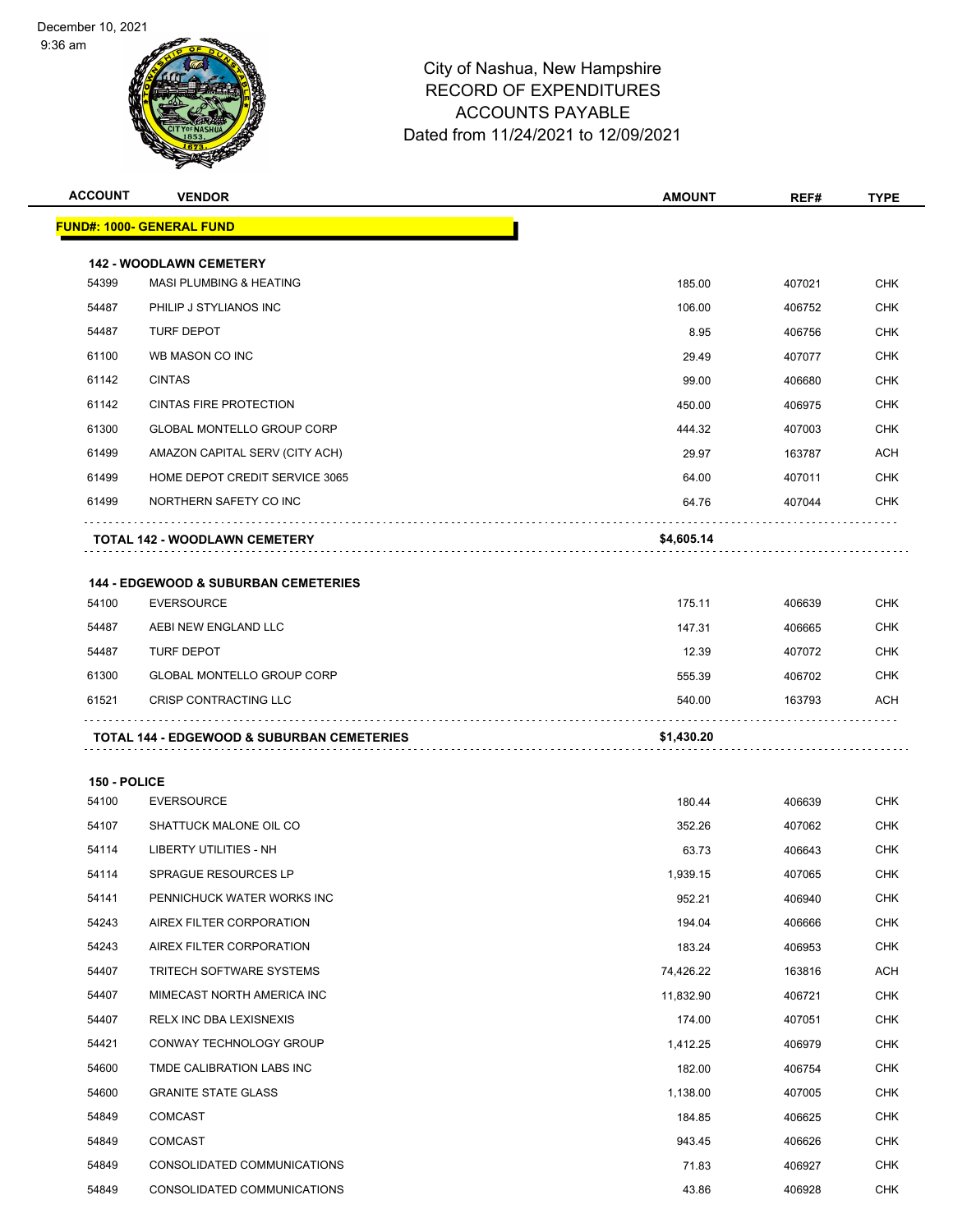City of Nashua, New Hampshire
RECORD OF EXPENDITURES
ACCOUNTS PAYABLE
Dated from 11/24/2021 to 12/09/2021

| ACCOUNT | VENDOR | AMOUNT | REF# | TYPE |
|---|---|---|---|---|
| **FUND#: 1000- GENERAL FUND** | | | | |
| **142 - WOODLAWN CEMETERY** | | | | |
| 54399 | MASI PLUMBING & HEATING | 185.00 | 407021 | CHK |
| 54487 | PHILIP J STYLIANOS INC | 106.00 | 406752 | CHK |
| 54487 | TURF DEPOT | 8.95 | 406756 | CHK |
| 61100 | WB MASON CO INC | 29.49 | 407077 | CHK |
| 61142 | CINTAS | 99.00 | 406680 | CHK |
| 61142 | CINTAS FIRE PROTECTION | 450.00 | 406975 | CHK |
| 61300 | GLOBAL MONTELLO GROUP CORP | 444.32 | 407003 | CHK |
| 61499 | AMAZON CAPITAL SERV (CITY ACH) | 29.97 | 163787 | ACH |
| 61499 | HOME DEPOT CREDIT SERVICE 3065 | 64.00 | 407011 | CHK |
| 61499 | NORTHERN SAFETY CO INC | 64.76 | 407044 | CHK |
| | **TOTAL 142 - WOODLAWN CEMETERY** | **$4,605.14** | | |
| **144 - EDGEWOOD & SUBURBAN CEMETERIES** | | | | |
| 54100 | EVERSOURCE | 175.11 | 406639 | CHK |
| 54487 | AEBI NEW ENGLAND LLC | 147.31 | 406665 | CHK |
| 54487 | TURF DEPOT | 12.39 | 407072 | CHK |
| 61300 | GLOBAL MONTELLO GROUP CORP | 555.39 | 406702 | CHK |
| 61521 | CRISP CONTRACTING LLC | 540.00 | 163793 | ACH |
| | **TOTAL 144 - EDGEWOOD & SUBURBAN CEMETERIES** | **$1,430.20** | | |
| **150 - POLICE** | | | | |
| 54100 | EVERSOURCE | 180.44 | 406639 | CHK |
| 54107 | SHATTUCK MALONE OIL CO | 352.26 | 407062 | CHK |
| 54114 | LIBERTY UTILITIES - NH | 63.73 | 406643 | CHK |
| 54114 | SPRAGUE RESOURCES LP | 1,939.15 | 407065 | CHK |
| 54141 | PENNICHUCK WATER WORKS INC | 952.21 | 406940 | CHK |
| 54243 | AIREX FILTER CORPORATION | 194.04 | 406666 | CHK |
| 54243 | AIREX FILTER CORPORATION | 183.24 | 406953 | CHK |
| 54407 | TRITECH SOFTWARE SYSTEMS | 74,426.22 | 163816 | ACH |
| 54407 | MIMECAST NORTH AMERICA INC | 11,832.90 | 406721 | CHK |
| 54407 | RELX INC DBA LEXISNEXIS | 174.00 | 407051 | CHK |
| 54421 | CONWAY TECHNOLOGY GROUP | 1,412.25 | 406979 | CHK |
| 54600 | TMDE CALIBRATION LABS INC | 182.00 | 406754 | CHK |
| 54600 | GRANITE STATE GLASS | 1,138.00 | 407005 | CHK |
| 54849 | COMCAST | 184.85 | 406625 | CHK |
| 54849 | COMCAST | 943.45 | 406626 | CHK |
| 54849 | CONSOLIDATED COMMUNICATIONS | 71.83 | 406927 | CHK |
| 54849 | CONSOLIDATED COMMUNICATIONS | 43.86 | 406928 | CHK |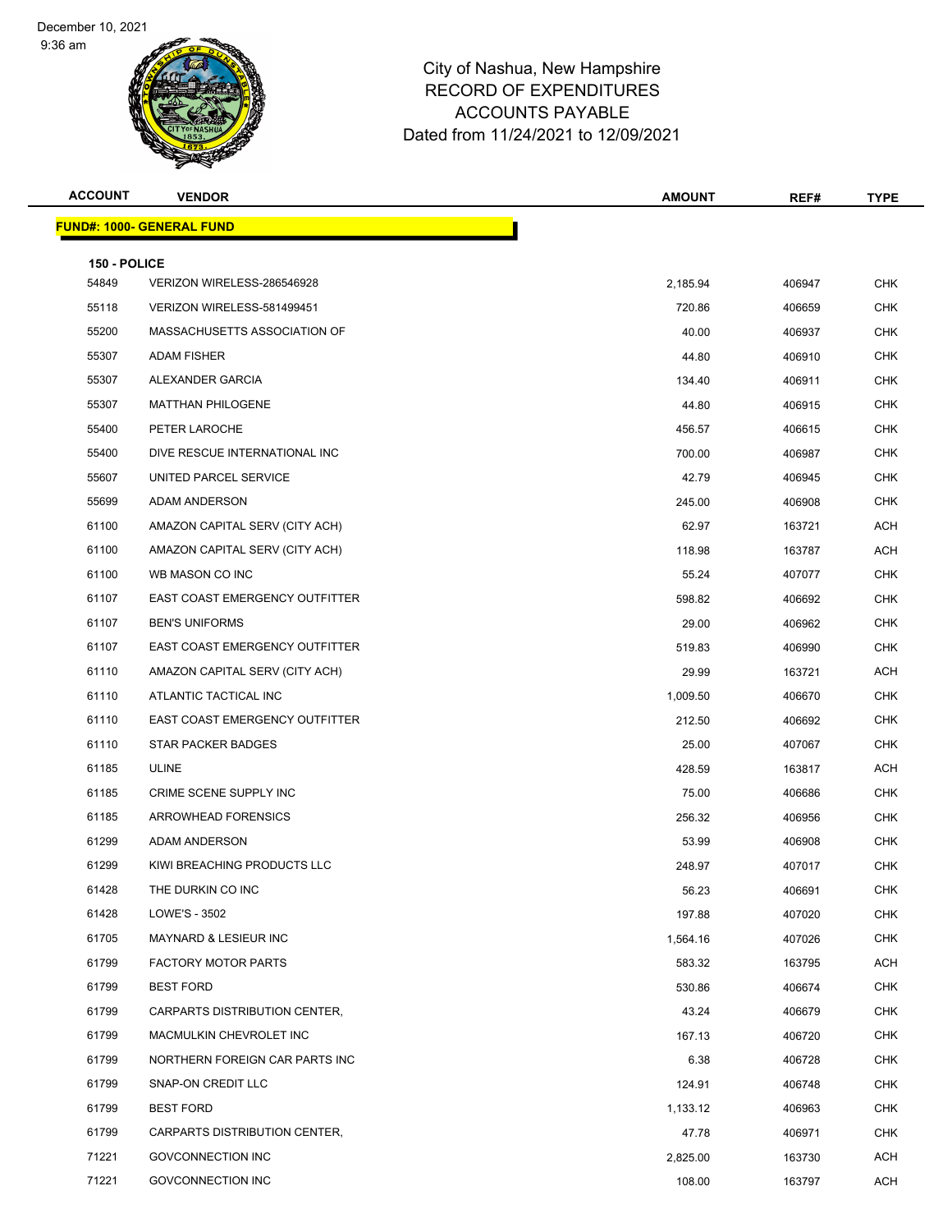City of Nashua, New Hampshire
RECORD OF EXPENDITURES
ACCOUNTS PAYABLE
Dated from 11/24/2021 to 12/09/2021

| ACCOUNT | VENDOR | AMOUNT | REF# | TYPE |
|---|---|---|---|---|
| **FUND#: 1000- GENERAL FUND** | | | | |
| **150 - POLICE** | | | | |
| 54849 | VERIZON WIRELESS-286546928 | 2,185.94 | 406947 | CHK |
| 55118 | VERIZON WIRELESS-581499451 | 720.86 | 406659 | CHK |
| 55200 | MASSACHUSETTS ASSOCIATION OF | 40.00 | 406937 | CHK |
| 55307 | ADAM FISHER | 44.80 | 406910 | CHK |
| 55307 | ALEXANDER GARCIA | 134.40 | 406911 | CHK |
| 55307 | MATTHAN PHILOGENE | 44.80 | 406915 | CHK |
| 55400 | PETER LAROCHE | 456.57 | 406615 | CHK |
| 55400 | DIVE RESCUE INTERNATIONAL INC | 700.00 | 406987 | CHK |
| 55607 | UNITED PARCEL SERVICE | 42.79 | 406945 | CHK |
| 55699 | ADAM ANDERSON | 245.00 | 406908 | CHK |
| 61100 | AMAZON CAPITAL SERV (CITY ACH) | 62.97 | 163721 | ACH |
| 61100 | AMAZON CAPITAL SERV (CITY ACH) | 118.98 | 163787 | ACH |
| 61100 | WB MASON CO INC | 55.24 | 407077 | CHK |
| 61107 | EAST COAST EMERGENCY OUTFITTER | 598.82 | 406692 | CHK |
| 61107 | BEN'S UNIFORMS | 29.00 | 406962 | CHK |
| 61107 | EAST COAST EMERGENCY OUTFITTER | 519.83 | 406990 | CHK |
| 61110 | AMAZON CAPITAL SERV (CITY ACH) | 29.99 | 163721 | ACH |
| 61110 | ATLANTIC TACTICAL INC | 1,009.50 | 406670 | CHK |
| 61110 | EAST COAST EMERGENCY OUTFITTER | 212.50 | 406692 | CHK |
| 61110 | STAR PACKER BADGES | 25.00 | 407067 | CHK |
| 61185 | ULINE | 428.59 | 163817 | ACH |
| 61185 | CRIME SCENE SUPPLY INC | 75.00 | 406686 | CHK |
| 61185 | ARROWHEAD FORENSICS | 256.32 | 406956 | CHK |
| 61299 | ADAM ANDERSON | 53.99 | 406908 | CHK |
| 61299 | KIWI BREACHING PRODUCTS LLC | 248.97 | 407017 | CHK |
| 61428 | THE DURKIN CO INC | 56.23 | 406691 | CHK |
| 61428 | LOWE'S - 3502 | 197.88 | 407020 | CHK |
| 61705 | MAYNARD & LESIEUR INC | 1,564.16 | 407026 | CHK |
| 61799 | FACTORY MOTOR PARTS | 583.32 | 163795 | ACH |
| 61799 | BEST FORD | 530.86 | 406674 | CHK |
| 61799 | CARPARTS DISTRIBUTION CENTER, | 43.24 | 406679 | CHK |
| 61799 | MACMULKIN CHEVROLET INC | 167.13 | 406720 | CHK |
| 61799 | NORTHERN FOREIGN CAR PARTS INC | 6.38 | 406728 | CHK |
| 61799 | SNAP-ON CREDIT LLC | 124.91 | 406748 | CHK |
| 61799 | BEST FORD | 1,133.12 | 406963 | CHK |
| 61799 | CARPARTS DISTRIBUTION CENTER, | 47.78 | 406971 | CHK |
| 71221 | GOVCONNECTION INC | 2,825.00 | 163730 | ACH |
| 71221 | GOVCONNECTION INC | 108.00 | 163797 | ACH |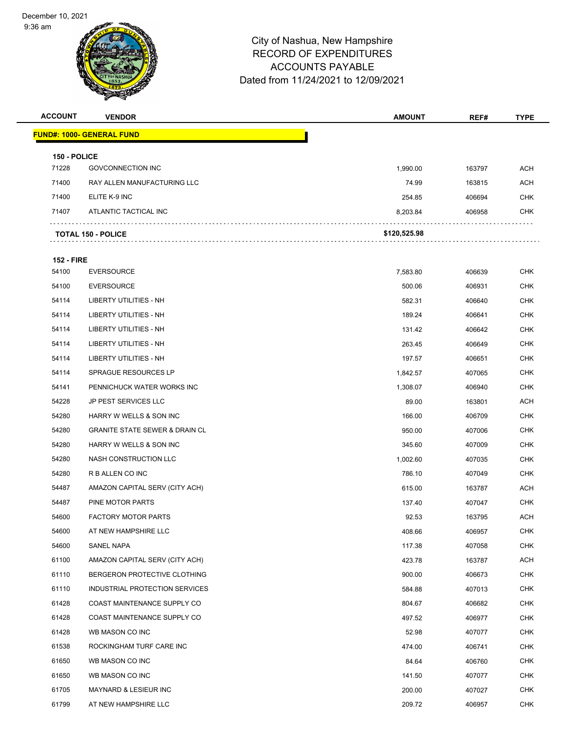December 10, 2021
9:36 am

# City of Nashua, New Hampshire
## RECORD OF EXPENDITURES
## ACCOUNTS PAYABLE
## Dated from 11/24/2021 to 12/09/2021

| ACCOUNT | VENDOR | AMOUNT | REF# | TYPE |
|---|---|---|---|---|
| **FUND#: 1000- GENERAL FUND** | | | | |
| **150 - POLICE** | | | | |
| 71228 | GOVCONNECTION INC | 1,990.00 | 163797 | ACH |
| 71400 | RAY ALLEN MANUFACTURING LLC | 74.99 | 163815 | ACH |
| 71400 | ELITE K-9 INC | 254.85 | 406694 | CHK |
| 71407 | ATLANTIC TACTICAL INC | 8,203.84 | 406958 | CHK |
| **TOTAL 150 - POLICE** | | **$120,525.98** | | |
| **152 - FIRE** | | | | |
| 54100 | EVERSOURCE | 7,583.80 | 406639 | CHK |
| 54100 | EVERSOURCE | 500.06 | 406931 | CHK |
| 54114 | LIBERTY UTILITIES - NH | 582.31 | 406640 | CHK |
| 54114 | LIBERTY UTILITIES - NH | 189.24 | 406641 | CHK |
| 54114 | LIBERTY UTILITIES - NH | 131.42 | 406642 | CHK |
| 54114 | LIBERTY UTILITIES - NH | 263.45 | 406649 | CHK |
| 54114 | LIBERTY UTILITIES - NH | 197.57 | 406651 | CHK |
| 54114 | SPRAGUE RESOURCES LP | 1,842.57 | 407065 | CHK |
| 54141 | PENNICHUCK WATER WORKS INC | 1,308.07 | 406940 | CHK |
| 54228 | JP PEST SERVICES LLC | 89.00 | 163801 | ACH |
| 54280 | HARRY W WELLS & SON INC | 166.00 | 406709 | CHK |
| 54280 | GRANITE STATE SEWER & DRAIN CL | 950.00 | 407006 | CHK |
| 54280 | HARRY W WELLS & SON INC | 345.60 | 407009 | CHK |
| 54280 | NASH CONSTRUCTION LLC | 1,002.60 | 407035 | CHK |
| 54280 | R B ALLEN CO INC | 786.10 | 407049 | CHK |
| 54487 | AMAZON CAPITAL SERV (CITY ACH) | 615.00 | 163787 | ACH |
| 54487 | PINE MOTOR PARTS | 137.40 | 407047 | CHK |
| 54600 | FACTORY MOTOR PARTS | 92.53 | 163795 | ACH |
| 54600 | AT NEW HAMPSHIRE LLC | 408.66 | 406957 | CHK |
| 54600 | SANEL NAPA | 117.38 | 407058 | CHK |
| 61100 | AMAZON CAPITAL SERV (CITY ACH) | 423.78 | 163787 | ACH |
| 61110 | BERGERON PROTECTIVE CLOTHING | 900.00 | 406673 | CHK |
| 61110 | INDUSTRIAL PROTECTION SERVICES | 584.88 | 407013 | CHK |
| 61428 | COAST MAINTENANCE SUPPLY CO | 804.67 | 406682 | CHK |
| 61428 | COAST MAINTENANCE SUPPLY CO | 497.52 | 406977 | CHK |
| 61428 | WB MASON CO INC | 52.98 | 407077 | CHK |
| 61538 | ROCKINGHAM TURF CARE INC | 474.00 | 406741 | CHK |
| 61650 | WB MASON CO INC | 84.64 | 406760 | CHK |
| 61650 | WB MASON CO INC | 141.50 | 407077 | CHK |
| 61705 | MAYNARD & LESIEUR INC | 200.00 | 407027 | CHK |
| 61799 | AT NEW HAMPSHIRE LLC | 209.72 | 406957 | CHK |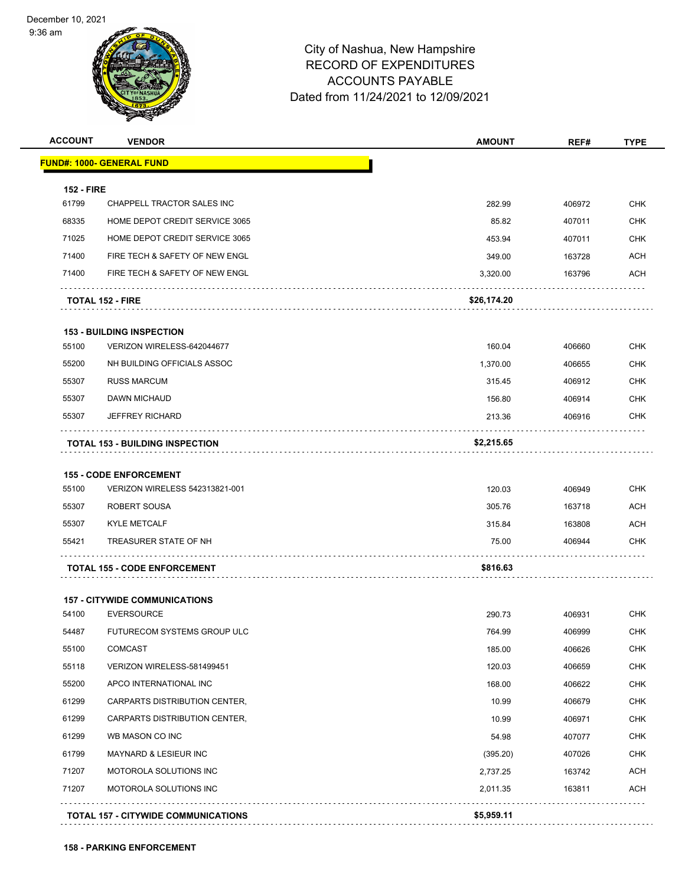City of Nashua, New Hampshire
RECORD OF EXPENDITURES
ACCOUNTS PAYABLE
Dated from 11/24/2021 to 12/09/2021

| ACCOUNT | VENDOR | AMOUNT | REF# | TYPE |
|---|---|---|---|---|
| **FUND#: 1000- GENERAL FUND** | | | | |
| **152 - FIRE** | | | | |
| 61799 | CHAPPELL TRACTOR SALES INC | 282.99 | 406972 | CHK |
| 68335 | HOME DEPOT CREDIT SERVICE 3065 | 85.82 | 407011 | CHK |
| 71025 | HOME DEPOT CREDIT SERVICE 3065 | 453.94 | 407011 | CHK |
| 71400 | FIRE TECH & SAFETY OF NEW ENGL | 349.00 | 163728 | ACH |
| 71400 | FIRE TECH & SAFETY OF NEW ENGL | 3,320.00 | 163796 | ACH |
| | **TOTAL 152 - FIRE** | **$26,174.20** | | |
| **153 - BUILDING INSPECTION** | | | | |
| 55100 | VERIZON WIRELESS-642044677 | 160.04 | 406660 | CHK |
| 55200 | NH BUILDING OFFICIALS ASSOC | 1,370.00 | 406655 | CHK |
| 55307 | RUSS MARCUM | 315.45 | 406912 | CHK |
| 55307 | DAWN MICHAUD | 156.80 | 406914 | CHK |
| 55307 | JEFFREY RICHARD | 213.36 | 406916 | CHK |
| | **TOTAL 153 - BUILDING INSPECTION** | **$2,215.65** | | |
| **155 - CODE ENFORCEMENT** | | | | |
| 55100 | VERIZON WIRELESS 542313821-001 | 120.03 | 406949 | CHK |
| 55307 | ROBERT SOUSA | 305.76 | 163718 | ACH |
| 55307 | KYLE METCALF | 315.84 | 163808 | ACH |
| 55421 | TREASURER STATE OF NH | 75.00 | 406944 | CHK |
| | **TOTAL 155 - CODE ENFORCEMENT** | **$816.63** | | |
| **157 - CITYWIDE COMMUNICATIONS** | | | | |
| 54100 | EVERSOURCE | 290.73 | 406931 | CHK |
| 54487 | FUTURECOM SYSTEMS GROUP ULC | 764.99 | 406999 | CHK |
| 55100 | COMCAST | 185.00 | 406626 | CHK |
| 55118 | VERIZON WIRELESS-581499451 | 120.03 | 406659 | CHK |
| 55200 | APCO INTERNATIONAL INC | 168.00 | 406622 | CHK |
| 61299 | CARPARTS DISTRIBUTION CENTER, | 10.99 | 406679 | CHK |
| 61299 | CARPARTS DISTRIBUTION CENTER, | 10.99 | 406971 | CHK |
| 61299 | WB MASON CO INC | 54.98 | 407077 | CHK |
| 61799 | MAYNARD & LESIEUR INC | (395.20) | 407026 | CHK |
| 71207 | MOTOROLA SOLUTIONS INC | 2,737.25 | 163742 | ACH |
| 71207 | MOTOROLA SOLUTIONS INC | 2,011.35 | 163811 | ACH |
| | **TOTAL 157 - CITYWIDE COMMUNICATIONS** | **$5,959.11** | | |

**158 - PARKING ENFORCEMENT**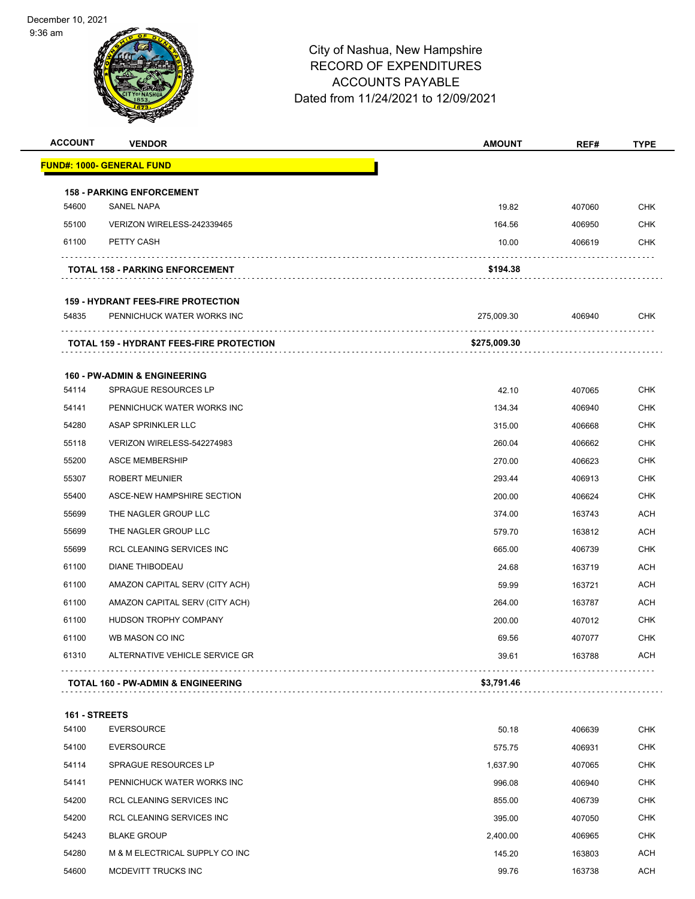December 10, 2021
9:36 am

# City of Nashua, New Hampshire
## RECORD OF EXPENDITURES
## ACCOUNTS PAYABLE
## Dated from 11/24/2021 to 12/09/2021

| ACCOUNT | VENDOR | AMOUNT | REF# | TYPE |
|---|---|---|---|---|
| **FUND#: 1000- GENERAL FUND** | | | | |
| **158 - PARKING ENFORCEMENT** | | | | |
| 54600 | SANEL NAPA | 19.82 | 407060 | CHK |
| 55100 | VERIZON WIRELESS-242339465 | 164.56 | 406950 | CHK |
| 61100 | PETTY CASH | 10.00 | 406619 | CHK |
| | **TOTAL 158 - PARKING ENFORCEMENT** | **$194.38** | | |
| **159 - HYDRANT FEES-FIRE PROTECTION** | | | | |
| 54835 | PENNICHUCK WATER WORKS INC | 275,009.30 | 406940 | CHK |
| | **TOTAL 159 - HYDRANT FEES-FIRE PROTECTION** | **$275,009.30** | | |
| **160 - PW-ADMIN & ENGINEERING** | | | | |
| 54114 | SPRAGUE RESOURCES LP | 42.10 | 407065 | CHK |
| 54141 | PENNICHUCK WATER WORKS INC | 134.34 | 406940 | CHK |
| 54280 | ASAP SPRINKLER LLC | 315.00 | 406668 | CHK |
| 55118 | VERIZON WIRELESS-542274983 | 260.04 | 406662 | CHK |
| 55200 | ASCE MEMBERSHIP | 270.00 | 406623 | CHK |
| 55307 | ROBERT MEUNIER | 293.44 | 406913 | CHK |
| 55400 | ASCE-NEW HAMPSHIRE SECTION | 200.00 | 406624 | CHK |
| 55699 | THE NAGLER GROUP LLC | 374.00 | 163743 | ACH |
| 55699 | THE NAGLER GROUP LLC | 579.70 | 163812 | ACH |
| 55699 | RCL CLEANING SERVICES INC | 665.00 | 406739 | CHK |
| 61100 | DIANE THIBODEAU | 24.68 | 163719 | ACH |
| 61100 | AMAZON CAPITAL SERV (CITY ACH) | 59.99 | 163721 | ACH |
| 61100 | AMAZON CAPITAL SERV (CITY ACH) | 264.00 | 163787 | ACH |
| 61100 | HUDSON TROPHY COMPANY | 200.00 | 407012 | CHK |
| 61100 | WB MASON CO INC | 69.56 | 407077 | CHK |
| 61310 | ALTERNATIVE VEHICLE SERVICE GR | 39.61 | 163788 | ACH |
| | **TOTAL 160 - PW-ADMIN & ENGINEERING** | **$3,791.46** | | |
| **161 - STREETS** | | | | |
| 54100 | EVERSOURCE | 50.18 | 406639 | CHK |
| 54100 | EVERSOURCE | 575.75 | 406931 | CHK |
| 54114 | SPRAGUE RESOURCES LP | 1,637.90 | 407065 | CHK |
| 54141 | PENNICHUCK WATER WORKS INC | 996.08 | 406940 | CHK |
| 54200 | RCL CLEANING SERVICES INC | 855.00 | 406739 | CHK |
| 54200 | RCL CLEANING SERVICES INC | 395.00 | 407050 | CHK |
| 54243 | BLAKE GROUP | 2,400.00 | 406965 | CHK |
| 54280 | M & M ELECTRICAL SUPPLY CO INC | 145.20 | 163803 | ACH |
| 54600 | MCDEVITT TRUCKS INC | 99.76 | 163738 | ACH |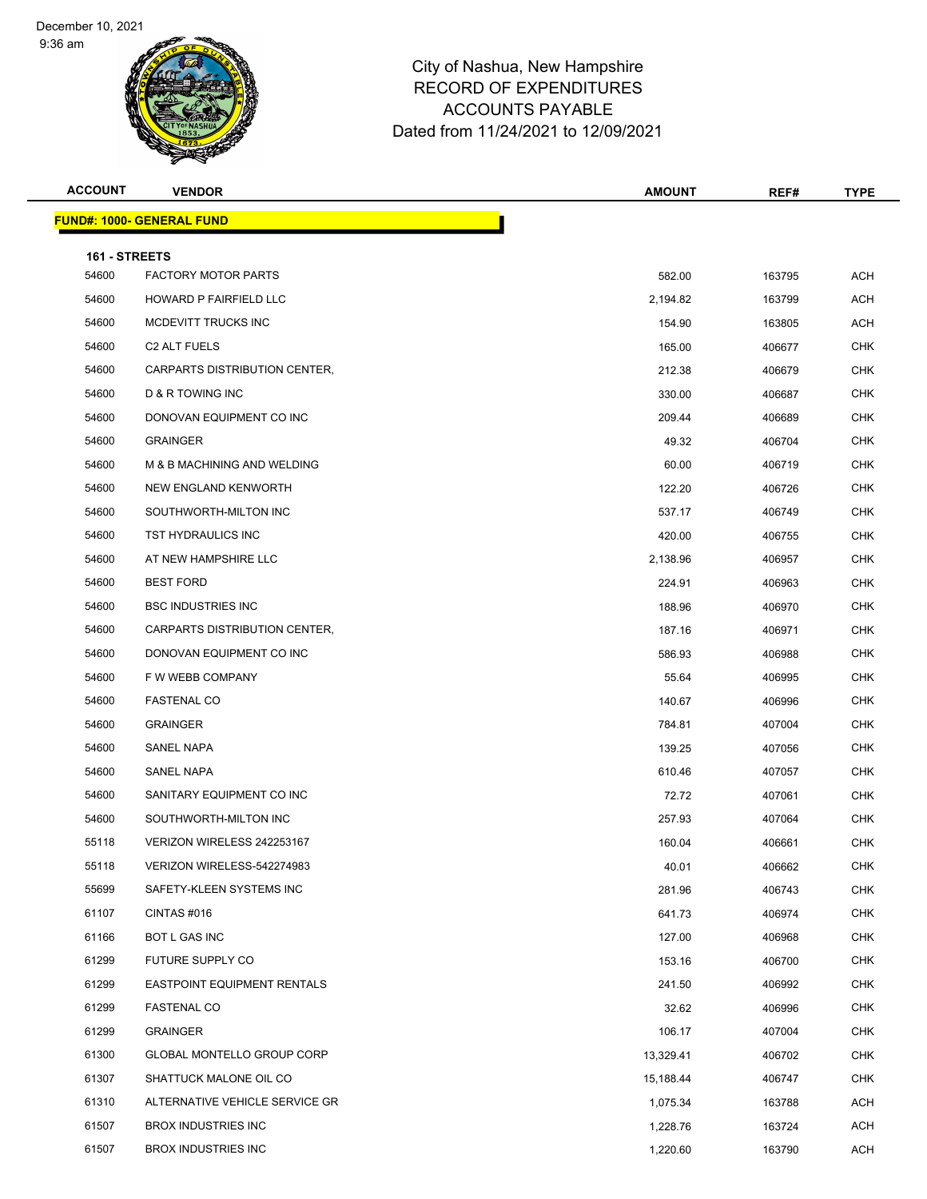City of Nashua, New Hampshire
RECORD OF EXPENDITURES
ACCOUNTS PAYABLE
Dated from 11/24/2021 to 12/09/2021

December 10, 2021
9:36 am

| ACCOUNT | VENDOR | AMOUNT | REF# | TYPE |
|---|---|---|---|---|
| **FUND#: 1000- GENERAL FUND** | | | | |
| **161 - STREETS** | | | | |
| 54600 | FACTORY MOTOR PARTS | 582.00 | 163795 | ACH |
| 54600 | HOWARD P FAIRFIELD LLC | 2,194.82 | 163799 | ACH |
| 54600 | MCDEVITT TRUCKS INC | 154.90 | 163805 | ACH |
| 54600 | C2 ALT FUELS | 165.00 | 406677 | CHK |
| 54600 | CARPARTS DISTRIBUTION CENTER, | 212.38 | 406679 | CHK |
| 54600 | D & R TOWING INC | 330.00 | 406687 | CHK |
| 54600 | DONOVAN EQUIPMENT CO INC | 209.44 | 406689 | CHK |
| 54600 | GRAINGER | 49.32 | 406704 | CHK |
| 54600 | M & B MACHINING AND WELDING | 60.00 | 406719 | CHK |
| 54600 | NEW ENGLAND KENWORTH | 122.20 | 406726 | CHK |
| 54600 | SOUTHWORTH-MILTON INC | 537.17 | 406749 | CHK |
| 54600 | TST HYDRAULICS INC | 420.00 | 406755 | CHK |
| 54600 | AT NEW HAMPSHIRE LLC | 2,138.96 | 406957 | CHK |
| 54600 | BEST FORD | 224.91 | 406963 | CHK |
| 54600 | BSC INDUSTRIES INC | 188.96 | 406970 | CHK |
| 54600 | CARPARTS DISTRIBUTION CENTER, | 187.16 | 406971 | CHK |
| 54600 | DONOVAN EQUIPMENT CO INC | 586.93 | 406988 | CHK |
| 54600 | F W WEBB COMPANY | 55.64 | 406995 | CHK |
| 54600 | FASTENAL CO | 140.67 | 406996 | CHK |
| 54600 | GRAINGER | 784.81 | 407004 | CHK |
| 54600 | SANEL NAPA | 139.25 | 407056 | CHK |
| 54600 | SANEL NAPA | 610.46 | 407057 | CHK |
| 54600 | SANITARY EQUIPMENT CO INC | 72.72 | 407061 | CHK |
| 54600 | SOUTHWORTH-MILTON INC | 257.93 | 407064 | CHK |
| 55118 | VERIZON WIRELESS 242253167 | 160.04 | 406661 | CHK |
| 55118 | VERIZON WIRELESS-542274983 | 40.01 | 406662 | CHK |
| 55699 | SAFETY-KLEEN SYSTEMS INC | 281.96 | 406743 | CHK |
| 61107 | CINTAS #016 | 641.73 | 406974 | CHK |
| 61166 | BOT L GAS INC | 127.00 | 406968 | CHK |
| 61299 | FUTURE SUPPLY CO | 153.16 | 406700 | CHK |
| 61299 | EASTPOINT EQUIPMENT RENTALS | 241.50 | 406992 | CHK |
| 61299 | FASTENAL CO | 32.62 | 406996 | CHK |
| 61299 | GRAINGER | 106.17 | 407004 | CHK |
| 61300 | GLOBAL MONTELLO GROUP CORP | 13,329.41 | 406702 | CHK |
| 61307 | SHATTUCK MALONE OIL CO | 15,188.44 | 406747 | CHK |
| 61310 | ALTERNATIVE VEHICLE SERVICE GR | 1,075.34 | 163788 | ACH |
| 61507 | BROX INDUSTRIES INC | 1,228.76 | 163724 | ACH |
| 61507 | BROX INDUSTRIES INC | 1,220.60 | 163790 | ACH |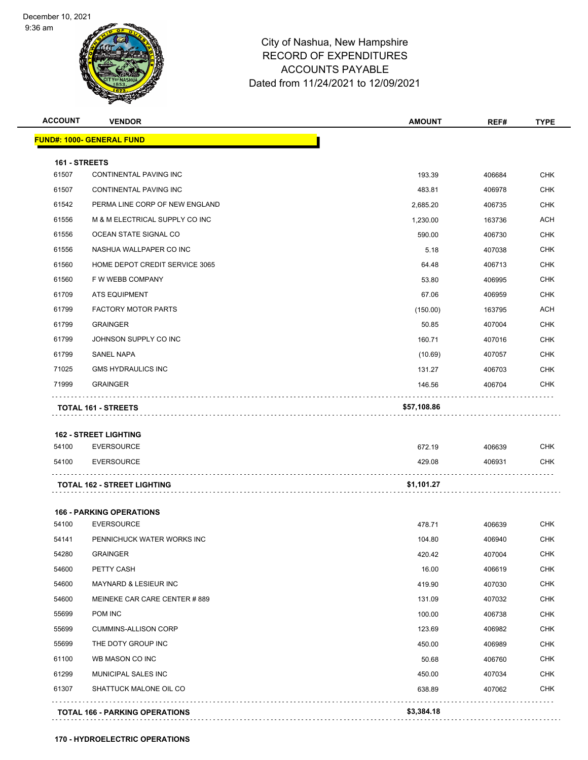# City of Nashua, New Hampshire
## RECORD OF EXPENDITURES
## ACCOUNTS PAYABLE
## Dated from 11/24/2021 to 12/09/2021

| ACCOUNT | VENDOR | AMOUNT | REF# | TYPE |
|---|---|---|---|---|
| **FUND#: 1000- GENERAL FUND** | | | | |
| **161 - STREETS** | | | | |
| 61507 | CONTINENTAL PAVING INC | 193.39 | 406684 | CHK |
| 61507 | CONTINENTAL PAVING INC | 483.81 | 406978 | CHK |
| 61542 | PERMA LINE CORP OF NEW ENGLAND | 2,685.20 | 406735 | CHK |
| 61556 | M & M ELECTRICAL SUPPLY CO INC | 1,230.00 | 163736 | ACH |
| 61556 | OCEAN STATE SIGNAL CO | 590.00 | 406730 | CHK |
| 61556 | NASHUA WALLPAPER CO INC | 5.18 | 407038 | CHK |
| 61560 | HOME DEPOT CREDIT SERVICE 3065 | 64.48 | 406713 | CHK |
| 61560 | F W WEBB COMPANY | 53.80 | 406995 | CHK |
| 61709 | ATS EQUIPMENT | 67.06 | 406959 | CHK |
| 61799 | FACTORY MOTOR PARTS | (150.00) | 163795 | ACH |
| 61799 | GRAINGER | 50.85 | 407004 | CHK |
| 61799 | JOHNSON SUPPLY CO INC | 160.71 | 407016 | CHK |
| 61799 | SANEL NAPA | (10.69) | 407057 | CHK |
| 71025 | GMS HYDRAULICS INC | 131.27 | 406703 | CHK |
| 71999 | GRAINGER | 146.56 | 406704 | CHK |
| **TOTAL 161 - STREETS** | | **$57,108.86** | | |
| **162 - STREET LIGHTING** | | | | |
| 54100 | EVERSOURCE | 672.19 | 406639 | CHK |
| 54100 | EVERSOURCE | 429.08 | 406931 | CHK |
| **TOTAL 162 - STREET LIGHTING** | | **$1,101.27** | | |
| **166 - PARKING OPERATIONS** | | | | |
| 54100 | EVERSOURCE | 478.71 | 406639 | CHK |
| 54141 | PENNICHUCK WATER WORKS INC | 104.80 | 406940 | CHK |
| 54280 | GRAINGER | 420.42 | 407004 | CHK |
| 54600 | PETTY CASH | 16.00 | 406619 | CHK |
| 54600 | MAYNARD & LESIEUR INC | 419.90 | 407030 | CHK |
| 54600 | MEINEKE CAR CARE CENTER # 889 | 131.09 | 407032 | CHK |
| 55699 | POM INC | 100.00 | 406738 | CHK |
| 55699 | CUMMINS-ALLISON CORP | 123.69 | 406982 | CHK |
| 55699 | THE DOTY GROUP INC | 450.00 | 406989 | CHK |
| 61100 | WB MASON CO INC | 50.68 | 406760 | CHK |
| 61299 | MUNICIPAL SALES INC | 450.00 | 407034 | CHK |
| 61307 | SHATTUCK MALONE OIL CO | 638.89 | 407062 | CHK |
| **TOTAL 166 - PARKING OPERATIONS** | | **$3,384.18** | | |
| **170 - HYDROELECTRIC OPERATIONS** | | | | |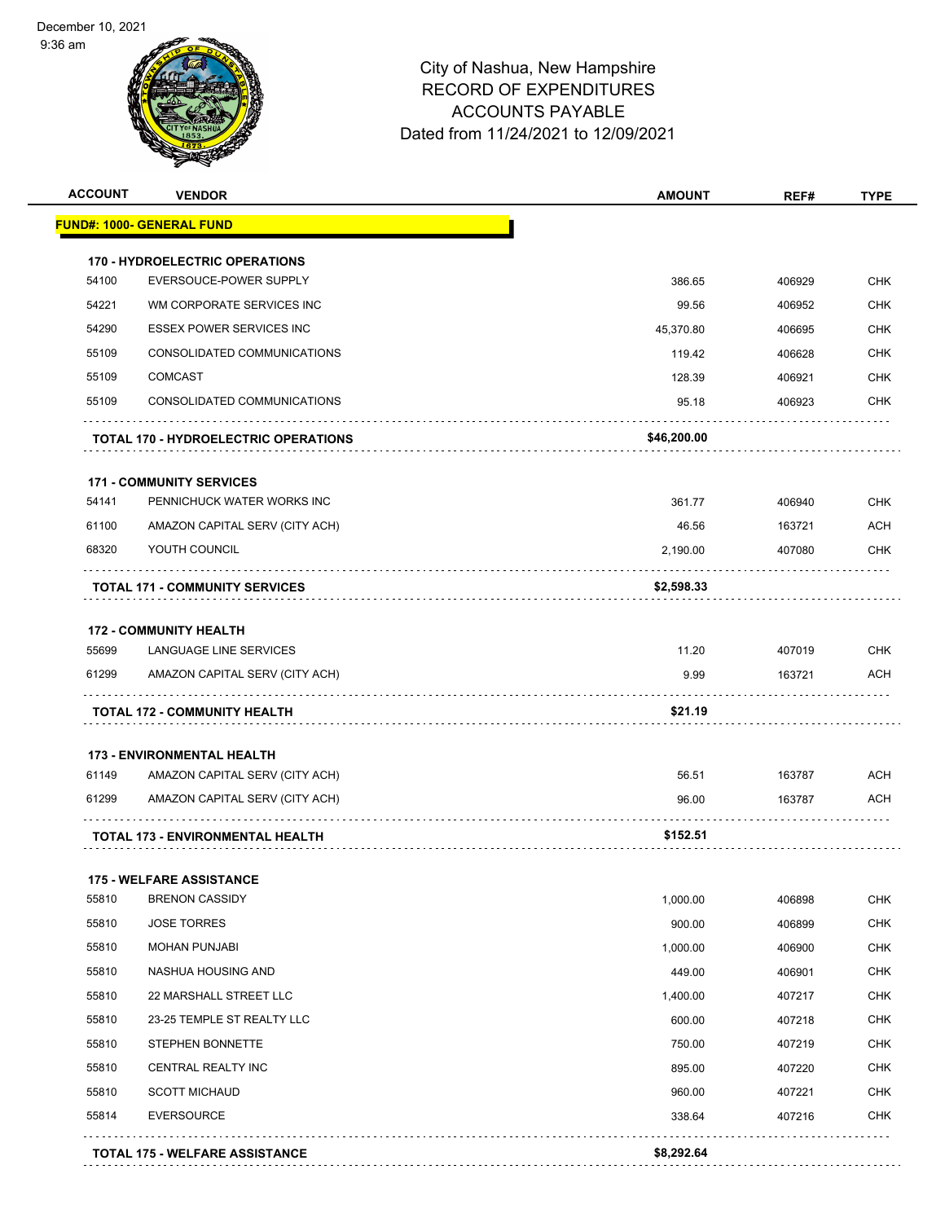City of Nashua, New Hampshire
RECORD OF EXPENDITURES
ACCOUNTS PAYABLE
Dated from 11/24/2021 to 12/09/2021

| ACCOUNT | VENDOR | AMOUNT | REF# | TYPE |
|---|---|---|---|---|
| **FUND#: 1000- GENERAL FUND** | | | | |
| **170 - HYDROELECTRIC OPERATIONS** | | | | |
| 54100 | EVERSOUCE-POWER SUPPLY | 386.65 | 406929 | CHK |
| 54221 | WM CORPORATE SERVICES INC | 99.56 | 406952 | CHK |
| 54290 | ESSEX POWER SERVICES INC | 45,370.80 | 406695 | CHK |
| 55109 | CONSOLIDATED COMMUNICATIONS | 119.42 | 406628 | CHK |
| 55109 | COMCAST | 128.39 | 406921 | CHK |
| 55109 | CONSOLIDATED COMMUNICATIONS | 95.18 | 406923 | CHK |
| | **TOTAL 170 - HYDROELECTRIC OPERATIONS** | **$46,200.00** | | |
| **171 - COMMUNITY SERVICES** | | | | |
| 54141 | PENNICHUCK WATER WORKS INC | 361.77 | 406940 | CHK |
| 61100 | AMAZON CAPITAL SERV (CITY ACH) | 46.56 | 163721 | ACH |
| 68320 | YOUTH COUNCIL | 2,190.00 | 407080 | CHK |
| | **TOTAL 171 - COMMUNITY SERVICES** | **$2,598.33** | | |
| **172 - COMMUNITY HEALTH** | | | | |
| 55699 | LANGUAGE LINE SERVICES | 11.20 | 407019 | CHK |
| 61299 | AMAZON CAPITAL SERV (CITY ACH) | 9.99 | 163721 | ACH |
| | **TOTAL 172 - COMMUNITY HEALTH** | **$21.19** | | |
| **173 - ENVIRONMENTAL HEALTH** | | | | |
| 61149 | AMAZON CAPITAL SERV (CITY ACH) | 56.51 | 163787 | ACH |
| 61299 | AMAZON CAPITAL SERV (CITY ACH) | 96.00 | 163787 | ACH |
| | **TOTAL 173 - ENVIRONMENTAL HEALTH** | **$152.51** | | |
| **175 - WELFARE ASSISTANCE** | | | | |
| 55810 | BRENON CASSIDY | 1,000.00 | 406898 | CHK |
| 55810 | JOSE TORRES | 900.00 | 406899 | CHK |
| 55810 | MOHAN PUNJABI | 1,000.00 | 406900 | CHK |
| 55810 | NASHUA HOUSING AND | 449.00 | 406901 | CHK |
| 55810 | 22 MARSHALL STREET LLC | 1,400.00 | 407217 | CHK |
| 55810 | 23-25 TEMPLE ST REALTY LLC | 600.00 | 407218 | CHK |
| 55810 | STEPHEN BONNETTE | 750.00 | 407219 | CHK |
| 55810 | CENTRAL REALTY INC | 895.00 | 407220 | CHK |
| 55810 | SCOTT MICHAUD | 960.00 | 407221 | CHK |
| 55814 | EVERSOURCE | 338.64 | 407216 | CHK |
| | **TOTAL 175 - WELFARE ASSISTANCE** | **$8,292.64** | | |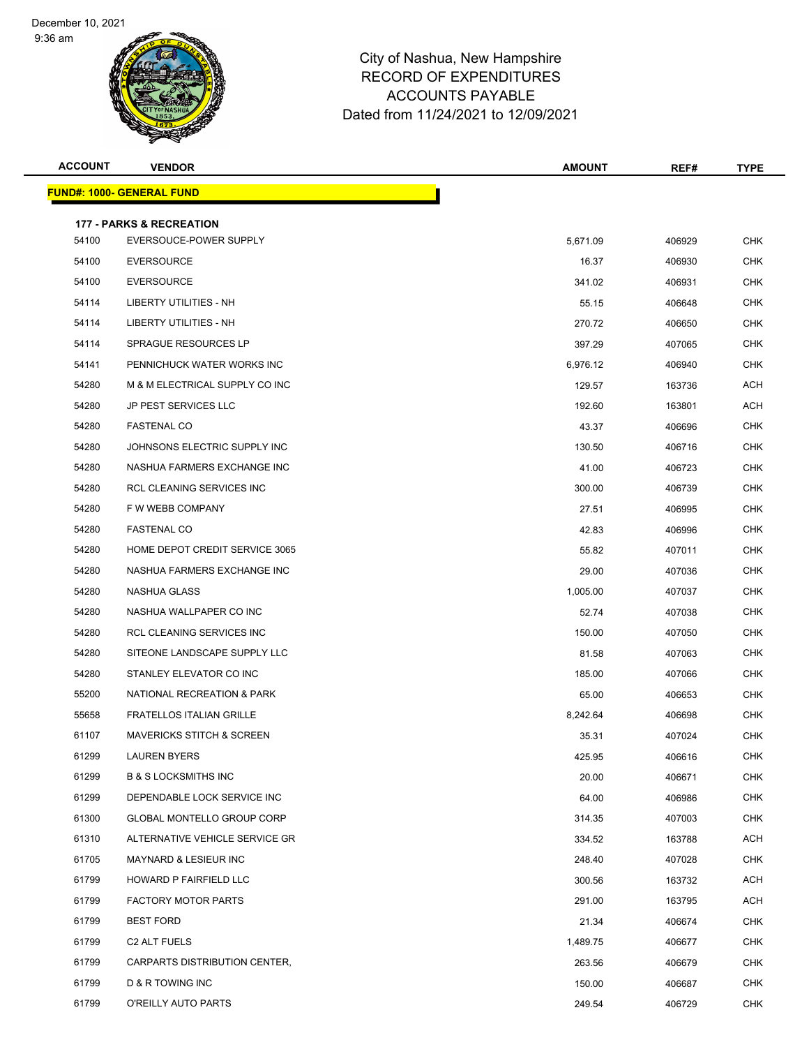City of Nashua, New Hampshire
RECORD OF EXPENDITURES
ACCOUNTS PAYABLE
Dated from 11/24/2021 to 12/09/2021

| ACCOUNT | VENDOR | AMOUNT | REF# | TYPE |
|---|---|---|---|---|
| **FUND#: 1000- GENERAL FUND** | | | | |
| **177 - PARKS & RECREATION** | | | | |
| 54100 | EVERSOUCE-POWER SUPPLY | 5,671.09 | 406929 | CHK |
| 54100 | EVERSOURCE | 16.37 | 406930 | CHK |
| 54100 | EVERSOURCE | 341.02 | 406931 | CHK |
| 54114 | LIBERTY UTILITIES - NH | 55.15 | 406648 | CHK |
| 54114 | LIBERTY UTILITIES - NH | 270.72 | 406650 | CHK |
| 54114 | SPRAGUE RESOURCES LP | 397.29 | 407065 | CHK |
| 54141 | PENNICHUCK WATER WORKS INC | 6,976.12 | 406940 | CHK |
| 54280 | M & M ELECTRICAL SUPPLY CO INC | 129.57 | 163736 | ACH |
| 54280 | JP PEST SERVICES LLC | 192.60 | 163801 | ACH |
| 54280 | FASTENAL CO | 43.37 | 406696 | CHK |
| 54280 | JOHNSONS ELECTRIC SUPPLY INC | 130.50 | 406716 | CHK |
| 54280 | NASHUA FARMERS EXCHANGE INC | 41.00 | 406723 | CHK |
| 54280 | RCL CLEANING SERVICES INC | 300.00 | 406739 | CHK |
| 54280 | F W WEBB COMPANY | 27.51 | 406995 | CHK |
| 54280 | FASTENAL CO | 42.83 | 406996 | CHK |
| 54280 | HOME DEPOT CREDIT SERVICE 3065 | 55.82 | 407011 | CHK |
| 54280 | NASHUA FARMERS EXCHANGE INC | 29.00 | 407036 | CHK |
| 54280 | NASHUA GLASS | 1,005.00 | 407037 | CHK |
| 54280 | NASHUA WALLPAPER CO INC | 52.74 | 407038 | CHK |
| 54280 | RCL CLEANING SERVICES INC | 150.00 | 407050 | CHK |
| 54280 | SITEONE LANDSCAPE SUPPLY LLC | 81.58 | 407063 | CHK |
| 54280 | STANLEY ELEVATOR CO INC | 185.00 | 407066 | CHK |
| 55200 | NATIONAL RECREATION & PARK | 65.00 | 406653 | CHK |
| 55658 | FRATELLOS ITALIAN GRILLE | 8,242.64 | 406698 | CHK |
| 61107 | MAVERICKS STITCH & SCREEN | 35.31 | 407024 | CHK |
| 61299 | LAUREN BYERS | 425.95 | 406616 | CHK |
| 61299 | B & S LOCKSMITHS INC | 20.00 | 406671 | CHK |
| 61299 | DEPENDABLE LOCK SERVICE INC | 64.00 | 406986 | CHK |
| 61300 | GLOBAL MONTELLO GROUP CORP | 314.35 | 407003 | CHK |
| 61310 | ALTERNATIVE VEHICLE SERVICE GR | 334.52 | 163788 | ACH |
| 61705 | MAYNARD & LESIEUR INC | 248.40 | 407028 | CHK |
| 61799 | HOWARD P FAIRFIELD LLC | 300.56 | 163732 | ACH |
| 61799 | FACTORY MOTOR PARTS | 291.00 | 163795 | ACH |
| 61799 | BEST FORD | 21.34 | 406674 | CHK |
| 61799 | C2 ALT FUELS | 1,489.75 | 406677 | CHK |
| 61799 | CARPARTS DISTRIBUTION CENTER, | 263.56 | 406679 | CHK |
| 61799 | D & R TOWING INC | 150.00 | 406687 | CHK |
| 61799 | O'REILLY AUTO PARTS | 249.54 | 406729 | CHK |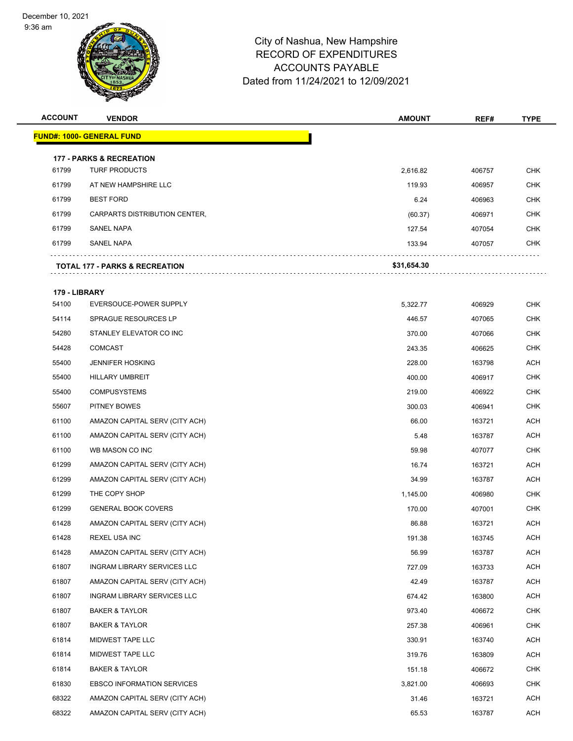City of Nashua, New Hampshire
RECORD OF EXPENDITURES
ACCOUNTS PAYABLE
Dated from 11/24/2021 to 12/09/2021

| ACCOUNT | VENDOR | AMOUNT | REF# | TYPE |
|---|---|---|---|---|
| **FUND#: 1000- GENERAL FUND** | | | | |
| **177 - PARKS & RECREATION** | | | | |
| 61799 | TURF PRODUCTS | 2,616.82 | 406757 | CHK |
| 61799 | AT NEW HAMPSHIRE LLC | 119.93 | 406957 | CHK |
| 61799 | BEST FORD | 6.24 | 406963 | CHK |
| 61799 | CARPARTS DISTRIBUTION CENTER, | (60.37) | 406971 | CHK |
| 61799 | SANEL NAPA | 127.54 | 407054 | CHK |
| 61799 | SANEL NAPA | 133.94 | 407057 | CHK |
| **TOTAL 177 - PARKS & RECREATION** | | **$31,654.30** | | |
| **179 - LIBRARY** | | | | |
| 54100 | EVERSOUCE-POWER SUPPLY | 5,322.77 | 406929 | CHK |
| 54114 | SPRAGUE RESOURCES LP | 446.57 | 407065 | CHK |
| 54280 | STANLEY ELEVATOR CO INC | 370.00 | 407066 | CHK |
| 54428 | COMCAST | 243.35 | 406625 | CHK |
| 55400 | JENNIFER HOSKING | 228.00 | 163798 | ACH |
| 55400 | HILLARY UMBREIT | 400.00 | 406917 | CHK |
| 55400 | COMPUSYSTEMS | 219.00 | 406922 | CHK |
| 55607 | PITNEY BOWES | 300.03 | 406941 | CHK |
| 61100 | AMAZON CAPITAL SERV (CITY ACH) | 66.00 | 163721 | ACH |
| 61100 | AMAZON CAPITAL SERV (CITY ACH) | 5.48 | 163787 | ACH |
| 61100 | WB MASON CO INC | 59.98 | 407077 | CHK |
| 61299 | AMAZON CAPITAL SERV (CITY ACH) | 16.74 | 163721 | ACH |
| 61299 | AMAZON CAPITAL SERV (CITY ACH) | 34.99 | 163787 | ACH |
| 61299 | THE COPY SHOP | 1,145.00 | 406980 | CHK |
| 61299 | GENERAL BOOK COVERS | 170.00 | 407001 | CHK |
| 61428 | AMAZON CAPITAL SERV (CITY ACH) | 86.88 | 163721 | ACH |
| 61428 | REXEL USA INC | 191.38 | 163745 | ACH |
| 61428 | AMAZON CAPITAL SERV (CITY ACH) | 56.99 | 163787 | ACH |
| 61807 | INGRAM LIBRARY SERVICES LLC | 727.09 | 163733 | ACH |
| 61807 | AMAZON CAPITAL SERV (CITY ACH) | 42.49 | 163787 | ACH |
| 61807 | INGRAM LIBRARY SERVICES LLC | 674.42 | 163800 | ACH |
| 61807 | BAKER & TAYLOR | 973.40 | 406672 | CHK |
| 61807 | BAKER & TAYLOR | 257.38 | 406961 | CHK |
| 61814 | MIDWEST TAPE LLC | 330.91 | 163740 | ACH |
| 61814 | MIDWEST TAPE LLC | 319.76 | 163809 | ACH |
| 61814 | BAKER & TAYLOR | 151.18 | 406672 | CHK |
| 61830 | EBSCO INFORMATION SERVICES | 3,821.00 | 406693 | CHK |
| 68322 | AMAZON CAPITAL SERV (CITY ACH) | 31.46 | 163721 | ACH |
| 68322 | AMAZON CAPITAL SERV (CITY ACH) | 65.53 | 163787 | ACH |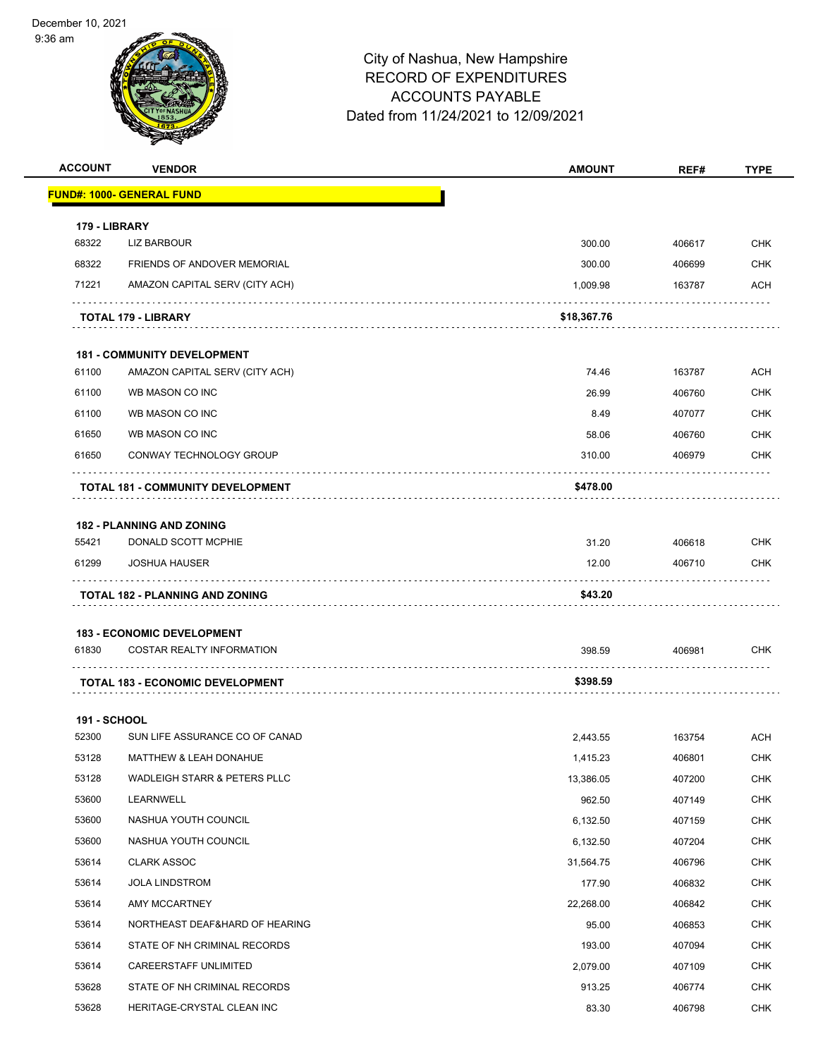City of Nashua, New Hampshire
RECORD OF EXPENDITURES
ACCOUNTS PAYABLE
Dated from 11/24/2021 to 12/09/2021

December 10, 2021
9:36 am

| ACCOUNT | VENDOR | AMOUNT | REF# | TYPE |
|---|---|---|---|---|
| **FUND#: 1000- GENERAL FUND** | | | | |
| **179 - LIBRARY** | | | | |
| 68322 | LIZ BARBOUR | 300.00 | 406617 | CHK |
| 68322 | FRIENDS OF ANDOVER MEMORIAL | 300.00 | 406699 | CHK |
| 71221 | AMAZON CAPITAL SERV (CITY ACH) | 1,009.98 | 163787 | ACH |
| | **TOTAL 179 - LIBRARY** | **$18,367.76** | | |
| **181 - COMMUNITY DEVELOPMENT** | | | | |
| 61100 | AMAZON CAPITAL SERV (CITY ACH) | 74.46 | 163787 | ACH |
| 61100 | WB MASON CO INC | 26.99 | 406760 | CHK |
| 61100 | WB MASON CO INC | 8.49 | 407077 | CHK |
| 61650 | WB MASON CO INC | 58.06 | 406760 | CHK |
| 61650 | CONWAY TECHNOLOGY GROUP | 310.00 | 406979 | CHK |
| | **TOTAL 181 - COMMUNITY DEVELOPMENT** | **$478.00** | | |
| **182 - PLANNING AND ZONING** | | | | |
| 55421 | DONALD SCOTT MCPHIE | 31.20 | 406618 | CHK |
| 61299 | JOSHUA HAUSER | 12.00 | 406710 | CHK |
| | **TOTAL 182 - PLANNING AND ZONING** | **$43.20** | | |
| **183 - ECONOMIC DEVELOPMENT** | | | | |
| 61830 | COSTAR REALTY INFORMATION | 398.59 | 406981 | CHK |
| | **TOTAL 183 - ECONOMIC DEVELOPMENT** | **$398.59** | | |
| **191 - SCHOOL** | | | | |
| 52300 | SUN LIFE ASSURANCE CO OF CANAD | 2,443.55 | 163754 | ACH |
| 53128 | MATTHEW & LEAH DONAHUE | 1,415.23 | 406801 | CHK |
| 53128 | WADLEIGH STARR & PETERS PLLC | 13,386.05 | 407200 | CHK |
| 53600 | LEARNWELL | 962.50 | 407149 | CHK |
| 53600 | NASHUA YOUTH COUNCIL | 6,132.50 | 407159 | CHK |
| 53600 | NASHUA YOUTH COUNCIL | 6,132.50 | 407204 | CHK |
| 53614 | CLARK ASSOC | 31,564.75 | 406796 | CHK |
| 53614 | JOLA LINDSTROM | 177.90 | 406832 | CHK |
| 53614 | AMY MCCARTNEY | 22,268.00 | 406842 | CHK |
| 53614 | NORTHEAST DEAF&HARD OF HEARING | 95.00 | 406853 | CHK |
| 53614 | STATE OF NH CRIMINAL RECORDS | 193.00 | 407094 | CHK |
| 53614 | CAREERSTAFF UNLIMITED | 2,079.00 | 407109 | CHK |
| 53628 | STATE OF NH CRIMINAL RECORDS | 913.25 | 406774 | CHK |
| 53628 | HERITAGE-CRYSTAL CLEAN INC | 83.30 | 406798 | CHK |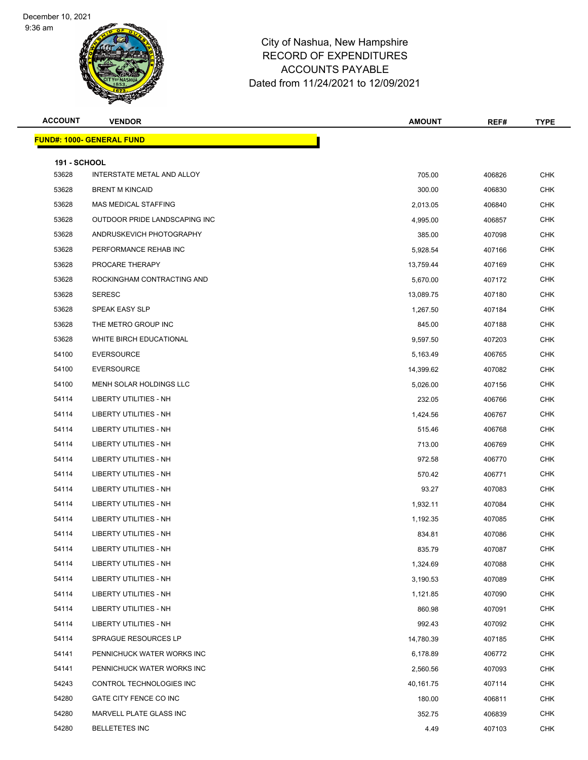City of Nashua, New Hampshire
RECORD OF EXPENDITURES
ACCOUNTS PAYABLE
Dated from 11/24/2021 to 12/09/2021

| ACCOUNT | VENDOR | AMOUNT | REF# | TYPE |
|---|---|---|---|---|
| **FUND#: 1000- GENERAL FUND** | | | | |
| **191 - SCHOOL** | | | | |
| 53628 | INTERSTATE METAL AND ALLOY | 705.00 | 406826 | CHK |
| 53628 | BRENT M KINCAID | 300.00 | 406830 | CHK |
| 53628 | MAS MEDICAL STAFFING | 2,013.05 | 406840 | CHK |
| 53628 | OUTDOOR PRIDE LANDSCAPING INC | 4,995.00 | 406857 | CHK |
| 53628 | ANDRUSKEVICH PHOTOGRAPHY | 385.00 | 407098 | CHK |
| 53628 | PERFORMANCE REHAB INC | 5,928.54 | 407166 | CHK |
| 53628 | PROCARE THERAPY | 13,759.44 | 407169 | CHK |
| 53628 | ROCKINGHAM CONTRACTING AND | 5,670.00 | 407172 | CHK |
| 53628 | SERESC | 13,089.75 | 407180 | CHK |
| 53628 | SPEAK EASY SLP | 1,267.50 | 407184 | CHK |
| 53628 | THE METRO GROUP INC | 845.00 | 407188 | CHK |
| 53628 | WHITE BIRCH EDUCATIONAL | 9,597.50 | 407203 | CHK |
| 54100 | EVERSOURCE | 5,163.49 | 406765 | CHK |
| 54100 | EVERSOURCE | 14,399.62 | 407082 | CHK |
| 54100 | MENH SOLAR HOLDINGS LLC | 5,026.00 | 407156 | CHK |
| 54114 | LIBERTY UTILITIES - NH | 232.05 | 406766 | CHK |
| 54114 | LIBERTY UTILITIES - NH | 1,424.56 | 406767 | CHK |
| 54114 | LIBERTY UTILITIES - NH | 515.46 | 406768 | CHK |
| 54114 | LIBERTY UTILITIES - NH | 713.00 | 406769 | CHK |
| 54114 | LIBERTY UTILITIES - NH | 972.58 | 406770 | CHK |
| 54114 | LIBERTY UTILITIES - NH | 570.42 | 406771 | CHK |
| 54114 | LIBERTY UTILITIES - NH | 93.27 | 407083 | CHK |
| 54114 | LIBERTY UTILITIES - NH | 1,932.11 | 407084 | CHK |
| 54114 | LIBERTY UTILITIES - NH | 1,192.35 | 407085 | CHK |
| 54114 | LIBERTY UTILITIES - NH | 834.81 | 407086 | CHK |
| 54114 | LIBERTY UTILITIES - NH | 835.79 | 407087 | CHK |
| 54114 | LIBERTY UTILITIES - NH | 1,324.69 | 407088 | CHK |
| 54114 | LIBERTY UTILITIES - NH | 3,190.53 | 407089 | CHK |
| 54114 | LIBERTY UTILITIES - NH | 1,121.85 | 407090 | CHK |
| 54114 | LIBERTY UTILITIES - NH | 860.98 | 407091 | CHK |
| 54114 | LIBERTY UTILITIES - NH | 992.43 | 407092 | CHK |
| 54114 | SPRAGUE RESOURCES LP | 14,780.39 | 407185 | CHK |
| 54141 | PENNICHUCK WATER WORKS INC | 6,178.89 | 406772 | CHK |
| 54141 | PENNICHUCK WATER WORKS INC | 2,560.56 | 407093 | CHK |
| 54243 | CONTROL TECHNOLOGIES INC | 40,161.75 | 407114 | CHK |
| 54280 | GATE CITY FENCE CO INC | 180.00 | 406811 | CHK |
| 54280 | MARVELL PLATE GLASS INC | 352.75 | 406839 | CHK |
| 54280 | BELLETETES INC | 4.49 | 407103 | CHK |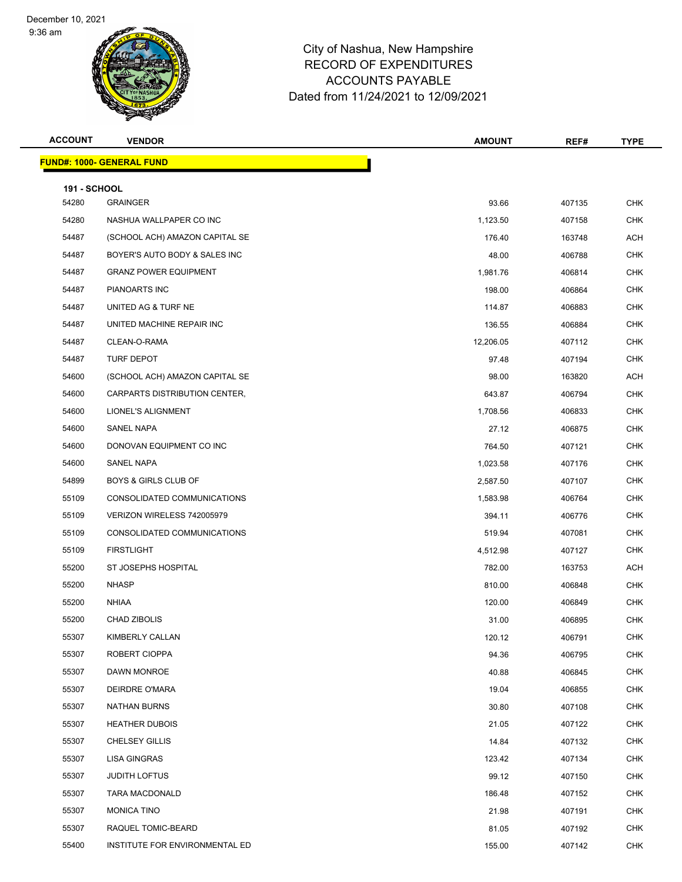City of Nashua, New Hampshire
RECORD OF EXPENDITURES
ACCOUNTS PAYABLE
Dated from 11/24/2021 to 12/09/2021

| ACCOUNT | VENDOR | AMOUNT | REF# | TYPE |
|---|---|---|---|---|
| **FUND#: 1000- GENERAL FUND** | | | | |
| **191 - SCHOOL** | | | | |
| 54280 | GRAINGER | 93.66 | 407135 | CHK |
| 54280 | NASHUA WALLPAPER CO INC | 1,123.50 | 407158 | CHK |
| 54487 | (SCHOOL ACH) AMAZON CAPITAL SE | 176.40 | 163748 | ACH |
| 54487 | BOYER'S AUTO BODY & SALES INC | 48.00 | 406788 | CHK |
| 54487 | GRANZ POWER EQUIPMENT | 1,981.76 | 406814 | CHK |
| 54487 | PIANOARTS INC | 198.00 | 406864 | CHK |
| 54487 | UNITED AG & TURF NE | 114.87 | 406883 | CHK |
| 54487 | UNITED MACHINE REPAIR INC | 136.55 | 406884 | CHK |
| 54487 | CLEAN-O-RAMA | 12,206.05 | 407112 | CHK |
| 54487 | TURF DEPOT | 97.48 | 407194 | CHK |
| 54600 | (SCHOOL ACH) AMAZON CAPITAL SE | 98.00 | 163820 | ACH |
| 54600 | CARPARTS DISTRIBUTION CENTER, | 643.87 | 406794 | CHK |
| 54600 | LIONEL'S ALIGNMENT | 1,708.56 | 406833 | CHK |
| 54600 | SANEL NAPA | 27.12 | 406875 | CHK |
| 54600 | DONOVAN EQUIPMENT CO INC | 764.50 | 407121 | CHK |
| 54600 | SANEL NAPA | 1,023.58 | 407176 | CHK |
| 54899 | BOYS & GIRLS CLUB OF | 2,587.50 | 407107 | CHK |
| 55109 | CONSOLIDATED COMMUNICATIONS | 1,583.98 | 406764 | CHK |
| 55109 | VERIZON WIRELESS 742005979 | 394.11 | 406776 | CHK |
| 55109 | CONSOLIDATED COMMUNICATIONS | 519.94 | 407081 | CHK |
| 55109 | FIRSTLIGHT | 4,512.98 | 407127 | CHK |
| 55200 | ST JOSEPHS HOSPITAL | 782.00 | 163753 | ACH |
| 55200 | NHASP | 810.00 | 406848 | CHK |
| 55200 | NHIAA | 120.00 | 406849 | CHK |
| 55200 | CHAD ZIBOLIS | 31.00 | 406895 | CHK |
| 55307 | KIMBERLY CALLAN | 120.12 | 406791 | CHK |
| 55307 | ROBERT CIOPPA | 94.36 | 406795 | CHK |
| 55307 | DAWN MONROE | 40.88 | 406845 | CHK |
| 55307 | DEIRDRE O'MARA | 19.04 | 406855 | CHK |
| 55307 | NATHAN BURNS | 30.80 | 407108 | CHK |
| 55307 | HEATHER DUBOIS | 21.05 | 407122 | CHK |
| 55307 | CHELSEY GILLIS | 14.84 | 407132 | CHK |
| 55307 | LISA GINGRAS | 123.42 | 407134 | CHK |
| 55307 | JUDITH LOFTUS | 99.12 | 407150 | CHK |
| 55307 | TARA MACDONALD | 186.48 | 407152 | CHK |
| 55307 | MONICA TINO | 21.98 | 407191 | CHK |
| 55307 | RAQUEL TOMIC-BEARD | 81.05 | 407192 | CHK |
| 55400 | INSTITUTE FOR ENVIRONMENTAL ED | 155.00 | 407142 | CHK |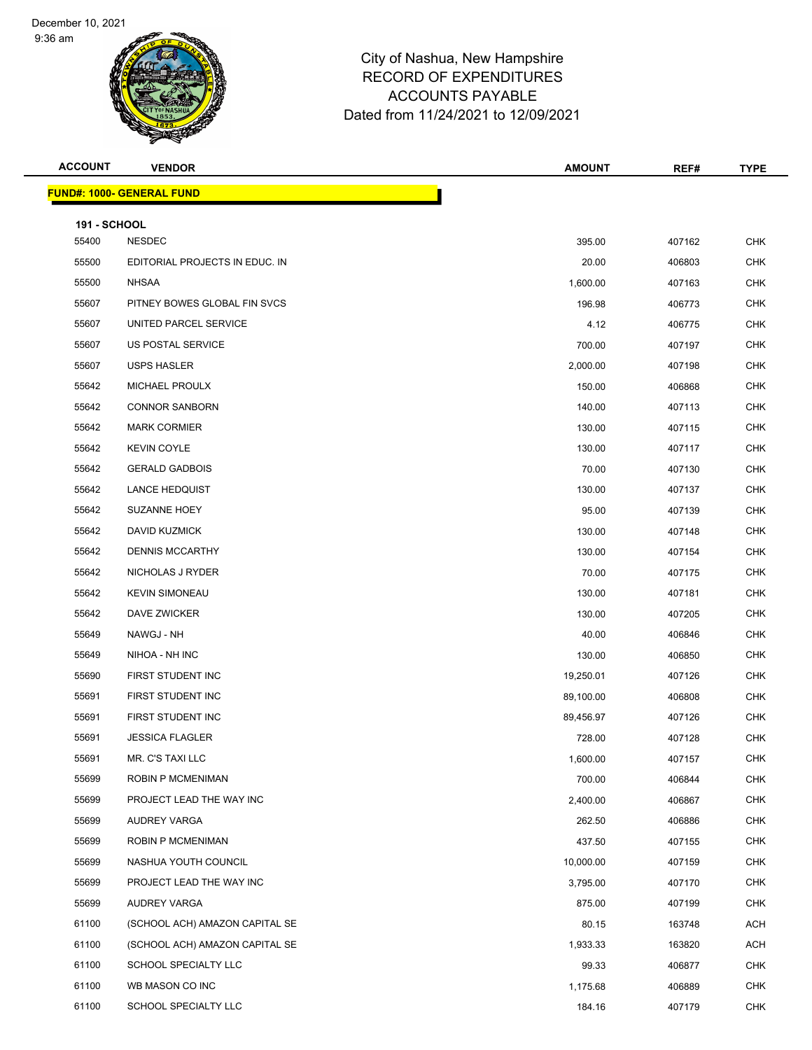City of Nashua, New Hampshire
RECORD OF EXPENDITURES
ACCOUNTS PAYABLE
Dated from 11/24/2021 to 12/09/2021

December 10, 2021
9:36 am

| ACCOUNT | VENDOR | AMOUNT | REF# | TYPE |
|---|---|---|---|---|

**FUND#: 1000- GENERAL FUND**

**191 - SCHOOL**

| ACCOUNT | VENDOR | AMOUNT | REF# | TYPE |
|---|---|---|---|---|
| 55400 | NESDEC | 395.00 | 407162 | CHK |
| 55500 | EDITORIAL PROJECTS IN EDUC. IN | 20.00 | 406803 | CHK |
| 55500 | NHSAA | 1,600.00 | 407163 | CHK |
| 55607 | PITNEY BOWES GLOBAL FIN SVCS | 196.98 | 406773 | CHK |
| 55607 | UNITED PARCEL SERVICE | 4.12 | 406775 | CHK |
| 55607 | US POSTAL SERVICE | 700.00 | 407197 | CHK |
| 55607 | USPS HASLER | 2,000.00 | 407198 | CHK |
| 55642 | MICHAEL PROULX | 150.00 | 406868 | CHK |
| 55642 | CONNOR SANBORN | 140.00 | 407113 | CHK |
| 55642 | MARK CORMIER | 130.00 | 407115 | CHK |
| 55642 | KEVIN COYLE | 130.00 | 407117 | CHK |
| 55642 | GERALD GADBOIS | 70.00 | 407130 | CHK |
| 55642 | LANCE HEDQUIST | 130.00 | 407137 | CHK |
| 55642 | SUZANNE HOEY | 95.00 | 407139 | CHK |
| 55642 | DAVID KUZMICK | 130.00 | 407148 | CHK |
| 55642 | DENNIS MCCARTHY | 130.00 | 407154 | CHK |
| 55642 | NICHOLAS J RYDER | 70.00 | 407175 | CHK |
| 55642 | KEVIN SIMONEAU | 130.00 | 407181 | CHK |
| 55642 | DAVE ZWICKER | 130.00 | 407205 | CHK |
| 55649 | NAWGJ - NH | 40.00 | 406846 | CHK |
| 55649 | NIHOA - NH INC | 130.00 | 406850 | CHK |
| 55690 | FIRST STUDENT INC | 19,250.01 | 407126 | CHK |
| 55691 | FIRST STUDENT INC | 89,100.00 | 406808 | CHK |
| 55691 | FIRST STUDENT INC | 89,456.97 | 407126 | CHK |
| 55691 | JESSICA FLAGLER | 728.00 | 407128 | CHK |
| 55691 | MR. C'S TAXI LLC | 1,600.00 | 407157 | CHK |
| 55699 | ROBIN P MCMENIMAN | 700.00 | 406844 | CHK |
| 55699 | PROJECT LEAD THE WAY INC | 2,400.00 | 406867 | CHK |
| 55699 | AUDREY VARGA | 262.50 | 406886 | CHK |
| 55699 | ROBIN P MCMENIMAN | 437.50 | 407155 | CHK |
| 55699 | NASHUA YOUTH COUNCIL | 10,000.00 | 407159 | CHK |
| 55699 | PROJECT LEAD THE WAY INC | 3,795.00 | 407170 | CHK |
| 55699 | AUDREY VARGA | 875.00 | 407199 | CHK |
| 61100 | (SCHOOL ACH) AMAZON CAPITAL SE | 80.15 | 163748 | ACH |
| 61100 | (SCHOOL ACH) AMAZON CAPITAL SE | 1,933.33 | 163820 | ACH |
| 61100 | SCHOOL SPECIALTY LLC | 99.33 | 406877 | CHK |
| 61100 | WB MASON CO INC | 1,175.68 | 406889 | CHK |
| 61100 | SCHOOL SPECIALTY LLC | 184.16 | 407179 | CHK |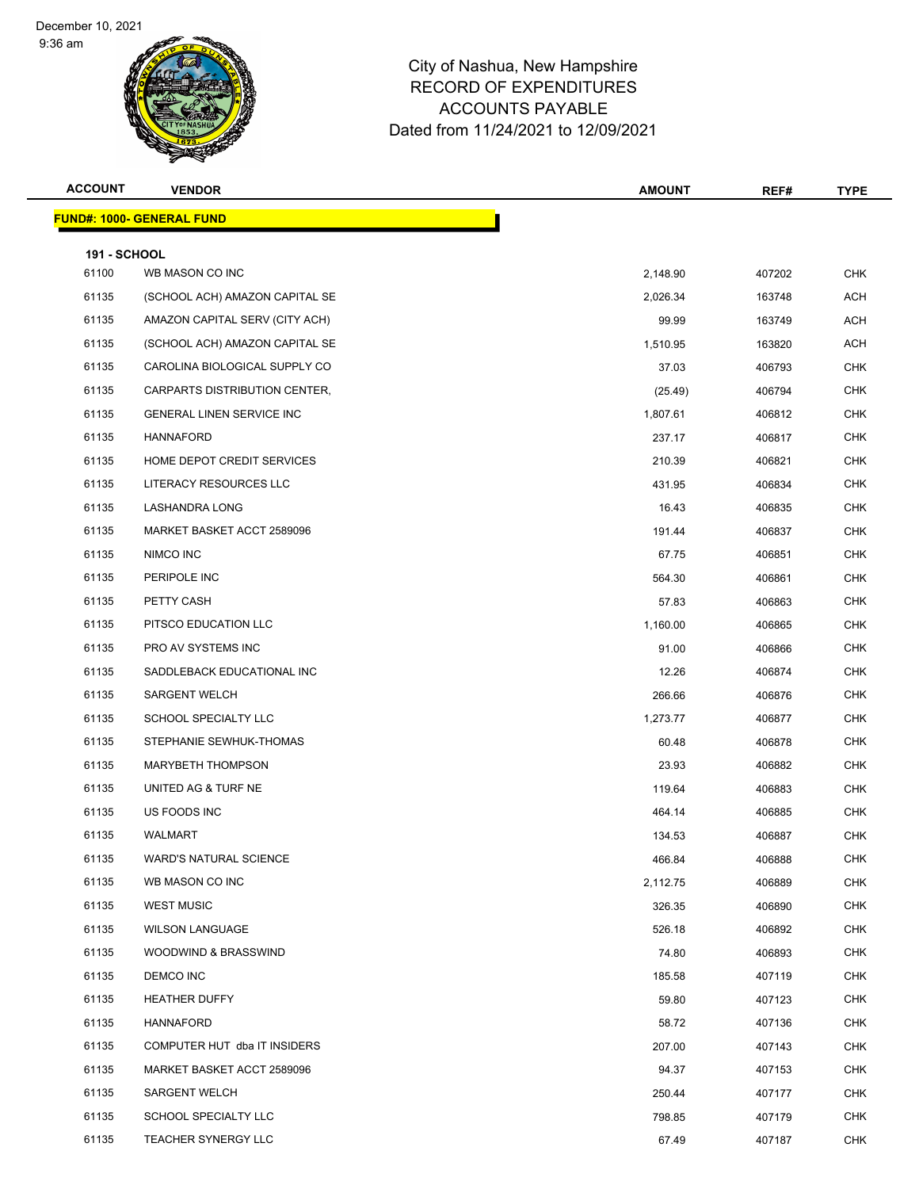City of Nashua, New Hampshire
RECORD OF EXPENDITURES
ACCOUNTS PAYABLE
Dated from 11/24/2021 to 12/09/2021

| ACCOUNT | VENDOR | AMOUNT | REF# | TYPE |
|---|---|---|---|---|
| **FUND#: 1000- GENERAL FUND** | | | | |
| **191 - SCHOOL** | | | | |
| 61100 | WB MASON CO INC | 2,148.90 | 407202 | CHK |
| 61135 | (SCHOOL ACH) AMAZON CAPITAL SE | 2,026.34 | 163748 | ACH |
| 61135 | AMAZON CAPITAL SERV (CITY ACH) | 99.99 | 163749 | ACH |
| 61135 | (SCHOOL ACH) AMAZON CAPITAL SE | 1,510.95 | 163820 | ACH |
| 61135 | CAROLINA BIOLOGICAL SUPPLY CO | 37.03 | 406793 | CHK |
| 61135 | CARPARTS DISTRIBUTION CENTER, | (25.49) | 406794 | CHK |
| 61135 | GENERAL LINEN SERVICE INC | 1,807.61 | 406812 | CHK |
| 61135 | HANNAFORD | 237.17 | 406817 | CHK |
| 61135 | HOME DEPOT CREDIT SERVICES | 210.39 | 406821 | CHK |
| 61135 | LITERACY RESOURCES LLC | 431.95 | 406834 | CHK |
| 61135 | LASHANDRA LONG | 16.43 | 406835 | CHK |
| 61135 | MARKET BASKET ACCT 2589096 | 191.44 | 406837 | CHK |
| 61135 | NIMCO INC | 67.75 | 406851 | CHK |
| 61135 | PERIPOLE INC | 564.30 | 406861 | CHK |
| 61135 | PETTY CASH | 57.83 | 406863 | CHK |
| 61135 | PITSCO EDUCATION LLC | 1,160.00 | 406865 | CHK |
| 61135 | PRO AV SYSTEMS INC | 91.00 | 406866 | CHK |
| 61135 | SADDLEBACK EDUCATIONAL INC | 12.26 | 406874 | CHK |
| 61135 | SARGENT WELCH | 266.66 | 406876 | CHK |
| 61135 | SCHOOL SPECIALTY LLC | 1,273.77 | 406877 | CHK |
| 61135 | STEPHANIE SEWHUK-THOMAS | 60.48 | 406878 | CHK |
| 61135 | MARYBETH THOMPSON | 23.93 | 406882 | CHK |
| 61135 | UNITED AG & TURF NE | 119.64 | 406883 | CHK |
| 61135 | US FOODS INC | 464.14 | 406885 | CHK |
| 61135 | WALMART | 134.53 | 406887 | CHK |
| 61135 | WARD'S NATURAL SCIENCE | 466.84 | 406888 | CHK |
| 61135 | WB MASON CO INC | 2,112.75 | 406889 | CHK |
| 61135 | WEST MUSIC | 326.35 | 406890 | CHK |
| 61135 | WILSON LANGUAGE | 526.18 | 406892 | CHK |
| 61135 | WOODWIND & BRASSWIND | 74.80 | 406893 | CHK |
| 61135 | DEMCO INC | 185.58 | 407119 | CHK |
| 61135 | HEATHER DUFFY | 59.80 | 407123 | CHK |
| 61135 | HANNAFORD | 58.72 | 407136 | CHK |
| 61135 | COMPUTER HUT dba IT INSIDERS | 207.00 | 407143 | CHK |
| 61135 | MARKET BASKET ACCT 2589096 | 94.37 | 407153 | CHK |
| 61135 | SARGENT WELCH | 250.44 | 407177 | CHK |
| 61135 | SCHOOL SPECIALTY LLC | 798.85 | 407179 | CHK |
| 61135 | TEACHER SYNERGY LLC | 67.49 | 407187 | CHK |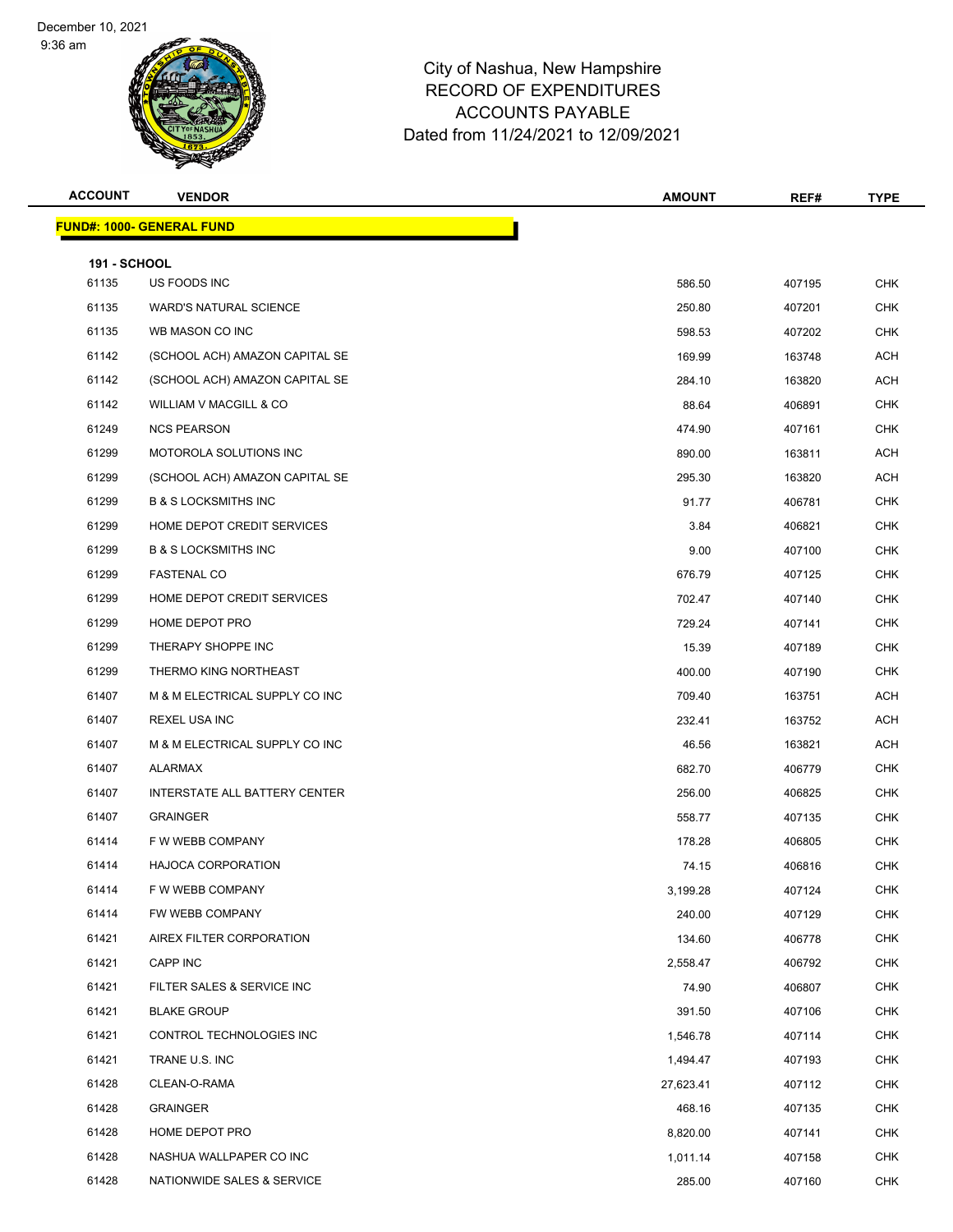City of Nashua, New Hampshire
RECORD OF EXPENDITURES
ACCOUNTS PAYABLE
Dated from 11/24/2021 to 12/09/2021

| ACCOUNT | VENDOR | AMOUNT | REF# | TYPE |
|---|---|---|---|---|
| **FUND#: 1000- GENERAL FUND** | | | | |
| **191 - SCHOOL** | | | | |
| 61135 | US FOODS INC | 586.50 | 407195 | CHK |
| 61135 | WARD'S NATURAL SCIENCE | 250.80 | 407201 | CHK |
| 61135 | WB MASON CO INC | 598.53 | 407202 | CHK |
| 61142 | (SCHOOL ACH) AMAZON CAPITAL SE | 169.99 | 163748 | ACH |
| 61142 | (SCHOOL ACH) AMAZON CAPITAL SE | 284.10 | 163820 | ACH |
| 61142 | WILLIAM V MACGILL & CO | 88.64 | 406891 | CHK |
| 61249 | NCS PEARSON | 474.90 | 407161 | CHK |
| 61299 | MOTOROLA SOLUTIONS INC | 890.00 | 163811 | ACH |
| 61299 | (SCHOOL ACH) AMAZON CAPITAL SE | 295.30 | 163820 | ACH |
| 61299 | B & S LOCKSMITHS INC | 91.77 | 406781 | CHK |
| 61299 | HOME DEPOT CREDIT SERVICES | 3.84 | 406821 | CHK |
| 61299 | B & S LOCKSMITHS INC | 9.00 | 407100 | CHK |
| 61299 | FASTENAL CO | 676.79 | 407125 | CHK |
| 61299 | HOME DEPOT CREDIT SERVICES | 702.47 | 407140 | CHK |
| 61299 | HOME DEPOT PRO | 729.24 | 407141 | CHK |
| 61299 | THERAPY SHOPPE INC | 15.39 | 407189 | CHK |
| 61299 | THERMO KING NORTHEAST | 400.00 | 407190 | CHK |
| 61407 | M & M ELECTRICAL SUPPLY CO INC | 709.40 | 163751 | ACH |
| 61407 | REXEL USA INC | 232.41 | 163752 | ACH |
| 61407 | M & M ELECTRICAL SUPPLY CO INC | 46.56 | 163821 | ACH |
| 61407 | ALARMAX | 682.70 | 406779 | CHK |
| 61407 | INTERSTATE ALL BATTERY CENTER | 256.00 | 406825 | CHK |
| 61407 | GRAINGER | 558.77 | 407135 | CHK |
| 61414 | F W WEBB COMPANY | 178.28 | 406805 | CHK |
| 61414 | HAJOCA CORPORATION | 74.15 | 406816 | CHK |
| 61414 | F W WEBB COMPANY | 3,199.28 | 407124 | CHK |
| 61414 | FW WEBB COMPANY | 240.00 | 407129 | CHK |
| 61421 | AIREX FILTER CORPORATION | 134.60 | 406778 | CHK |
| 61421 | CAPP INC | 2,558.47 | 406792 | CHK |
| 61421 | FILTER SALES & SERVICE INC | 74.90 | 406807 | CHK |
| 61421 | BLAKE GROUP | 391.50 | 407106 | CHK |
| 61421 | CONTROL TECHNOLOGIES INC | 1,546.78 | 407114 | CHK |
| 61421 | TRANE U.S. INC | 1,494.47 | 407193 | CHK |
| 61428 | CLEAN-O-RAMA | 27,623.41 | 407112 | CHK |
| 61428 | GRAINGER | 468.16 | 407135 | CHK |
| 61428 | HOME DEPOT PRO | 8,820.00 | 407141 | CHK |
| 61428 | NASHUA WALLPAPER CO INC | 1,011.14 | 407158 | CHK |
| 61428 | NATIONWIDE SALES & SERVICE | 285.00 | 407160 | CHK |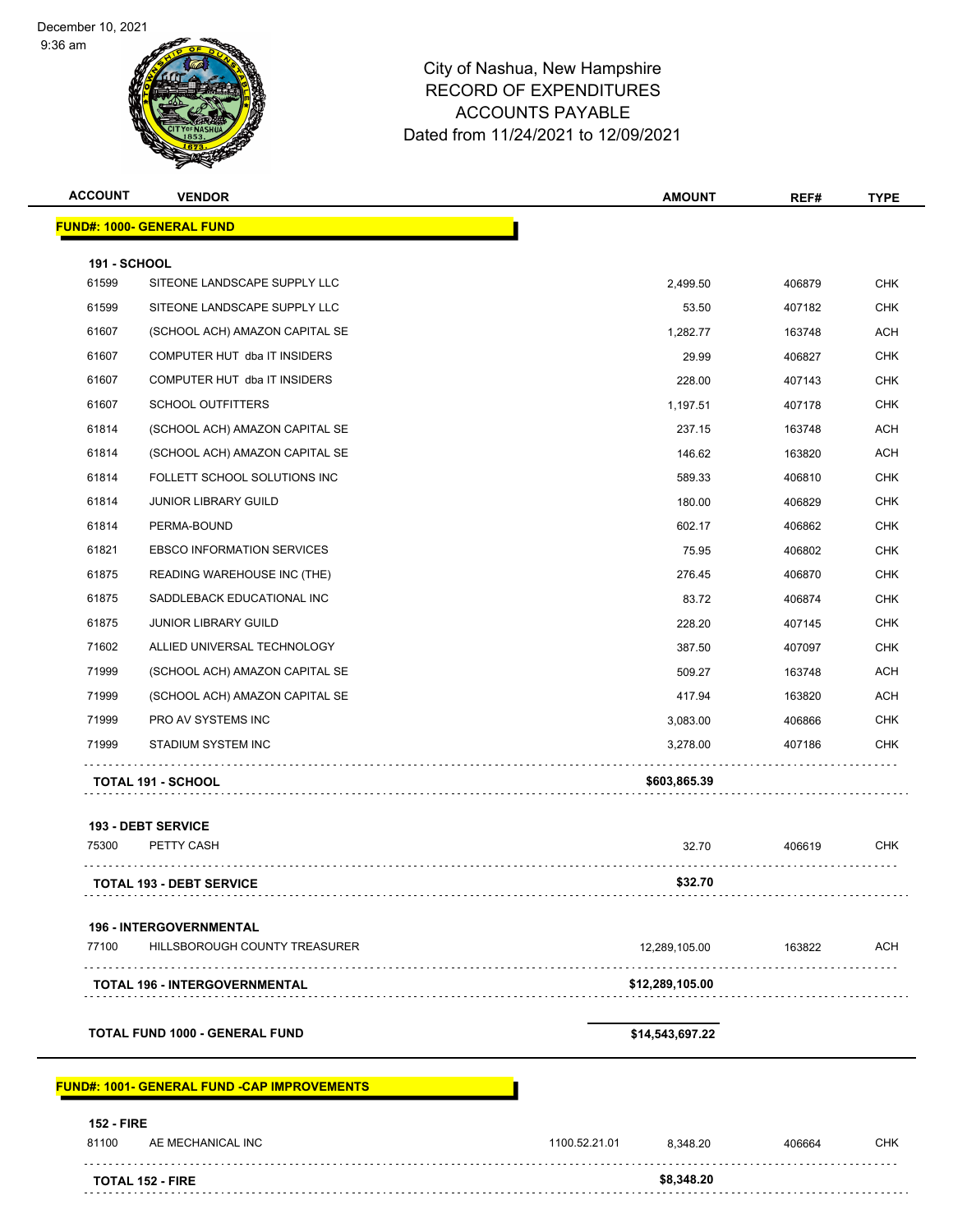December 10, 2021
9:36 am

# City of Nashua, New Hampshire
## RECORD OF EXPENDITURES
## ACCOUNTS PAYABLE
## Dated from 11/24/2021 to 12/09/2021

| ACCOUNT | VENDOR | | AMOUNT | REF# | TYPE |
|---|---|---|---|---|---|
| **FUND#: 1000- GENERAL FUND** | | | | | |
| **191 - SCHOOL** | | | | | |
| 61599 | SITEONE LANDSCAPE SUPPLY LLC | | 2,499.50 | 406879 | CHK |
| 61599 | SITEONE LANDSCAPE SUPPLY LLC | | 53.50 | 407182 | CHK |
| 61607 | (SCHOOL ACH) AMAZON CAPITAL SE | | 1,282.77 | 163748 | ACH |
| 61607 | COMPUTER HUT dba IT INSIDERS | | 29.99 | 406827 | CHK |
| 61607 | COMPUTER HUT dba IT INSIDERS | | 228.00 | 407143 | CHK |
| 61607 | SCHOOL OUTFITTERS | | 1,197.51 | 407178 | CHK |
| 61814 | (SCHOOL ACH) AMAZON CAPITAL SE | | 237.15 | 163748 | ACH |
| 61814 | (SCHOOL ACH) AMAZON CAPITAL SE | | 146.62 | 163820 | ACH |
| 61814 | FOLLETT SCHOOL SOLUTIONS INC | | 589.33 | 406810 | CHK |
| 61814 | JUNIOR LIBRARY GUILD | | 180.00 | 406829 | CHK |
| 61814 | PERMA-BOUND | | 602.17 | 406862 | CHK |
| 61821 | EBSCO INFORMATION SERVICES | | 75.95 | 406802 | CHK |
| 61875 | READING WAREHOUSE INC (THE) | | 276.45 | 406870 | CHK |
| 61875 | SADDLEBACK EDUCATIONAL INC | | 83.72 | 406874 | CHK |
| 61875 | JUNIOR LIBRARY GUILD | | 228.20 | 407145 | CHK |
| 71602 | ALLIED UNIVERSAL TECHNOLOGY | | 387.50 | 407097 | CHK |
| 71999 | (SCHOOL ACH) AMAZON CAPITAL SE | | 509.27 | 163748 | ACH |
| 71999 | (SCHOOL ACH) AMAZON CAPITAL SE | | 417.94 | 163820 | ACH |
| 71999 | PRO AV SYSTEMS INC | | 3,083.00 | 406866 | CHK |
| 71999 | STADIUM SYSTEM INC | | 3,278.00 | 407186 | CHK |
| **TOTAL 191 - SCHOOL** | | | **$603,865.39** | | |
| **193 - DEBT SERVICE** | | | | | |
| 75300 | PETTY CASH | | 32.70 | 406619 | CHK |
| **TOTAL 193 - DEBT SERVICE** | | | **$32.70** | | |
| **196 - INTERGOVERNMENTAL** | | | | | |
| 77100 | HILLSBOROUGH COUNTY TREASURER | | 12,289,105.00 | 163822 | ACH |
| **TOTAL 196 - INTERGOVERNMENTAL** | | | **$12,289,105.00** | | |
| **TOTAL FUND 1000 - GENERAL FUND** | | | **$14,543,697.22** | | |
| **FUND#: 1001- GENERAL FUND -CAP IMPROVEMENTS** | | | | | |
| **152 - FIRE** | | | | | |
| 81100 | AE MECHANICAL INC | 1100.52.21.01 | 8,348.20 | 406664 | CHK |
| **TOTAL 152 - FIRE** | | | **$8,348.20** | | |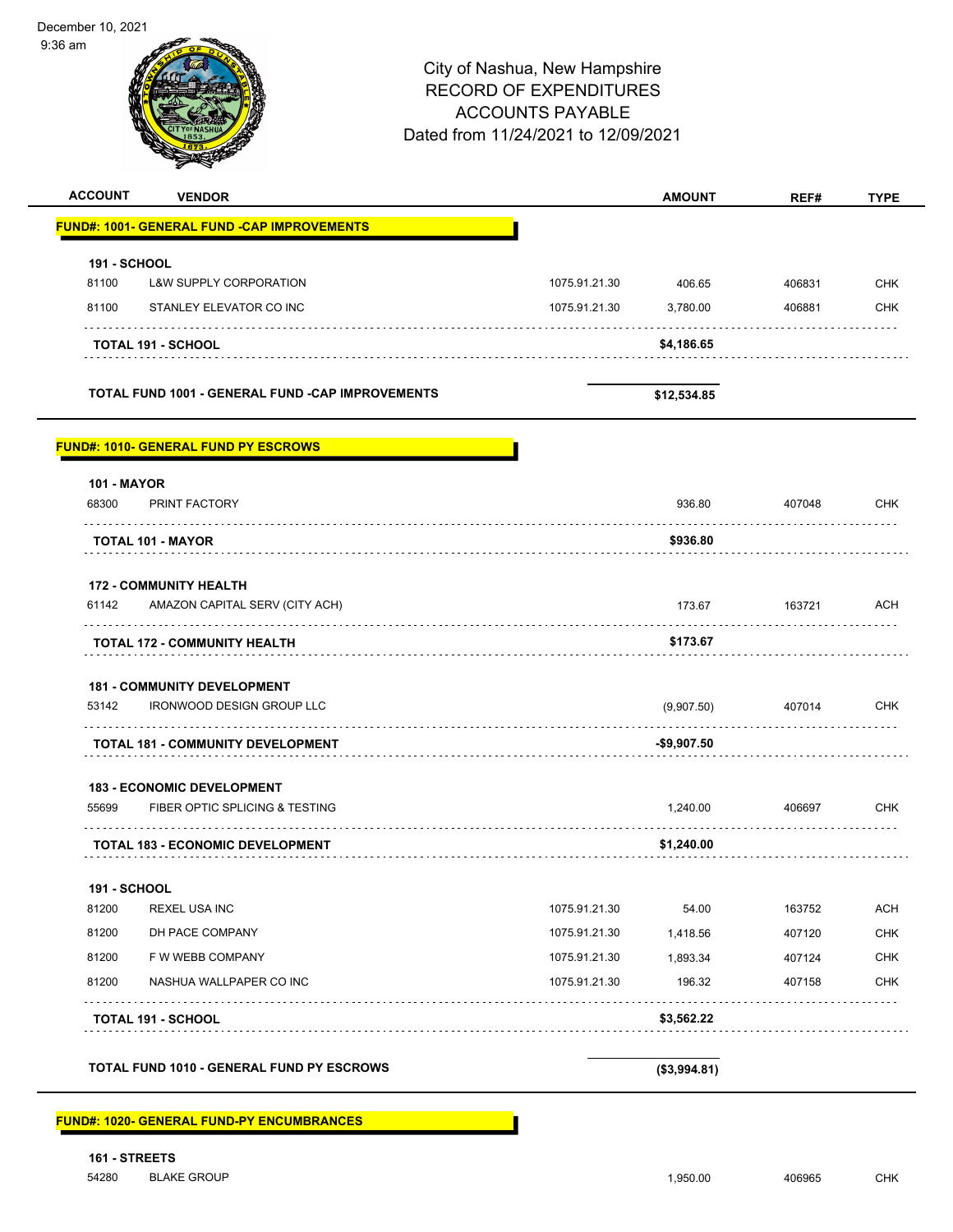December 10, 2021
9:36 am

# City of Nashua, New Hampshire
## RECORD OF EXPENDITURES
## ACCOUNTS PAYABLE
## Dated from 11/24/2021 to 12/09/2021

| ACCOUNT | VENDOR | | AMOUNT | REF# | TYPE |
|---|---|---|---|---|---|
| **FUND#: 1001- GENERAL FUND -CAP IMPROVEMENTS** | | | | | |
| **191 - SCHOOL** | | | | | |
| 81100 | L&W SUPPLY CORPORATION | 1075.91.21.30 | 406.65 | 406831 | CHK |
| 81100 | STANLEY ELEVATOR CO INC | 1075.91.21.30 | 3,780.00 | 406881 | CHK |
| | **TOTAL 191 - SCHOOL** | | **$4,186.65** | | |
| | **TOTAL FUND 1001 - GENERAL FUND -CAP IMPROVEMENTS** | | **$12,534.85** | | |
| **FUND#: 1010- GENERAL FUND PY ESCROWS** | | | | | |
| **101 - MAYOR** | | | | | |
| 68300 | PRINT FACTORY | | 936.80 | 407048 | CHK |
| | **TOTAL 101 - MAYOR** | | **$936.80** | | |
| **172 - COMMUNITY HEALTH** | | | | | |
| 61142 | AMAZON CAPITAL SERV (CITY ACH) | | 173.67 | 163721 | ACH |
| | **TOTAL 172 - COMMUNITY HEALTH** | | **$173.67** | | |
| **181 - COMMUNITY DEVELOPMENT** | | | | | |
| 53142 | IRONWOOD DESIGN GROUP LLC | | (9,907.50) | 407014 | CHK |
| | **TOTAL 181 - COMMUNITY DEVELOPMENT** | | **-$9,907.50** | | |
| **183 - ECONOMIC DEVELOPMENT** | | | | | |
| 55699 | FIBER OPTIC SPLICING & TESTING | | 1,240.00 | 406697 | CHK |
| | **TOTAL 183 - ECONOMIC DEVELOPMENT** | | **$1,240.00** | | |
| **191 - SCHOOL** | | | | | |
| 81200 | REXEL USA INC | 1075.91.21.30 | 54.00 | 163752 | ACH |
| 81200 | DH PACE COMPANY | 1075.91.21.30 | 1,418.56 | 407120 | CHK |
| 81200 | F W WEBB COMPANY | 1075.91.21.30 | 1,893.34 | 407124 | CHK |
| 81200 | NASHUA WALLPAPER CO INC | 1075.91.21.30 | 196.32 | 407158 | CHK |
| | **TOTAL 191 - SCHOOL** | | **$3,562.22** | | |
| | **TOTAL FUND 1010 - GENERAL FUND PY ESCROWS** | | **($3,994.81)** | | |
| **FUND#: 1020- GENERAL FUND-PY ENCUMBRANCES** | | | | | |
| **161 - STREETS** | | | | | |
| 54280 | BLAKE GROUP | | 1,950.00 | 406965 | CHK |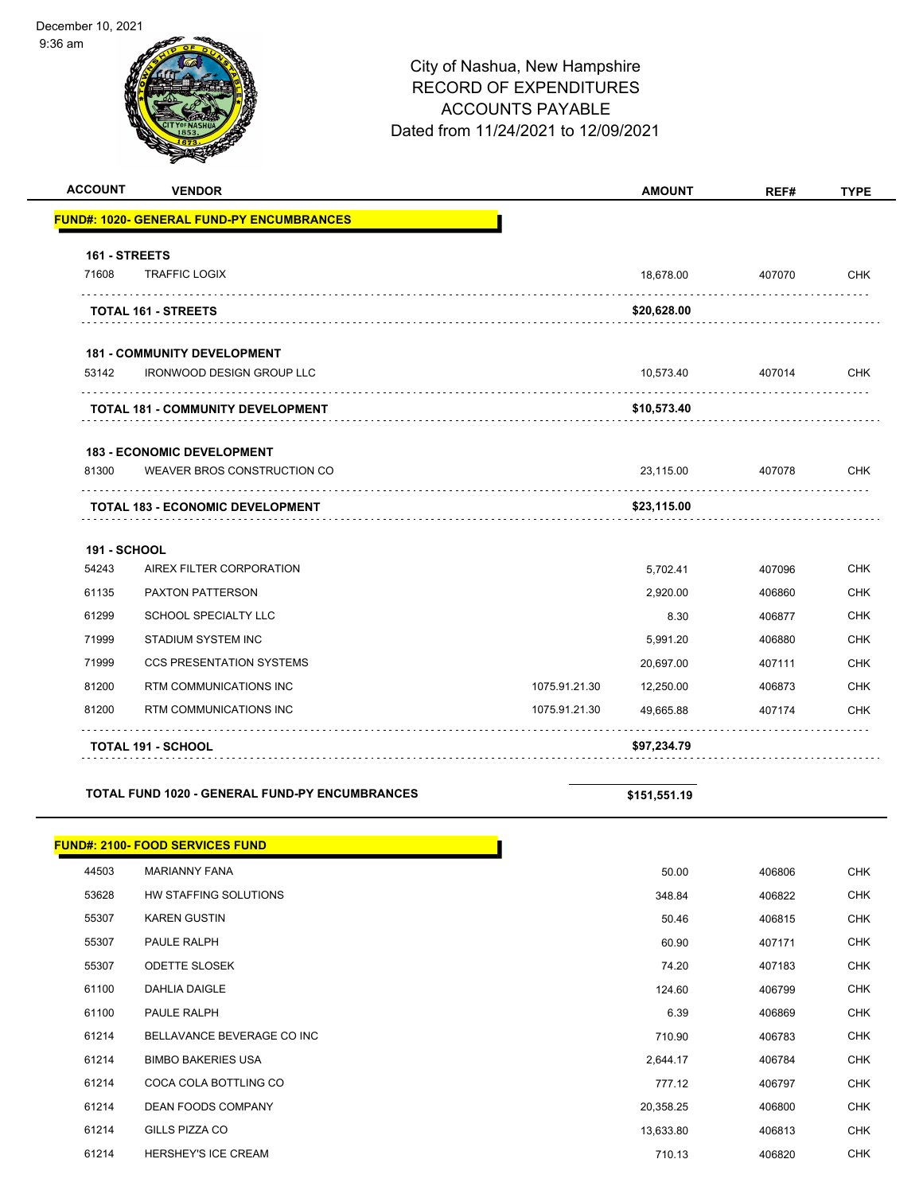December 10, 2021
9:36 am

# City of Nashua, New Hampshire
## RECORD OF EXPENDITURES
## ACCOUNTS PAYABLE
## Dated from 11/24/2021 to 12/09/2021

| ACCOUNT | VENDOR | | AMOUNT | REF# | TYPE |
|---|---|---|---|---|---|
| **FUND#: 1020- GENERAL FUND-PY ENCUMBRANCES** | | | | | |
| **161 - STREETS** | | | | | |
| 71608 | TRAFFIC LOGIX | | 18,678.00 | 407070 | CHK |
| | **TOTAL 161 - STREETS** | | **$20,628.00** | | |
| **181 - COMMUNITY DEVELOPMENT** | | | | | |
| 53142 | IRONWOOD DESIGN GROUP LLC | | 10,573.40 | 407014 | CHK |
| | **TOTAL 181 - COMMUNITY DEVELOPMENT** | | **$10,573.40** | | |
| **183 - ECONOMIC DEVELOPMENT** | | | | | |
| 81300 | WEAVER BROS CONSTRUCTION CO | | 23,115.00 | 407078 | CHK |
| | **TOTAL 183 - ECONOMIC DEVELOPMENT** | | **$23,115.00** | | |
| **191 - SCHOOL** | | | | | |
| 54243 | AIREX FILTER CORPORATION | | 5,702.41 | 407096 | CHK |
| 61135 | PAXTON PATTERSON | | 2,920.00 | 406860 | CHK |
| 61299 | SCHOOL SPECIALTY LLC | | 8.30 | 406877 | CHK |
| 71999 | STADIUM SYSTEM INC | | 5,991.20 | 406880 | CHK |
| 71999 | CCS PRESENTATION SYSTEMS | | 20,697.00 | 407111 | CHK |
| 81200 | RTM COMMUNICATIONS INC | 1075.91.21.30 | 12,250.00 | 406873 | CHK |
| 81200 | RTM COMMUNICATIONS INC | 1075.91.21.30 | 49,665.88 | 407174 | CHK |
| | **TOTAL 191 - SCHOOL** | | **$97,234.79** | | |
| | **TOTAL FUND 1020 - GENERAL FUND-PY ENCUMBRANCES** | | **$151,551.19** | | |
| **FUND#: 2100- FOOD SERVICES FUND** | | | | | |
| 44503 | MARIANNY FANA | | 50.00 | 406806 | CHK |
| 53628 | HW STAFFING SOLUTIONS | | 348.84 | 406822 | CHK |
| 55307 | KAREN GUSTIN | | 50.46 | 406815 | CHK |
| 55307 | PAULE RALPH | | 60.90 | 407171 | CHK |
| 55307 | ODETTE SLOSEK | | 74.20 | 407183 | CHK |
| 61100 | DAHLIA DAIGLE | | 124.60 | 406799 | CHK |
| 61100 | PAULE RALPH | | 6.39 | 406869 | CHK |
| 61214 | BELLAVANCE BEVERAGE CO INC | | 710.90 | 406783 | CHK |
| 61214 | BIMBO BAKERIES USA | | 2,644.17 | 406784 | CHK |
| 61214 | COCA COLA BOTTLING CO | | 777.12 | 406797 | CHK |
| 61214 | DEAN FOODS COMPANY | | 20,358.25 | 406800 | CHK |
| 61214 | GILLS PIZZA CO | | 13,633.80 | 406813 | CHK |
| 61214 | HERSHEY'S ICE CREAM | | 710.13 | 406820 | CHK |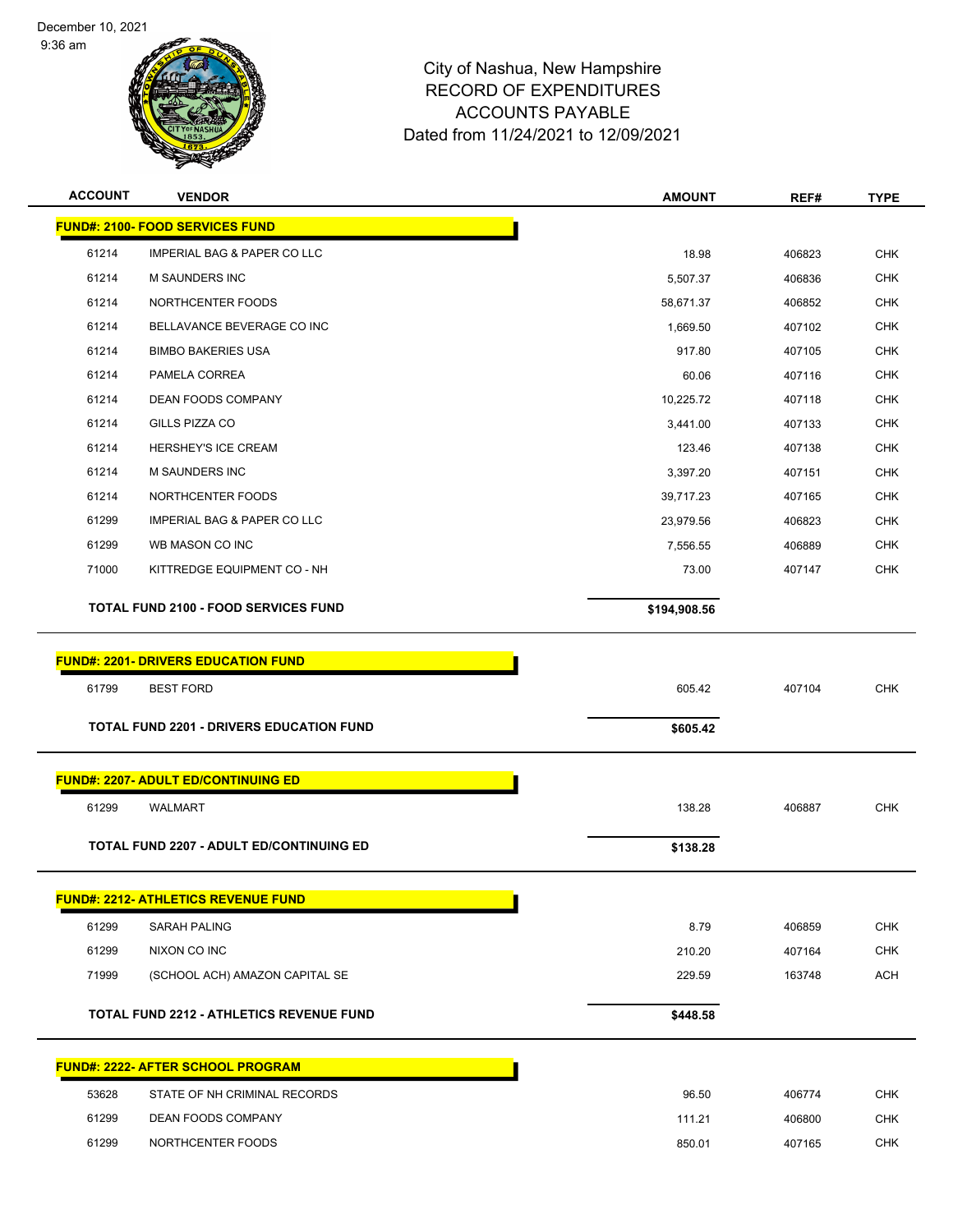December 10, 2021
9:36 am

# City of Nashua, New Hampshire
## RECORD OF EXPENDITURES
## ACCOUNTS PAYABLE
## Dated from 11/24/2021 to 12/09/2021

| ACCOUNT | VENDOR | AMOUNT | REF# | TYPE |
|---|---|---|---|---|
| **FUND#: 2100- FOOD SERVICES FUND** | | | | |
| 61214 | IMPERIAL BAG & PAPER CO LLC | 18.98 | 406823 | CHK |
| 61214 | M SAUNDERS INC | 5,507.37 | 406836 | CHK |
| 61214 | NORTHCENTER FOODS | 58,671.37 | 406852 | CHK |
| 61214 | BELLAVANCE BEVERAGE CO INC | 1,669.50 | 407102 | CHK |
| 61214 | BIMBO BAKERIES USA | 917.80 | 407105 | CHK |
| 61214 | PAMELA CORREA | 60.06 | 407116 | CHK |
| 61214 | DEAN FOODS COMPANY | 10,225.72 | 407118 | CHK |
| 61214 | GILLS PIZZA CO | 3,441.00 | 407133 | CHK |
| 61214 | HERSHEY'S ICE CREAM | 123.46 | 407138 | CHK |
| 61214 | M SAUNDERS INC | 3,397.20 | 407151 | CHK |
| 61214 | NORTHCENTER FOODS | 39,717.23 | 407165 | CHK |
| 61299 | IMPERIAL BAG & PAPER CO LLC | 23,979.56 | 406823 | CHK |
| 61299 | WB MASON CO INC | 7,556.55 | 406889 | CHK |
| 71000 | KITTREDGE EQUIPMENT CO - NH | 73.00 | 407147 | CHK |
| **TOTAL FUND 2100 - FOOD SERVICES FUND** | | **$194,908.56** | | |
| **FUND#: 2201- DRIVERS EDUCATION FUND** | | | | |
| 61799 | BEST FORD | 605.42 | 407104 | CHK |
| **TOTAL FUND 2201 - DRIVERS EDUCATION FUND** | | **$605.42** | | |
| **FUND#: 2207- ADULT ED/CONTINUING ED** | | | | |
| 61299 | WALMART | 138.28 | 406887 | CHK |
| **TOTAL FUND 2207 - ADULT ED/CONTINUING ED** | | **$138.28** | | |
| **FUND#: 2212- ATHLETICS REVENUE FUND** | | | | |
| 61299 | SARAH PALING | 8.79 | 406859 | CHK |
| 61299 | NIXON CO INC | 210.20 | 407164 | CHK |
| 71999 | (SCHOOL ACH) AMAZON CAPITAL SE | 229.59 | 163748 | ACH |
| **TOTAL FUND 2212 - ATHLETICS REVENUE FUND** | | **$448.58** | | |
| **FUND#: 2222- AFTER SCHOOL PROGRAM** | | | | |
| 53628 | STATE OF NH CRIMINAL RECORDS | 96.50 | 406774 | CHK |
| 61299 | DEAN FOODS COMPANY | 111.21 | 406800 | CHK |
| 61299 | NORTHCENTER FOODS | 850.01 | 407165 | CHK |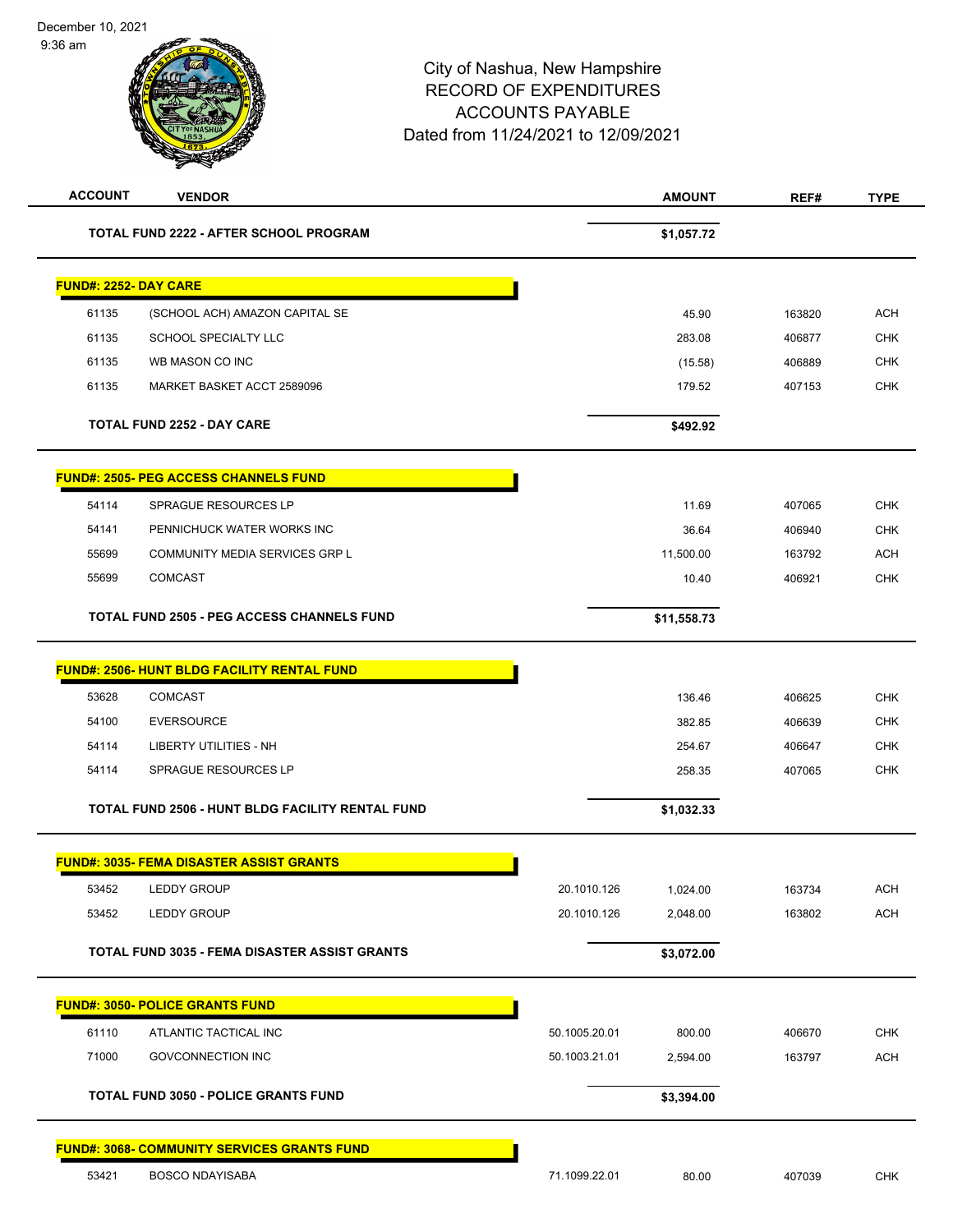# City of Nashua, New Hampshire
## RECORD OF EXPENDITURES
## ACCOUNTS PAYABLE
### Dated from 11/24/2021 to 12/09/2021

December 10, 2021
9:36 am

| ACCOUNT | VENDOR | | AMOUNT | REF# | TYPE |
|---|---|---|---|---|---|
| | **TOTAL FUND 2222 - AFTER SCHOOL PROGRAM** | | **$1,057.72** | | |
| **FUND#: 2252- DAY CARE** | | | | | |
| 61135 | (SCHOOL ACH) AMAZON CAPITAL SE | | 45.90 | 163820 | ACH |
| 61135 | SCHOOL SPECIALTY LLC | | 283.08 | 406877 | CHK |
| 61135 | WB MASON CO INC | | (15.58) | 406889 | CHK |
| 61135 | MARKET BASKET ACCT 2589096 | | 179.52 | 407153 | CHK |
| | **TOTAL FUND 2252 - DAY CARE** | | **$492.92** | | |
| **FUND#: 2505- PEG ACCESS CHANNELS FUND** | | | | | |
| 54114 | SPRAGUE RESOURCES LP | | 11.69 | 407065 | CHK |
| 54141 | PENNICHUCK WATER WORKS INC | | 36.64 | 406940 | CHK |
| 55699 | COMMUNITY MEDIA SERVICES GRP L | | 11,500.00 | 163792 | ACH |
| 55699 | COMCAST | | 10.40 | 406921 | CHK |
| | **TOTAL FUND 2505 - PEG ACCESS CHANNELS FUND** | | **$11,558.73** | | |
| **FUND#: 2506- HUNT BLDG FACILITY RENTAL FUND** | | | | | |
| 53628 | COMCAST | | 136.46 | 406625 | CHK |
| 54100 | EVERSOURCE | | 382.85 | 406639 | CHK |
| 54114 | LIBERTY UTILITIES - NH | | 254.67 | 406647 | CHK |
| 54114 | SPRAGUE RESOURCES LP | | 258.35 | 407065 | CHK |
| | **TOTAL FUND 2506 - HUNT BLDG FACILITY RENTAL FUND** | | **$1,032.33** | | |
| **FUND#: 3035- FEMA DISASTER ASSIST GRANTS** | | | | | |
| 53452 | LEDDY GROUP | 20.1010.126 | 1,024.00 | 163734 | ACH |
| 53452 | LEDDY GROUP | 20.1010.126 | 2,048.00 | 163802 | ACH |
| | **TOTAL FUND 3035 - FEMA DISASTER ASSIST GRANTS** | | **$3,072.00** | | |
| **FUND#: 3050- POLICE GRANTS FUND** | | | | | |
| 61110 | ATLANTIC TACTICAL INC | 50.1005.20.01 | 800.00 | 406670 | CHK |
| 71000 | GOVCONNECTION INC | 50.1003.21.01 | 2,594.00 | 163797 | ACH |
| | **TOTAL FUND 3050 - POLICE GRANTS FUND** | | **$3,394.00** | | |
| **FUND#: 3068- COMMUNITY SERVICES GRANTS FUND** | | | | | |
| 53421 | BOSCO NDAYISABA | 71.1099.22.01 | 80.00 | 407039 | CHK |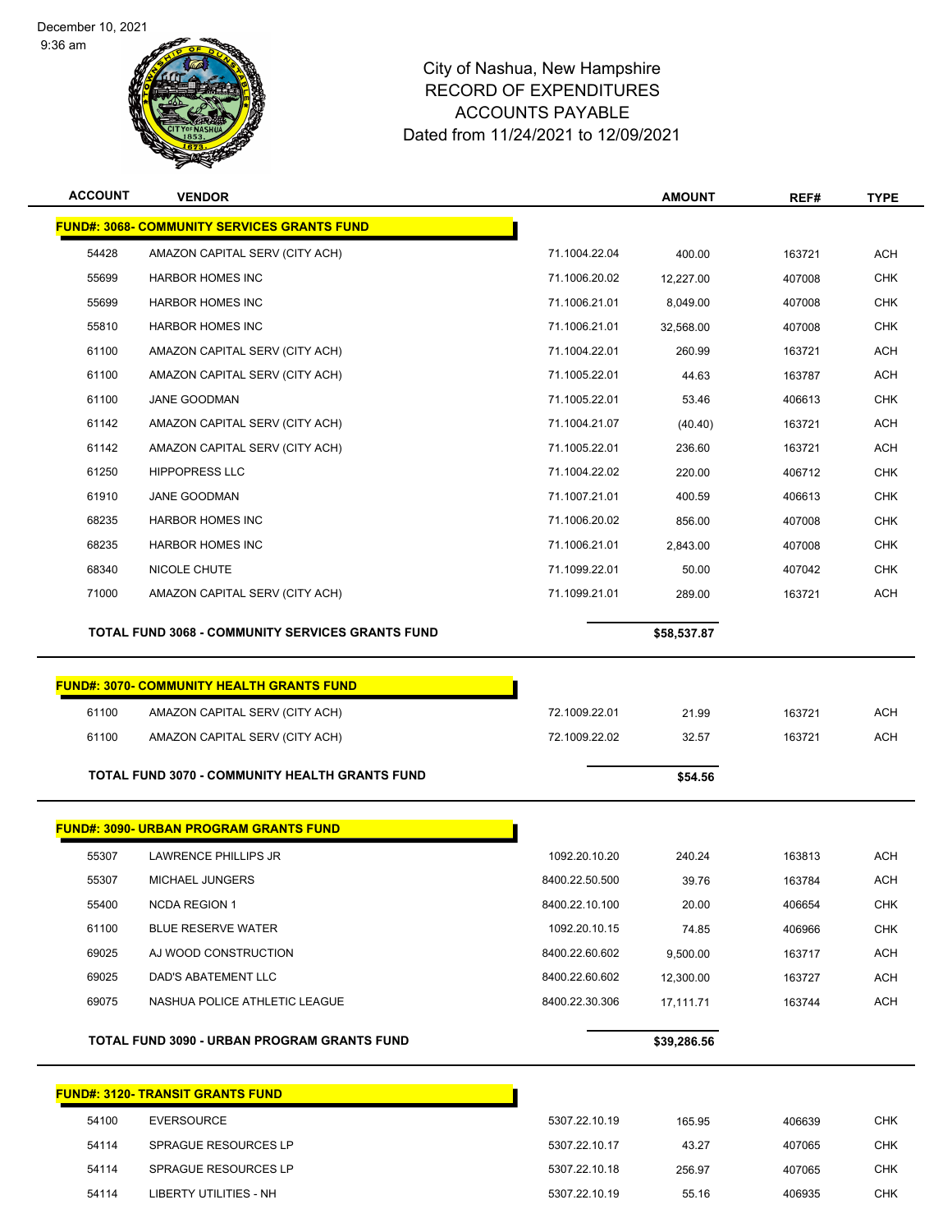December 10, 2021
9:36 am

# City of Nashua, New Hampshire
## RECORD OF EXPENDITURES
## ACCOUNTS PAYABLE
## Dated from 11/24/2021 to 12/09/2021

| ACCOUNT | VENDOR | | AMOUNT | REF# | TYPE |
|---|---|---|---|---|---|
| **FUND#: 3068- COMMUNITY SERVICES GRANTS FUND** | | | | | |
| 54428 | AMAZON CAPITAL SERV (CITY ACH) | 71.1004.22.04 | 400.00 | 163721 | ACH |
| 55699 | HARBOR HOMES INC | 71.1006.20.02 | 12,227.00 | 407008 | CHK |
| 55699 | HARBOR HOMES INC | 71.1006.21.01 | 8,049.00 | 407008 | CHK |
| 55810 | HARBOR HOMES INC | 71.1006.21.01 | 32,568.00 | 407008 | CHK |
| 61100 | AMAZON CAPITAL SERV (CITY ACH) | 71.1004.22.01 | 260.99 | 163721 | ACH |
| 61100 | AMAZON CAPITAL SERV (CITY ACH) | 71.1005.22.01 | 44.63 | 163787 | ACH |
| 61100 | JANE GOODMAN | 71.1005.22.01 | 53.46 | 406613 | CHK |
| 61142 | AMAZON CAPITAL SERV (CITY ACH) | 71.1004.21.07 | (40.40) | 163721 | ACH |
| 61142 | AMAZON CAPITAL SERV (CITY ACH) | 71.1005.22.01 | 236.60 | 163721 | ACH |
| 61250 | HIPPOPRESS LLC | 71.1004.22.02 | 220.00 | 406712 | CHK |
| 61910 | JANE GOODMAN | 71.1007.21.01 | 400.59 | 406613 | CHK |
| 68235 | HARBOR HOMES INC | 71.1006.20.02 | 856.00 | 407008 | CHK |
| 68235 | HARBOR HOMES INC | 71.1006.21.01 | 2,843.00 | 407008 | CHK |
| 68340 | NICOLE CHUTE | 71.1099.22.01 | 50.00 | 407042 | CHK |
| 71000 | AMAZON CAPITAL SERV (CITY ACH) | 71.1099.21.01 | 289.00 | 163721 | ACH |
| | **TOTAL FUND 3068 - COMMUNITY SERVICES GRANTS FUND** | | **$58,537.87** | | |
| **FUND#: 3070- COMMUNITY HEALTH GRANTS FUND** | | | | | |
| 61100 | AMAZON CAPITAL SERV (CITY ACH) | 72.1009.22.01 | 21.99 | 163721 | ACH |
| 61100 | AMAZON CAPITAL SERV (CITY ACH) | 72.1009.22.02 | 32.57 | 163721 | ACH |
| | **TOTAL FUND 3070 - COMMUNITY HEALTH GRANTS FUND** | | **$54.56** | | |
| **FUND#: 3090- URBAN PROGRAM GRANTS FUND** | | | | | |
| 55307 | LAWRENCE PHILLIPS JR | 1092.20.10.20 | 240.24 | 163813 | ACH |
| 55307 | MICHAEL JUNGERS | 8400.22.50.500 | 39.76 | 163784 | ACH |
| 55400 | NCDA REGION 1 | 8400.22.10.100 | 20.00 | 406654 | CHK |
| 61100 | BLUE RESERVE WATER | 1092.20.10.15 | 74.85 | 406966 | CHK |
| 69025 | AJ WOOD CONSTRUCTION | 8400.22.60.602 | 9,500.00 | 163717 | ACH |
| 69025 | DAD'S ABATEMENT LLC | 8400.22.60.602 | 12,300.00 | 163727 | ACH |
| 69075 | NASHUA POLICE ATHLETIC LEAGUE | 8400.22.30.306 | 17,111.71 | 163744 | ACH |
| | **TOTAL FUND 3090 - URBAN PROGRAM GRANTS FUND** | | **$39,286.56** | | |
| **FUND#: 3120- TRANSIT GRANTS FUND** | | | | | |
| 54100 | EVERSOURCE | 5307.22.10.19 | 165.95 | 406639 | CHK |
| 54114 | SPRAGUE RESOURCES LP | 5307.22.10.17 | 43.27 | 407065 | CHK |
| 54114 | SPRAGUE RESOURCES LP | 5307.22.10.18 | 256.97 | 407065 | CHK |
| 54114 | LIBERTY UTILITIES - NH | 5307.22.10.19 | 55.16 | 406935 | CHK |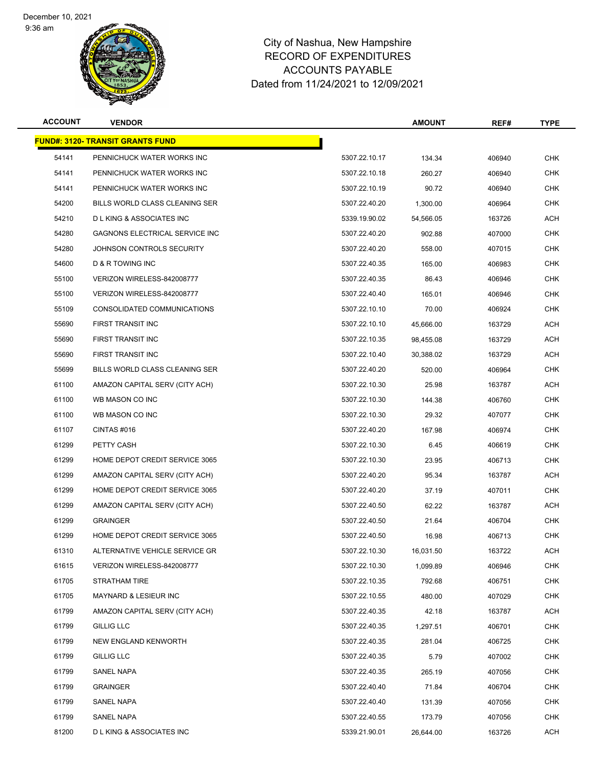December 10, 2021
9:36 am

# City of Nashua, New Hampshire
## RECORD OF EXPENDITURES
## ACCOUNTS PAYABLE
## Dated from 11/24/2021 to 12/09/2021

| ACCOUNT | VENDOR | | AMOUNT | REF# | TYPE |
|---|---|---|---|---|---|
| **FUND#: 3120- TRANSIT GRANTS FUND** | | | | | |
| 54141 | PENNICHUCK WATER WORKS INC | 5307.22.10.17 | 134.34 | 406940 | CHK |
| 54141 | PENNICHUCK WATER WORKS INC | 5307.22.10.18 | 260.27 | 406940 | CHK |
| 54141 | PENNICHUCK WATER WORKS INC | 5307.22.10.19 | 90.72 | 406940 | CHK |
| 54200 | BILLS WORLD CLASS CLEANING SER | 5307.22.40.20 | 1,300.00 | 406964 | CHK |
| 54210 | D L KING & ASSOCIATES INC | 5339.19.90.02 | 54,566.05 | 163726 | ACH |
| 54280 | GAGNONS ELECTRICAL SERVICE INC | 5307.22.40.20 | 902.88 | 407000 | CHK |
| 54280 | JOHNSON CONTROLS SECURITY | 5307.22.40.20 | 558.00 | 407015 | CHK |
| 54600 | D & R TOWING INC | 5307.22.40.35 | 165.00 | 406983 | CHK |
| 55100 | VERIZON WIRELESS-842008777 | 5307.22.40.35 | 86.43 | 406946 | CHK |
| 55100 | VERIZON WIRELESS-842008777 | 5307.22.40.40 | 165.01 | 406946 | CHK |
| 55109 | CONSOLIDATED COMMUNICATIONS | 5307.22.10.10 | 70.00 | 406924 | CHK |
| 55690 | FIRST TRANSIT INC | 5307.22.10.10 | 45,666.00 | 163729 | ACH |
| 55690 | FIRST TRANSIT INC | 5307.22.10.35 | 98,455.08 | 163729 | ACH |
| 55690 | FIRST TRANSIT INC | 5307.22.10.40 | 30,388.02 | 163729 | ACH |
| 55699 | BILLS WORLD CLASS CLEANING SER | 5307.22.40.20 | 520.00 | 406964 | CHK |
| 61100 | AMAZON CAPITAL SERV (CITY ACH) | 5307.22.10.30 | 25.98 | 163787 | ACH |
| 61100 | WB MASON CO INC | 5307.22.10.30 | 144.38 | 406760 | CHK |
| 61100 | WB MASON CO INC | 5307.22.10.30 | 29.32 | 407077 | CHK |
| 61107 | CINTAS #016 | 5307.22.40.20 | 167.98 | 406974 | CHK |
| 61299 | PETTY CASH | 5307.22.10.30 | 6.45 | 406619 | CHK |
| 61299 | HOME DEPOT CREDIT SERVICE 3065 | 5307.22.10.30 | 23.95 | 406713 | CHK |
| 61299 | AMAZON CAPITAL SERV (CITY ACH) | 5307.22.40.20 | 95.34 | 163787 | ACH |
| 61299 | HOME DEPOT CREDIT SERVICE 3065 | 5307.22.40.20 | 37.19 | 407011 | CHK |
| 61299 | AMAZON CAPITAL SERV (CITY ACH) | 5307.22.40.50 | 62.22 | 163787 | ACH |
| 61299 | GRAINGER | 5307.22.40.50 | 21.64 | 406704 | CHK |
| 61299 | HOME DEPOT CREDIT SERVICE 3065 | 5307.22.40.50 | 16.98 | 406713 | CHK |
| 61310 | ALTERNATIVE VEHICLE SERVICE GR | 5307.22.10.30 | 16,031.50 | 163722 | ACH |
| 61615 | VERIZON WIRELESS-842008777 | 5307.22.10.30 | 1,099.89 | 406946 | CHK |
| 61705 | STRATHAM TIRE | 5307.22.10.35 | 792.68 | 406751 | CHK |
| 61705 | MAYNARD & LESIEUR INC | 5307.22.10.55 | 480.00 | 407029 | CHK |
| 61799 | AMAZON CAPITAL SERV (CITY ACH) | 5307.22.40.35 | 42.18 | 163787 | ACH |
| 61799 | GILLIG LLC | 5307.22.40.35 | 1,297.51 | 406701 | CHK |
| 61799 | NEW ENGLAND KENWORTH | 5307.22.40.35 | 281.04 | 406725 | CHK |
| 61799 | GILLIG LLC | 5307.22.40.35 | 5.79 | 407002 | CHK |
| 61799 | SANEL NAPA | 5307.22.40.35 | 265.19 | 407056 | CHK |
| 61799 | GRAINGER | 5307.22.40.40 | 71.84 | 406704 | CHK |
| 61799 | SANEL NAPA | 5307.22.40.40 | 131.39 | 407056 | CHK |
| 61799 | SANEL NAPA | 5307.22.40.55 | 173.79 | 407056 | CHK |
| 81200 | D L KING & ASSOCIATES INC | 5339.21.90.01 | 26,644.00 | 163726 | ACH |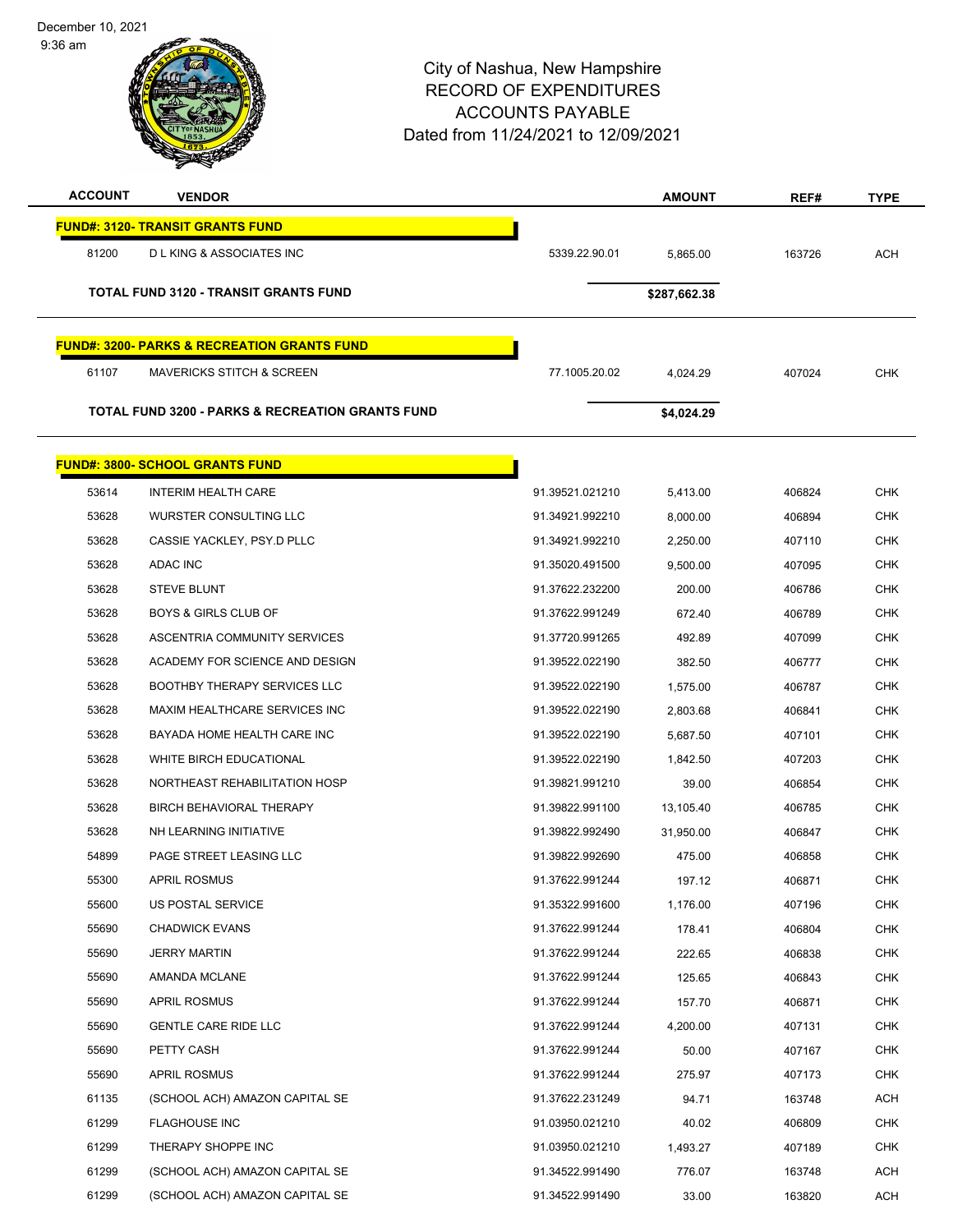City of Nashua, New Hampshire
RECORD OF EXPENDITURES
ACCOUNTS PAYABLE
Dated from 11/24/2021 to 12/09/2021

| ACCOUNT | VENDOR | | AMOUNT | REF# | TYPE |
|---|---|---|---|---|---|
| **FUND#: 3120- TRANSIT GRANTS FUND** | | | | | |
| 81200 | D L KING & ASSOCIATES INC | 5339.22.90.01 | 5,865.00 | 163726 | ACH |
| | **TOTAL FUND 3120 - TRANSIT GRANTS FUND** | | **$287,662.38** | | |
| **FUND#: 3200- PARKS & RECREATION GRANTS FUND** | | | | | |
| 61107 | MAVERICKS STITCH & SCREEN | 77.1005.20.02 | 4,024.29 | 407024 | CHK |
| | **TOTAL FUND 3200 - PARKS & RECREATION GRANTS FUND** | | **$4,024.29** | | |
| **FUND#: 3800- SCHOOL GRANTS FUND** | | | | | |
| 53614 | INTERIM HEALTH CARE | 91.39521.021210 | 5,413.00 | 406824 | CHK |
| 53628 | WURSTER CONSULTING LLC | 91.34921.992210 | 8,000.00 | 406894 | CHK |
| 53628 | CASSIE YACKLEY, PSY.D PLLC | 91.34921.992210 | 2,250.00 | 407110 | CHK |
| 53628 | ADAC INC | 91.35020.491500 | 9,500.00 | 407095 | CHK |
| 53628 | STEVE BLUNT | 91.37622.232200 | 200.00 | 406786 | CHK |
| 53628 | BOYS & GIRLS CLUB OF | 91.37622.991249 | 672.40 | 406789 | CHK |
| 53628 | ASCENTRIA COMMUNITY SERVICES | 91.37720.991265 | 492.89 | 407099 | CHK |
| 53628 | ACADEMY FOR SCIENCE AND DESIGN | 91.39522.022190 | 382.50 | 406777 | CHK |
| 53628 | BOOTHBY THERAPY SERVICES LLC | 91.39522.022190 | 1,575.00 | 406787 | CHK |
| 53628 | MAXIM HEALTHCARE SERVICES INC | 91.39522.022190 | 2,803.68 | 406841 | CHK |
| 53628 | BAYADA HOME HEALTH CARE INC | 91.39522.022190 | 5,687.50 | 407101 | CHK |
| 53628 | WHITE BIRCH EDUCATIONAL | 91.39522.022190 | 1,842.50 | 407203 | CHK |
| 53628 | NORTHEAST REHABILITATION HOSP | 91.39821.991210 | 39.00 | 406854 | CHK |
| 53628 | BIRCH BEHAVIORAL THERAPY | 91.39822.991100 | 13,105.40 | 406785 | CHK |
| 53628 | NH LEARNING INITIATIVE | 91.39822.992490 | 31,950.00 | 406847 | CHK |
| 54899 | PAGE STREET LEASING LLC | 91.39822.992690 | 475.00 | 406858 | CHK |
| 55300 | APRIL ROSMUS | 91.37622.991244 | 197.12 | 406871 | CHK |
| 55600 | US POSTAL SERVICE | 91.35322.991600 | 1,176.00 | 407196 | CHK |
| 55690 | CHADWICK EVANS | 91.37622.991244 | 178.41 | 406804 | CHK |
| 55690 | JERRY MARTIN | 91.37622.991244 | 222.65 | 406838 | CHK |
| 55690 | AMANDA MCLANE | 91.37622.991244 | 125.65 | 406843 | CHK |
| 55690 | APRIL ROSMUS | 91.37622.991244 | 157.70 | 406871 | CHK |
| 55690 | GENTLE CARE RIDE LLC | 91.37622.991244 | 4,200.00 | 407131 | CHK |
| 55690 | PETTY CASH | 91.37622.991244 | 50.00 | 407167 | CHK |
| 55690 | APRIL ROSMUS | 91.37622.991244 | 275.97 | 407173 | CHK |
| 61135 | (SCHOOL ACH) AMAZON CAPITAL SE | 91.37622.231249 | 94.71 | 163748 | ACH |
| 61299 | FLAGHOUSE INC | 91.03950.021210 | 40.02 | 406809 | CHK |
| 61299 | THERAPY SHOPPE INC | 91.03950.021210 | 1,493.27 | 407189 | CHK |
| 61299 | (SCHOOL ACH) AMAZON CAPITAL SE | 91.34522.991490 | 776.07 | 163748 | ACH |
| 61299 | (SCHOOL ACH) AMAZON CAPITAL SE | 91.34522.991490 | 33.00 | 163820 | ACH |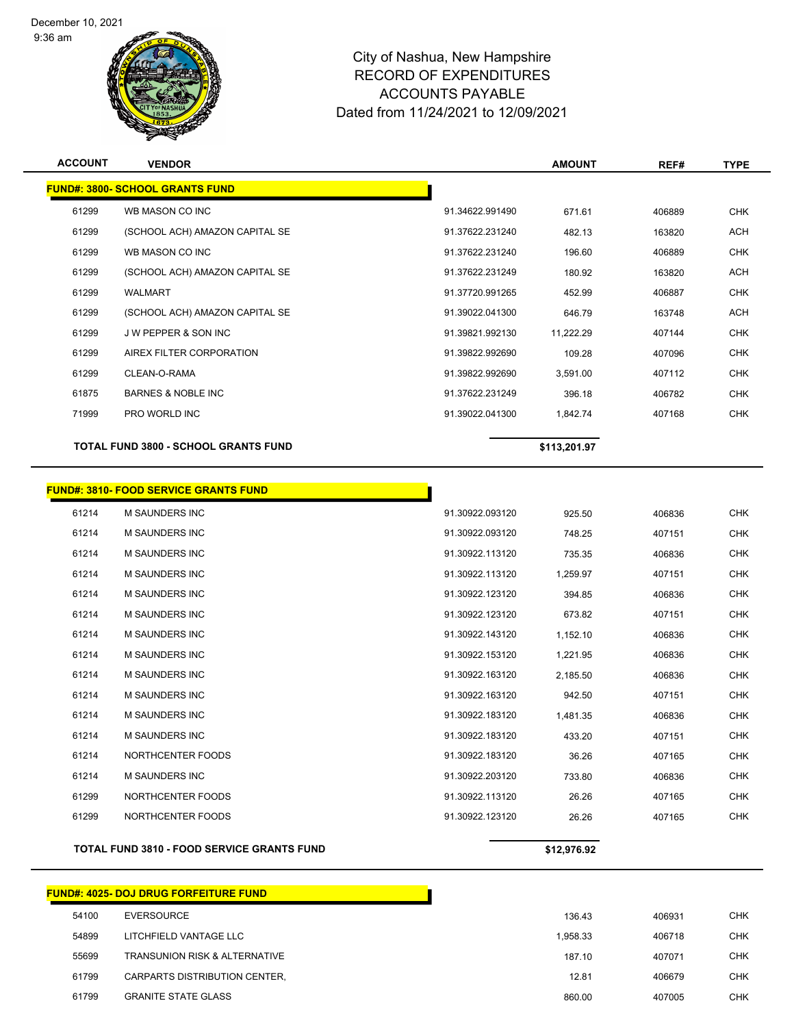City of Nashua, New Hampshire
RECORD OF EXPENDITURES
ACCOUNTS PAYABLE
Dated from 11/24/2021 to 12/09/2021

| ACCOUNT | VENDOR | | AMOUNT | REF# | TYPE |
|---|---|---|---|---|---|
| **FUND#: 3800- SCHOOL GRANTS FUND** | | | | | |
| 61299 | WB MASON CO INC | 91.34622.991490 | 671.61 | 406889 | CHK |
| 61299 | (SCHOOL ACH) AMAZON CAPITAL SE | 91.37622.231240 | 482.13 | 163820 | ACH |
| 61299 | WB MASON CO INC | 91.37622.231240 | 196.60 | 406889 | CHK |
| 61299 | (SCHOOL ACH) AMAZON CAPITAL SE | 91.37622.231249 | 180.92 | 163820 | ACH |
| 61299 | WALMART | 91.37720.991265 | 452.99 | 406887 | CHK |
| 61299 | (SCHOOL ACH) AMAZON CAPITAL SE | 91.39022.041300 | 646.79 | 163748 | ACH |
| 61299 | J W PEPPER & SON INC | 91.39821.992130 | 11,222.29 | 407144 | CHK |
| 61299 | AIREX FILTER CORPORATION | 91.39822.992690 | 109.28 | 407096 | CHK |
| 61299 | CLEAN-O-RAMA | 91.39822.992690 | 3,591.00 | 407112 | CHK |
| 61875 | BARNES & NOBLE INC | 91.37622.231249 | 396.18 | 406782 | CHK |
| 71999 | PRO WORLD INC | 91.39022.041300 | 1,842.74 | 407168 | CHK |
| **TOTAL FUND 3800 - SCHOOL GRANTS FUND** | | | **$113,201.97** | | |

| ACCOUNT | VENDOR | | AMOUNT | REF# | TYPE |
|---|---|---|---|---|---|
| **FUND#: 3810- FOOD SERVICE GRANTS FUND** | | | | | |
| 61214 | M SAUNDERS INC | 91.30922.093120 | 925.50 | 406836 | CHK |
| 61214 | M SAUNDERS INC | 91.30922.093120 | 748.25 | 407151 | CHK |
| 61214 | M SAUNDERS INC | 91.30922.113120 | 735.35 | 406836 | CHK |
| 61214 | M SAUNDERS INC | 91.30922.113120 | 1,259.97 | 407151 | CHK |
| 61214 | M SAUNDERS INC | 91.30922.123120 | 394.85 | 406836 | CHK |
| 61214 | M SAUNDERS INC | 91.30922.123120 | 673.82 | 407151 | CHK |
| 61214 | M SAUNDERS INC | 91.30922.143120 | 1,152.10 | 406836 | CHK |
| 61214 | M SAUNDERS INC | 91.30922.153120 | 1,221.95 | 406836 | CHK |
| 61214 | M SAUNDERS INC | 91.30922.163120 | 2,185.50 | 406836 | CHK |
| 61214 | M SAUNDERS INC | 91.30922.163120 | 942.50 | 407151 | CHK |
| 61214 | M SAUNDERS INC | 91.30922.183120 | 1,481.35 | 406836 | CHK |
| 61214 | M SAUNDERS INC | 91.30922.183120 | 433.20 | 407151 | CHK |
| 61214 | NORTHCENTER FOODS | 91.30922.183120 | 36.26 | 407165 | CHK |
| 61214 | M SAUNDERS INC | 91.30922.203120 | 733.80 | 406836 | CHK |
| 61299 | NORTHCENTER FOODS | 91.30922.113120 | 26.26 | 407165 | CHK |
| 61299 | NORTHCENTER FOODS | 91.30922.123120 | 26.26 | 407165 | CHK |
| **TOTAL FUND 3810 - FOOD SERVICE GRANTS FUND** | | | **$12,976.92** | | |

| ACCOUNT | VENDOR | | AMOUNT | REF# | TYPE |
|---|---|---|---|---|---|
| **FUND#: 4025- DOJ DRUG FORFEITURE FUND** | | | | | |
| 54100 | EVERSOURCE | | 136.43 | 406931 | CHK |
| 54899 | LITCHFIELD VANTAGE LLC | | 1,958.33 | 406718 | CHK |
| 55699 | TRANSUNION RISK & ALTERNATIVE | | 187.10 | 407071 | CHK |
| 61799 | CARPARTS DISTRIBUTION CENTER, | | 12.81 | 406679 | CHK |
| 61799 | GRANITE STATE GLASS | | 860.00 | 407005 | CHK |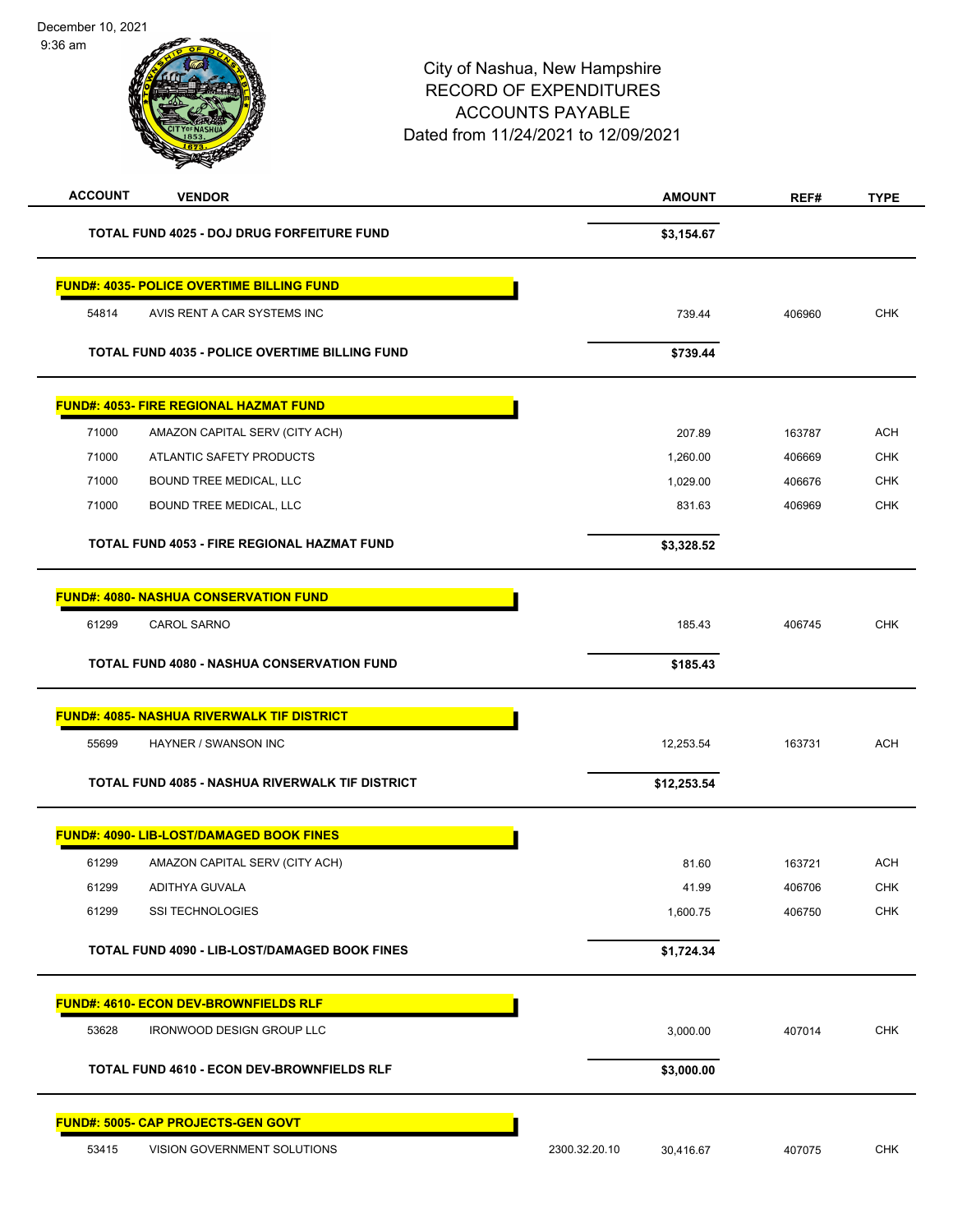City of Nashua, New Hampshire
RECORD OF EXPENDITURES
ACCOUNTS PAYABLE
Dated from 11/24/2021 to 12/09/2021

December 10, 2021
9:36 am

| ACCOUNT | VENDOR | | AMOUNT | REF# | TYPE |
|---|---|---|---|---|---|
| | **TOTAL FUND 4025 - DOJ DRUG FORFEITURE FUND** | | **$3,154.67** | | |
| **FUND#: 4035- POLICE OVERTIME BILLING FUND** | | | | | |
| 54814 | AVIS RENT A CAR SYSTEMS INC | | 739.44 | 406960 | CHK |
| | **TOTAL FUND 4035 - POLICE OVERTIME BILLING FUND** | | **$739.44** | | |
| **FUND#: 4053- FIRE REGIONAL HAZMAT FUND** | | | | | |
| 71000 | AMAZON CAPITAL SERV (CITY ACH) | | 207.89 | 163787 | ACH |
| 71000 | ATLANTIC SAFETY PRODUCTS | | 1,260.00 | 406669 | CHK |
| 71000 | BOUND TREE MEDICAL, LLC | | 1,029.00 | 406676 | CHK |
| 71000 | BOUND TREE MEDICAL, LLC | | 831.63 | 406969 | CHK |
| | **TOTAL FUND 4053 - FIRE REGIONAL HAZMAT FUND** | | **$3,328.52** | | |
| **FUND#: 4080- NASHUA CONSERVATION FUND** | | | | | |
| 61299 | CAROL SARNO | | 185.43 | 406745 | CHK |
| | **TOTAL FUND 4080 - NASHUA CONSERVATION FUND** | | **$185.43** | | |
| **FUND#: 4085- NASHUA RIVERWALK TIF DISTRICT** | | | | | |
| 55699 | HAYNER / SWANSON INC | | 12,253.54 | 163731 | ACH |
| | **TOTAL FUND 4085 - NASHUA RIVERWALK TIF DISTRICT** | | **$12,253.54** | | |
| **FUND#: 4090- LIB-LOST/DAMAGED BOOK FINES** | | | | | |
| 61299 | AMAZON CAPITAL SERV (CITY ACH) | | 81.60 | 163721 | ACH |
| 61299 | ADITHYA GUVALA | | 41.99 | 406706 | CHK |
| 61299 | SSI TECHNOLOGIES | | 1,600.75 | 406750 | CHK |
| | **TOTAL FUND 4090 - LIB-LOST/DAMAGED BOOK FINES** | | **$1,724.34** | | |
| **FUND#: 4610- ECON DEV-BROWNFIELDS RLF** | | | | | |
| 53628 | IRONWOOD DESIGN GROUP LLC | | 3,000.00 | 407014 | CHK |
| | **TOTAL FUND 4610 - ECON DEV-BROWNFIELDS RLF** | | **$3,000.00** | | |
| **FUND#: 5005- CAP PROJECTS-GEN GOVT** | | | | | |
| 53415 | VISION GOVERNMENT SOLUTIONS | 2300.32.20.10 | 30,416.67 | 407075 | CHK |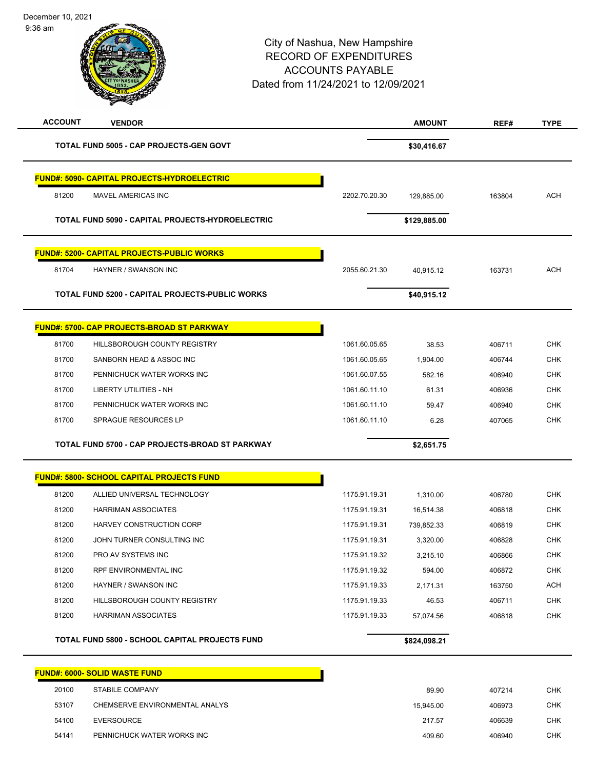# City of Nashua, New Hampshire
## RECORD OF EXPENDITURES
## ACCOUNTS PAYABLE
## Dated from 11/24/2021 to 12/09/2021

| ACCOUNT | VENDOR | | AMOUNT | REF# | TYPE |
|---|---|---|---|---|---|
| | **TOTAL FUND 5005 - CAP PROJECTS-GEN GOVT** | | **$30,416.67** | | |
| **FUND#: 5090- CAPITAL PROJECTS-HYDROELECTRIC** | | | | | |
| 81200 | MAVEL AMERICAS INC | 2202.70.20.30 | 129,885.00 | 163804 | ACH |
| | **TOTAL FUND 5090 - CAPITAL PROJECTS-HYDROELECTRIC** | | **$129,885.00** | | |
| **FUND#: 5200- CAPITAL PROJECTS-PUBLIC WORKS** | | | | | |
| 81704 | HAYNER / SWANSON INC | 2055.60.21.30 | 40,915.12 | 163731 | ACH |
| | **TOTAL FUND 5200 - CAPITAL PROJECTS-PUBLIC WORKS** | | **$40,915.12** | | |
| **FUND#: 5700- CAP PROJECTS-BROAD ST PARKWAY** | | | | | |
| 81700 | HILLSBOROUGH COUNTY REGISTRY | 1061.60.05.65 | 38.53 | 406711 | CHK |
| 81700 | SANBORN HEAD & ASSOC INC | 1061.60.05.65 | 1,904.00 | 406744 | CHK |
| 81700 | PENNICHUCK WATER WORKS INC | 1061.60.07.55 | 582.16 | 406940 | CHK |
| 81700 | LIBERTY UTILITIES - NH | 1061.60.11.10 | 61.31 | 406936 | CHK |
| 81700 | PENNICHUCK WATER WORKS INC | 1061.60.11.10 | 59.47 | 406940 | CHK |
| 81700 | SPRAGUE RESOURCES LP | 1061.60.11.10 | 6.28 | 407065 | CHK |
| | **TOTAL FUND 5700 - CAP PROJECTS-BROAD ST PARKWAY** | | **$2,651.75** | | |
| **FUND#: 5800- SCHOOL CAPITAL PROJECTS FUND** | | | | | |
| 81200 | ALLIED UNIVERSAL TECHNOLOGY | 1175.91.19.31 | 1,310.00 | 406780 | CHK |
| 81200 | HARRIMAN ASSOCIATES | 1175.91.19.31 | 16,514.38 | 406818 | CHK |
| 81200 | HARVEY CONSTRUCTION CORP | 1175.91.19.31 | 739,852.33 | 406819 | CHK |
| 81200 | JOHN TURNER CONSULTING INC | 1175.91.19.31 | 3,320.00 | 406828 | CHK |
| 81200 | PRO AV SYSTEMS INC | 1175.91.19.32 | 3,215.10 | 406866 | CHK |
| 81200 | RPF ENVIRONMENTAL INC | 1175.91.19.32 | 594.00 | 406872 | CHK |
| 81200 | HAYNER / SWANSON INC | 1175.91.19.33 | 2,171.31 | 163750 | ACH |
| 81200 | HILLSBOROUGH COUNTY REGISTRY | 1175.91.19.33 | 46.53 | 406711 | CHK |
| 81200 | HARRIMAN ASSOCIATES | 1175.91.19.33 | 57,074.56 | 406818 | CHK |
| | **TOTAL FUND 5800 - SCHOOL CAPITAL PROJECTS FUND** | | **$824,098.21** | | |
| **FUND#: 6000- SOLID WASTE FUND** | | | | | |
| 20100 | STABILE COMPANY | | 89.90 | 407214 | CHK |
| 53107 | CHEMSERVE ENVIRONMENTAL ANALYS | | 15,945.00 | 406973 | CHK |
| 54100 | EVERSOURCE | | 217.57 | 406639 | CHK |
| 54141 | PENNICHUCK WATER WORKS INC | | 409.60 | 406940 | CHK |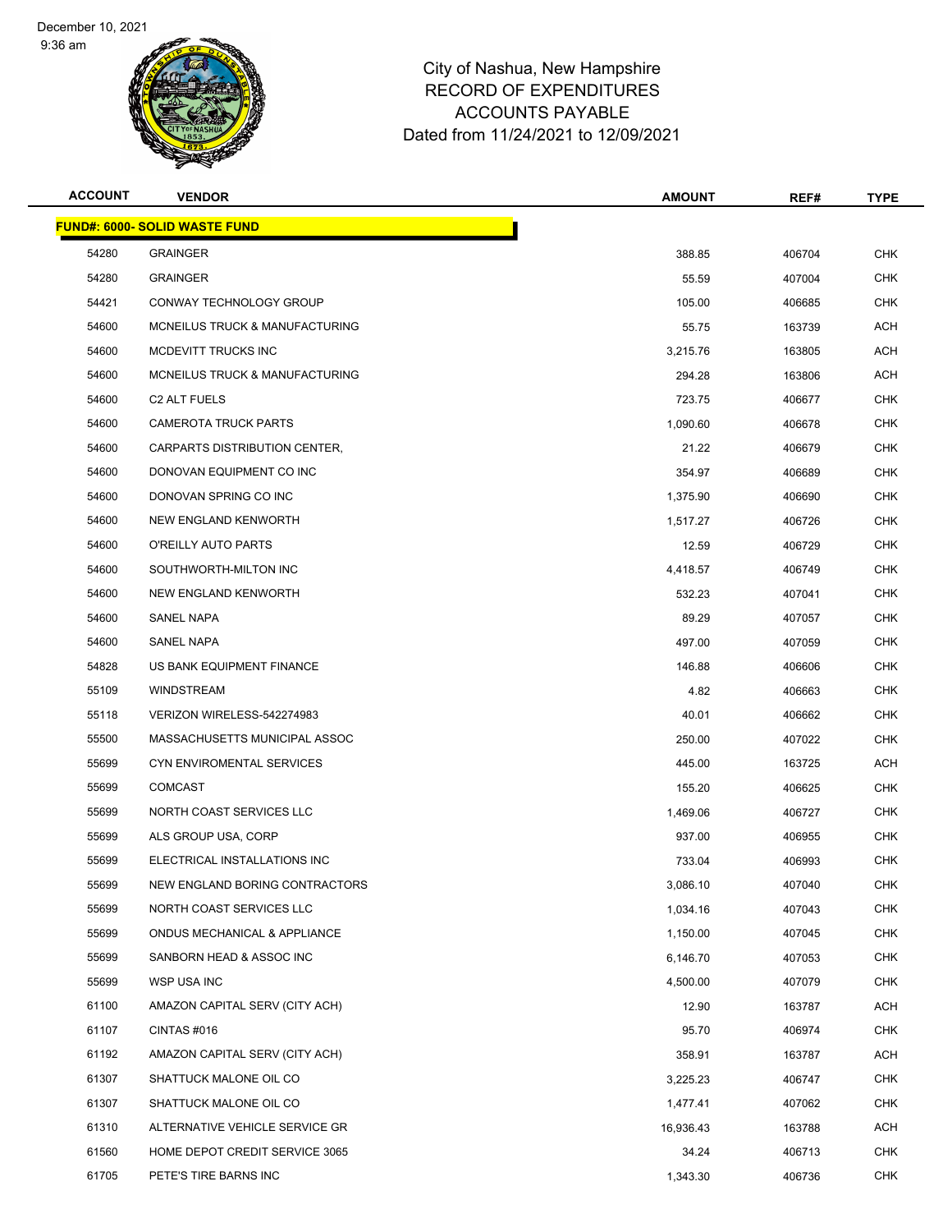City of Nashua, New Hampshire
RECORD OF EXPENDITURES
ACCOUNTS PAYABLE
Dated from 11/24/2021 to 12/09/2021

| ACCOUNT | VENDOR | AMOUNT | REF# | TYPE |
|---|---|---|---|---|
| **FUND#: 6000- SOLID WASTE FUND** | | | | |
| 54280 | GRAINGER | 388.85 | 406704 | CHK |
| 54280 | GRAINGER | 55.59 | 407004 | CHK |
| 54421 | CONWAY TECHNOLOGY GROUP | 105.00 | 406685 | CHK |
| 54600 | MCNEILUS TRUCK & MANUFACTURING | 55.75 | 163739 | ACH |
| 54600 | MCDEVITT TRUCKS INC | 3,215.76 | 163805 | ACH |
| 54600 | MCNEILUS TRUCK & MANUFACTURING | 294.28 | 163806 | ACH |
| 54600 | C2 ALT FUELS | 723.75 | 406677 | CHK |
| 54600 | CAMEROTA TRUCK PARTS | 1,090.60 | 406678 | CHK |
| 54600 | CARPARTS DISTRIBUTION CENTER, | 21.22 | 406679 | CHK |
| 54600 | DONOVAN EQUIPMENT CO INC | 354.97 | 406689 | CHK |
| 54600 | DONOVAN SPRING CO INC | 1,375.90 | 406690 | CHK |
| 54600 | NEW ENGLAND KENWORTH | 1,517.27 | 406726 | CHK |
| 54600 | O'REILLY AUTO PARTS | 12.59 | 406729 | CHK |
| 54600 | SOUTHWORTH-MILTON INC | 4,418.57 | 406749 | CHK |
| 54600 | NEW ENGLAND KENWORTH | 532.23 | 407041 | CHK |
| 54600 | SANEL NAPA | 89.29 | 407057 | CHK |
| 54600 | SANEL NAPA | 497.00 | 407059 | CHK |
| 54828 | US BANK EQUIPMENT FINANCE | 146.88 | 406606 | CHK |
| 55109 | WINDSTREAM | 4.82 | 406663 | CHK |
| 55118 | VERIZON WIRELESS-542274983 | 40.01 | 406662 | CHK |
| 55500 | MASSACHUSETTS MUNICIPAL ASSOC | 250.00 | 407022 | CHK |
| 55699 | CYN ENVIROMENTAL SERVICES | 445.00 | 163725 | ACH |
| 55699 | COMCAST | 155.20 | 406625 | CHK |
| 55699 | NORTH COAST SERVICES LLC | 1,469.06 | 406727 | CHK |
| 55699 | ALS GROUP USA, CORP | 937.00 | 406955 | CHK |
| 55699 | ELECTRICAL INSTALLATIONS INC | 733.04 | 406993 | CHK |
| 55699 | NEW ENGLAND BORING CONTRACTORS | 3,086.10 | 407040 | CHK |
| 55699 | NORTH COAST SERVICES LLC | 1,034.16 | 407043 | CHK |
| 55699 | ONDUS MECHANICAL & APPLIANCE | 1,150.00 | 407045 | CHK |
| 55699 | SANBORN HEAD & ASSOC INC | 6,146.70 | 407053 | CHK |
| 55699 | WSP USA INC | 4,500.00 | 407079 | CHK |
| 61100 | AMAZON CAPITAL SERV (CITY ACH) | 12.90 | 163787 | ACH |
| 61107 | CINTAS #016 | 95.70 | 406974 | CHK |
| 61192 | AMAZON CAPITAL SERV (CITY ACH) | 358.91 | 163787 | ACH |
| 61307 | SHATTUCK MALONE OIL CO | 3,225.23 | 406747 | CHK |
| 61307 | SHATTUCK MALONE OIL CO | 1,477.41 | 407062 | CHK |
| 61310 | ALTERNATIVE VEHICLE SERVICE GR | 16,936.43 | 163788 | ACH |
| 61560 | HOME DEPOT CREDIT SERVICE 3065 | 34.24 | 406713 | CHK |
| 61705 | PETE'S TIRE BARNS INC | 1,343.30 | 406736 | CHK |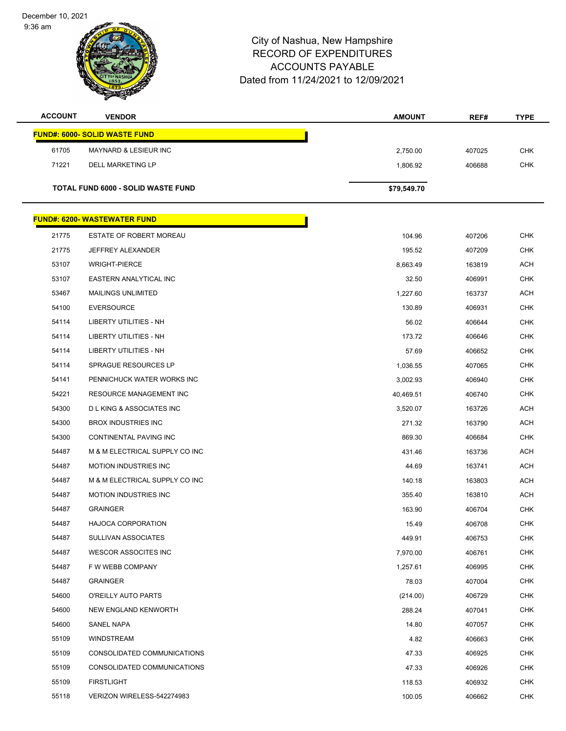City of Nashua, New Hampshire
RECORD OF EXPENDITURES
ACCOUNTS PAYABLE
Dated from 11/24/2021 to 12/09/2021

| ACCOUNT | VENDOR | AMOUNT | REF# | TYPE |
|---|---|---|---|---|
| **FUND#: 6000- SOLID WASTE FUND** | | | | |
| 61705 | MAYNARD & LESIEUR INC | 2,750.00 | 407025 | CHK |
| 71221 | DELL MARKETING LP | 1,806.92 | 406688 | CHK |
| **TOTAL FUND 6000 - SOLID WASTE FUND** | | **$79,549.70** | | |
| **FUND#: 6200- WASTEWATER FUND** | | | | |
| 21775 | ESTATE OF ROBERT MOREAU | 104.96 | 407206 | CHK |
| 21775 | JEFFREY ALEXANDER | 195.52 | 407209 | CHK |
| 53107 | WRIGHT-PIERCE | 8,663.49 | 163819 | ACH |
| 53107 | EASTERN ANALYTICAL INC | 32.50 | 406991 | CHK |
| 53467 | MAILINGS UNLIMITED | 1,227.60 | 163737 | ACH |
| 54100 | EVERSOURCE | 130.89 | 406931 | CHK |
| 54114 | LIBERTY UTILITIES - NH | 56.02 | 406644 | CHK |
| 54114 | LIBERTY UTILITIES - NH | 173.72 | 406646 | CHK |
| 54114 | LIBERTY UTILITIES - NH | 57.69 | 406652 | CHK |
| 54114 | SPRAGUE RESOURCES LP | 1,036.55 | 407065 | CHK |
| 54141 | PENNICHUCK WATER WORKS INC | 3,002.93 | 406940 | CHK |
| 54221 | RESOURCE MANAGEMENT INC | 40,469.51 | 406740 | CHK |
| 54300 | D L KING & ASSOCIATES INC | 3,520.07 | 163726 | ACH |
| 54300 | BROX INDUSTRIES INC | 271.32 | 163790 | ACH |
| 54300 | CONTINENTAL PAVING INC | 869.30 | 406684 | CHK |
| 54487 | M & M ELECTRICAL SUPPLY CO INC | 431.46 | 163736 | ACH |
| 54487 | MOTION INDUSTRIES INC | 44.69 | 163741 | ACH |
| 54487 | M & M ELECTRICAL SUPPLY CO INC | 140.18 | 163803 | ACH |
| 54487 | MOTION INDUSTRIES INC | 355.40 | 163810 | ACH |
| 54487 | GRAINGER | 163.90 | 406704 | CHK |
| 54487 | HAJOCA CORPORATION | 15.49 | 406708 | CHK |
| 54487 | SULLIVAN ASSOCIATES | 449.91 | 406753 | CHK |
| 54487 | WESCOR ASSOCITES INC | 7,970.00 | 406761 | CHK |
| 54487 | F W WEBB COMPANY | 1,257.61 | 406995 | CHK |
| 54487 | GRAINGER | 78.03 | 407004 | CHK |
| 54600 | O'REILLY AUTO PARTS | (214.00) | 406729 | CHK |
| 54600 | NEW ENGLAND KENWORTH | 288.24 | 407041 | CHK |
| 54600 | SANEL NAPA | 14.80 | 407057 | CHK |
| 55109 | WINDSTREAM | 4.82 | 406663 | CHK |
| 55109 | CONSOLIDATED COMMUNICATIONS | 47.33 | 406925 | CHK |
| 55109 | CONSOLIDATED COMMUNICATIONS | 47.33 | 406926 | CHK |
| 55109 | FIRSTLIGHT | 118.53 | 406932 | CHK |
| 55118 | VERIZON WIRELESS-542274983 | 100.05 | 406662 | CHK |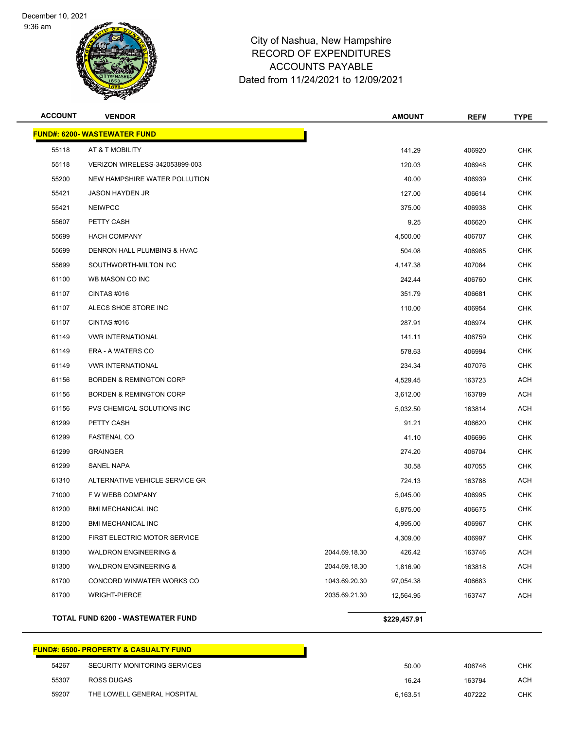December 10, 2021
9:36 am

# City of Nashua, New Hampshire
## RECORD OF EXPENDITURES
## ACCOUNTS PAYABLE
## Dated from 11/24/2021 to 12/09/2021

| ACCOUNT | VENDOR | | AMOUNT | REF# | TYPE |
|---|---|---|---|---|---|
| **FUND#: 6200- WASTEWATER FUND** | | | | | |
| 55118 | AT & T MOBILITY | | 141.29 | 406920 | CHK |
| 55118 | VERIZON WIRELESS-342053899-003 | | 120.03 | 406948 | CHK |
| 55200 | NEW HAMPSHIRE WATER POLLUTION | | 40.00 | 406939 | CHK |
| 55421 | JASON HAYDEN JR | | 127.00 | 406614 | CHK |
| 55421 | NEIWPCC | | 375.00 | 406938 | CHK |
| 55607 | PETTY CASH | | 9.25 | 406620 | CHK |
| 55699 | HACH COMPANY | | 4,500.00 | 406707 | CHK |
| 55699 | DENRON HALL PLUMBING & HVAC | | 504.08 | 406985 | CHK |
| 55699 | SOUTHWORTH-MILTON INC | | 4,147.38 | 407064 | CHK |
| 61100 | WB MASON CO INC | | 242.44 | 406760 | CHK |
| 61107 | CINTAS #016 | | 351.79 | 406681 | CHK |
| 61107 | ALECS SHOE STORE INC | | 110.00 | 406954 | CHK |
| 61107 | CINTAS #016 | | 287.91 | 406974 | CHK |
| 61149 | VWR INTERNATIONAL | | 141.11 | 406759 | CHK |
| 61149 | ERA - A WATERS CO | | 578.63 | 406994 | CHK |
| 61149 | VWR INTERNATIONAL | | 234.34 | 407076 | CHK |
| 61156 | BORDEN & REMINGTON CORP | | 4,529.45 | 163723 | ACH |
| 61156 | BORDEN & REMINGTON CORP | | 3,612.00 | 163789 | ACH |
| 61156 | PVS CHEMICAL SOLUTIONS INC | | 5,032.50 | 163814 | ACH |
| 61299 | PETTY CASH | | 91.21 | 406620 | CHK |
| 61299 | FASTENAL CO | | 41.10 | 406696 | CHK |
| 61299 | GRAINGER | | 274.20 | 406704 | CHK |
| 61299 | SANEL NAPA | | 30.58 | 407055 | CHK |
| 61310 | ALTERNATIVE VEHICLE SERVICE GR | | 724.13 | 163788 | ACH |
| 71000 | F W WEBB COMPANY | | 5,045.00 | 406995 | CHK |
| 81200 | BMI MECHANICAL INC | | 5,875.00 | 406675 | CHK |
| 81200 | BMI MECHANICAL INC | | 4,995.00 | 406967 | CHK |
| 81200 | FIRST ELECTRIC MOTOR SERVICE | | 4,309.00 | 406997 | CHK |
| 81300 | WALDRON ENGINEERING & | 2044.69.18.30 | 426.42 | 163746 | ACH |
| 81300 | WALDRON ENGINEERING & | 2044.69.18.30 | 1,816.90 | 163818 | ACH |
| 81700 | CONCORD WINWATER WORKS CO | 1043.69.20.30 | 97,054.38 | 406683 | CHK |
| 81700 | WRIGHT-PIERCE | 2035.69.21.30 | 12,564.95 | 163747 | ACH |
| **TOTAL FUND 6200 - WASTEWATER FUND** | | | **$229,457.91** | | |

| ACCOUNT | VENDOR | AMOUNT | REF# | TYPE |
|---|---|---|---|---|
| **FUND#: 6500- PROPERTY & CASUALTY FUND** | | | | |
| 54267 | SECURITY MONITORING SERVICES | 50.00 | 406746 | CHK |
| 55307 | ROSS DUGAS | 16.24 | 163794 | ACH |
| 59207 | THE LOWELL GENERAL HOSPITAL | 6,163.51 | 407222 | CHK |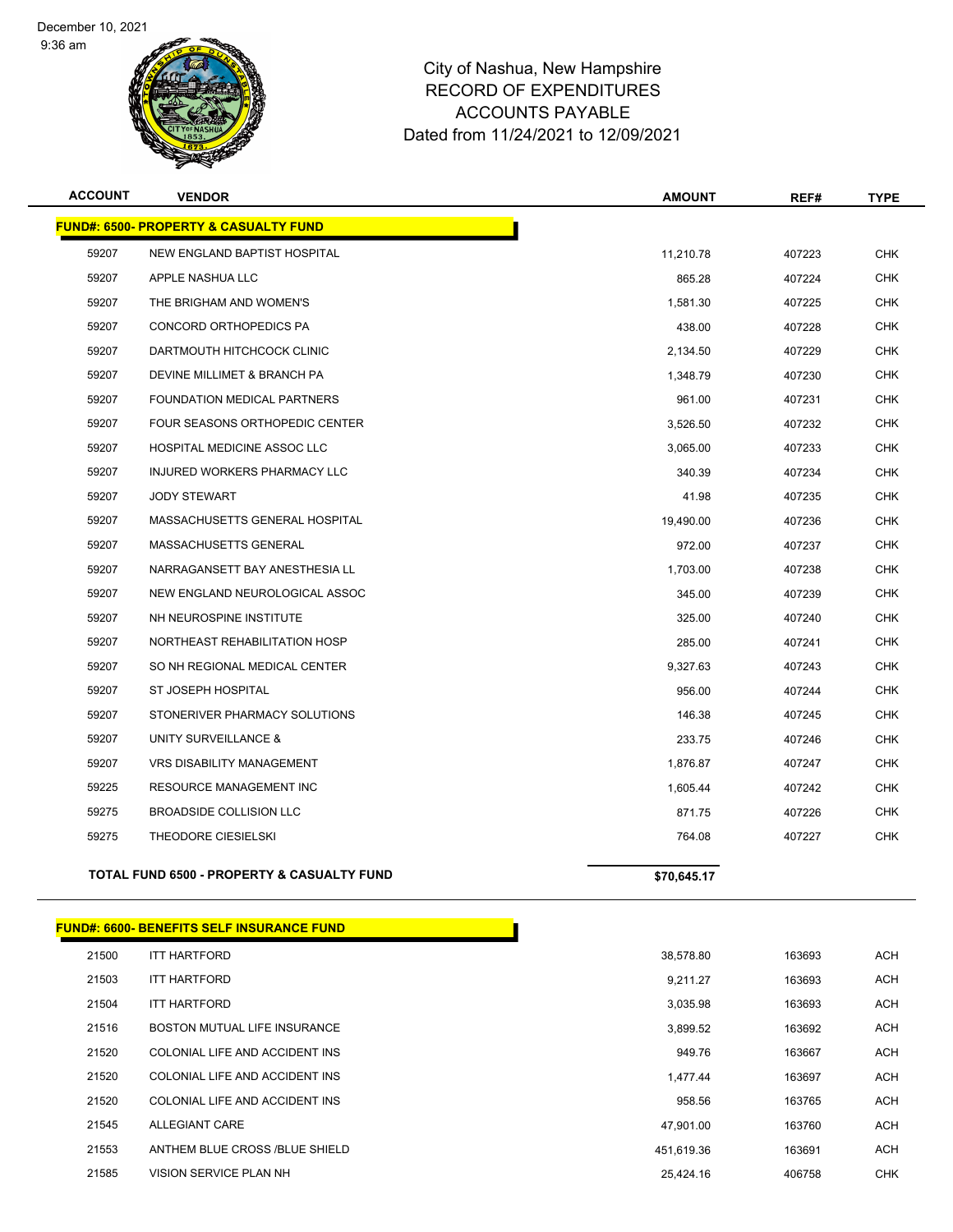City of Nashua, New Hampshire
RECORD OF EXPENDITURES
ACCOUNTS PAYABLE
Dated from 11/24/2021 to 12/09/2021

| ACCOUNT | VENDOR | AMOUNT | REF# | TYPE |
|---|---|---|---|---|
| **FUND#: 6500- PROPERTY & CASUALTY FUND** | | | | |
| 59207 | NEW ENGLAND BAPTIST HOSPITAL | 11,210.78 | 407223 | CHK |
| 59207 | APPLE NASHUA LLC | 865.28 | 407224 | CHK |
| 59207 | THE BRIGHAM AND WOMEN'S | 1,581.30 | 407225 | CHK |
| 59207 | CONCORD ORTHOPEDICS PA | 438.00 | 407228 | CHK |
| 59207 | DARTMOUTH HITCHCOCK CLINIC | 2,134.50 | 407229 | CHK |
| 59207 | DEVINE MILLIMET & BRANCH PA | 1,348.79 | 407230 | CHK |
| 59207 | FOUNDATION MEDICAL PARTNERS | 961.00 | 407231 | CHK |
| 59207 | FOUR SEASONS ORTHOPEDIC CENTER | 3,526.50 | 407232 | CHK |
| 59207 | HOSPITAL MEDICINE ASSOC LLC | 3,065.00 | 407233 | CHK |
| 59207 | INJURED WORKERS PHARMACY LLC | 340.39 | 407234 | CHK |
| 59207 | JODY STEWART | 41.98 | 407235 | CHK |
| 59207 | MASSACHUSETTS GENERAL HOSPITAL | 19,490.00 | 407236 | CHK |
| 59207 | MASSACHUSETTS GENERAL | 972.00 | 407237 | CHK |
| 59207 | NARRAGANSETT BAY ANESTHESIA LL | 1,703.00 | 407238 | CHK |
| 59207 | NEW ENGLAND NEUROLOGICAL ASSOC | 345.00 | 407239 | CHK |
| 59207 | NH NEUROSPINE INSTITUTE | 325.00 | 407240 | CHK |
| 59207 | NORTHEAST REHABILITATION HOSP | 285.00 | 407241 | CHK |
| 59207 | SO NH REGIONAL MEDICAL CENTER | 9,327.63 | 407243 | CHK |
| 59207 | ST JOSEPH HOSPITAL | 956.00 | 407244 | CHK |
| 59207 | STONERIVER PHARMACY SOLUTIONS | 146.38 | 407245 | CHK |
| 59207 | UNITY SURVEILLANCE & | 233.75 | 407246 | CHK |
| 59207 | VRS DISABILITY MANAGEMENT | 1,876.87 | 407247 | CHK |
| 59225 | RESOURCE MANAGEMENT INC | 1,605.44 | 407242 | CHK |
| 59275 | BROADSIDE COLLISION LLC | 871.75 | 407226 | CHK |
| 59275 | THEODORE CIESIELSKI | 764.08 | 407227 | CHK |
| **TOTAL FUND 6500 - PROPERTY & CASUALTY FUND** | | **$70,645.17** | | |

| ACCOUNT | VENDOR | AMOUNT | REF# | TYPE |
|---|---|---|---|---|
| **FUND#: 6600- BENEFITS SELF INSURANCE FUND** | | | | |
| 21500 | ITT HARTFORD | 38,578.80 | 163693 | ACH |
| 21503 | ITT HARTFORD | 9,211.27 | 163693 | ACH |
| 21504 | ITT HARTFORD | 3,035.98 | 163693 | ACH |
| 21516 | BOSTON MUTUAL LIFE INSURANCE | 3,899.52 | 163692 | ACH |
| 21520 | COLONIAL LIFE AND ACCIDENT INS | 949.76 | 163667 | ACH |
| 21520 | COLONIAL LIFE AND ACCIDENT INS | 1,477.44 | 163697 | ACH |
| 21520 | COLONIAL LIFE AND ACCIDENT INS | 958.56 | 163765 | ACH |
| 21545 | ALLEGIANT CARE | 47,901.00 | 163760 | ACH |
| 21553 | ANTHEM BLUE CROSS /BLUE SHIELD | 451,619.36 | 163691 | ACH |
| 21585 | VISION SERVICE PLAN NH | 25,424.16 | 406758 | CHK |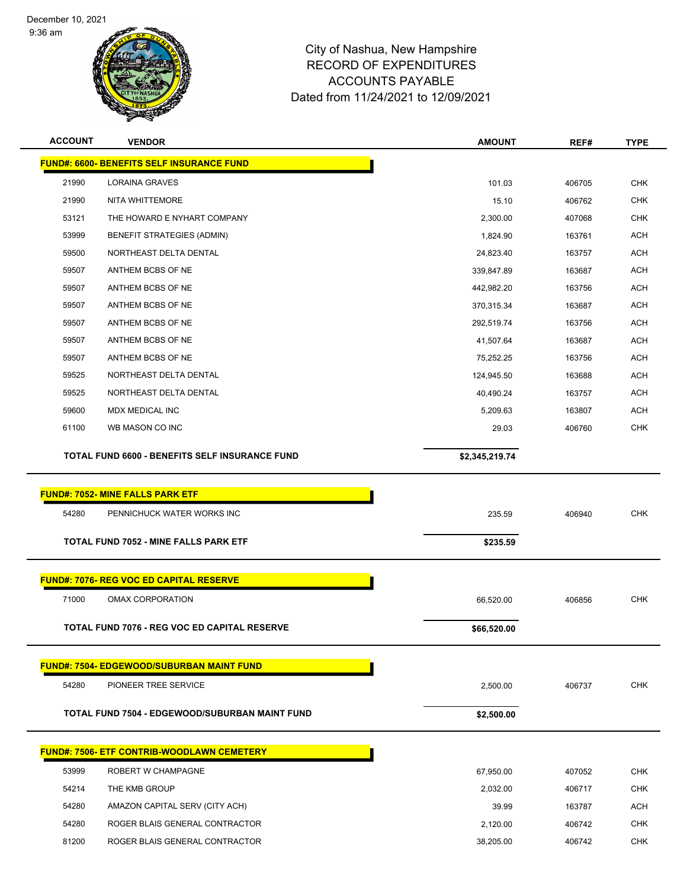City of Nashua, New Hampshire
RECORD OF EXPENDITURES
ACCOUNTS PAYABLE
Dated from 11/24/2021 to 12/09/2021

| ACCOUNT | VENDOR | AMOUNT | REF# | TYPE |
|---|---|---|---|---|
| **FUND#: 6600- BENEFITS SELF INSURANCE FUND** | | | | |
| 21990 | LORAINA GRAVES | 101.03 | 406705 | CHK |
| 21990 | NITA WHITTEMORE | 15.10 | 406762 | CHK |
| 53121 | THE HOWARD E NYHART COMPANY | 2,300.00 | 407068 | CHK |
| 53999 | BENEFIT STRATEGIES (ADMIN) | 1,824.90 | 163761 | ACH |
| 59500 | NORTHEAST DELTA DENTAL | 24,823.40 | 163757 | ACH |
| 59507 | ANTHEM BCBS OF NE | 339,847.89 | 163687 | ACH |
| 59507 | ANTHEM BCBS OF NE | 442,982.20 | 163756 | ACH |
| 59507 | ANTHEM BCBS OF NE | 370,315.34 | 163687 | ACH |
| 59507 | ANTHEM BCBS OF NE | 292,519.74 | 163756 | ACH |
| 59507 | ANTHEM BCBS OF NE | 41,507.64 | 163687 | ACH |
| 59507 | ANTHEM BCBS OF NE | 75,252.25 | 163756 | ACH |
| 59525 | NORTHEAST DELTA DENTAL | 124,945.50 | 163688 | ACH |
| 59525 | NORTHEAST DELTA DENTAL | 40,490.24 | 163757 | ACH |
| 59600 | MDX MEDICAL INC | 5,209.63 | 163807 | ACH |
| 61100 | WB MASON CO INC | 29.03 | 406760 | CHK |
| | **TOTAL FUND 6600 - BENEFITS SELF INSURANCE FUND** | **$2,345,219.74** | | |
| **FUND#: 7052- MINE FALLS PARK ETF** | | | | |
| 54280 | PENNICHUCK WATER WORKS INC | 235.59 | 406940 | CHK |
| | **TOTAL FUND 7052 - MINE FALLS PARK ETF** | **$235.59** | | |
| **FUND#: 7076- REG VOC ED CAPITAL RESERVE** | | | | |
| 71000 | OMAX CORPORATION | 66,520.00 | 406856 | CHK |
| | **TOTAL FUND 7076 - REG VOC ED CAPITAL RESERVE** | **$66,520.00** | | |
| **FUND#: 7504- EDGEWOOD/SUBURBAN MAINT FUND** | | | | |
| 54280 | PIONEER TREE SERVICE | 2,500.00 | 406737 | CHK |
| | **TOTAL FUND 7504 - EDGEWOOD/SUBURBAN MAINT FUND** | **$2,500.00** | | |
| **FUND#: 7506- ETF CONTRIB-WOODLAWN CEMETERY** | | | | |
| 53999 | ROBERT W CHAMPAGNE | 67,950.00 | 407052 | CHK |
| 54214 | THE KMB GROUP | 2,032.00 | 406717 | CHK |
| 54280 | AMAZON CAPITAL SERV (CITY ACH) | 39.99 | 163787 | ACH |
| 54280 | ROGER BLAIS GENERAL CONTRACTOR | 2,120.00 | 406742 | CHK |
| 81200 | ROGER BLAIS GENERAL CONTRACTOR | 38,205.00 | 406742 | CHK |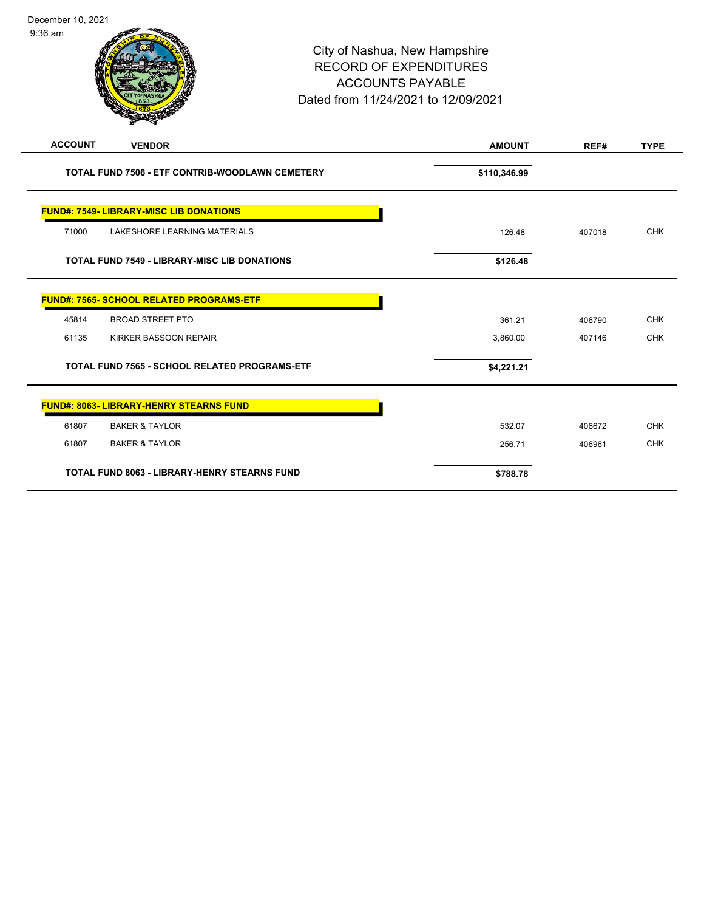City of Nashua, New Hampshire
RECORD OF EXPENDITURES
ACCOUNTS PAYABLE
Dated from 11/24/2021 to 12/09/2021

| ACCOUNT | VENDOR | AMOUNT | REF# | TYPE |
|---|---|---|---|---|
| | **TOTAL FUND 7506 - ETF CONTRIB-WOODLAWN CEMETERY** | **$110,346.99** | | |
| | **FUND#: 7549- LIBRARY-MISC LIB DONATIONS** | | | |
| 71000 | LAKESHORE LEARNING MATERIALS | 126.48 | 407018 | CHK |
| | **TOTAL FUND 7549 - LIBRARY-MISC LIB DONATIONS** | **$126.48** | | |
| | **FUND#: 7565- SCHOOL RELATED PROGRAMS-ETF** | | | |
| 45814 | BROAD STREET PTO | 361.21 | 406790 | CHK |
| 61135 | KIRKER BASSOON REPAIR | 3,860.00 | 407146 | CHK |
| | **TOTAL FUND 7565 - SCHOOL RELATED PROGRAMS-ETF** | **$4,221.21** | | |
| | **FUND#: 8063- LIBRARY-HENRY STEARNS FUND** | | | |
| 61807 | BAKER & TAYLOR | 532.07 | 406672 | CHK |
| 61807 | BAKER & TAYLOR | 256.71 | 406961 | CHK |
| | **TOTAL FUND 8063 - LIBRARY-HENRY STEARNS FUND** | **$788.78** | | |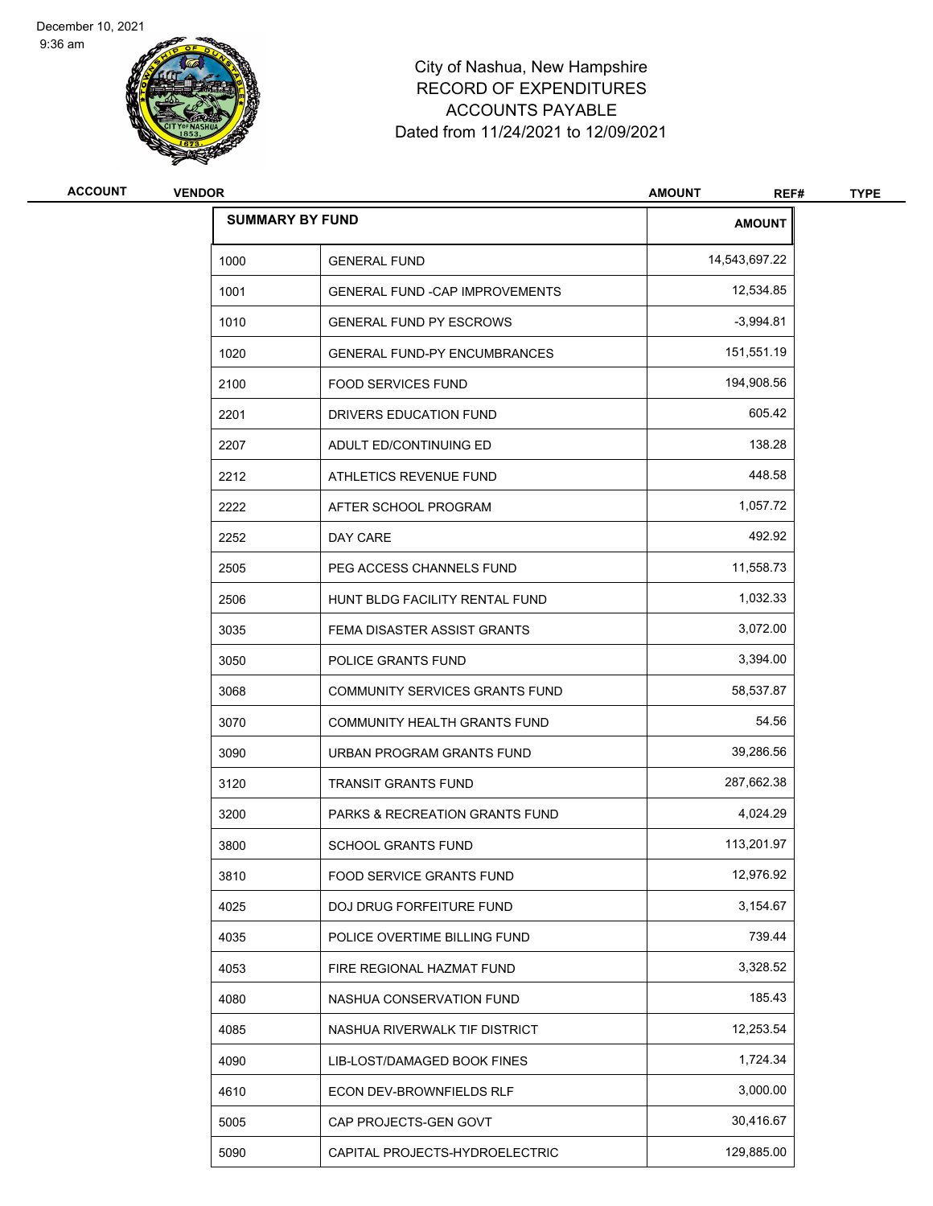December 10, 2021
9:36 am

City of Nashua, New Hampshire
RECORD OF EXPENDITURES
ACCOUNTS PAYABLE
Dated from 11/24/2021 to 12/09/2021

| ACCOUNT | VENDOR | AMOUNT | REF# | TYPE |
|---|---|---|---|---|

| SUMMARY BY FUND | | AMOUNT |
|---|---|---|
| 1000 | GENERAL FUND | 14,543,697.22 |
| 1001 | GENERAL FUND -CAP IMPROVEMENTS | 12,534.85 |
| 1010 | GENERAL FUND PY ESCROWS | -3,994.81 |
| 1020 | GENERAL FUND-PY ENCUMBRANCES | 151,551.19 |
| 2100 | FOOD SERVICES FUND | 194,908.56 |
| 2201 | DRIVERS EDUCATION FUND | 605.42 |
| 2207 | ADULT ED/CONTINUING ED | 138.28 |
| 2212 | ATHLETICS REVENUE FUND | 448.58 |
| 2222 | AFTER SCHOOL PROGRAM | 1,057.72 |
| 2252 | DAY CARE | 492.92 |
| 2505 | PEG ACCESS CHANNELS FUND | 11,558.73 |
| 2506 | HUNT BLDG FACILITY RENTAL FUND | 1,032.33 |
| 3035 | FEMA DISASTER ASSIST GRANTS | 3,072.00 |
| 3050 | POLICE GRANTS FUND | 3,394.00 |
| 3068 | COMMUNITY SERVICES GRANTS FUND | 58,537.87 |
| 3070 | COMMUNITY HEALTH GRANTS FUND | 54.56 |
| 3090 | URBAN PROGRAM GRANTS FUND | 39,286.56 |
| 3120 | TRANSIT GRANTS FUND | 287,662.38 |
| 3200 | PARKS & RECREATION GRANTS FUND | 4,024.29 |
| 3800 | SCHOOL GRANTS FUND | 113,201.97 |
| 3810 | FOOD SERVICE GRANTS FUND | 12,976.92 |
| 4025 | DOJ DRUG FORFEITURE FUND | 3,154.67 |
| 4035 | POLICE OVERTIME BILLING FUND | 739.44 |
| 4053 | FIRE REGIONAL HAZMAT FUND | 3,328.52 |
| 4080 | NASHUA CONSERVATION FUND | 185.43 |
| 4085 | NASHUA RIVERWALK TIF DISTRICT | 12,253.54 |
| 4090 | LIB-LOST/DAMAGED BOOK FINES | 1,724.34 |
| 4610 | ECON DEV-BROWNFIELDS RLF | 3,000.00 |
| 5005 | CAP PROJECTS-GEN GOVT | 30,416.67 |
| 5090 | CAPITAL PROJECTS-HYDROELECTRIC | 129,885.00 |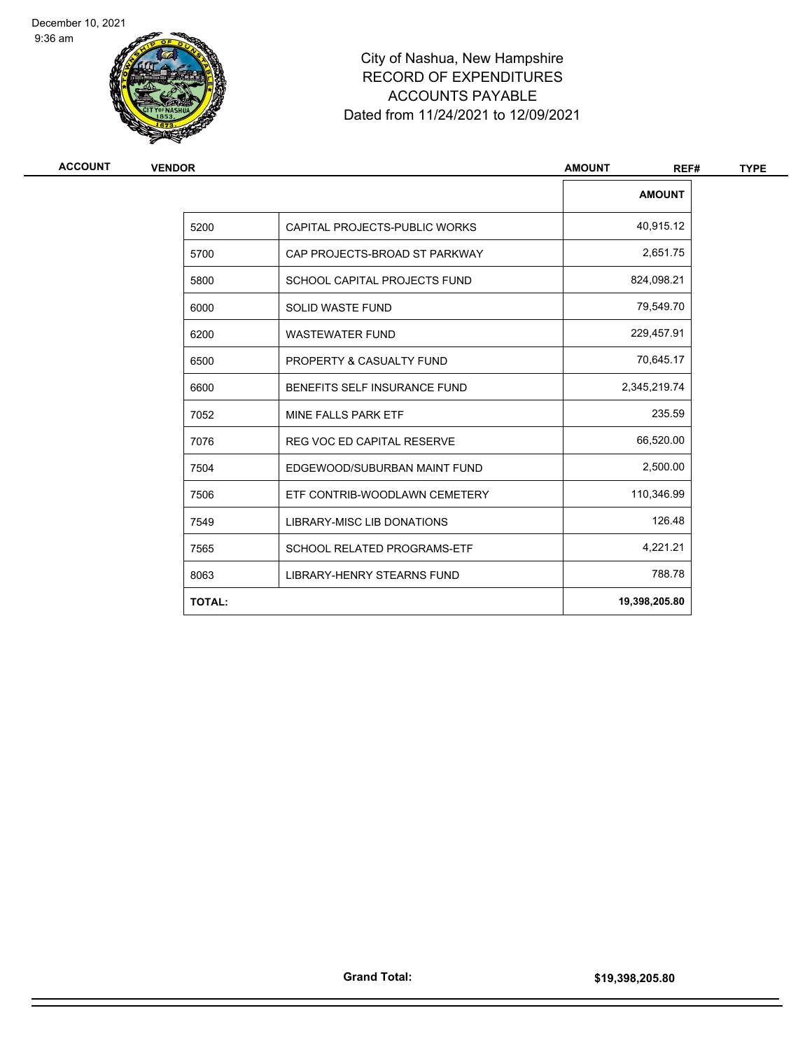December 10, 2021
9:36 am

# City of Nashua, New Hampshire
## RECORD OF EXPENDITURES
## ACCOUNTS PAYABLE
## Dated from 11/24/2021 to 12/09/2021

| ACCOUNT | VENDOR | AMOUNT | REF# | TYPE |
|---|---|---|---|---|

| | | AMOUNT |
|---|---|---|
| 5200 | CAPITAL PROJECTS-PUBLIC WORKS | 40,915.12 |
| 5700 | CAP PROJECTS-BROAD ST PARKWAY | 2,651.75 |
| 5800 | SCHOOL CAPITAL PROJECTS FUND | 824,098.21 |
| 6000 | SOLID WASTE FUND | 79,549.70 |
| 6200 | WASTEWATER FUND | 229,457.91 |
| 6500 | PROPERTY & CASUALTY FUND | 70,645.17 |
| 6600 | BENEFITS SELF INSURANCE FUND | 2,345,219.74 |
| 7052 | MINE FALLS PARK ETF | 235.59 |
| 7076 | REG VOC ED CAPITAL RESERVE | 66,520.00 |
| 7504 | EDGEWOOD/SUBURBAN MAINT FUND | 2,500.00 |
| 7506 | ETF CONTRIB-WOODLAWN CEMETERY | 110,346.99 |
| 7549 | LIBRARY-MISC LIB DONATIONS | 126.48 |
| 7565 | SCHOOL RELATED PROGRAMS-ETF | 4,221.21 |
| 8063 | LIBRARY-HENRY STEARNS FUND | 788.78 |
| **TOTAL:** | | **19,398,205.80** |

**Grand Total:** **$19,398,205.80**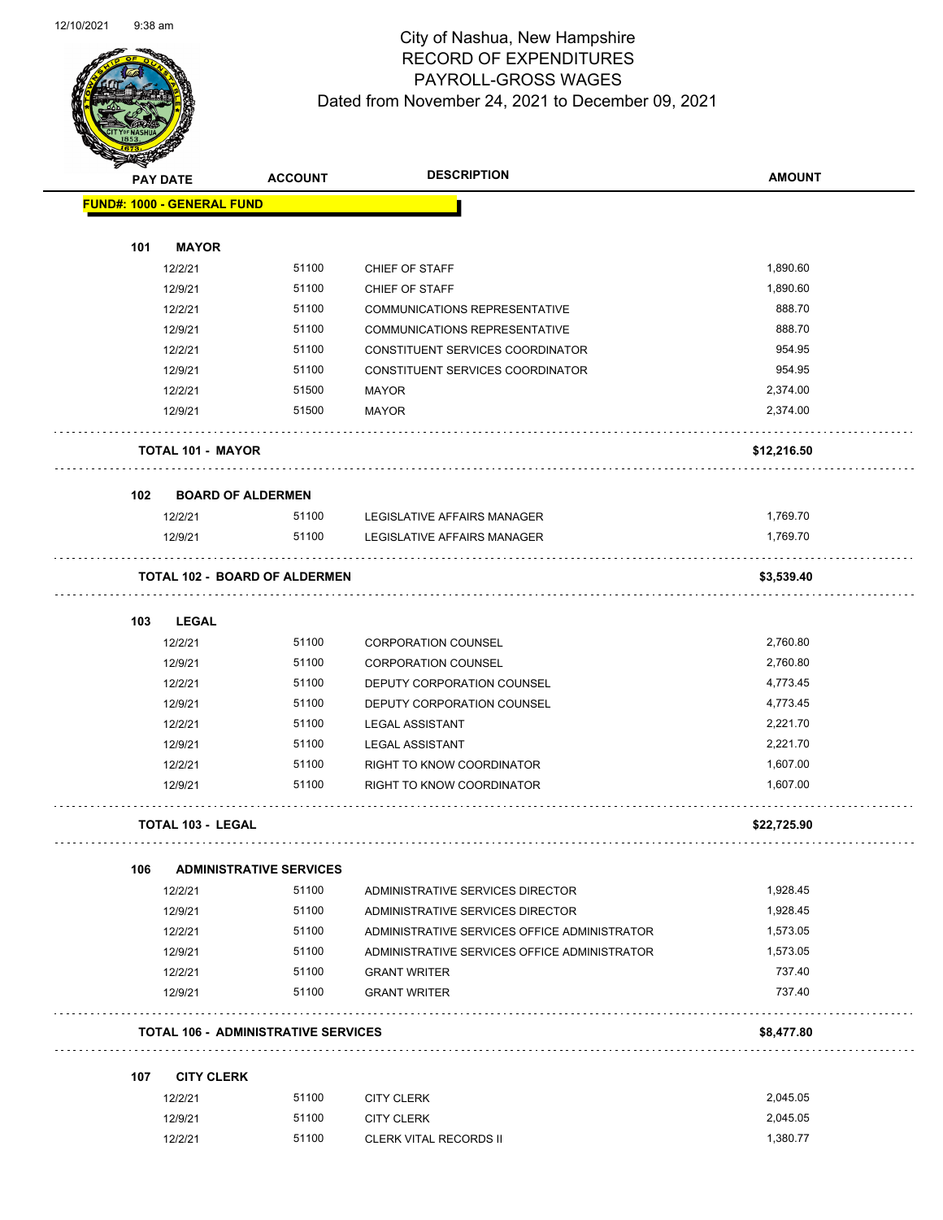# City of Nashua, New Hampshire
## RECORD OF EXPENDITURES
## PAYROLL-GROSS WAGES
### Dated from November 24, 2021 to December 09, 2021

| PAY DATE | ACCOUNT | DESCRIPTION | AMOUNT |
|---|---|---|---|
| **FUND#: 1000 - GENERAL FUND** | | | |
| **101 MAYOR** | | | |
| 12/2/21 | 51100 | CHIEF OF STAFF | 1,890.60 |
| 12/9/21 | 51100 | CHIEF OF STAFF | 1,890.60 |
| 12/2/21 | 51100 | COMMUNICATIONS REPRESENTATIVE | 888.70 |
| 12/9/21 | 51100 | COMMUNICATIONS REPRESENTATIVE | 888.70 |
| 12/2/21 | 51100 | CONSTITUENT SERVICES COORDINATOR | 954.95 |
| 12/9/21 | 51100 | CONSTITUENT SERVICES COORDINATOR | 954.95 |
| 12/2/21 | 51500 | MAYOR | 2,374.00 |
| 12/9/21 | 51500 | MAYOR | 2,374.00 |
| **TOTAL 101 - MAYOR** | | | **$12,216.50** |
| **102 BOARD OF ALDERMEN** | | | |
| 12/2/21 | 51100 | LEGISLATIVE AFFAIRS MANAGER | 1,769.70 |
| 12/9/21 | 51100 | LEGISLATIVE AFFAIRS MANAGER | 1,769.70 |
| **TOTAL 102 - BOARD OF ALDERMEN** | | | **$3,539.40** |
| **103 LEGAL** | | | |
| 12/2/21 | 51100 | CORPORATION COUNSEL | 2,760.80 |
| 12/9/21 | 51100 | CORPORATION COUNSEL | 2,760.80 |
| 12/2/21 | 51100 | DEPUTY CORPORATION COUNSEL | 4,773.45 |
| 12/9/21 | 51100 | DEPUTY CORPORATION COUNSEL | 4,773.45 |
| 12/2/21 | 51100 | LEGAL ASSISTANT | 2,221.70 |
| 12/9/21 | 51100 | LEGAL ASSISTANT | 2,221.70 |
| 12/2/21 | 51100 | RIGHT TO KNOW COORDINATOR | 1,607.00 |
| 12/9/21 | 51100 | RIGHT TO KNOW COORDINATOR | 1,607.00 |
| **TOTAL 103 - LEGAL** | | | **$22,725.90** |
| **106 ADMINISTRATIVE SERVICES** | | | |
| 12/2/21 | 51100 | ADMINISTRATIVE SERVICES DIRECTOR | 1,928.45 |
| 12/9/21 | 51100 | ADMINISTRATIVE SERVICES DIRECTOR | 1,928.45 |
| 12/2/21 | 51100 | ADMINISTRATIVE SERVICES OFFICE ADMINISTRATOR | 1,573.05 |
| 12/9/21 | 51100 | ADMINISTRATIVE SERVICES OFFICE ADMINISTRATOR | 1,573.05 |
| 12/2/21 | 51100 | GRANT WRITER | 737.40 |
| 12/9/21 | 51100 | GRANT WRITER | 737.40 |
| **TOTAL 106 - ADMINISTRATIVE SERVICES** | | | **$8,477.80** |
| **107 CITY CLERK** | | | |
| 12/2/21 | 51100 | CITY CLERK | 2,045.05 |
| 12/9/21 | 51100 | CITY CLERK | 2,045.05 |
| 12/2/21 | 51100 | CLERK VITAL RECORDS II | 1,380.77 |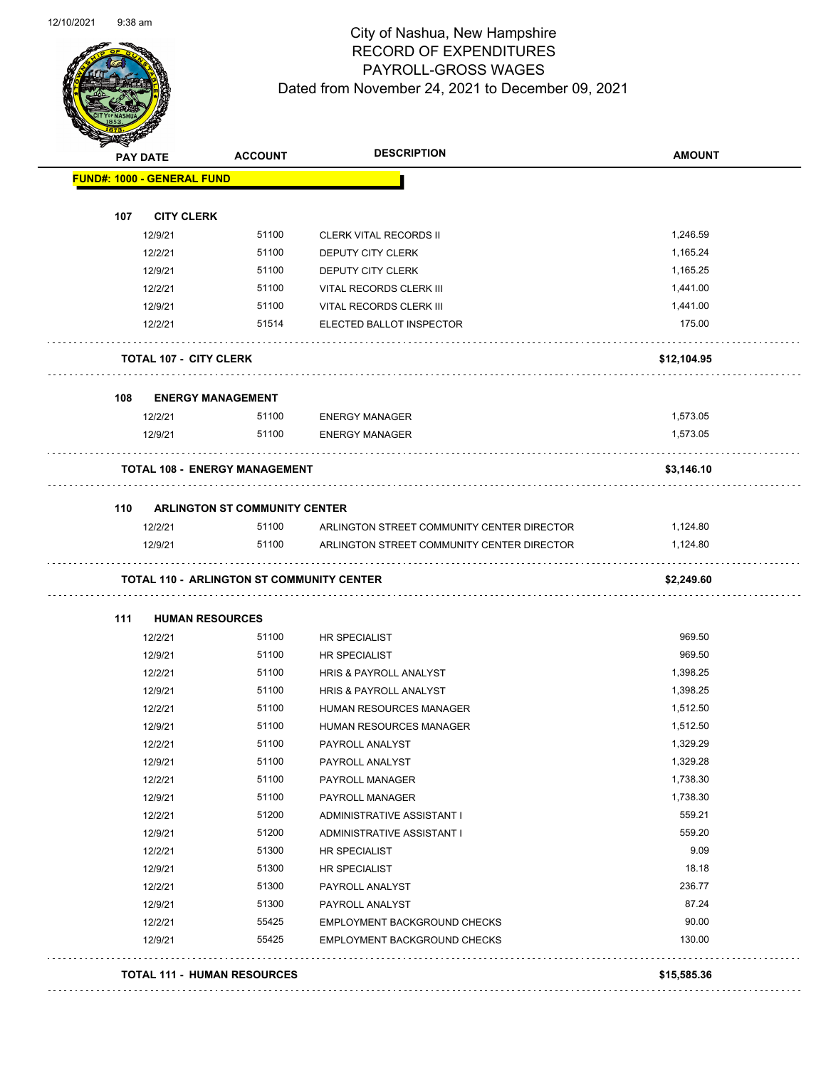# City of Nashua, New Hampshire
## RECORD OF EXPENDITURES
## PAYROLL-GROSS WAGES
### Dated from November 24, 2021 to December 09, 2021

| PAY DATE | ACCOUNT | DESCRIPTION | AMOUNT |
|---|---|---|---|
| **FUND#: 1000 - GENERAL FUND** | | | |
| **107 CITY CLERK** | | | |
| 12/9/21 | 51100 | CLERK VITAL RECORDS II | 1,246.59 |
| 12/2/21 | 51100 | DEPUTY CITY CLERK | 1,165.24 |
| 12/9/21 | 51100 | DEPUTY CITY CLERK | 1,165.25 |
| 12/2/21 | 51100 | VITAL RECORDS CLERK III | 1,441.00 |
| 12/9/21 | 51100 | VITAL RECORDS CLERK III | 1,441.00 |
| 12/2/21 | 51514 | ELECTED BALLOT INSPECTOR | 175.00 |
| **TOTAL 107 - CITY CLERK** | | | **$12,104.95** |
| **108 ENERGY MANAGEMENT** | | | |
| 12/2/21 | 51100 | ENERGY MANAGER | 1,573.05 |
| 12/9/21 | 51100 | ENERGY MANAGER | 1,573.05 |
| **TOTAL 108 - ENERGY MANAGEMENT** | | | **$3,146.10** |
| **110 ARLINGTON ST COMMUNITY CENTER** | | | |
| 12/2/21 | 51100 | ARLINGTON STREET COMMUNITY CENTER DIRECTOR | 1,124.80 |
| 12/9/21 | 51100 | ARLINGTON STREET COMMUNITY CENTER DIRECTOR | 1,124.80 |
| **TOTAL 110 - ARLINGTON ST COMMUNITY CENTER** | | | **$2,249.60** |
| **111 HUMAN RESOURCES** | | | |
| 12/2/21 | 51100 | HR SPECIALIST | 969.50 |
| 12/9/21 | 51100 | HR SPECIALIST | 969.50 |
| 12/2/21 | 51100 | HRIS & PAYROLL ANALYST | 1,398.25 |
| 12/9/21 | 51100 | HRIS & PAYROLL ANALYST | 1,398.25 |
| 12/2/21 | 51100 | HUMAN RESOURCES MANAGER | 1,512.50 |
| 12/9/21 | 51100 | HUMAN RESOURCES MANAGER | 1,512.50 |
| 12/2/21 | 51100 | PAYROLL ANALYST | 1,329.29 |
| 12/9/21 | 51100 | PAYROLL ANALYST | 1,329.28 |
| 12/2/21 | 51100 | PAYROLL MANAGER | 1,738.30 |
| 12/9/21 | 51100 | PAYROLL MANAGER | 1,738.30 |
| 12/2/21 | 51200 | ADMINISTRATIVE ASSISTANT I | 559.21 |
| 12/9/21 | 51200 | ADMINISTRATIVE ASSISTANT I | 559.20 |
| 12/2/21 | 51300 | HR SPECIALIST | 9.09 |
| 12/9/21 | 51300 | HR SPECIALIST | 18.18 |
| 12/2/21 | 51300 | PAYROLL ANALYST | 236.77 |
| 12/9/21 | 51300 | PAYROLL ANALYST | 87.24 |
| 12/2/21 | 55425 | EMPLOYMENT BACKGROUND CHECKS | 90.00 |
| 12/9/21 | 55425 | EMPLOYMENT BACKGROUND CHECKS | 130.00 |
| **TOTAL 111 - HUMAN RESOURCES** | | | **$15,585.36** |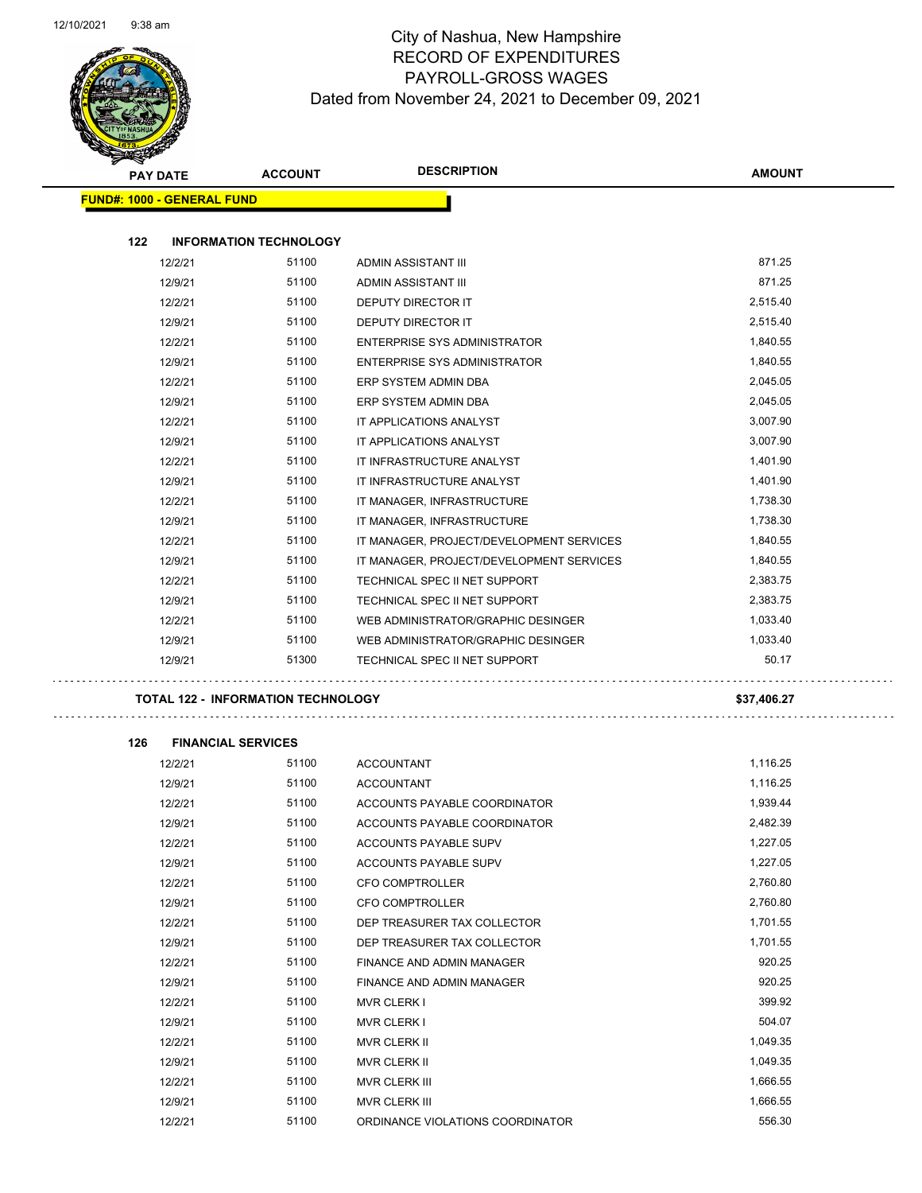# City of Nashua, New Hampshire
## RECORD OF EXPENDITURES
## PAYROLL-GROSS WAGES
## Dated from November 24, 2021 to December 09, 2021

| PAY DATE | ACCOUNT | DESCRIPTION | AMOUNT |
|---|---|---|---|
| **FUND#: 1000 - GENERAL FUND** | | | |
| **122 INFORMATION TECHNOLOGY** | | | |
| 12/2/21 | 51100 | ADMIN ASSISTANT III | 871.25 |
| 12/9/21 | 51100 | ADMIN ASSISTANT III | 871.25 |
| 12/2/21 | 51100 | DEPUTY DIRECTOR IT | 2,515.40 |
| 12/9/21 | 51100 | DEPUTY DIRECTOR IT | 2,515.40 |
| 12/2/21 | 51100 | ENTERPRISE SYS ADMINISTRATOR | 1,840.55 |
| 12/9/21 | 51100 | ENTERPRISE SYS ADMINISTRATOR | 1,840.55 |
| 12/2/21 | 51100 | ERP SYSTEM ADMIN DBA | 2,045.05 |
| 12/9/21 | 51100 | ERP SYSTEM ADMIN DBA | 2,045.05 |
| 12/2/21 | 51100 | IT APPLICATIONS ANALYST | 3,007.90 |
| 12/9/21 | 51100 | IT APPLICATIONS ANALYST | 3,007.90 |
| 12/2/21 | 51100 | IT INFRASTRUCTURE ANALYST | 1,401.90 |
| 12/9/21 | 51100 | IT INFRASTRUCTURE ANALYST | 1,401.90 |
| 12/2/21 | 51100 | IT MANAGER, INFRASTRUCTURE | 1,738.30 |
| 12/9/21 | 51100 | IT MANAGER, INFRASTRUCTURE | 1,738.30 |
| 12/2/21 | 51100 | IT MANAGER, PROJECT/DEVELOPMENT SERVICES | 1,840.55 |
| 12/9/21 | 51100 | IT MANAGER, PROJECT/DEVELOPMENT SERVICES | 1,840.55 |
| 12/2/21 | 51100 | TECHNICAL SPEC II NET SUPPORT | 2,383.75 |
| 12/9/21 | 51100 | TECHNICAL SPEC II NET SUPPORT | 2,383.75 |
| 12/2/21 | 51100 | WEB ADMINISTRATOR/GRAPHIC DESINGER | 1,033.40 |
| 12/9/21 | 51100 | WEB ADMINISTRATOR/GRAPHIC DESINGER | 1,033.40 |
| 12/9/21 | 51300 | TECHNICAL SPEC II NET SUPPORT | 50.17 |
| **TOTAL 122 - INFORMATION TECHNOLOGY** | | | **$37,406.27** |
| **126 FINANCIAL SERVICES** | | | |
| 12/2/21 | 51100 | ACCOUNTANT | 1,116.25 |
| 12/9/21 | 51100 | ACCOUNTANT | 1,116.25 |
| 12/2/21 | 51100 | ACCOUNTS PAYABLE COORDINATOR | 1,939.44 |
| 12/9/21 | 51100 | ACCOUNTS PAYABLE COORDINATOR | 2,482.39 |
| 12/2/21 | 51100 | ACCOUNTS PAYABLE SUPV | 1,227.05 |
| 12/9/21 | 51100 | ACCOUNTS PAYABLE SUPV | 1,227.05 |
| 12/2/21 | 51100 | CFO COMPTROLLER | 2,760.80 |
| 12/9/21 | 51100 | CFO COMPTROLLER | 2,760.80 |
| 12/2/21 | 51100 | DEP TREASURER TAX COLLECTOR | 1,701.55 |
| 12/9/21 | 51100 | DEP TREASURER TAX COLLECTOR | 1,701.55 |
| 12/2/21 | 51100 | FINANCE AND ADMIN MANAGER | 920.25 |
| 12/9/21 | 51100 | FINANCE AND ADMIN MANAGER | 920.25 |
| 12/2/21 | 51100 | MVR CLERK I | 399.92 |
| 12/9/21 | 51100 | MVR CLERK I | 504.07 |
| 12/2/21 | 51100 | MVR CLERK II | 1,049.35 |
| 12/9/21 | 51100 | MVR CLERK II | 1,049.35 |
| 12/2/21 | 51100 | MVR CLERK III | 1,666.55 |
| 12/9/21 | 51100 | MVR CLERK III | 1,666.55 |
| 12/2/21 | 51100 | ORDINANCE VIOLATIONS COORDINATOR | 556.30 |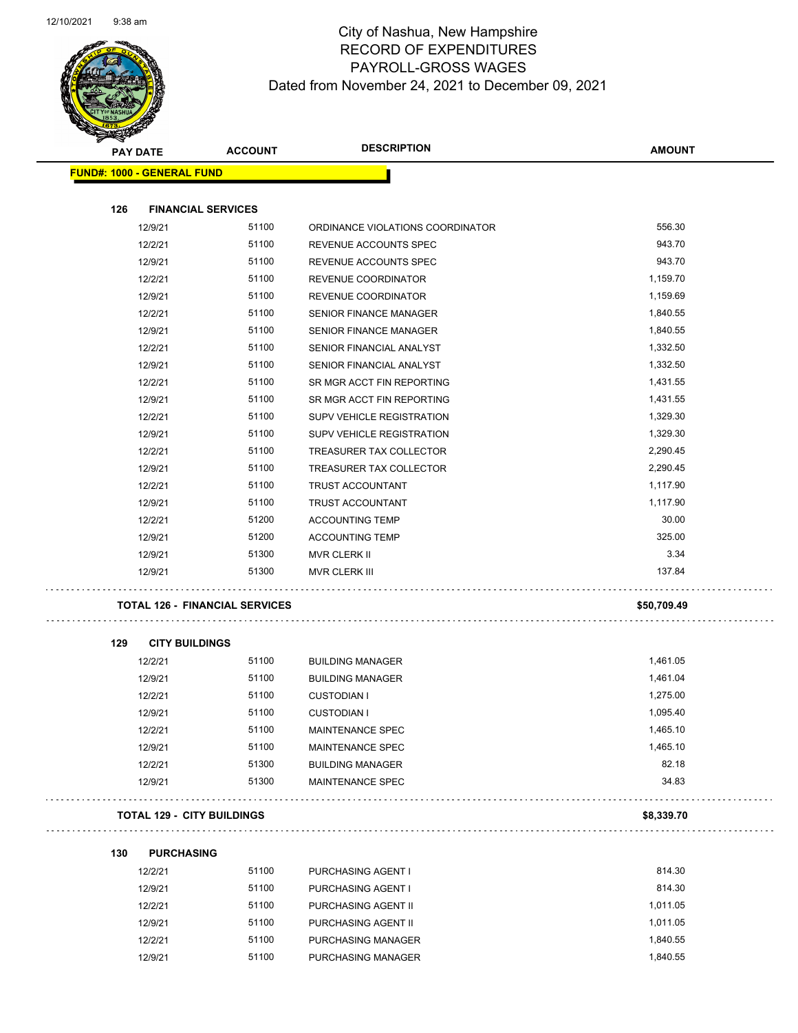# City of Nashua, New Hampshire
## RECORD OF EXPENDITURES
## PAYROLL-GROSS WAGES
### Dated from November 24, 2021 to December 09, 2021

| PAY DATE | ACCOUNT | DESCRIPTION | AMOUNT |
|---|---|---|---|
| **FUND#: 1000 - GENERAL FUND** | | | |
| **126 FINANCIAL SERVICES** | | | |
| 12/9/21 | 51100 | ORDINANCE VIOLATIONS COORDINATOR | 556.30 |
| 12/2/21 | 51100 | REVENUE ACCOUNTS SPEC | 943.70 |
| 12/9/21 | 51100 | REVENUE ACCOUNTS SPEC | 943.70 |
| 12/2/21 | 51100 | REVENUE COORDINATOR | 1,159.70 |
| 12/9/21 | 51100 | REVENUE COORDINATOR | 1,159.69 |
| 12/2/21 | 51100 | SENIOR FINANCE MANAGER | 1,840.55 |
| 12/9/21 | 51100 | SENIOR FINANCE MANAGER | 1,840.55 |
| 12/2/21 | 51100 | SENIOR FINANCIAL ANALYST | 1,332.50 |
| 12/9/21 | 51100 | SENIOR FINANCIAL ANALYST | 1,332.50 |
| 12/2/21 | 51100 | SR MGR ACCT FIN REPORTING | 1,431.55 |
| 12/9/21 | 51100 | SR MGR ACCT FIN REPORTING | 1,431.55 |
| 12/2/21 | 51100 | SUPV VEHICLE REGISTRATION | 1,329.30 |
| 12/9/21 | 51100 | SUPV VEHICLE REGISTRATION | 1,329.30 |
| 12/2/21 | 51100 | TREASURER TAX COLLECTOR | 2,290.45 |
| 12/9/21 | 51100 | TREASURER TAX COLLECTOR | 2,290.45 |
| 12/2/21 | 51100 | TRUST ACCOUNTANT | 1,117.90 |
| 12/9/21 | 51100 | TRUST ACCOUNTANT | 1,117.90 |
| 12/2/21 | 51200 | ACCOUNTING TEMP | 30.00 |
| 12/9/21 | 51200 | ACCOUNTING TEMP | 325.00 |
| 12/9/21 | 51300 | MVR CLERK II | 3.34 |
| 12/9/21 | 51300 | MVR CLERK III | 137.84 |
| **TOTAL 126 - FINANCIAL SERVICES** | | | **$50,709.49** |
| **129 CITY BUILDINGS** | | | |
| 12/2/21 | 51100 | BUILDING MANAGER | 1,461.05 |
| 12/9/21 | 51100 | BUILDING MANAGER | 1,461.04 |
| 12/2/21 | 51100 | CUSTODIAN I | 1,275.00 |
| 12/9/21 | 51100 | CUSTODIAN I | 1,095.40 |
| 12/2/21 | 51100 | MAINTENANCE SPEC | 1,465.10 |
| 12/9/21 | 51100 | MAINTENANCE SPEC | 1,465.10 |
| 12/2/21 | 51300 | BUILDING MANAGER | 82.18 |
| 12/9/21 | 51300 | MAINTENANCE SPEC | 34.83 |
| **TOTAL 129 - CITY BUILDINGS** | | | **$8,339.70** |
| **130 PURCHASING** | | | |
| 12/2/21 | 51100 | PURCHASING AGENT I | 814.30 |
| 12/9/21 | 51100 | PURCHASING AGENT I | 814.30 |
| 12/2/21 | 51100 | PURCHASING AGENT II | 1,011.05 |
| 12/9/21 | 51100 | PURCHASING AGENT II | 1,011.05 |
| 12/2/21 | 51100 | PURCHASING MANAGER | 1,840.55 |
| 12/9/21 | 51100 | PURCHASING MANAGER | 1,840.55 |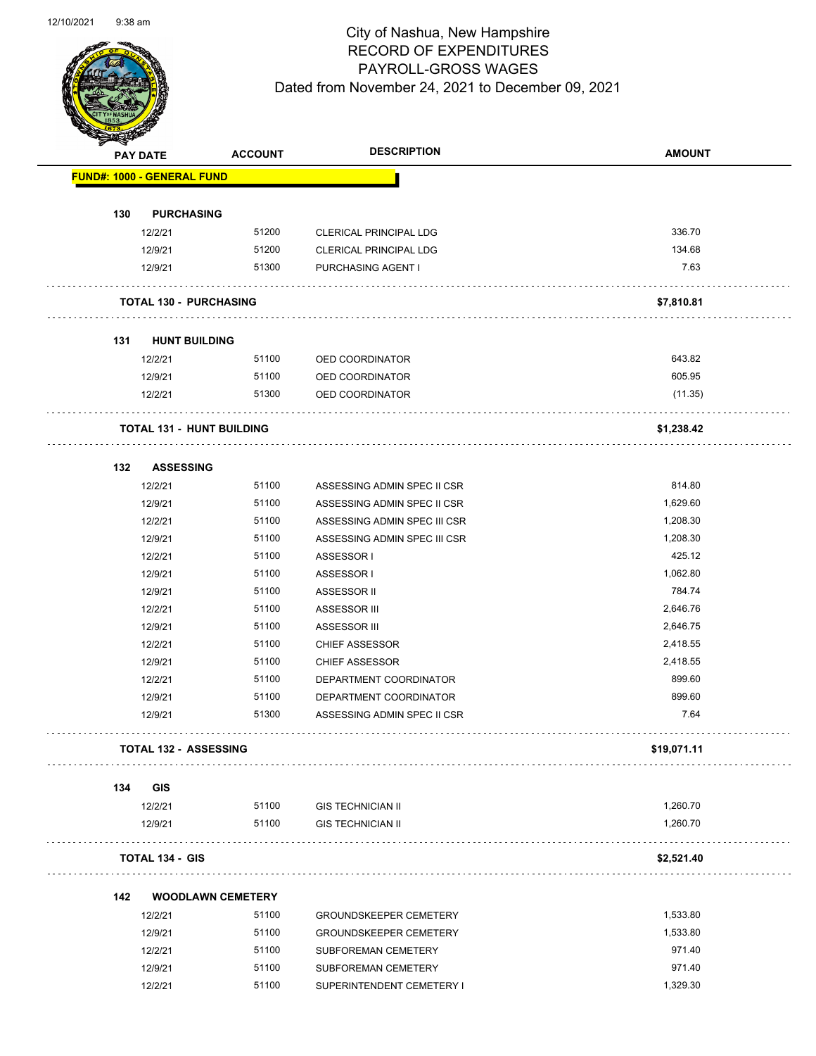City of Nashua, New Hampshire
RECORD OF EXPENDITURES
PAYROLL-GROSS WAGES
Dated from November 24, 2021 to December 09, 2021

| PAY DATE | ACCOUNT | DESCRIPTION | AMOUNT |
|---|---|---|---|
| **FUND#: 1000 - GENERAL FUND** | | | |
| **130 PURCHASING** | | | |
| 12/2/21 | 51200 | CLERICAL PRINCIPAL LDG | 336.70 |
| 12/9/21 | 51200 | CLERICAL PRINCIPAL LDG | 134.68 |
| 12/9/21 | 51300 | PURCHASING AGENT I | 7.63 |
| **TOTAL 130 - PURCHASING** | | | **$7,810.81** |
| **131 HUNT BUILDING** | | | |
| 12/2/21 | 51100 | OED COORDINATOR | 643.82 |
| 12/9/21 | 51100 | OED COORDINATOR | 605.95 |
| 12/2/21 | 51300 | OED COORDINATOR | (11.35) |
| **TOTAL 131 - HUNT BUILDING** | | | **$1,238.42** |
| **132 ASSESSING** | | | |
| 12/2/21 | 51100 | ASSESSING ADMIN SPEC II CSR | 814.80 |
| 12/9/21 | 51100 | ASSESSING ADMIN SPEC II CSR | 1,629.60 |
| 12/2/21 | 51100 | ASSESSING ADMIN SPEC III CSR | 1,208.30 |
| 12/9/21 | 51100 | ASSESSING ADMIN SPEC III CSR | 1,208.30 |
| 12/2/21 | 51100 | ASSESSOR I | 425.12 |
| 12/9/21 | 51100 | ASSESSOR I | 1,062.80 |
| 12/9/21 | 51100 | ASSESSOR II | 784.74 |
| 12/2/21 | 51100 | ASSESSOR III | 2,646.76 |
| 12/9/21 | 51100 | ASSESSOR III | 2,646.75 |
| 12/2/21 | 51100 | CHIEF ASSESSOR | 2,418.55 |
| 12/9/21 | 51100 | CHIEF ASSESSOR | 2,418.55 |
| 12/2/21 | 51100 | DEPARTMENT COORDINATOR | 899.60 |
| 12/9/21 | 51100 | DEPARTMENT COORDINATOR | 899.60 |
| 12/9/21 | 51300 | ASSESSING ADMIN SPEC II CSR | 7.64 |
| **TOTAL 132 - ASSESSING** | | | **$19,071.11** |
| **134 GIS** | | | |
| 12/2/21 | 51100 | GIS TECHNICIAN II | 1,260.70 |
| 12/9/21 | 51100 | GIS TECHNICIAN II | 1,260.70 |
| **TOTAL 134 - GIS** | | | **$2,521.40** |
| **142 WOODLAWN CEMETERY** | | | |
| 12/2/21 | 51100 | GROUNDSKEEPER CEMETERY | 1,533.80 |
| 12/9/21 | 51100 | GROUNDSKEEPER CEMETERY | 1,533.80 |
| 12/2/21 | 51100 | SUBFOREMAN CEMETERY | 971.40 |
| 12/9/21 | 51100 | SUBFOREMAN CEMETERY | 971.40 |
| 12/2/21 | 51100 | SUPERINTENDENT CEMETERY I | 1,329.30 |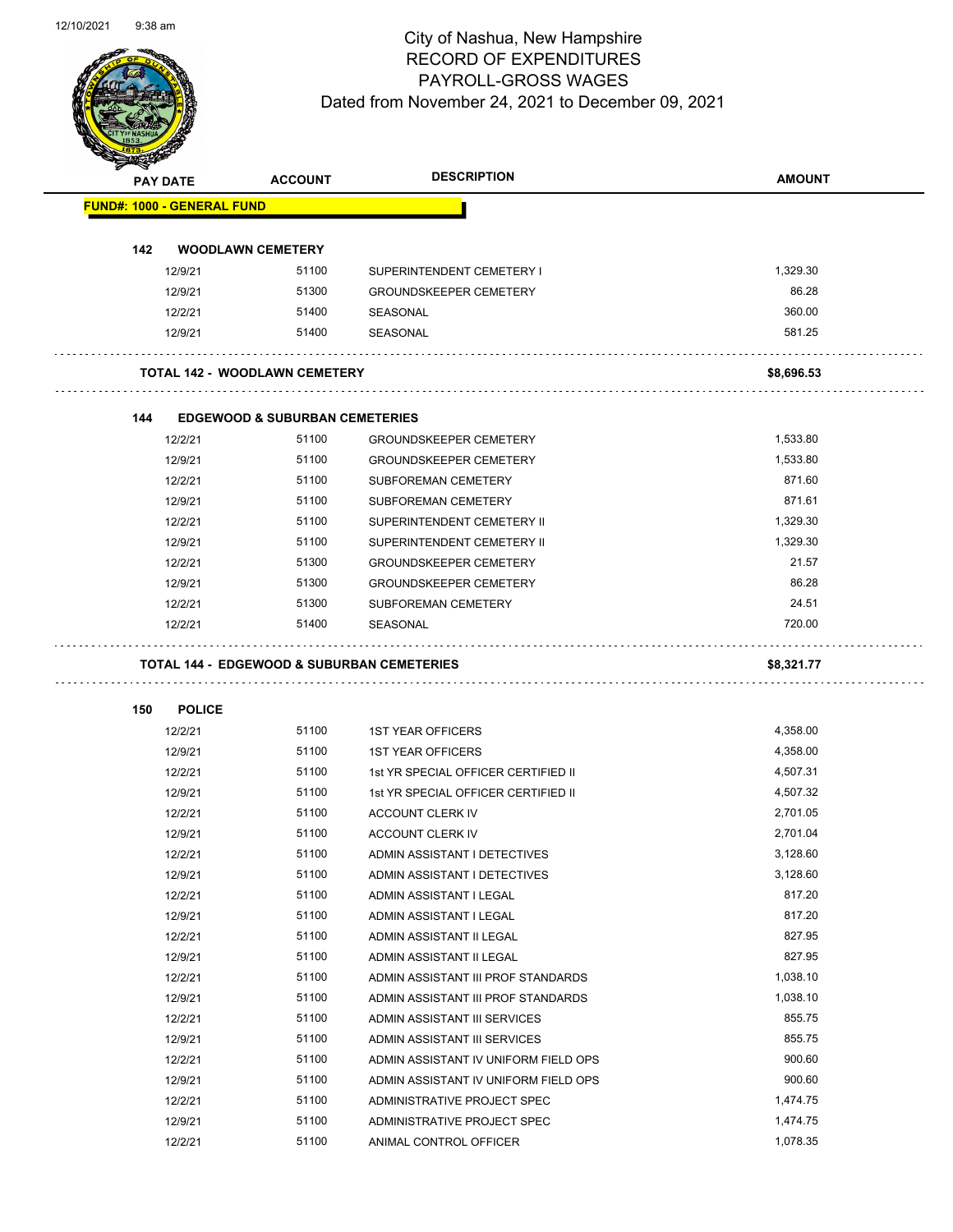# City of Nashua, New Hampshire
## RECORD OF EXPENDITURES
## PAYROLL-GROSS WAGES
### Dated from November 24, 2021 to December 09, 2021

| PAY DATE | ACCOUNT | DESCRIPTION | AMOUNT |
|---|---|---|---|
| **FUND#: 1000 - GENERAL FUND** | | | |
| **142 WOODLAWN CEMETERY** | | | |
| 12/9/21 | 51100 | SUPERINTENDENT CEMETERY I | 1,329.30 |
| 12/9/21 | 51300 | GROUNDSKEEPER CEMETERY | 86.28 |
| 12/2/21 | 51400 | SEASONAL | 360.00 |
| 12/9/21 | 51400 | SEASONAL | 581.25 |
| **TOTAL 142 - WOODLAWN CEMETERY** | | | **$8,696.53** |
| **144 EDGEWOOD & SUBURBAN CEMETERIES** | | | |
| 12/2/21 | 51100 | GROUNDSKEEPER CEMETERY | 1,533.80 |
| 12/9/21 | 51100 | GROUNDSKEEPER CEMETERY | 1,533.80 |
| 12/2/21 | 51100 | SUBFOREMAN CEMETERY | 871.60 |
| 12/9/21 | 51100 | SUBFOREMAN CEMETERY | 871.61 |
| 12/2/21 | 51100 | SUPERINTENDENT CEMETERY II | 1,329.30 |
| 12/9/21 | 51100 | SUPERINTENDENT CEMETERY II | 1,329.30 |
| 12/2/21 | 51300 | GROUNDSKEEPER CEMETERY | 21.57 |
| 12/9/21 | 51300 | GROUNDSKEEPER CEMETERY | 86.28 |
| 12/2/21 | 51300 | SUBFOREMAN CEMETERY | 24.51 |
| 12/2/21 | 51400 | SEASONAL | 720.00 |
| **TOTAL 144 - EDGEWOOD & SUBURBAN CEMETERIES** | | | **$8,321.77** |
| **150 POLICE** | | | |
| 12/2/21 | 51100 | 1ST YEAR OFFICERS | 4,358.00 |
| 12/9/21 | 51100 | 1ST YEAR OFFICERS | 4,358.00 |
| 12/2/21 | 51100 | 1st YR SPECIAL OFFICER CERTIFIED II | 4,507.31 |
| 12/9/21 | 51100 | 1st YR SPECIAL OFFICER CERTIFIED II | 4,507.32 |
| 12/2/21 | 51100 | ACCOUNT CLERK IV | 2,701.05 |
| 12/9/21 | 51100 | ACCOUNT CLERK IV | 2,701.04 |
| 12/2/21 | 51100 | ADMIN ASSISTANT I DETECTIVES | 3,128.60 |
| 12/9/21 | 51100 | ADMIN ASSISTANT I DETECTIVES | 3,128.60 |
| 12/2/21 | 51100 | ADMIN ASSISTANT I LEGAL | 817.20 |
| 12/9/21 | 51100 | ADMIN ASSISTANT I LEGAL | 817.20 |
| 12/2/21 | 51100 | ADMIN ASSISTANT II LEGAL | 827.95 |
| 12/9/21 | 51100 | ADMIN ASSISTANT II LEGAL | 827.95 |
| 12/2/21 | 51100 | ADMIN ASSISTANT III PROF STANDARDS | 1,038.10 |
| 12/9/21 | 51100 | ADMIN ASSISTANT III PROF STANDARDS | 1,038.10 |
| 12/2/21 | 51100 | ADMIN ASSISTANT III SERVICES | 855.75 |
| 12/9/21 | 51100 | ADMIN ASSISTANT III SERVICES | 855.75 |
| 12/2/21 | 51100 | ADMIN ASSISTANT IV UNIFORM FIELD OPS | 900.60 |
| 12/9/21 | 51100 | ADMIN ASSISTANT IV UNIFORM FIELD OPS | 900.60 |
| 12/2/21 | 51100 | ADMINISTRATIVE PROJECT SPEC | 1,474.75 |
| 12/9/21 | 51100 | ADMINISTRATIVE PROJECT SPEC | 1,474.75 |
| 12/2/21 | 51100 | ANIMAL CONTROL OFFICER | 1,078.35 |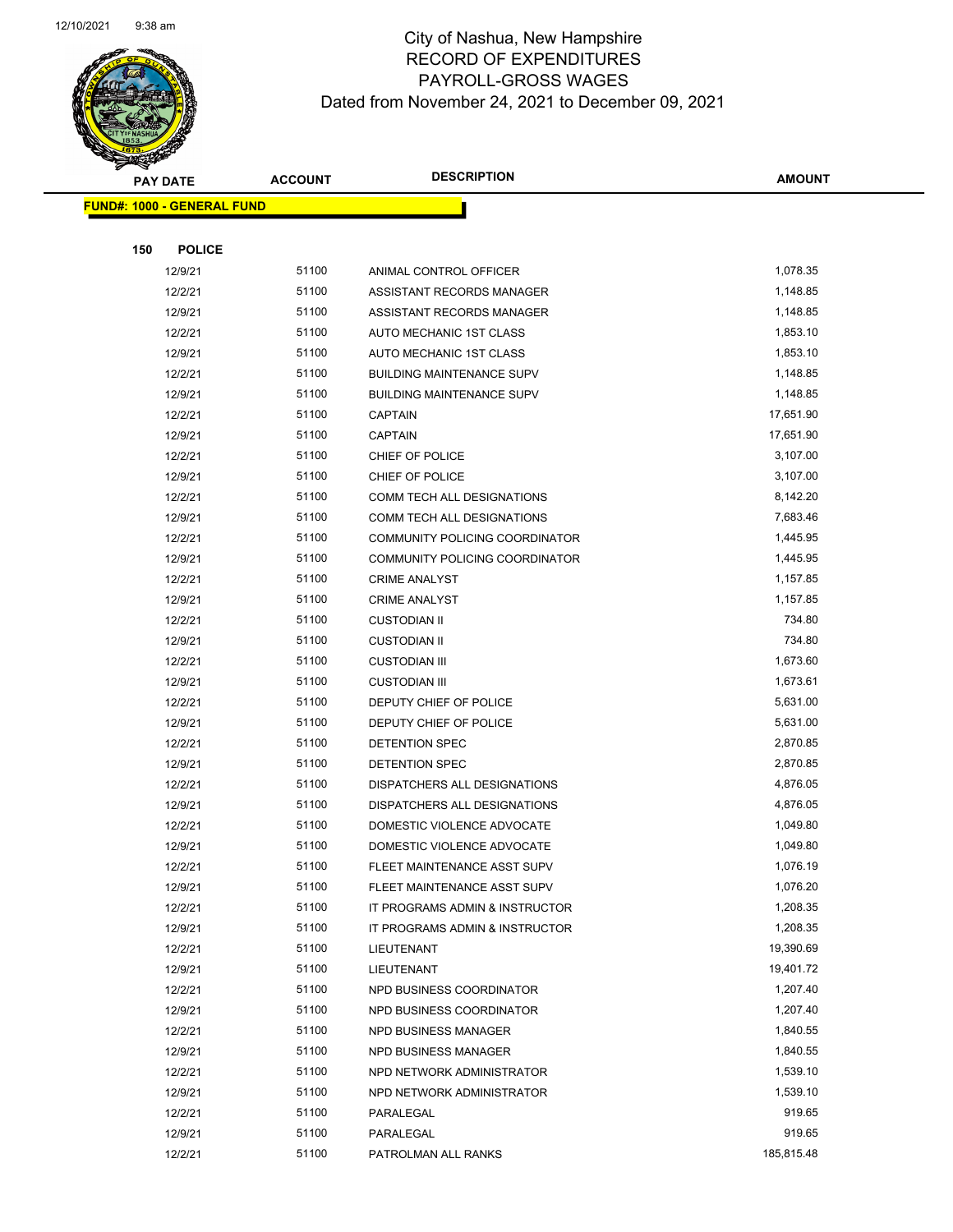# City of Nashua, New Hampshire
## RECORD OF EXPENDITURES
## PAYROLL-GROSS WAGES
### Dated from November 24, 2021 to December 09, 2021

12/10/2021 9:38 am

**FUND#: 1000 - GENERAL FUND**

**150 POLICE**

| PAY DATE | ACCOUNT | DESCRIPTION | AMOUNT |
|---|---|---|---|
| 12/9/21 | 51100 | ANIMAL CONTROL OFFICER | 1,078.35 |
| 12/2/21 | 51100 | ASSISTANT RECORDS MANAGER | 1,148.85 |
| 12/9/21 | 51100 | ASSISTANT RECORDS MANAGER | 1,148.85 |
| 12/2/21 | 51100 | AUTO MECHANIC 1ST CLASS | 1,853.10 |
| 12/9/21 | 51100 | AUTO MECHANIC 1ST CLASS | 1,853.10 |
| 12/2/21 | 51100 | BUILDING MAINTENANCE SUPV | 1,148.85 |
| 12/9/21 | 51100 | BUILDING MAINTENANCE SUPV | 1,148.85 |
| 12/2/21 | 51100 | CAPTAIN | 17,651.90 |
| 12/9/21 | 51100 | CAPTAIN | 17,651.90 |
| 12/2/21 | 51100 | CHIEF OF POLICE | 3,107.00 |
| 12/9/21 | 51100 | CHIEF OF POLICE | 3,107.00 |
| 12/2/21 | 51100 | COMM TECH ALL DESIGNATIONS | 8,142.20 |
| 12/9/21 | 51100 | COMM TECH ALL DESIGNATIONS | 7,683.46 |
| 12/2/21 | 51100 | COMMUNITY POLICING COORDINATOR | 1,445.95 |
| 12/9/21 | 51100 | COMMUNITY POLICING COORDINATOR | 1,445.95 |
| 12/2/21 | 51100 | CRIME ANALYST | 1,157.85 |
| 12/9/21 | 51100 | CRIME ANALYST | 1,157.85 |
| 12/2/21 | 51100 | CUSTODIAN II | 734.80 |
| 12/9/21 | 51100 | CUSTODIAN II | 734.80 |
| 12/2/21 | 51100 | CUSTODIAN III | 1,673.60 |
| 12/9/21 | 51100 | CUSTODIAN III | 1,673.61 |
| 12/2/21 | 51100 | DEPUTY CHIEF OF POLICE | 5,631.00 |
| 12/9/21 | 51100 | DEPUTY CHIEF OF POLICE | 5,631.00 |
| 12/2/21 | 51100 | DETENTION SPEC | 2,870.85 |
| 12/9/21 | 51100 | DETENTION SPEC | 2,870.85 |
| 12/2/21 | 51100 | DISPATCHERS ALL DESIGNATIONS | 4,876.05 |
| 12/9/21 | 51100 | DISPATCHERS ALL DESIGNATIONS | 4,876.05 |
| 12/2/21 | 51100 | DOMESTIC VIOLENCE ADVOCATE | 1,049.80 |
| 12/9/21 | 51100 | DOMESTIC VIOLENCE ADVOCATE | 1,049.80 |
| 12/2/21 | 51100 | FLEET MAINTENANCE ASST SUPV | 1,076.19 |
| 12/9/21 | 51100 | FLEET MAINTENANCE ASST SUPV | 1,076.20 |
| 12/2/21 | 51100 | IT PROGRAMS ADMIN & INSTRUCTOR | 1,208.35 |
| 12/9/21 | 51100 | IT PROGRAMS ADMIN & INSTRUCTOR | 1,208.35 |
| 12/2/21 | 51100 | LIEUTENANT | 19,390.69 |
| 12/9/21 | 51100 | LIEUTENANT | 19,401.72 |
| 12/2/21 | 51100 | NPD BUSINESS COORDINATOR | 1,207.40 |
| 12/9/21 | 51100 | NPD BUSINESS COORDINATOR | 1,207.40 |
| 12/2/21 | 51100 | NPD BUSINESS MANAGER | 1,840.55 |
| 12/9/21 | 51100 | NPD BUSINESS MANAGER | 1,840.55 |
| 12/2/21 | 51100 | NPD NETWORK ADMINISTRATOR | 1,539.10 |
| 12/9/21 | 51100 | NPD NETWORK ADMINISTRATOR | 1,539.10 |
| 12/2/21 | 51100 | PARALEGAL | 919.65 |
| 12/9/21 | 51100 | PARALEGAL | 919.65 |
| 12/2/21 | 51100 | PATROLMAN ALL RANKS | 185,815.48 |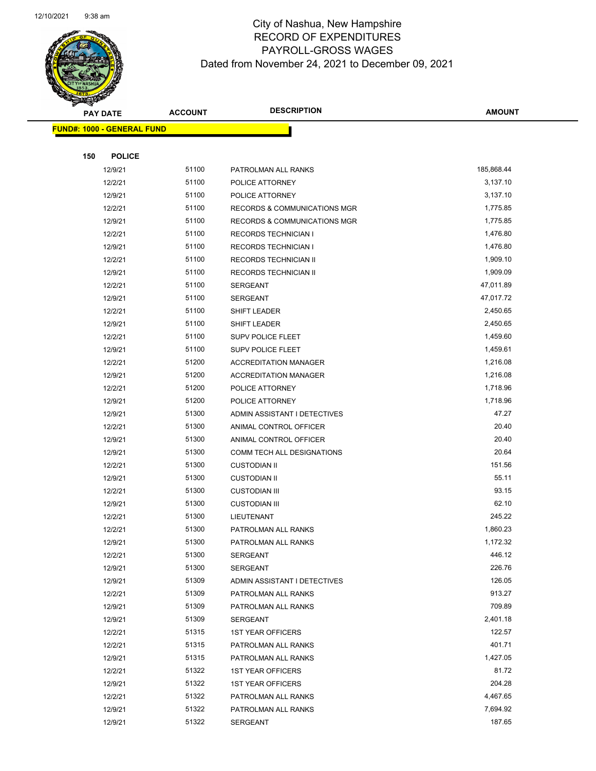# City of Nashua, New Hampshire
## RECORD OF EXPENDITURES
## PAYROLL-GROSS WAGES
### Dated from November 24, 2021 to December 09, 2021

| PAY DATE | ACCOUNT | DESCRIPTION | AMOUNT |
|---|---|---|---|
| **FUND#: 1000 - GENERAL FUND** | | | |
| **150 POLICE** | | | |
| 12/9/21 | 51100 | PATROLMAN ALL RANKS | 185,868.44 |
| 12/2/21 | 51100 | POLICE ATTORNEY | 3,137.10 |
| 12/9/21 | 51100 | POLICE ATTORNEY | 3,137.10 |
| 12/2/21 | 51100 | RECORDS & COMMUNICATIONS MGR | 1,775.85 |
| 12/9/21 | 51100 | RECORDS & COMMUNICATIONS MGR | 1,775.85 |
| 12/2/21 | 51100 | RECORDS TECHNICIAN I | 1,476.80 |
| 12/9/21 | 51100 | RECORDS TECHNICIAN I | 1,476.80 |
| 12/2/21 | 51100 | RECORDS TECHNICIAN II | 1,909.10 |
| 12/9/21 | 51100 | RECORDS TECHNICIAN II | 1,909.09 |
| 12/2/21 | 51100 | SERGEANT | 47,011.89 |
| 12/9/21 | 51100 | SERGEANT | 47,017.72 |
| 12/2/21 | 51100 | SHIFT LEADER | 2,450.65 |
| 12/9/21 | 51100 | SHIFT LEADER | 2,450.65 |
| 12/2/21 | 51100 | SUPV POLICE FLEET | 1,459.60 |
| 12/9/21 | 51100 | SUPV POLICE FLEET | 1,459.61 |
| 12/2/21 | 51200 | ACCREDITATION MANAGER | 1,216.08 |
| 12/9/21 | 51200 | ACCREDITATION MANAGER | 1,216.08 |
| 12/2/21 | 51200 | POLICE ATTORNEY | 1,718.96 |
| 12/9/21 | 51200 | POLICE ATTORNEY | 1,718.96 |
| 12/9/21 | 51300 | ADMIN ASSISTANT I DETECTIVES | 47.27 |
| 12/2/21 | 51300 | ANIMAL CONTROL OFFICER | 20.40 |
| 12/9/21 | 51300 | ANIMAL CONTROL OFFICER | 20.40 |
| 12/9/21 | 51300 | COMM TECH ALL DESIGNATIONS | 20.64 |
| 12/2/21 | 51300 | CUSTODIAN II | 151.56 |
| 12/9/21 | 51300 | CUSTODIAN II | 55.11 |
| 12/2/21 | 51300 | CUSTODIAN III | 93.15 |
| 12/9/21 | 51300 | CUSTODIAN III | 62.10 |
| 12/2/21 | 51300 | LIEUTENANT | 245.22 |
| 12/2/21 | 51300 | PATROLMAN ALL RANKS | 1,860.23 |
| 12/9/21 | 51300 | PATROLMAN ALL RANKS | 1,172.32 |
| 12/2/21 | 51300 | SERGEANT | 446.12 |
| 12/9/21 | 51300 | SERGEANT | 226.76 |
| 12/9/21 | 51309 | ADMIN ASSISTANT I DETECTIVES | 126.05 |
| 12/2/21 | 51309 | PATROLMAN ALL RANKS | 913.27 |
| 12/9/21 | 51309 | PATROLMAN ALL RANKS | 709.89 |
| 12/9/21 | 51309 | SERGEANT | 2,401.18 |
| 12/2/21 | 51315 | 1ST YEAR OFFICERS | 122.57 |
| 12/2/21 | 51315 | PATROLMAN ALL RANKS | 401.71 |
| 12/9/21 | 51315 | PATROLMAN ALL RANKS | 1,427.05 |
| 12/2/21 | 51322 | 1ST YEAR OFFICERS | 81.72 |
| 12/9/21 | 51322 | 1ST YEAR OFFICERS | 204.28 |
| 12/2/21 | 51322 | PATROLMAN ALL RANKS | 4,467.65 |
| 12/9/21 | 51322 | PATROLMAN ALL RANKS | 7,694.92 |
| 12/9/21 | 51322 | SERGEANT | 187.65 |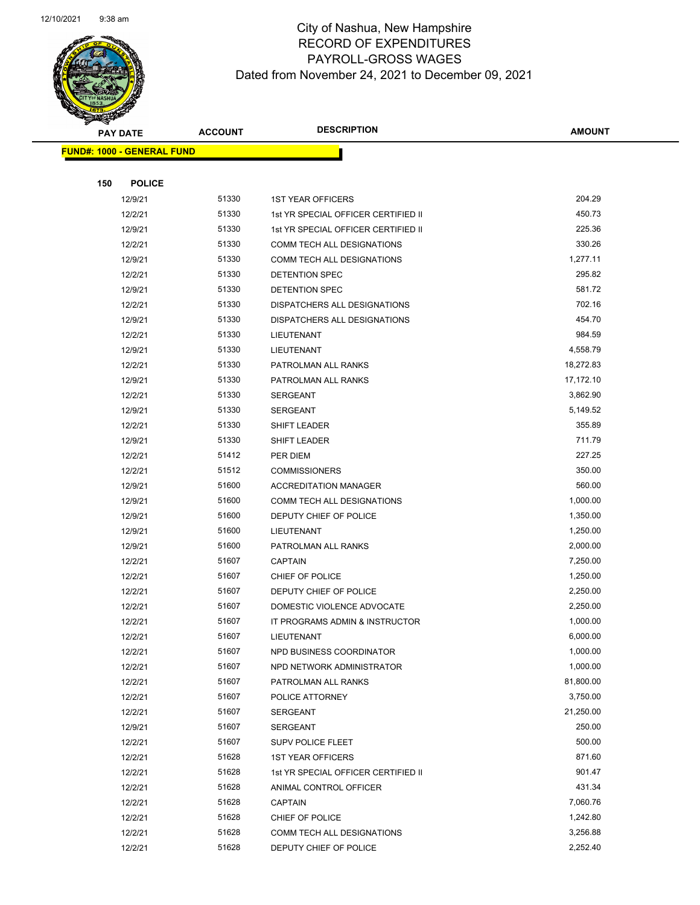# City of Nashua, New Hampshire
## RECORD OF EXPENDITURES
## PAYROLL-GROSS WAGES
## Dated from November 24, 2021 to December 09, 2021

**FUND#: 1000 - GENERAL FUND**

**150 POLICE**

| PAY DATE | ACCOUNT | DESCRIPTION | AMOUNT |
|---|---|---|---|
| 12/9/21 | 51330 | 1ST YEAR OFFICERS | 204.29 |
| 12/2/21 | 51330 | 1st YR SPECIAL OFFICER CERTIFIED II | 450.73 |
| 12/9/21 | 51330 | 1st YR SPECIAL OFFICER CERTIFIED II | 225.36 |
| 12/2/21 | 51330 | COMM TECH ALL DESIGNATIONS | 330.26 |
| 12/9/21 | 51330 | COMM TECH ALL DESIGNATIONS | 1,277.11 |
| 12/2/21 | 51330 | DETENTION SPEC | 295.82 |
| 12/9/21 | 51330 | DETENTION SPEC | 581.72 |
| 12/2/21 | 51330 | DISPATCHERS ALL DESIGNATIONS | 702.16 |
| 12/9/21 | 51330 | DISPATCHERS ALL DESIGNATIONS | 454.70 |
| 12/2/21 | 51330 | LIEUTENANT | 984.59 |
| 12/9/21 | 51330 | LIEUTENANT | 4,558.79 |
| 12/2/21 | 51330 | PATROLMAN ALL RANKS | 18,272.83 |
| 12/9/21 | 51330 | PATROLMAN ALL RANKS | 17,172.10 |
| 12/2/21 | 51330 | SERGEANT | 3,862.90 |
| 12/9/21 | 51330 | SERGEANT | 5,149.52 |
| 12/2/21 | 51330 | SHIFT LEADER | 355.89 |
| 12/9/21 | 51330 | SHIFT LEADER | 711.79 |
| 12/2/21 | 51412 | PER DIEM | 227.25 |
| 12/2/21 | 51512 | COMMISSIONERS | 350.00 |
| 12/9/21 | 51600 | ACCREDITATION MANAGER | 560.00 |
| 12/9/21 | 51600 | COMM TECH ALL DESIGNATIONS | 1,000.00 |
| 12/9/21 | 51600 | DEPUTY CHIEF OF POLICE | 1,350.00 |
| 12/9/21 | 51600 | LIEUTENANT | 1,250.00 |
| 12/9/21 | 51600 | PATROLMAN ALL RANKS | 2,000.00 |
| 12/2/21 | 51607 | CAPTAIN | 7,250.00 |
| 12/2/21 | 51607 | CHIEF OF POLICE | 1,250.00 |
| 12/2/21 | 51607 | DEPUTY CHIEF OF POLICE | 2,250.00 |
| 12/2/21 | 51607 | DOMESTIC VIOLENCE ADVOCATE | 2,250.00 |
| 12/2/21 | 51607 | IT PROGRAMS ADMIN & INSTRUCTOR | 1,000.00 |
| 12/2/21 | 51607 | LIEUTENANT | 6,000.00 |
| 12/2/21 | 51607 | NPD BUSINESS COORDINATOR | 1,000.00 |
| 12/2/21 | 51607 | NPD NETWORK ADMINISTRATOR | 1,000.00 |
| 12/2/21 | 51607 | PATROLMAN ALL RANKS | 81,800.00 |
| 12/2/21 | 51607 | POLICE ATTORNEY | 3,750.00 |
| 12/2/21 | 51607 | SERGEANT | 21,250.00 |
| 12/9/21 | 51607 | SERGEANT | 250.00 |
| 12/2/21 | 51607 | SUPV POLICE FLEET | 500.00 |
| 12/2/21 | 51628 | 1ST YEAR OFFICERS | 871.60 |
| 12/2/21 | 51628 | 1st YR SPECIAL OFFICER CERTIFIED II | 901.47 |
| 12/2/21 | 51628 | ANIMAL CONTROL OFFICER | 431.34 |
| 12/2/21 | 51628 | CAPTAIN | 7,060.76 |
| 12/2/21 | 51628 | CHIEF OF POLICE | 1,242.80 |
| 12/2/21 | 51628 | COMM TECH ALL DESIGNATIONS | 3,256.88 |
| 12/2/21 | 51628 | DEPUTY CHIEF OF POLICE | 2,252.40 |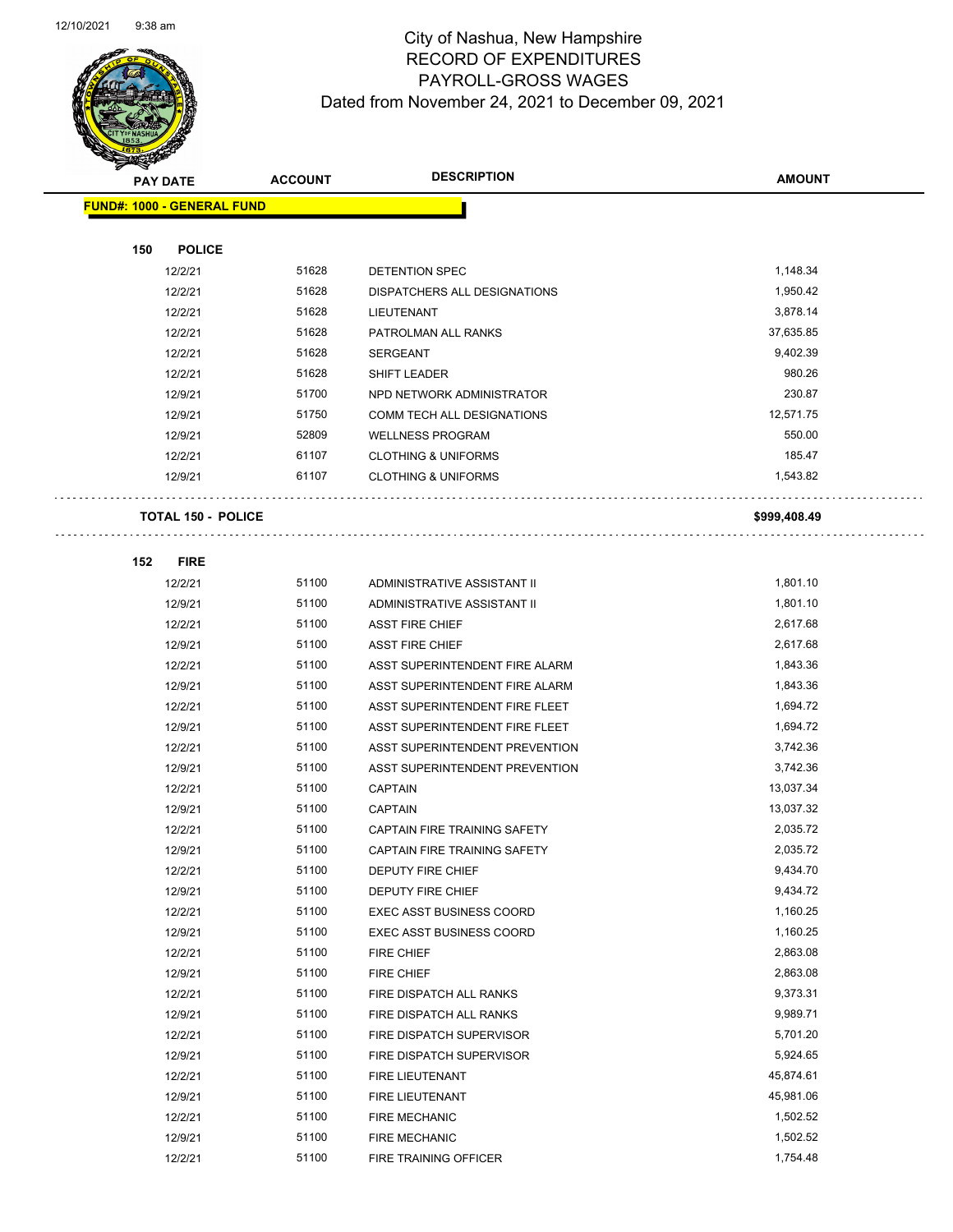# City of Nashua, New Hampshire
## RECORD OF EXPENDITURES
## PAYROLL-GROSS WAGES
## Dated from November 24, 2021 to December 09, 2021

12/10/2021 9:38 am

| PAY DATE | ACCOUNT | DESCRIPTION | AMOUNT |
|---|---|---|---|
| **FUND#: 1000 - GENERAL FUND** | | | |
| **150 POLICE** | | | |
| 12/2/21 | 51628 | DETENTION SPEC | 1,148.34 |
| 12/2/21 | 51628 | DISPATCHERS ALL DESIGNATIONS | 1,950.42 |
| 12/2/21 | 51628 | LIEUTENANT | 3,878.14 |
| 12/2/21 | 51628 | PATROLMAN ALL RANKS | 37,635.85 |
| 12/2/21 | 51628 | SERGEANT | 9,402.39 |
| 12/2/21 | 51628 | SHIFT LEADER | 980.26 |
| 12/9/21 | 51700 | NPD NETWORK ADMINISTRATOR | 230.87 |
| 12/9/21 | 51750 | COMM TECH ALL DESIGNATIONS | 12,571.75 |
| 12/9/21 | 52809 | WELLNESS PROGRAM | 550.00 |
| 12/2/21 | 61107 | CLOTHING & UNIFORMS | 185.47 |
| 12/9/21 | 61107 | CLOTHING & UNIFORMS | 1,543.82 |
| **TOTAL 150 - POLICE** | | | **$999,408.49** |
| **152 FIRE** | | | |
| 12/2/21 | 51100 | ADMINISTRATIVE ASSISTANT II | 1,801.10 |
| 12/9/21 | 51100 | ADMINISTRATIVE ASSISTANT II | 1,801.10 |
| 12/2/21 | 51100 | ASST FIRE CHIEF | 2,617.68 |
| 12/9/21 | 51100 | ASST FIRE CHIEF | 2,617.68 |
| 12/2/21 | 51100 | ASST SUPERINTENDENT FIRE ALARM | 1,843.36 |
| 12/9/21 | 51100 | ASST SUPERINTENDENT FIRE ALARM | 1,843.36 |
| 12/2/21 | 51100 | ASST SUPERINTENDENT FIRE FLEET | 1,694.72 |
| 12/9/21 | 51100 | ASST SUPERINTENDENT FIRE FLEET | 1,694.72 |
| 12/2/21 | 51100 | ASST SUPERINTENDENT PREVENTION | 3,742.36 |
| 12/9/21 | 51100 | ASST SUPERINTENDENT PREVENTION | 3,742.36 |
| 12/2/21 | 51100 | CAPTAIN | 13,037.34 |
| 12/9/21 | 51100 | CAPTAIN | 13,037.32 |
| 12/2/21 | 51100 | CAPTAIN FIRE TRAINING SAFETY | 2,035.72 |
| 12/9/21 | 51100 | CAPTAIN FIRE TRAINING SAFETY | 2,035.72 |
| 12/2/21 | 51100 | DEPUTY FIRE CHIEF | 9,434.70 |
| 12/9/21 | 51100 | DEPUTY FIRE CHIEF | 9,434.72 |
| 12/2/21 | 51100 | EXEC ASST BUSINESS COORD | 1,160.25 |
| 12/9/21 | 51100 | EXEC ASST BUSINESS COORD | 1,160.25 |
| 12/2/21 | 51100 | FIRE CHIEF | 2,863.08 |
| 12/9/21 | 51100 | FIRE CHIEF | 2,863.08 |
| 12/2/21 | 51100 | FIRE DISPATCH ALL RANKS | 9,373.31 |
| 12/9/21 | 51100 | FIRE DISPATCH ALL RANKS | 9,989.71 |
| 12/2/21 | 51100 | FIRE DISPATCH SUPERVISOR | 5,701.20 |
| 12/9/21 | 51100 | FIRE DISPATCH SUPERVISOR | 5,924.65 |
| 12/2/21 | 51100 | FIRE LIEUTENANT | 45,874.61 |
| 12/9/21 | 51100 | FIRE LIEUTENANT | 45,981.06 |
| 12/2/21 | 51100 | FIRE MECHANIC | 1,502.52 |
| 12/9/21 | 51100 | FIRE MECHANIC | 1,502.52 |
| 12/2/21 | 51100 | FIRE TRAINING OFFICER | 1,754.48 |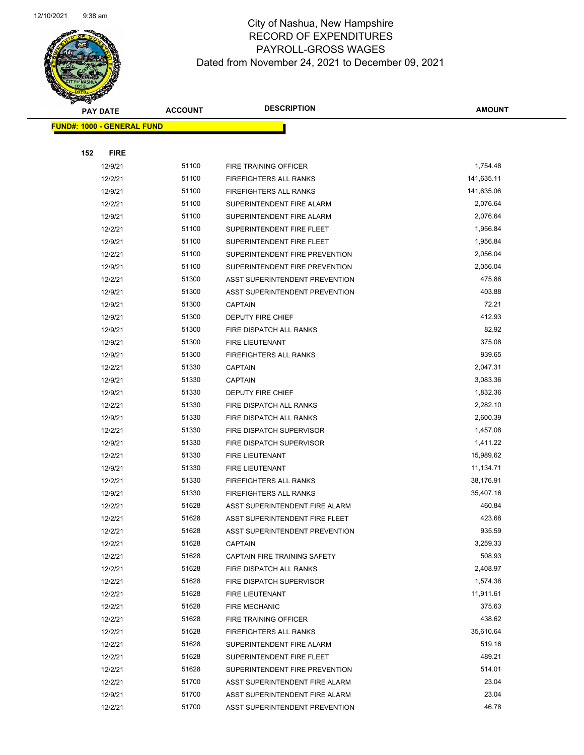# City of Nashua, New Hampshire
## RECORD OF EXPENDITURES
## PAYROLL-GROSS WAGES
### Dated from November 24, 2021 to December 09, 2021

**FUND#: 1000 - GENERAL FUND**

**152 FIRE**

| PAY DATE | ACCOUNT | DESCRIPTION | AMOUNT |
|---|---|---|---|
| 12/9/21 | 51100 | FIRE TRAINING OFFICER | 1,754.48 |
| 12/2/21 | 51100 | FIREFIGHTERS ALL RANKS | 141,635.11 |
| 12/9/21 | 51100 | FIREFIGHTERS ALL RANKS | 141,635.06 |
| 12/2/21 | 51100 | SUPERINTENDENT FIRE ALARM | 2,076.64 |
| 12/9/21 | 51100 | SUPERINTENDENT FIRE ALARM | 2,076.64 |
| 12/2/21 | 51100 | SUPERINTENDENT FIRE FLEET | 1,956.84 |
| 12/9/21 | 51100 | SUPERINTENDENT FIRE FLEET | 1,956.84 |
| 12/2/21 | 51100 | SUPERINTENDENT FIRE PREVENTION | 2,056.04 |
| 12/9/21 | 51100 | SUPERINTENDENT FIRE PREVENTION | 2,056.04 |
| 12/2/21 | 51300 | ASST SUPERINTENDENT PREVENTION | 475.86 |
| 12/9/21 | 51300 | ASST SUPERINTENDENT PREVENTION | 403.88 |
| 12/9/21 | 51300 | CAPTAIN | 72.21 |
| 12/9/21 | 51300 | DEPUTY FIRE CHIEF | 412.93 |
| 12/9/21 | 51300 | FIRE DISPATCH ALL RANKS | 82.92 |
| 12/9/21 | 51300 | FIRE LIEUTENANT | 375.08 |
| 12/9/21 | 51300 | FIREFIGHTERS ALL RANKS | 939.65 |
| 12/2/21 | 51330 | CAPTAIN | 2,047.31 |
| 12/9/21 | 51330 | CAPTAIN | 3,083.36 |
| 12/9/21 | 51330 | DEPUTY FIRE CHIEF | 1,832.36 |
| 12/2/21 | 51330 | FIRE DISPATCH ALL RANKS | 2,282.10 |
| 12/9/21 | 51330 | FIRE DISPATCH ALL RANKS | 2,600.39 |
| 12/2/21 | 51330 | FIRE DISPATCH SUPERVISOR | 1,457.08 |
| 12/9/21 | 51330 | FIRE DISPATCH SUPERVISOR | 1,411.22 |
| 12/2/21 | 51330 | FIRE LIEUTENANT | 15,989.62 |
| 12/9/21 | 51330 | FIRE LIEUTENANT | 11,134.71 |
| 12/2/21 | 51330 | FIREFIGHTERS ALL RANKS | 38,176.91 |
| 12/9/21 | 51330 | FIREFIGHTERS ALL RANKS | 35,407.16 |
| 12/2/21 | 51628 | ASST SUPERINTENDENT FIRE ALARM | 460.84 |
| 12/2/21 | 51628 | ASST SUPERINTENDENT FIRE FLEET | 423.68 |
| 12/2/21 | 51628 | ASST SUPERINTENDENT PREVENTION | 935.59 |
| 12/2/21 | 51628 | CAPTAIN | 3,259.33 |
| 12/2/21 | 51628 | CAPTAIN FIRE TRAINING SAFETY | 508.93 |
| 12/2/21 | 51628 | FIRE DISPATCH ALL RANKS | 2,408.97 |
| 12/2/21 | 51628 | FIRE DISPATCH SUPERVISOR | 1,574.38 |
| 12/2/21 | 51628 | FIRE LIEUTENANT | 11,911.61 |
| 12/2/21 | 51628 | FIRE MECHANIC | 375.63 |
| 12/2/21 | 51628 | FIRE TRAINING OFFICER | 438.62 |
| 12/2/21 | 51628 | FIREFIGHTERS ALL RANKS | 35,610.64 |
| 12/2/21 | 51628 | SUPERINTENDENT FIRE ALARM | 519.16 |
| 12/2/21 | 51628 | SUPERINTENDENT FIRE FLEET | 489.21 |
| 12/2/21 | 51628 | SUPERINTENDENT FIRE PREVENTION | 514.01 |
| 12/2/21 | 51700 | ASST SUPERINTENDENT FIRE ALARM | 23.04 |
| 12/9/21 | 51700 | ASST SUPERINTENDENT FIRE ALARM | 23.04 |
| 12/2/21 | 51700 | ASST SUPERINTENDENT PREVENTION | 46.78 |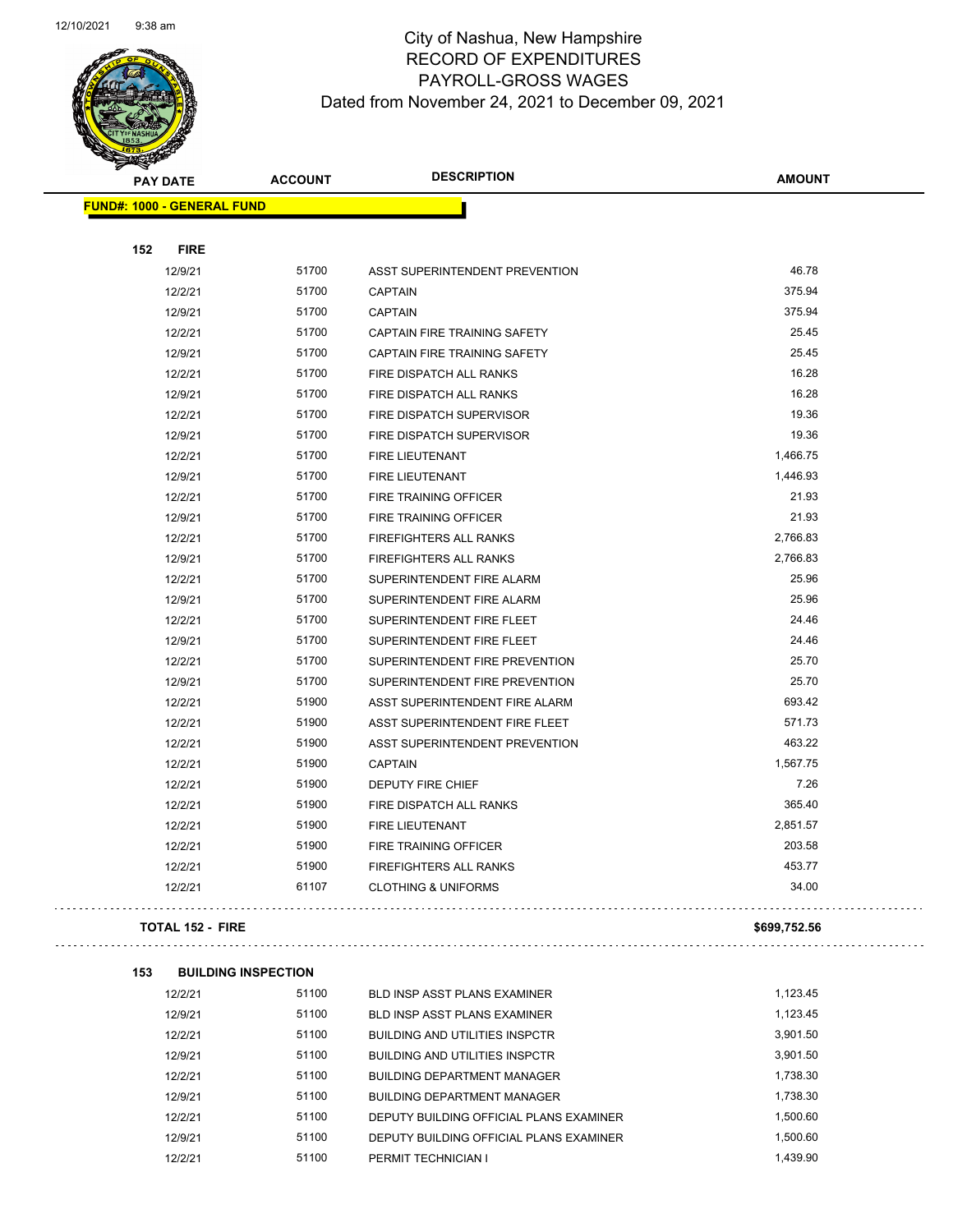# City of Nashua, New Hampshire
## RECORD OF EXPENDITURES
## PAYROLL-GROSS WAGES
### Dated from November 24, 2021 to December 09, 2021

| PAY DATE | ACCOUNT | DESCRIPTION | AMOUNT |
|---|---|---|---|
| **FUND#: 1000 - GENERAL FUND** | | | |
| **152 FIRE** | | | |
| 12/9/21 | 51700 | ASST SUPERINTENDENT PREVENTION | 46.78 |
| 12/2/21 | 51700 | CAPTAIN | 375.94 |
| 12/9/21 | 51700 | CAPTAIN | 375.94 |
| 12/2/21 | 51700 | CAPTAIN FIRE TRAINING SAFETY | 25.45 |
| 12/9/21 | 51700 | CAPTAIN FIRE TRAINING SAFETY | 25.45 |
| 12/2/21 | 51700 | FIRE DISPATCH ALL RANKS | 16.28 |
| 12/9/21 | 51700 | FIRE DISPATCH ALL RANKS | 16.28 |
| 12/2/21 | 51700 | FIRE DISPATCH SUPERVISOR | 19.36 |
| 12/9/21 | 51700 | FIRE DISPATCH SUPERVISOR | 19.36 |
| 12/2/21 | 51700 | FIRE LIEUTENANT | 1,466.75 |
| 12/9/21 | 51700 | FIRE LIEUTENANT | 1,446.93 |
| 12/2/21 | 51700 | FIRE TRAINING OFFICER | 21.93 |
| 12/9/21 | 51700 | FIRE TRAINING OFFICER | 21.93 |
| 12/2/21 | 51700 | FIREFIGHTERS ALL RANKS | 2,766.83 |
| 12/9/21 | 51700 | FIREFIGHTERS ALL RANKS | 2,766.83 |
| 12/2/21 | 51700 | SUPERINTENDENT FIRE ALARM | 25.96 |
| 12/9/21 | 51700 | SUPERINTENDENT FIRE ALARM | 25.96 |
| 12/2/21 | 51700 | SUPERINTENDENT FIRE FLEET | 24.46 |
| 12/9/21 | 51700 | SUPERINTENDENT FIRE FLEET | 24.46 |
| 12/2/21 | 51700 | SUPERINTENDENT FIRE PREVENTION | 25.70 |
| 12/9/21 | 51700 | SUPERINTENDENT FIRE PREVENTION | 25.70 |
| 12/2/21 | 51900 | ASST SUPERINTENDENT FIRE ALARM | 693.42 |
| 12/2/21 | 51900 | ASST SUPERINTENDENT FIRE FLEET | 571.73 |
| 12/2/21 | 51900 | ASST SUPERINTENDENT PREVENTION | 463.22 |
| 12/2/21 | 51900 | CAPTAIN | 1,567.75 |
| 12/2/21 | 51900 | DEPUTY FIRE CHIEF | 7.26 |
| 12/2/21 | 51900 | FIRE DISPATCH ALL RANKS | 365.40 |
| 12/2/21 | 51900 | FIRE LIEUTENANT | 2,851.57 |
| 12/2/21 | 51900 | FIRE TRAINING OFFICER | 203.58 |
| 12/2/21 | 51900 | FIREFIGHTERS ALL RANKS | 453.77 |
| 12/2/21 | 61107 | CLOTHING & UNIFORMS | 34.00 |
| **TOTAL 152 - FIRE** | | | **$699,752.56** |
| **153 BUILDING INSPECTION** | | | |
| 12/2/21 | 51100 | BLD INSP ASST PLANS EXAMINER | 1,123.45 |
| 12/9/21 | 51100 | BLD INSP ASST PLANS EXAMINER | 1,123.45 |
| 12/2/21 | 51100 | BUILDING AND UTILITIES INSPCTR | 3,901.50 |
| 12/9/21 | 51100 | BUILDING AND UTILITIES INSPCTR | 3,901.50 |
| 12/2/21 | 51100 | BUILDING DEPARTMENT MANAGER | 1,738.30 |
| 12/9/21 | 51100 | BUILDING DEPARTMENT MANAGER | 1,738.30 |
| 12/2/21 | 51100 | DEPUTY BUILDING OFFICIAL PLANS EXAMINER | 1,500.60 |
| 12/9/21 | 51100 | DEPUTY BUILDING OFFICIAL PLANS EXAMINER | 1,500.60 |
| 12/2/21 | 51100 | PERMIT TECHNICIAN I | 1,439.90 |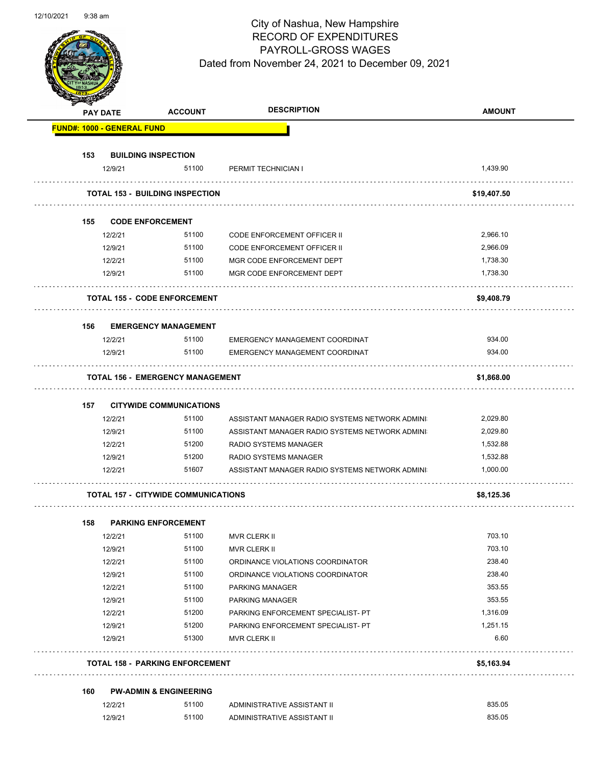# City of Nashua, New Hampshire
## RECORD OF EXPENDITURES
## PAYROLL-GROSS WAGES
### Dated from November 24, 2021 to December 09, 2021

| PAY DATE | ACCOUNT | DESCRIPTION | AMOUNT |
|---|---|---|---|
| **FUND#: 1000 - GENERAL FUND** | | | |
| **153 BUILDING INSPECTION** | | | |
| 12/9/21 | 51100 | PERMIT TECHNICIAN I | 1,439.90 |
| **TOTAL 153 - BUILDING INSPECTION** | | | **$19,407.50** |
| **155 CODE ENFORCEMENT** | | | |
| 12/2/21 | 51100 | CODE ENFORCEMENT OFFICER II | 2,966.10 |
| 12/9/21 | 51100 | CODE ENFORCEMENT OFFICER II | 2,966.09 |
| 12/2/21 | 51100 | MGR CODE ENFORCEMENT DEPT | 1,738.30 |
| 12/9/21 | 51100 | MGR CODE ENFORCEMENT DEPT | 1,738.30 |
| **TOTAL 155 - CODE ENFORCEMENT** | | | **$9,408.79** |
| **156 EMERGENCY MANAGEMENT** | | | |
| 12/2/21 | 51100 | EMERGENCY MANAGEMENT COORDINAT | 934.00 |
| 12/9/21 | 51100 | EMERGENCY MANAGEMENT COORDINAT | 934.00 |
| **TOTAL 156 - EMERGENCY MANAGEMENT** | | | **$1,868.00** |
| **157 CITYWIDE COMMUNICATIONS** | | | |
| 12/2/21 | 51100 | ASSISTANT MANAGER RADIO SYSTEMS NETWORK ADMINI | 2,029.80 |
| 12/9/21 | 51100 | ASSISTANT MANAGER RADIO SYSTEMS NETWORK ADMINI | 2,029.80 |
| 12/2/21 | 51200 | RADIO SYSTEMS MANAGER | 1,532.88 |
| 12/9/21 | 51200 | RADIO SYSTEMS MANAGER | 1,532.88 |
| 12/2/21 | 51607 | ASSISTANT MANAGER RADIO SYSTEMS NETWORK ADMINI | 1,000.00 |
| **TOTAL 157 - CITYWIDE COMMUNICATIONS** | | | **$8,125.36** |
| **158 PARKING ENFORCEMENT** | | | |
| 12/2/21 | 51100 | MVR CLERK II | 703.10 |
| 12/9/21 | 51100 | MVR CLERK II | 703.10 |
| 12/2/21 | 51100 | ORDINANCE VIOLATIONS COORDINATOR | 238.40 |
| 12/9/21 | 51100 | ORDINANCE VIOLATIONS COORDINATOR | 238.40 |
| 12/2/21 | 51100 | PARKING MANAGER | 353.55 |
| 12/9/21 | 51100 | PARKING MANAGER | 353.55 |
| 12/2/21 | 51200 | PARKING ENFORCEMENT SPECIALIST- PT | 1,316.09 |
| 12/9/21 | 51200 | PARKING ENFORCEMENT SPECIALIST- PT | 1,251.15 |
| 12/9/21 | 51300 | MVR CLERK II | 6.60 |
| **TOTAL 158 - PARKING ENFORCEMENT** | | | **$5,163.94** |
| **160 PW-ADMIN & ENGINEERING** | | | |
| 12/2/21 | 51100 | ADMINISTRATIVE ASSISTANT II | 835.05 |
| 12/9/21 | 51100 | ADMINISTRATIVE ASSISTANT II | 835.05 |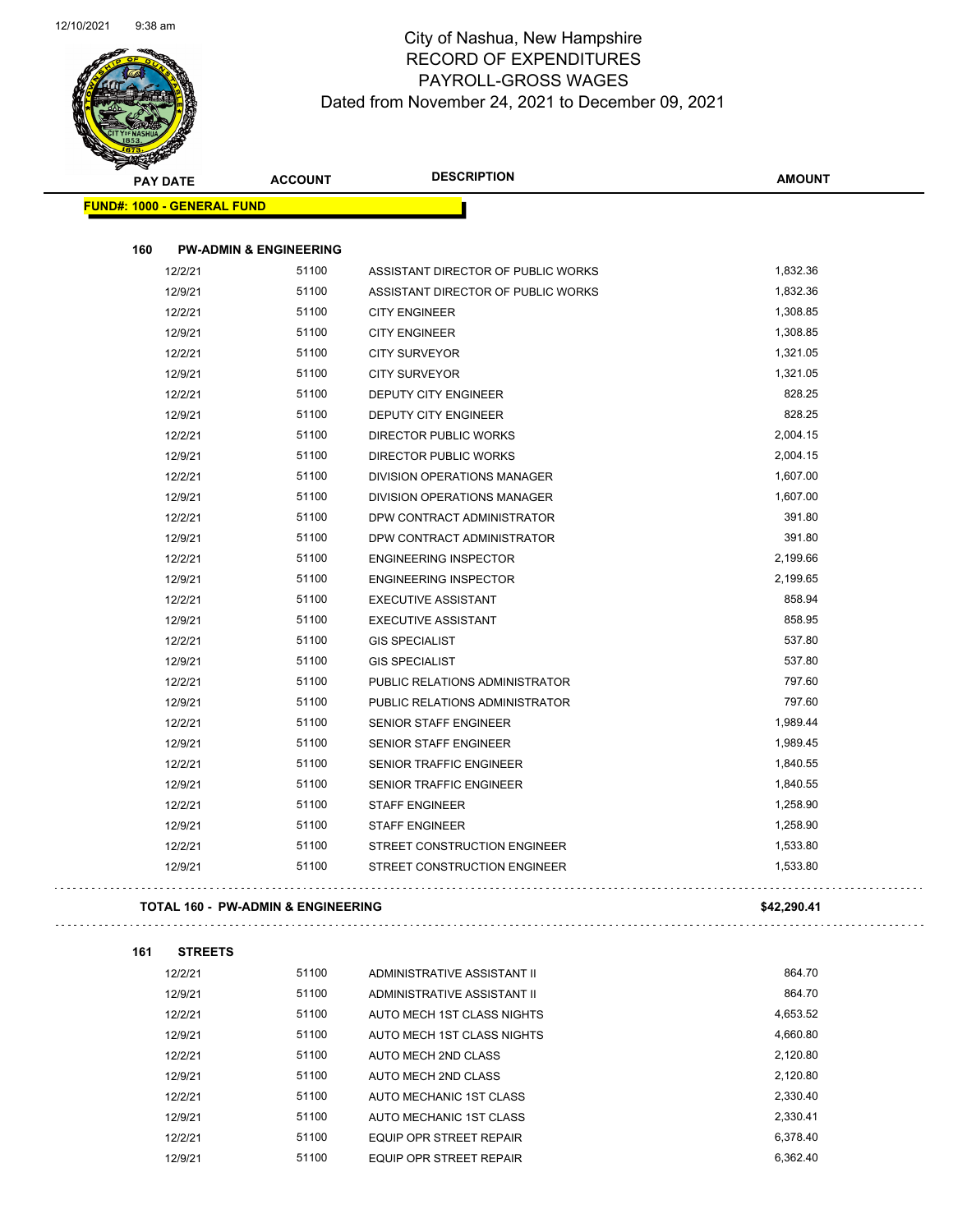# City of Nashua, New Hampshire
## RECORD OF EXPENDITURES
## PAYROLL-GROSS WAGES
## Dated from November 24, 2021 to December 09, 2021

| PAY DATE | ACCOUNT | DESCRIPTION | AMOUNT |
|---|---|---|---|
| **FUND#: 1000 - GENERAL FUND** | | | |
| **160 PW-ADMIN & ENGINEERING** | | | |
| 12/2/21 | 51100 | ASSISTANT DIRECTOR OF PUBLIC WORKS | 1,832.36 |
| 12/9/21 | 51100 | ASSISTANT DIRECTOR OF PUBLIC WORKS | 1,832.36 |
| 12/2/21 | 51100 | CITY ENGINEER | 1,308.85 |
| 12/9/21 | 51100 | CITY ENGINEER | 1,308.85 |
| 12/2/21 | 51100 | CITY SURVEYOR | 1,321.05 |
| 12/9/21 | 51100 | CITY SURVEYOR | 1,321.05 |
| 12/2/21 | 51100 | DEPUTY CITY ENGINEER | 828.25 |
| 12/9/21 | 51100 | DEPUTY CITY ENGINEER | 828.25 |
| 12/2/21 | 51100 | DIRECTOR PUBLIC WORKS | 2,004.15 |
| 12/9/21 | 51100 | DIRECTOR PUBLIC WORKS | 2,004.15 |
| 12/2/21 | 51100 | DIVISION OPERATIONS MANAGER | 1,607.00 |
| 12/9/21 | 51100 | DIVISION OPERATIONS MANAGER | 1,607.00 |
| 12/2/21 | 51100 | DPW CONTRACT ADMINISTRATOR | 391.80 |
| 12/9/21 | 51100 | DPW CONTRACT ADMINISTRATOR | 391.80 |
| 12/2/21 | 51100 | ENGINEERING INSPECTOR | 2,199.66 |
| 12/9/21 | 51100 | ENGINEERING INSPECTOR | 2,199.65 |
| 12/2/21 | 51100 | EXECUTIVE ASSISTANT | 858.94 |
| 12/9/21 | 51100 | EXECUTIVE ASSISTANT | 858.95 |
| 12/2/21 | 51100 | GIS SPECIALIST | 537.80 |
| 12/9/21 | 51100 | GIS SPECIALIST | 537.80 |
| 12/2/21 | 51100 | PUBLIC RELATIONS ADMINISTRATOR | 797.60 |
| 12/9/21 | 51100 | PUBLIC RELATIONS ADMINISTRATOR | 797.60 |
| 12/2/21 | 51100 | SENIOR STAFF ENGINEER | 1,989.44 |
| 12/9/21 | 51100 | SENIOR STAFF ENGINEER | 1,989.45 |
| 12/2/21 | 51100 | SENIOR TRAFFIC ENGINEER | 1,840.55 |
| 12/9/21 | 51100 | SENIOR TRAFFIC ENGINEER | 1,840.55 |
| 12/2/21 | 51100 | STAFF ENGINEER | 1,258.90 |
| 12/9/21 | 51100 | STAFF ENGINEER | 1,258.90 |
| 12/2/21 | 51100 | STREET CONSTRUCTION ENGINEER | 1,533.80 |
| 12/9/21 | 51100 | STREET CONSTRUCTION ENGINEER | 1,533.80 |
| **TOTAL 160 - PW-ADMIN & ENGINEERING** | | | **$42,290.41** |
| **161 STREETS** | | | |
| 12/2/21 | 51100 | ADMINISTRATIVE ASSISTANT II | 864.70 |
| 12/9/21 | 51100 | ADMINISTRATIVE ASSISTANT II | 864.70 |
| 12/2/21 | 51100 | AUTO MECH 1ST CLASS NIGHTS | 4,653.52 |
| 12/9/21 | 51100 | AUTO MECH 1ST CLASS NIGHTS | 4,660.80 |
| 12/2/21 | 51100 | AUTO MECH 2ND CLASS | 2,120.80 |
| 12/9/21 | 51100 | AUTO MECH 2ND CLASS | 2,120.80 |
| 12/2/21 | 51100 | AUTO MECHANIC 1ST CLASS | 2,330.40 |
| 12/9/21 | 51100 | AUTO MECHANIC 1ST CLASS | 2,330.41 |
| 12/2/21 | 51100 | EQUIP OPR STREET REPAIR | 6,378.40 |
| 12/9/21 | 51100 | EQUIP OPR STREET REPAIR | 6,362.40 |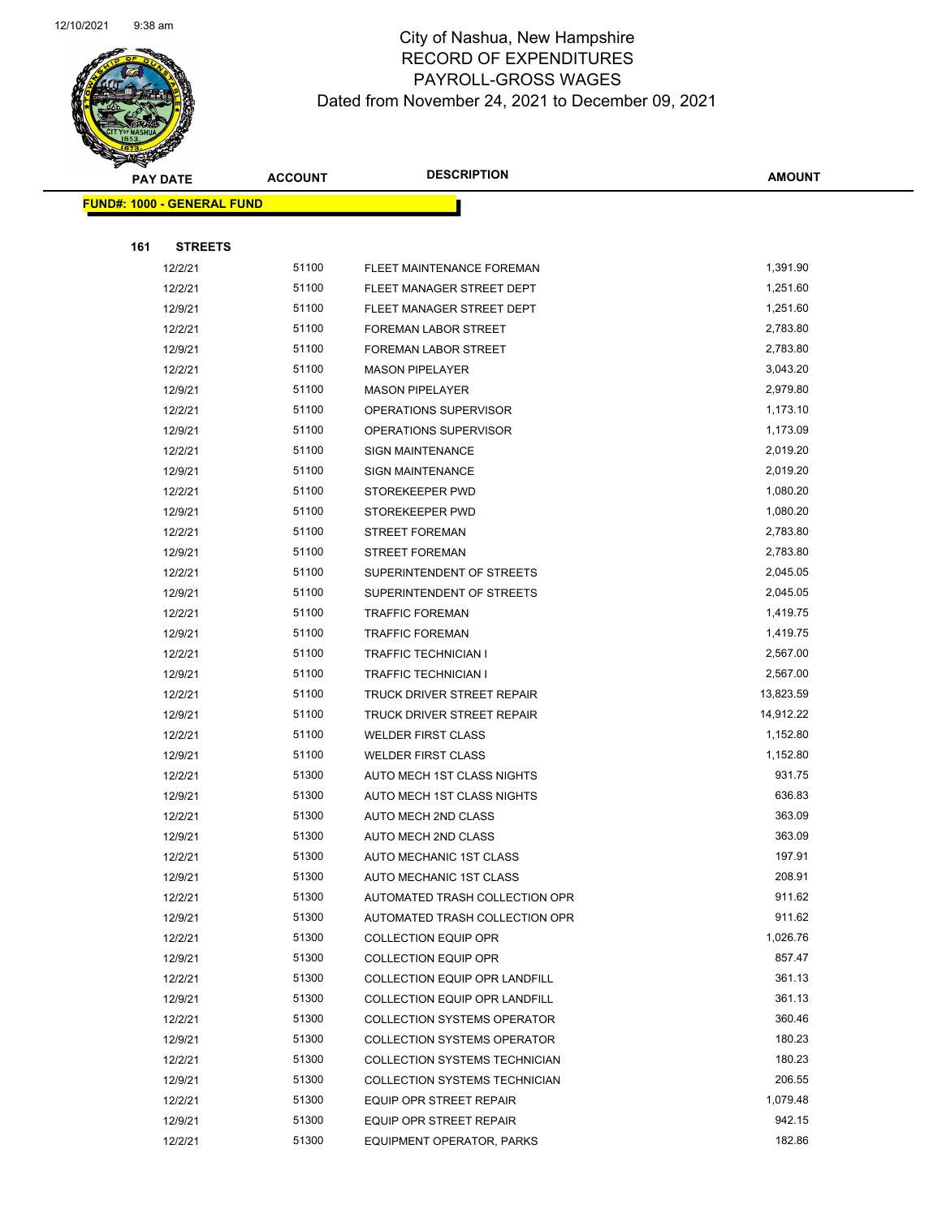# City of Nashua, New Hampshire
## RECORD OF EXPENDITURES
## PAYROLL-GROSS WAGES
### Dated from November 24, 2021 to December 09, 2021

| PAY DATE | ACCOUNT | DESCRIPTION | AMOUNT |
|---|---|---|---|
| **FUND#: 1000 - GENERAL FUND** | | | |
| **161 STREETS** | | | |
| 12/2/21 | 51100 | FLEET MAINTENANCE FOREMAN | 1,391.90 |
| 12/2/21 | 51100 | FLEET MANAGER STREET DEPT | 1,251.60 |
| 12/9/21 | 51100 | FLEET MANAGER STREET DEPT | 1,251.60 |
| 12/2/21 | 51100 | FOREMAN LABOR STREET | 2,783.80 |
| 12/9/21 | 51100 | FOREMAN LABOR STREET | 2,783.80 |
| 12/2/21 | 51100 | MASON PIPELAYER | 3,043.20 |
| 12/9/21 | 51100 | MASON PIPELAYER | 2,979.80 |
| 12/2/21 | 51100 | OPERATIONS SUPERVISOR | 1,173.10 |
| 12/9/21 | 51100 | OPERATIONS SUPERVISOR | 1,173.09 |
| 12/2/21 | 51100 | SIGN MAINTENANCE | 2,019.20 |
| 12/9/21 | 51100 | SIGN MAINTENANCE | 2,019.20 |
| 12/2/21 | 51100 | STOREKEEPER PWD | 1,080.20 |
| 12/9/21 | 51100 | STOREKEEPER PWD | 1,080.20 |
| 12/2/21 | 51100 | STREET FOREMAN | 2,783.80 |
| 12/9/21 | 51100 | STREET FOREMAN | 2,783.80 |
| 12/2/21 | 51100 | SUPERINTENDENT OF STREETS | 2,045.05 |
| 12/9/21 | 51100 | SUPERINTENDENT OF STREETS | 2,045.05 |
| 12/2/21 | 51100 | TRAFFIC FOREMAN | 1,419.75 |
| 12/9/21 | 51100 | TRAFFIC FOREMAN | 1,419.75 |
| 12/2/21 | 51100 | TRAFFIC TECHNICIAN I | 2,567.00 |
| 12/9/21 | 51100 | TRAFFIC TECHNICIAN I | 2,567.00 |
| 12/2/21 | 51100 | TRUCK DRIVER STREET REPAIR | 13,823.59 |
| 12/9/21 | 51100 | TRUCK DRIVER STREET REPAIR | 14,912.22 |
| 12/2/21 | 51100 | WELDER FIRST CLASS | 1,152.80 |
| 12/9/21 | 51100 | WELDER FIRST CLASS | 1,152.80 |
| 12/2/21 | 51300 | AUTO MECH 1ST CLASS NIGHTS | 931.75 |
| 12/9/21 | 51300 | AUTO MECH 1ST CLASS NIGHTS | 636.83 |
| 12/2/21 | 51300 | AUTO MECH 2ND CLASS | 363.09 |
| 12/9/21 | 51300 | AUTO MECH 2ND CLASS | 363.09 |
| 12/2/21 | 51300 | AUTO MECHANIC 1ST CLASS | 197.91 |
| 12/9/21 | 51300 | AUTO MECHANIC 1ST CLASS | 208.91 |
| 12/2/21 | 51300 | AUTOMATED TRASH COLLECTION OPR | 911.62 |
| 12/9/21 | 51300 | AUTOMATED TRASH COLLECTION OPR | 911.62 |
| 12/2/21 | 51300 | COLLECTION EQUIP OPR | 1,026.76 |
| 12/9/21 | 51300 | COLLECTION EQUIP OPR | 857.47 |
| 12/2/21 | 51300 | COLLECTION EQUIP OPR LANDFILL | 361.13 |
| 12/9/21 | 51300 | COLLECTION EQUIP OPR LANDFILL | 361.13 |
| 12/2/21 | 51300 | COLLECTION SYSTEMS OPERATOR | 360.46 |
| 12/9/21 | 51300 | COLLECTION SYSTEMS OPERATOR | 180.23 |
| 12/2/21 | 51300 | COLLECTION SYSTEMS TECHNICIAN | 180.23 |
| 12/9/21 | 51300 | COLLECTION SYSTEMS TECHNICIAN | 206.55 |
| 12/2/21 | 51300 | EQUIP OPR STREET REPAIR | 1,079.48 |
| 12/9/21 | 51300 | EQUIP OPR STREET REPAIR | 942.15 |
| 12/2/21 | 51300 | EQUIPMENT OPERATOR, PARKS | 182.86 |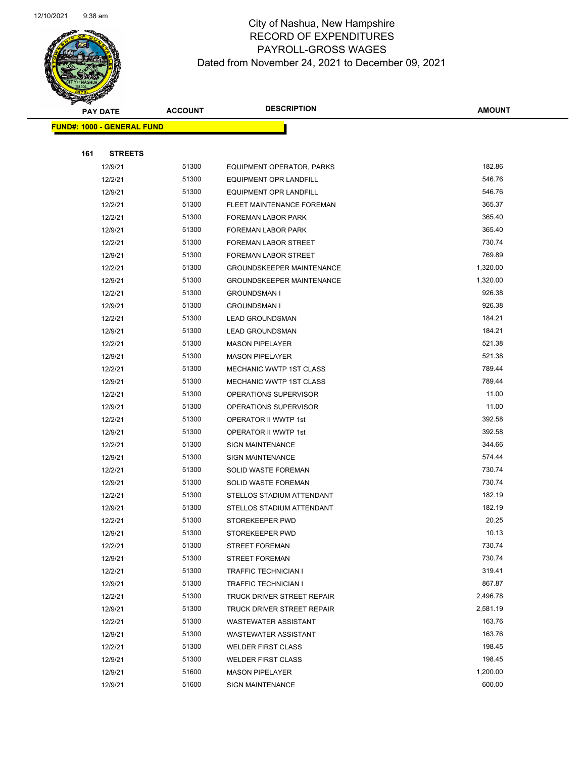# City of Nashua, New Hampshire
## RECORD OF EXPENDITURES
## PAYROLL-GROSS WAGES
### Dated from November 24, 2021 to December 09, 2021

| PAY DATE | ACCOUNT | DESCRIPTION | AMOUNT |
|---|---|---|---|
| **FUND#: 1000 - GENERAL FUND** | | | |
| **161 STREETS** | | | |
| 12/9/21 | 51300 | EQUIPMENT OPERATOR, PARKS | 182.86 |
| 12/2/21 | 51300 | EQUIPMENT OPR LANDFILL | 546.76 |
| 12/9/21 | 51300 | EQUIPMENT OPR LANDFILL | 546.76 |
| 12/2/21 | 51300 | FLEET MAINTENANCE FOREMAN | 365.37 |
| 12/2/21 | 51300 | FOREMAN LABOR PARK | 365.40 |
| 12/9/21 | 51300 | FOREMAN LABOR PARK | 365.40 |
| 12/2/21 | 51300 | FOREMAN LABOR STREET | 730.74 |
| 12/9/21 | 51300 | FOREMAN LABOR STREET | 769.89 |
| 12/2/21 | 51300 | GROUNDSKEEPER MAINTENANCE | 1,320.00 |
| 12/9/21 | 51300 | GROUNDSKEEPER MAINTENANCE | 1,320.00 |
| 12/2/21 | 51300 | GROUNDSMAN I | 926.38 |
| 12/9/21 | 51300 | GROUNDSMAN I | 926.38 |
| 12/2/21 | 51300 | LEAD GROUNDSMAN | 184.21 |
| 12/9/21 | 51300 | LEAD GROUNDSMAN | 184.21 |
| 12/2/21 | 51300 | MASON PIPELAYER | 521.38 |
| 12/9/21 | 51300 | MASON PIPELAYER | 521.38 |
| 12/2/21 | 51300 | MECHANIC WWTP 1ST CLASS | 789.44 |
| 12/9/21 | 51300 | MECHANIC WWTP 1ST CLASS | 789.44 |
| 12/2/21 | 51300 | OPERATIONS SUPERVISOR | 11.00 |
| 12/9/21 | 51300 | OPERATIONS SUPERVISOR | 11.00 |
| 12/2/21 | 51300 | OPERATOR II WWTP 1st | 392.58 |
| 12/9/21 | 51300 | OPERATOR II WWTP 1st | 392.58 |
| 12/2/21 | 51300 | SIGN MAINTENANCE | 344.66 |
| 12/9/21 | 51300 | SIGN MAINTENANCE | 574.44 |
| 12/2/21 | 51300 | SOLID WASTE FOREMAN | 730.74 |
| 12/9/21 | 51300 | SOLID WASTE FOREMAN | 730.74 |
| 12/2/21 | 51300 | STELLOS STADIUM ATTENDANT | 182.19 |
| 12/9/21 | 51300 | STELLOS STADIUM ATTENDANT | 182.19 |
| 12/2/21 | 51300 | STOREKEEPER PWD | 20.25 |
| 12/9/21 | 51300 | STOREKEEPER PWD | 10.13 |
| 12/2/21 | 51300 | STREET FOREMAN | 730.74 |
| 12/9/21 | 51300 | STREET FOREMAN | 730.74 |
| 12/2/21 | 51300 | TRAFFIC TECHNICIAN I | 319.41 |
| 12/9/21 | 51300 | TRAFFIC TECHNICIAN I | 867.87 |
| 12/2/21 | 51300 | TRUCK DRIVER STREET REPAIR | 2,496.78 |
| 12/9/21 | 51300 | TRUCK DRIVER STREET REPAIR | 2,581.19 |
| 12/2/21 | 51300 | WASTEWATER ASSISTANT | 163.76 |
| 12/9/21 | 51300 | WASTEWATER ASSISTANT | 163.76 |
| 12/2/21 | 51300 | WELDER FIRST CLASS | 198.45 |
| 12/9/21 | 51300 | WELDER FIRST CLASS | 198.45 |
| 12/9/21 | 51600 | MASON PIPELAYER | 1,200.00 |
| 12/9/21 | 51600 | SIGN MAINTENANCE | 600.00 |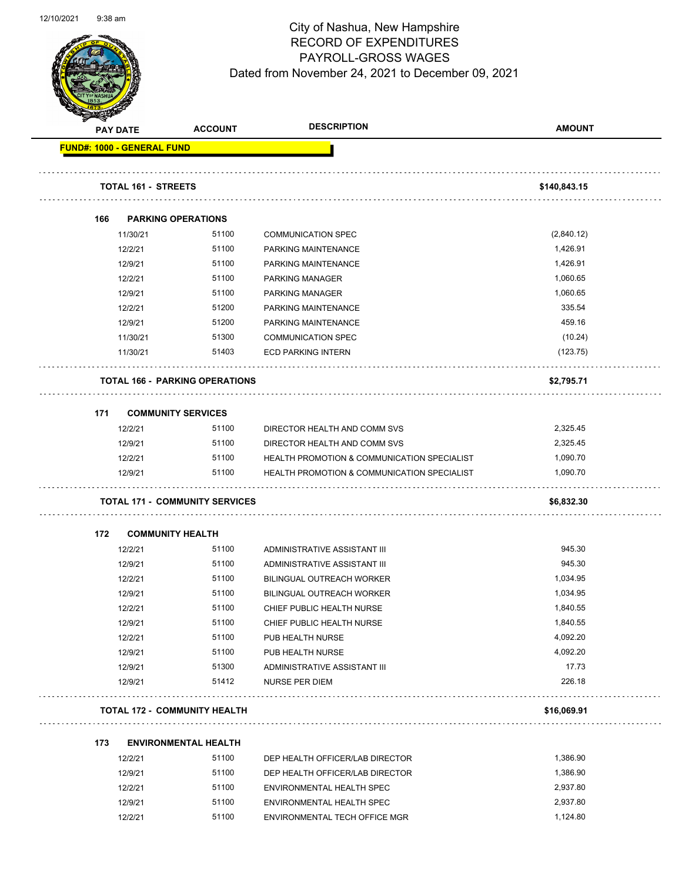# City of Nashua, New Hampshire
## RECORD OF EXPENDITURES
## PAYROLL-GROSS WAGES
### Dated from November 24, 2021 to December 09, 2021

12/10/2021 9:38 am

| PAY DATE | ACCOUNT | DESCRIPTION | AMOUNT |
|---|---|---|---|
| **FUND#: 1000 - GENERAL FUND** | | | |
| **TOTAL 161 - STREETS** | | | **$140,843.15** |
| **166 PARKING OPERATIONS** | | | |
| 11/30/21 | 51100 | COMMUNICATION SPEC | (2,840.12) |
| 12/2/21 | 51100 | PARKING MAINTENANCE | 1,426.91 |
| 12/9/21 | 51100 | PARKING MAINTENANCE | 1,426.91 |
| 12/2/21 | 51100 | PARKING MANAGER | 1,060.65 |
| 12/9/21 | 51100 | PARKING MANAGER | 1,060.65 |
| 12/2/21 | 51200 | PARKING MAINTENANCE | 335.54 |
| 12/9/21 | 51200 | PARKING MAINTENANCE | 459.16 |
| 11/30/21 | 51300 | COMMUNICATION SPEC | (10.24) |
| 11/30/21 | 51403 | ECD PARKING INTERN | (123.75) |
| **TOTAL 166 - PARKING OPERATIONS** | | | **$2,795.71** |
| **171 COMMUNITY SERVICES** | | | |
| 12/2/21 | 51100 | DIRECTOR HEALTH AND COMM SVS | 2,325.45 |
| 12/9/21 | 51100 | DIRECTOR HEALTH AND COMM SVS | 2,325.45 |
| 12/2/21 | 51100 | HEALTH PROMOTION & COMMUNICATION SPECIALIST | 1,090.70 |
| 12/9/21 | 51100 | HEALTH PROMOTION & COMMUNICATION SPECIALIST | 1,090.70 |
| **TOTAL 171 - COMMUNITY SERVICES** | | | **$6,832.30** |
| **172 COMMUNITY HEALTH** | | | |
| 12/2/21 | 51100 | ADMINISTRATIVE ASSISTANT III | 945.30 |
| 12/9/21 | 51100 | ADMINISTRATIVE ASSISTANT III | 945.30 |
| 12/2/21 | 51100 | BILINGUAL OUTREACH WORKER | 1,034.95 |
| 12/9/21 | 51100 | BILINGUAL OUTREACH WORKER | 1,034.95 |
| 12/2/21 | 51100 | CHIEF PUBLIC HEALTH NURSE | 1,840.55 |
| 12/9/21 | 51100 | CHIEF PUBLIC HEALTH NURSE | 1,840.55 |
| 12/2/21 | 51100 | PUB HEALTH NURSE | 4,092.20 |
| 12/9/21 | 51100 | PUB HEALTH NURSE | 4,092.20 |
| 12/9/21 | 51300 | ADMINISTRATIVE ASSISTANT III | 17.73 |
| 12/9/21 | 51412 | NURSE PER DIEM | 226.18 |
| **TOTAL 172 - COMMUNITY HEALTH** | | | **$16,069.91** |
| **173 ENVIRONMENTAL HEALTH** | | | |
| 12/2/21 | 51100 | DEP HEALTH OFFICER/LAB DIRECTOR | 1,386.90 |
| 12/9/21 | 51100 | DEP HEALTH OFFICER/LAB DIRECTOR | 1,386.90 |
| 12/2/21 | 51100 | ENVIRONMENTAL HEALTH SPEC | 2,937.80 |
| 12/9/21 | 51100 | ENVIRONMENTAL HEALTH SPEC | 2,937.80 |
| 12/2/21 | 51100 | ENVIRONMENTAL TECH OFFICE MGR | 1,124.80 |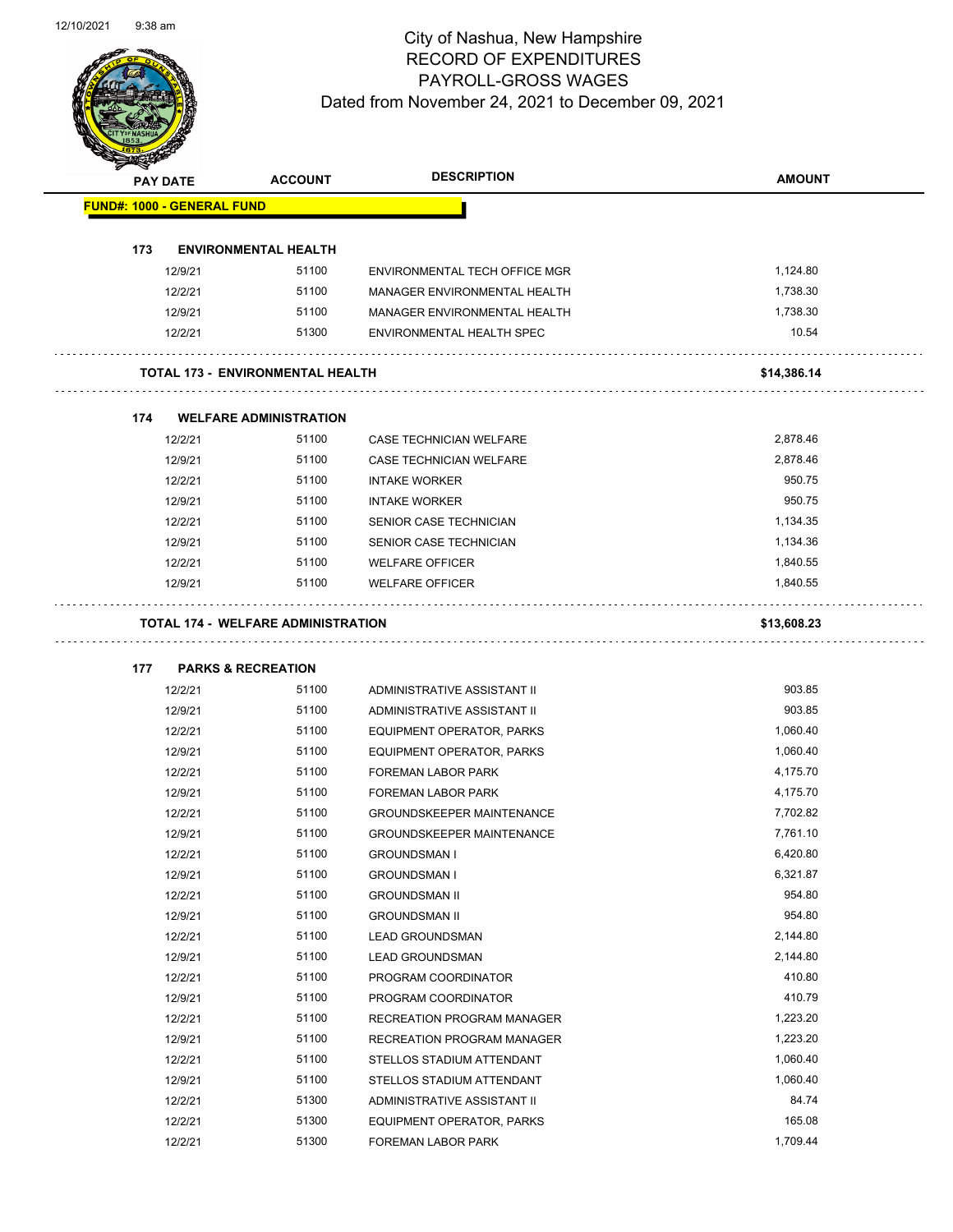# City of Nashua, New Hampshire
## RECORD OF EXPENDITURES
## PAYROLL-GROSS WAGES
### Dated from November 24, 2021 to December 09, 2021

| PAY DATE | ACCOUNT | DESCRIPTION | AMOUNT |
|---|---|---|---|
| **FUND#: 1000 - GENERAL FUND** | | | |
| **173 ENVIRONMENTAL HEALTH** | | | |
| 12/9/21 | 51100 | ENVIRONMENTAL TECH OFFICE MGR | 1,124.80 |
| 12/2/21 | 51100 | MANAGER ENVIRONMENTAL HEALTH | 1,738.30 |
| 12/9/21 | 51100 | MANAGER ENVIRONMENTAL HEALTH | 1,738.30 |
| 12/2/21 | 51300 | ENVIRONMENTAL HEALTH SPEC | 10.54 |
| **TOTAL 173 - ENVIRONMENTAL HEALTH** | | | **$14,386.14** |
| **174 WELFARE ADMINISTRATION** | | | |
| 12/2/21 | 51100 | CASE TECHNICIAN WELFARE | 2,878.46 |
| 12/9/21 | 51100 | CASE TECHNICIAN WELFARE | 2,878.46 |
| 12/2/21 | 51100 | INTAKE WORKER | 950.75 |
| 12/9/21 | 51100 | INTAKE WORKER | 950.75 |
| 12/2/21 | 51100 | SENIOR CASE TECHNICIAN | 1,134.35 |
| 12/9/21 | 51100 | SENIOR CASE TECHNICIAN | 1,134.36 |
| 12/2/21 | 51100 | WELFARE OFFICER | 1,840.55 |
| 12/9/21 | 51100 | WELFARE OFFICER | 1,840.55 |
| **TOTAL 174 - WELFARE ADMINISTRATION** | | | **$13,608.23** |
| **177 PARKS & RECREATION** | | | |
| 12/2/21 | 51100 | ADMINISTRATIVE ASSISTANT II | 903.85 |
| 12/9/21 | 51100 | ADMINISTRATIVE ASSISTANT II | 903.85 |
| 12/2/21 | 51100 | EQUIPMENT OPERATOR, PARKS | 1,060.40 |
| 12/9/21 | 51100 | EQUIPMENT OPERATOR, PARKS | 1,060.40 |
| 12/2/21 | 51100 | FOREMAN LABOR PARK | 4,175.70 |
| 12/9/21 | 51100 | FOREMAN LABOR PARK | 4,175.70 |
| 12/2/21 | 51100 | GROUNDSKEEPER MAINTENANCE | 7,702.82 |
| 12/9/21 | 51100 | GROUNDSKEEPER MAINTENANCE | 7,761.10 |
| 12/2/21 | 51100 | GROUNDSMAN I | 6,420.80 |
| 12/9/21 | 51100 | GROUNDSMAN I | 6,321.87 |
| 12/2/21 | 51100 | GROUNDSMAN II | 954.80 |
| 12/9/21 | 51100 | GROUNDSMAN II | 954.80 |
| 12/2/21 | 51100 | LEAD GROUNDSMAN | 2,144.80 |
| 12/9/21 | 51100 | LEAD GROUNDSMAN | 2,144.80 |
| 12/2/21 | 51100 | PROGRAM COORDINATOR | 410.80 |
| 12/9/21 | 51100 | PROGRAM COORDINATOR | 410.79 |
| 12/2/21 | 51100 | RECREATION PROGRAM MANAGER | 1,223.20 |
| 12/9/21 | 51100 | RECREATION PROGRAM MANAGER | 1,223.20 |
| 12/2/21 | 51100 | STELLOS STADIUM ATTENDANT | 1,060.40 |
| 12/9/21 | 51100 | STELLOS STADIUM ATTENDANT | 1,060.40 |
| 12/2/21 | 51300 | ADMINISTRATIVE ASSISTANT II | 84.74 |
| 12/2/21 | 51300 | EQUIPMENT OPERATOR, PARKS | 165.08 |
| 12/2/21 | 51300 | FOREMAN LABOR PARK | 1,709.44 |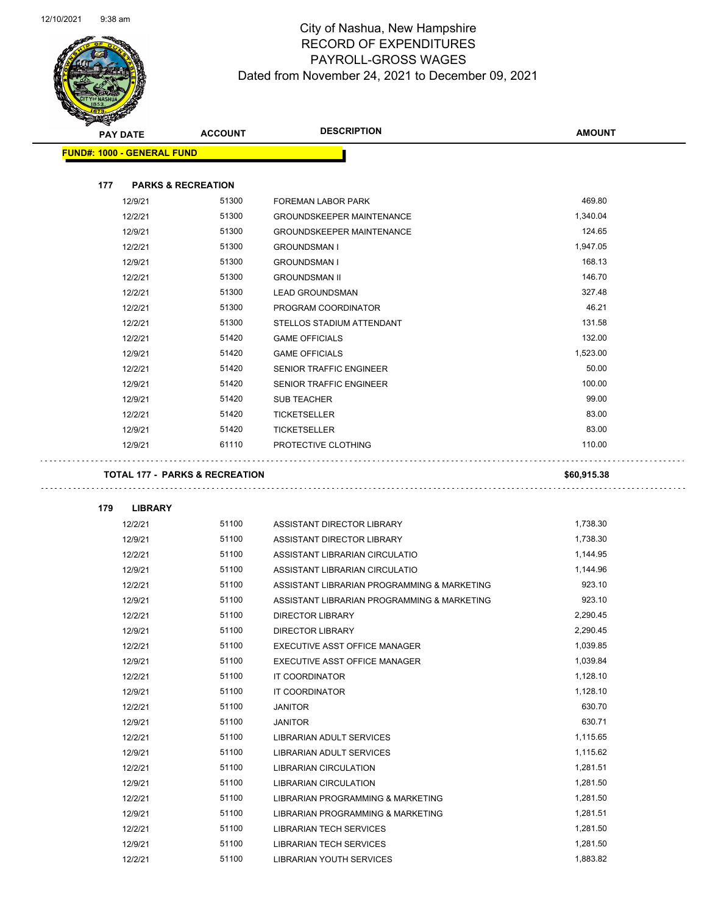# City of Nashua, New Hampshire
## RECORD OF EXPENDITURES
## PAYROLL-GROSS WAGES
### Dated from November 24, 2021 to December 09, 2021

**FUND#: 1000 - GENERAL FUND**

**177 PARKS & RECREATION**

| PAY DATE | ACCOUNT | DESCRIPTION | AMOUNT |
|---|---|---|---|
| 12/9/21 | 51300 | FOREMAN LABOR PARK | 469.80 |
| 12/2/21 | 51300 | GROUNDSKEEPER MAINTENANCE | 1,340.04 |
| 12/9/21 | 51300 | GROUNDSKEEPER MAINTENANCE | 124.65 |
| 12/2/21 | 51300 | GROUNDSMAN I | 1,947.05 |
| 12/9/21 | 51300 | GROUNDSMAN I | 168.13 |
| 12/2/21 | 51300 | GROUNDSMAN II | 146.70 |
| 12/2/21 | 51300 | LEAD GROUNDSMAN | 327.48 |
| 12/2/21 | 51300 | PROGRAM COORDINATOR | 46.21 |
| 12/2/21 | 51300 | STELLOS STADIUM ATTENDANT | 131.58 |
| 12/2/21 | 51420 | GAME OFFICIALS | 132.00 |
| 12/9/21 | 51420 | GAME OFFICIALS | 1,523.00 |
| 12/2/21 | 51420 | SENIOR TRAFFIC ENGINEER | 50.00 |
| 12/9/21 | 51420 | SENIOR TRAFFIC ENGINEER | 100.00 |
| 12/9/21 | 51420 | SUB TEACHER | 99.00 |
| 12/2/21 | 51420 | TICKETSELLER | 83.00 |
| 12/9/21 | 51420 | TICKETSELLER | 83.00 |
| 12/9/21 | 61110 | PROTECTIVE CLOTHING | 110.00 |

**TOTAL 177 - PARKS & RECREATION** **$60,915.38**

**179 LIBRARY**

| PAY DATE | ACCOUNT | DESCRIPTION | AMOUNT |
|---|---|---|---|
| 12/2/21 | 51100 | ASSISTANT DIRECTOR LIBRARY | 1,738.30 |
| 12/9/21 | 51100 | ASSISTANT DIRECTOR LIBRARY | 1,738.30 |
| 12/2/21 | 51100 | ASSISTANT LIBRARIAN CIRCULATIO | 1,144.95 |
| 12/9/21 | 51100 | ASSISTANT LIBRARIAN CIRCULATIO | 1,144.96 |
| 12/2/21 | 51100 | ASSISTANT LIBRARIAN PROGRAMMING & MARKETING | 923.10 |
| 12/9/21 | 51100 | ASSISTANT LIBRARIAN PROGRAMMING & MARKETING | 923.10 |
| 12/2/21 | 51100 | DIRECTOR LIBRARY | 2,290.45 |
| 12/9/21 | 51100 | DIRECTOR LIBRARY | 2,290.45 |
| 12/2/21 | 51100 | EXECUTIVE ASST OFFICE MANAGER | 1,039.85 |
| 12/9/21 | 51100 | EXECUTIVE ASST OFFICE MANAGER | 1,039.84 |
| 12/2/21 | 51100 | IT COORDINATOR | 1,128.10 |
| 12/9/21 | 51100 | IT COORDINATOR | 1,128.10 |
| 12/2/21 | 51100 | JANITOR | 630.70 |
| 12/9/21 | 51100 | JANITOR | 630.71 |
| 12/2/21 | 51100 | LIBRARIAN ADULT SERVICES | 1,115.65 |
| 12/9/21 | 51100 | LIBRARIAN ADULT SERVICES | 1,115.62 |
| 12/2/21 | 51100 | LIBRARIAN CIRCULATION | 1,281.51 |
| 12/9/21 | 51100 | LIBRARIAN CIRCULATION | 1,281.50 |
| 12/2/21 | 51100 | LIBRARIAN PROGRAMMING & MARKETING | 1,281.50 |
| 12/9/21 | 51100 | LIBRARIAN PROGRAMMING & MARKETING | 1,281.51 |
| 12/2/21 | 51100 | LIBRARIAN TECH SERVICES | 1,281.50 |
| 12/9/21 | 51100 | LIBRARIAN TECH SERVICES | 1,281.50 |
| 12/2/21 | 51100 | LIBRARIAN YOUTH SERVICES | 1,883.82 |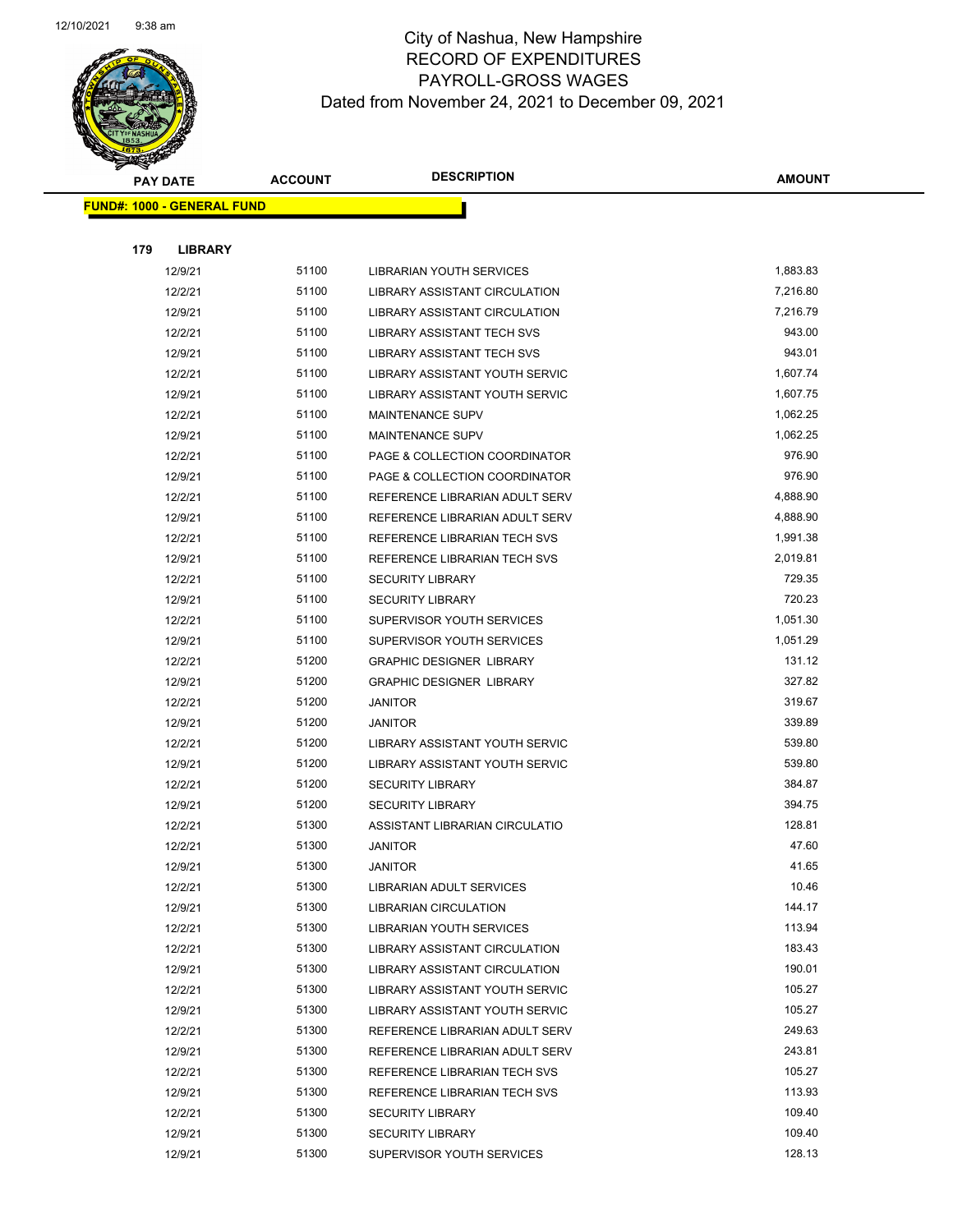# City of Nashua, New Hampshire
## RECORD OF EXPENDITURES
## PAYROLL-GROSS WAGES
### Dated from November 24, 2021 to December 09, 2021

**FUND#: 1000 - GENERAL FUND**

**179 LIBRARY**

| PAY DATE | ACCOUNT | DESCRIPTION | AMOUNT |
|---|---|---|---|
| 12/9/21 | 51100 | LIBRARIAN YOUTH SERVICES | 1,883.83 |
| 12/2/21 | 51100 | LIBRARY ASSISTANT CIRCULATION | 7,216.80 |
| 12/9/21 | 51100 | LIBRARY ASSISTANT CIRCULATION | 7,216.79 |
| 12/2/21 | 51100 | LIBRARY ASSISTANT TECH SVS | 943.00 |
| 12/9/21 | 51100 | LIBRARY ASSISTANT TECH SVS | 943.01 |
| 12/2/21 | 51100 | LIBRARY ASSISTANT YOUTH SERVIC | 1,607.74 |
| 12/9/21 | 51100 | LIBRARY ASSISTANT YOUTH SERVIC | 1,607.75 |
| 12/2/21 | 51100 | MAINTENANCE SUPV | 1,062.25 |
| 12/9/21 | 51100 | MAINTENANCE SUPV | 1,062.25 |
| 12/2/21 | 51100 | PAGE & COLLECTION COORDINATOR | 976.90 |
| 12/9/21 | 51100 | PAGE & COLLECTION COORDINATOR | 976.90 |
| 12/2/21 | 51100 | REFERENCE LIBRARIAN ADULT SERV | 4,888.90 |
| 12/9/21 | 51100 | REFERENCE LIBRARIAN ADULT SERV | 4,888.90 |
| 12/2/21 | 51100 | REFERENCE LIBRARIAN TECH SVS | 1,991.38 |
| 12/9/21 | 51100 | REFERENCE LIBRARIAN TECH SVS | 2,019.81 |
| 12/2/21 | 51100 | SECURITY LIBRARY | 729.35 |
| 12/9/21 | 51100 | SECURITY LIBRARY | 720.23 |
| 12/2/21 | 51100 | SUPERVISOR YOUTH SERVICES | 1,051.30 |
| 12/9/21 | 51100 | SUPERVISOR YOUTH SERVICES | 1,051.29 |
| 12/2/21 | 51200 | GRAPHIC DESIGNER LIBRARY | 131.12 |
| 12/9/21 | 51200 | GRAPHIC DESIGNER LIBRARY | 327.82 |
| 12/2/21 | 51200 | JANITOR | 319.67 |
| 12/9/21 | 51200 | JANITOR | 339.89 |
| 12/2/21 | 51200 | LIBRARY ASSISTANT YOUTH SERVIC | 539.80 |
| 12/9/21 | 51200 | LIBRARY ASSISTANT YOUTH SERVIC | 539.80 |
| 12/2/21 | 51200 | SECURITY LIBRARY | 384.87 |
| 12/9/21 | 51200 | SECURITY LIBRARY | 394.75 |
| 12/2/21 | 51300 | ASSISTANT LIBRARIAN CIRCULATIO | 128.81 |
| 12/2/21 | 51300 | JANITOR | 47.60 |
| 12/9/21 | 51300 | JANITOR | 41.65 |
| 12/2/21 | 51300 | LIBRARIAN ADULT SERVICES | 10.46 |
| 12/9/21 | 51300 | LIBRARIAN CIRCULATION | 144.17 |
| 12/2/21 | 51300 | LIBRARIAN YOUTH SERVICES | 113.94 |
| 12/2/21 | 51300 | LIBRARY ASSISTANT CIRCULATION | 183.43 |
| 12/9/21 | 51300 | LIBRARY ASSISTANT CIRCULATION | 190.01 |
| 12/2/21 | 51300 | LIBRARY ASSISTANT YOUTH SERVIC | 105.27 |
| 12/9/21 | 51300 | LIBRARY ASSISTANT YOUTH SERVIC | 105.27 |
| 12/2/21 | 51300 | REFERENCE LIBRARIAN ADULT SERV | 249.63 |
| 12/9/21 | 51300 | REFERENCE LIBRARIAN ADULT SERV | 243.81 |
| 12/2/21 | 51300 | REFERENCE LIBRARIAN TECH SVS | 105.27 |
| 12/9/21 | 51300 | REFERENCE LIBRARIAN TECH SVS | 113.93 |
| 12/2/21 | 51300 | SECURITY LIBRARY | 109.40 |
| 12/9/21 | 51300 | SECURITY LIBRARY | 109.40 |
| 12/9/21 | 51300 | SUPERVISOR YOUTH SERVICES | 128.13 |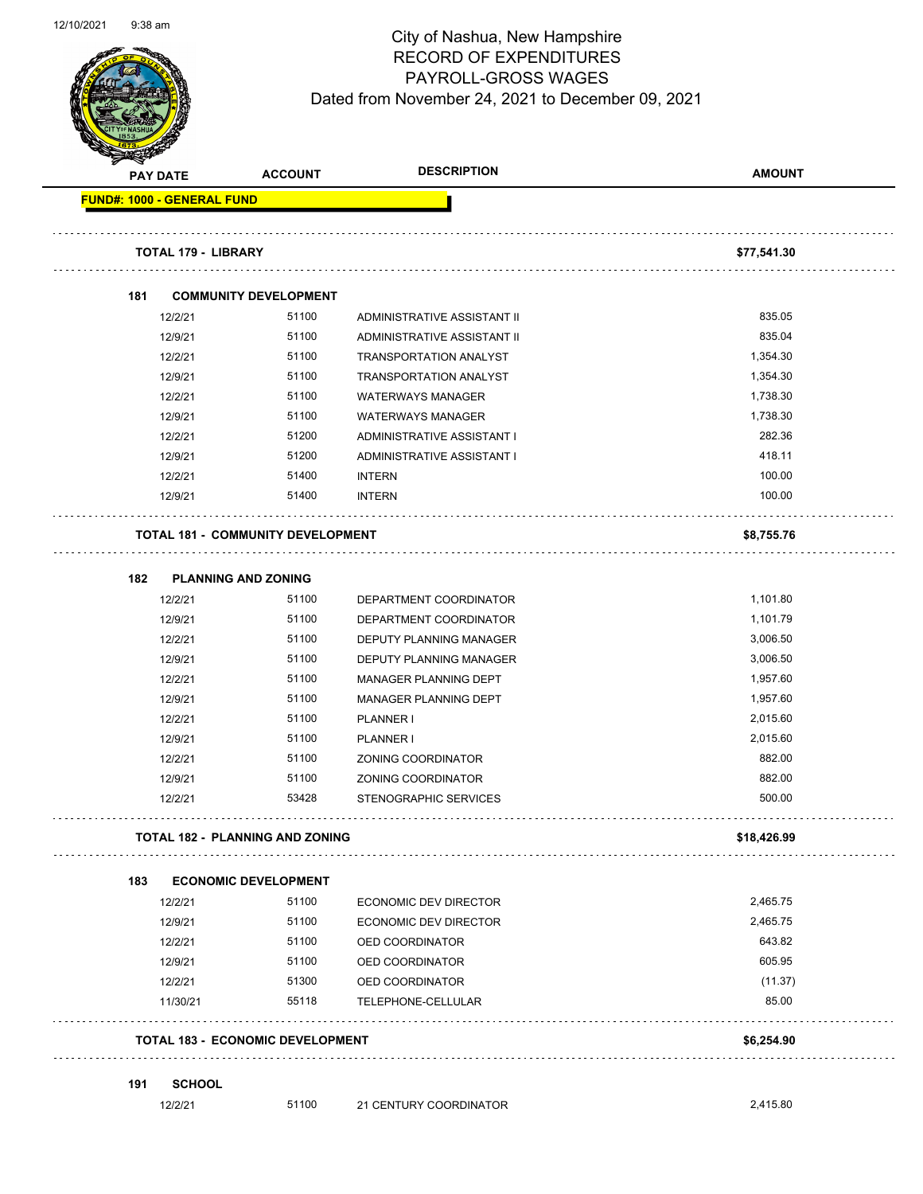# City of Nashua, New Hampshire
## RECORD OF EXPENDITURES
## PAYROLL-GROSS WAGES
### Dated from November 24, 2021 to December 09, 2021

| PAY DATE | ACCOUNT | DESCRIPTION | AMOUNT |
|---|---|---|---|
| **FUND#: 1000 - GENERAL FUND** | | | |
| **TOTAL 179 - LIBRARY** | | | **$77,541.30** |
| **181 COMMUNITY DEVELOPMENT** | | | |
| 12/2/21 | 51100 | ADMINISTRATIVE ASSISTANT II | 835.05 |
| 12/9/21 | 51100 | ADMINISTRATIVE ASSISTANT II | 835.04 |
| 12/2/21 | 51100 | TRANSPORTATION ANALYST | 1,354.30 |
| 12/9/21 | 51100 | TRANSPORTATION ANALYST | 1,354.30 |
| 12/2/21 | 51100 | WATERWAYS MANAGER | 1,738.30 |
| 12/9/21 | 51100 | WATERWAYS MANAGER | 1,738.30 |
| 12/2/21 | 51200 | ADMINISTRATIVE ASSISTANT I | 282.36 |
| 12/9/21 | 51200 | ADMINISTRATIVE ASSISTANT I | 418.11 |
| 12/2/21 | 51400 | INTERN | 100.00 |
| 12/9/21 | 51400 | INTERN | 100.00 |
| **TOTAL 181 - COMMUNITY DEVELOPMENT** | | | **$8,755.76** |
| **182 PLANNING AND ZONING** | | | |
| 12/2/21 | 51100 | DEPARTMENT COORDINATOR | 1,101.80 |
| 12/9/21 | 51100 | DEPARTMENT COORDINATOR | 1,101.79 |
| 12/2/21 | 51100 | DEPUTY PLANNING MANAGER | 3,006.50 |
| 12/9/21 | 51100 | DEPUTY PLANNING MANAGER | 3,006.50 |
| 12/2/21 | 51100 | MANAGER PLANNING DEPT | 1,957.60 |
| 12/9/21 | 51100 | MANAGER PLANNING DEPT | 1,957.60 |
| 12/2/21 | 51100 | PLANNER I | 2,015.60 |
| 12/9/21 | 51100 | PLANNER I | 2,015.60 |
| 12/2/21 | 51100 | ZONING COORDINATOR | 882.00 |
| 12/9/21 | 51100 | ZONING COORDINATOR | 882.00 |
| 12/2/21 | 53428 | STENOGRAPHIC SERVICES | 500.00 |
| **TOTAL 182 - PLANNING AND ZONING** | | | **$18,426.99** |
| **183 ECONOMIC DEVELOPMENT** | | | |
| 12/2/21 | 51100 | ECONOMIC DEV DIRECTOR | 2,465.75 |
| 12/9/21 | 51100 | ECONOMIC DEV DIRECTOR | 2,465.75 |
| 12/2/21 | 51100 | OED COORDINATOR | 643.82 |
| 12/9/21 | 51100 | OED COORDINATOR | 605.95 |
| 12/2/21 | 51300 | OED COORDINATOR | (11.37) |
| 11/30/21 | 55118 | TELEPHONE-CELLULAR | 85.00 |
| **TOTAL 183 - ECONOMIC DEVELOPMENT** | | | **$6,254.90** |
| **191 SCHOOL** | | | |
| 12/2/21 | 51100 | 21 CENTURY COORDINATOR | 2,415.80 |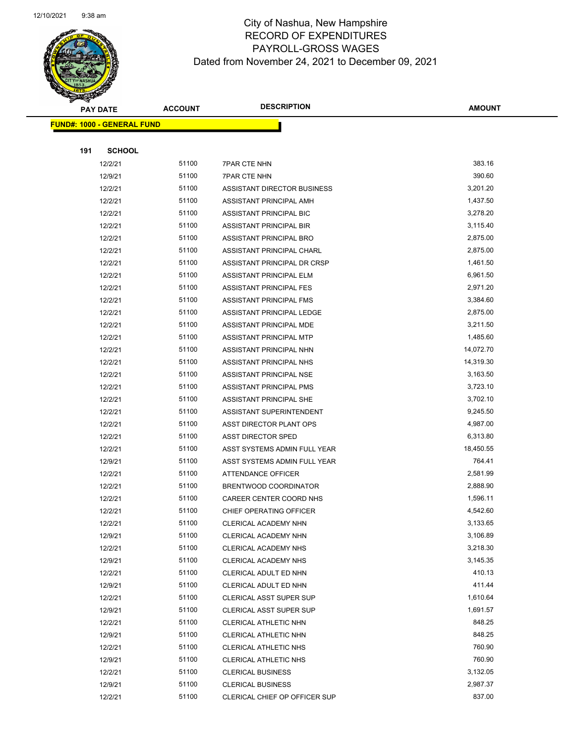# City of Nashua, New Hampshire
## RECORD OF EXPENDITURES
## PAYROLL-GROSS WAGES
### Dated from November 24, 2021 to December 09, 2021

| PAY DATE | ACCOUNT | DESCRIPTION | AMOUNT |
|---|---|---|---|

**FUND#: 1000 - GENERAL FUND**

**191 SCHOOL**

| PAY DATE | ACCOUNT | DESCRIPTION | AMOUNT |
|---|---|---|---|
| 12/2/21 | 51100 | 7PAR CTE NHN | 383.16 |
| 12/9/21 | 51100 | 7PAR CTE NHN | 390.60 |
| 12/2/21 | 51100 | ASSISTANT DIRECTOR BUSINESS | 3,201.20 |
| 12/2/21 | 51100 | ASSISTANT PRINCIPAL AMH | 1,437.50 |
| 12/2/21 | 51100 | ASSISTANT PRINCIPAL BIC | 3,278.20 |
| 12/2/21 | 51100 | ASSISTANT PRINCIPAL BIR | 3,115.40 |
| 12/2/21 | 51100 | ASSISTANT PRINCIPAL BRO | 2,875.00 |
| 12/2/21 | 51100 | ASSISTANT PRINCIPAL CHARL | 2,875.00 |
| 12/2/21 | 51100 | ASSISTANT PRINCIPAL DR CRSP | 1,461.50 |
| 12/2/21 | 51100 | ASSISTANT PRINCIPAL ELM | 6,961.50 |
| 12/2/21 | 51100 | ASSISTANT PRINCIPAL FES | 2,971.20 |
| 12/2/21 | 51100 | ASSISTANT PRINCIPAL FMS | 3,384.60 |
| 12/2/21 | 51100 | ASSISTANT PRINCIPAL LEDGE | 2,875.00 |
| 12/2/21 | 51100 | ASSISTANT PRINCIPAL MDE | 3,211.50 |
| 12/2/21 | 51100 | ASSISTANT PRINCIPAL MTP | 1,485.60 |
| 12/2/21 | 51100 | ASSISTANT PRINCIPAL NHN | 14,072.70 |
| 12/2/21 | 51100 | ASSISTANT PRINCIPAL NHS | 14,319.30 |
| 12/2/21 | 51100 | ASSISTANT PRINCIPAL NSE | 3,163.50 |
| 12/2/21 | 51100 | ASSISTANT PRINCIPAL PMS | 3,723.10 |
| 12/2/21 | 51100 | ASSISTANT PRINCIPAL SHE | 3,702.10 |
| 12/2/21 | 51100 | ASSISTANT SUPERINTENDENT | 9,245.50 |
| 12/2/21 | 51100 | ASST DIRECTOR PLANT OPS | 4,987.00 |
| 12/2/21 | 51100 | ASST DIRECTOR SPED | 6,313.80 |
| 12/2/21 | 51100 | ASST SYSTEMS ADMIN FULL YEAR | 18,450.55 |
| 12/9/21 | 51100 | ASST SYSTEMS ADMIN FULL YEAR | 764.41 |
| 12/2/21 | 51100 | ATTENDANCE OFFICER | 2,581.99 |
| 12/2/21 | 51100 | BRENTWOOD COORDINATOR | 2,888.90 |
| 12/2/21 | 51100 | CAREER CENTER COORD NHS | 1,596.11 |
| 12/2/21 | 51100 | CHIEF OPERATING OFFICER | 4,542.60 |
| 12/2/21 | 51100 | CLERICAL ACADEMY NHN | 3,133.65 |
| 12/9/21 | 51100 | CLERICAL ACADEMY NHN | 3,106.89 |
| 12/2/21 | 51100 | CLERICAL ACADEMY NHS | 3,218.30 |
| 12/9/21 | 51100 | CLERICAL ACADEMY NHS | 3,145.35 |
| 12/2/21 | 51100 | CLERICAL ADULT ED NHN | 410.13 |
| 12/9/21 | 51100 | CLERICAL ADULT ED NHN | 411.44 |
| 12/2/21 | 51100 | CLERICAL ASST SUPER SUP | 1,610.64 |
| 12/9/21 | 51100 | CLERICAL ASST SUPER SUP | 1,691.57 |
| 12/2/21 | 51100 | CLERICAL ATHLETIC NHN | 848.25 |
| 12/9/21 | 51100 | CLERICAL ATHLETIC NHN | 848.25 |
| 12/2/21 | 51100 | CLERICAL ATHLETIC NHS | 760.90 |
| 12/9/21 | 51100 | CLERICAL ATHLETIC NHS | 760.90 |
| 12/2/21 | 51100 | CLERICAL BUSINESS | 3,132.05 |
| 12/9/21 | 51100 | CLERICAL BUSINESS | 2,987.37 |
| 12/2/21 | 51100 | CLERICAL CHIEF OP OFFICER SUP | 837.00 |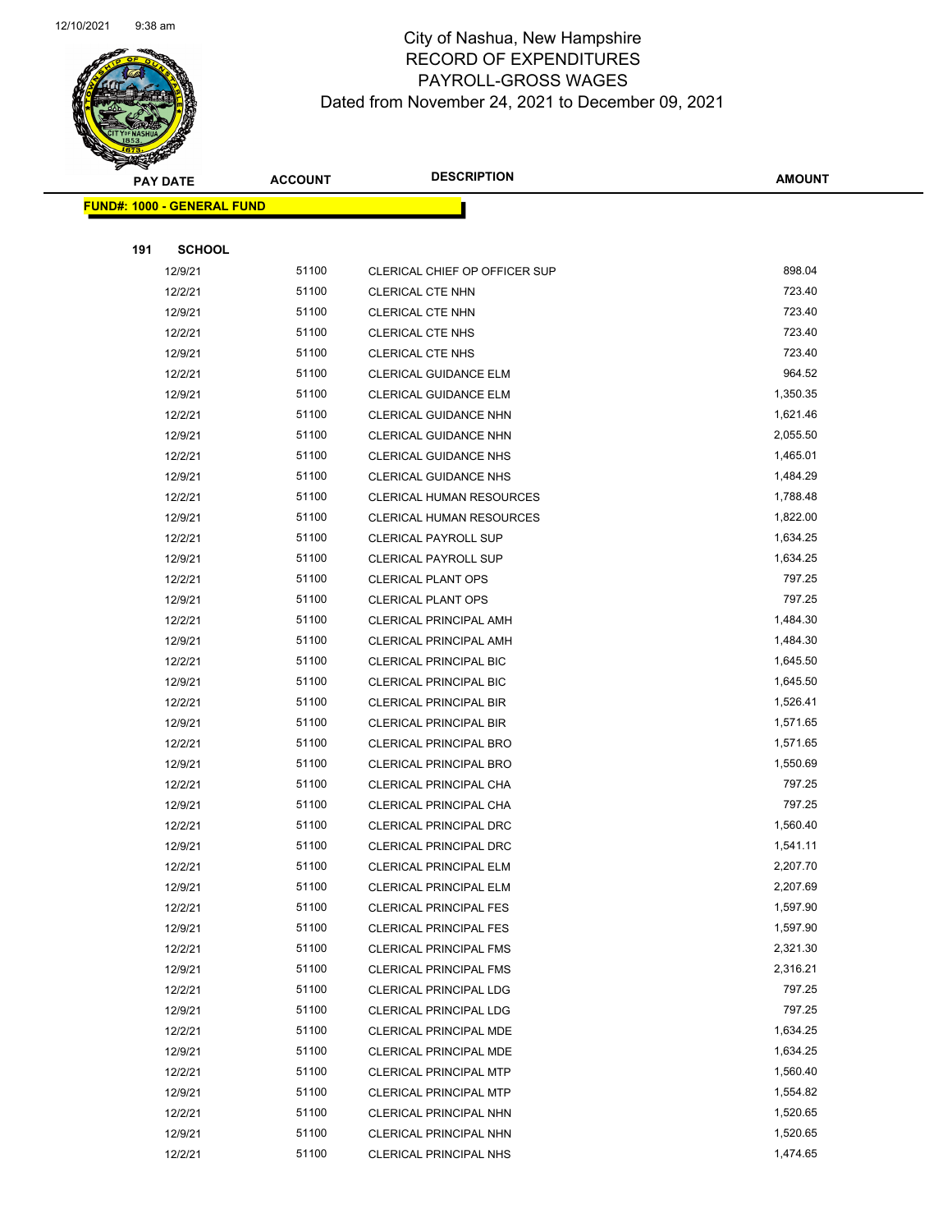# City of Nashua, New Hampshire
## RECORD OF EXPENDITURES
## PAYROLL-GROSS WAGES
## Dated from November 24, 2021 to December 09, 2021

| PAY DATE | ACCOUNT | DESCRIPTION | AMOUNT |
|---|---|---|---|
| **FUND#: 1000 - GENERAL FUND** | | | |
| **191 SCHOOL** | | | |
| 12/9/21 | 51100 | CLERICAL CHIEF OP OFFICER SUP | 898.04 |
| 12/2/21 | 51100 | CLERICAL CTE NHN | 723.40 |
| 12/9/21 | 51100 | CLERICAL CTE NHN | 723.40 |
| 12/2/21 | 51100 | CLERICAL CTE NHS | 723.40 |
| 12/9/21 | 51100 | CLERICAL CTE NHS | 723.40 |
| 12/2/21 | 51100 | CLERICAL GUIDANCE ELM | 964.52 |
| 12/9/21 | 51100 | CLERICAL GUIDANCE ELM | 1,350.35 |
| 12/2/21 | 51100 | CLERICAL GUIDANCE NHN | 1,621.46 |
| 12/9/21 | 51100 | CLERICAL GUIDANCE NHN | 2,055.50 |
| 12/2/21 | 51100 | CLERICAL GUIDANCE NHS | 1,465.01 |
| 12/9/21 | 51100 | CLERICAL GUIDANCE NHS | 1,484.29 |
| 12/2/21 | 51100 | CLERICAL HUMAN RESOURCES | 1,788.48 |
| 12/9/21 | 51100 | CLERICAL HUMAN RESOURCES | 1,822.00 |
| 12/2/21 | 51100 | CLERICAL PAYROLL SUP | 1,634.25 |
| 12/9/21 | 51100 | CLERICAL PAYROLL SUP | 1,634.25 |
| 12/2/21 | 51100 | CLERICAL PLANT OPS | 797.25 |
| 12/9/21 | 51100 | CLERICAL PLANT OPS | 797.25 |
| 12/2/21 | 51100 | CLERICAL PRINCIPAL AMH | 1,484.30 |
| 12/9/21 | 51100 | CLERICAL PRINCIPAL AMH | 1,484.30 |
| 12/2/21 | 51100 | CLERICAL PRINCIPAL BIC | 1,645.50 |
| 12/9/21 | 51100 | CLERICAL PRINCIPAL BIC | 1,645.50 |
| 12/2/21 | 51100 | CLERICAL PRINCIPAL BIR | 1,526.41 |
| 12/9/21 | 51100 | CLERICAL PRINCIPAL BIR | 1,571.65 |
| 12/2/21 | 51100 | CLERICAL PRINCIPAL BRO | 1,571.65 |
| 12/9/21 | 51100 | CLERICAL PRINCIPAL BRO | 1,550.69 |
| 12/2/21 | 51100 | CLERICAL PRINCIPAL CHA | 797.25 |
| 12/9/21 | 51100 | CLERICAL PRINCIPAL CHA | 797.25 |
| 12/2/21 | 51100 | CLERICAL PRINCIPAL DRC | 1,560.40 |
| 12/9/21 | 51100 | CLERICAL PRINCIPAL DRC | 1,541.11 |
| 12/2/21 | 51100 | CLERICAL PRINCIPAL ELM | 2,207.70 |
| 12/9/21 | 51100 | CLERICAL PRINCIPAL ELM | 2,207.69 |
| 12/2/21 | 51100 | CLERICAL PRINCIPAL FES | 1,597.90 |
| 12/9/21 | 51100 | CLERICAL PRINCIPAL FES | 1,597.90 |
| 12/2/21 | 51100 | CLERICAL PRINCIPAL FMS | 2,321.30 |
| 12/9/21 | 51100 | CLERICAL PRINCIPAL FMS | 2,316.21 |
| 12/2/21 | 51100 | CLERICAL PRINCIPAL LDG | 797.25 |
| 12/9/21 | 51100 | CLERICAL PRINCIPAL LDG | 797.25 |
| 12/2/21 | 51100 | CLERICAL PRINCIPAL MDE | 1,634.25 |
| 12/9/21 | 51100 | CLERICAL PRINCIPAL MDE | 1,634.25 |
| 12/2/21 | 51100 | CLERICAL PRINCIPAL MTP | 1,560.40 |
| 12/9/21 | 51100 | CLERICAL PRINCIPAL MTP | 1,554.82 |
| 12/2/21 | 51100 | CLERICAL PRINCIPAL NHN | 1,520.65 |
| 12/9/21 | 51100 | CLERICAL PRINCIPAL NHN | 1,520.65 |
| 12/2/21 | 51100 | CLERICAL PRINCIPAL NHS | 1,474.65 |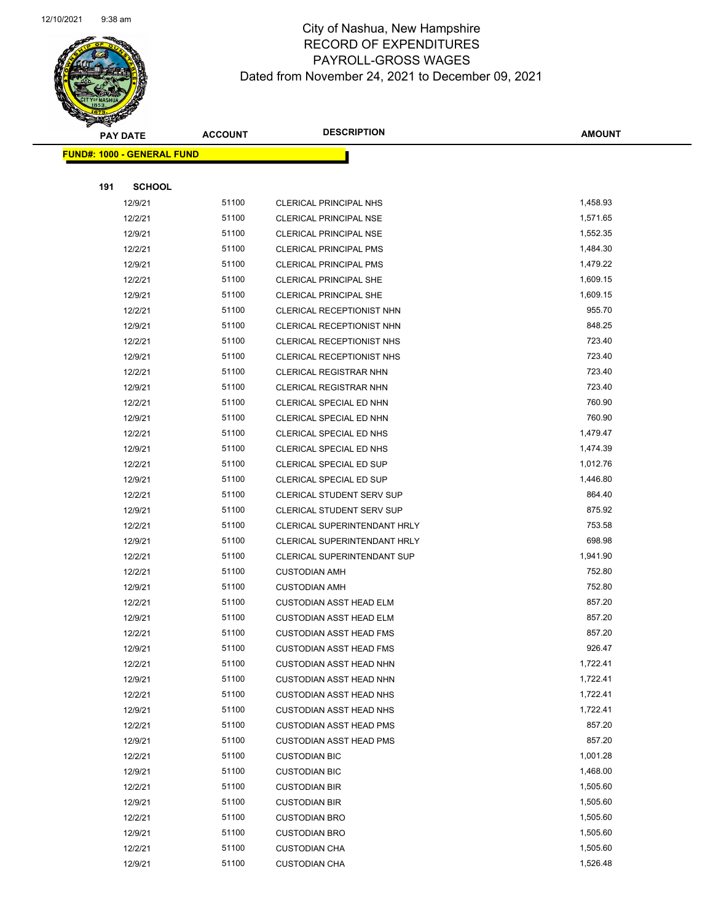# City of Nashua, New Hampshire
## RECORD OF EXPENDITURES
## PAYROLL-GROSS WAGES
### Dated from November 24, 2021 to December 09, 2021

12/10/2021 9:38 am

| PAY DATE | ACCOUNT | DESCRIPTION | AMOUNT |
|---|---|---|---|

**FUND#: 1000 - GENERAL FUND**

**191 SCHOOL**

| PAY DATE | ACCOUNT | DESCRIPTION | AMOUNT |
|---|---|---|---|
| 12/9/21 | 51100 | CLERICAL PRINCIPAL NHS | 1,458.93 |
| 12/2/21 | 51100 | CLERICAL PRINCIPAL NSE | 1,571.65 |
| 12/9/21 | 51100 | CLERICAL PRINCIPAL NSE | 1,552.35 |
| 12/2/21 | 51100 | CLERICAL PRINCIPAL PMS | 1,484.30 |
| 12/9/21 | 51100 | CLERICAL PRINCIPAL PMS | 1,479.22 |
| 12/2/21 | 51100 | CLERICAL PRINCIPAL SHE | 1,609.15 |
| 12/9/21 | 51100 | CLERICAL PRINCIPAL SHE | 1,609.15 |
| 12/2/21 | 51100 | CLERICAL RECEPTIONIST NHN | 955.70 |
| 12/9/21 | 51100 | CLERICAL RECEPTIONIST NHN | 848.25 |
| 12/2/21 | 51100 | CLERICAL RECEPTIONIST NHS | 723.40 |
| 12/9/21 | 51100 | CLERICAL RECEPTIONIST NHS | 723.40 |
| 12/2/21 | 51100 | CLERICAL REGISTRAR NHN | 723.40 |
| 12/9/21 | 51100 | CLERICAL REGISTRAR NHN | 723.40 |
| 12/2/21 | 51100 | CLERICAL SPECIAL ED NHN | 760.90 |
| 12/9/21 | 51100 | CLERICAL SPECIAL ED NHN | 760.90 |
| 12/2/21 | 51100 | CLERICAL SPECIAL ED NHS | 1,479.47 |
| 12/9/21 | 51100 | CLERICAL SPECIAL ED NHS | 1,474.39 |
| 12/2/21 | 51100 | CLERICAL SPECIAL ED SUP | 1,012.76 |
| 12/9/21 | 51100 | CLERICAL SPECIAL ED SUP | 1,446.80 |
| 12/2/21 | 51100 | CLERICAL STUDENT SERV SUP | 864.40 |
| 12/9/21 | 51100 | CLERICAL STUDENT SERV SUP | 875.92 |
| 12/2/21 | 51100 | CLERICAL SUPERINTENDANT HRLY | 753.58 |
| 12/9/21 | 51100 | CLERICAL SUPERINTENDANT HRLY | 698.98 |
| 12/2/21 | 51100 | CLERICAL SUPERINTENDANT SUP | 1,941.90 |
| 12/2/21 | 51100 | CUSTODIAN AMH | 752.80 |
| 12/9/21 | 51100 | CUSTODIAN AMH | 752.80 |
| 12/2/21 | 51100 | CUSTODIAN ASST HEAD ELM | 857.20 |
| 12/9/21 | 51100 | CUSTODIAN ASST HEAD ELM | 857.20 |
| 12/2/21 | 51100 | CUSTODIAN ASST HEAD FMS | 857.20 |
| 12/9/21 | 51100 | CUSTODIAN ASST HEAD FMS | 926.47 |
| 12/2/21 | 51100 | CUSTODIAN ASST HEAD NHN | 1,722.41 |
| 12/9/21 | 51100 | CUSTODIAN ASST HEAD NHN | 1,722.41 |
| 12/2/21 | 51100 | CUSTODIAN ASST HEAD NHS | 1,722.41 |
| 12/9/21 | 51100 | CUSTODIAN ASST HEAD NHS | 1,722.41 |
| 12/2/21 | 51100 | CUSTODIAN ASST HEAD PMS | 857.20 |
| 12/9/21 | 51100 | CUSTODIAN ASST HEAD PMS | 857.20 |
| 12/2/21 | 51100 | CUSTODIAN BIC | 1,001.28 |
| 12/9/21 | 51100 | CUSTODIAN BIC | 1,468.00 |
| 12/2/21 | 51100 | CUSTODIAN BIR | 1,505.60 |
| 12/9/21 | 51100 | CUSTODIAN BIR | 1,505.60 |
| 12/2/21 | 51100 | CUSTODIAN BRO | 1,505.60 |
| 12/9/21 | 51100 | CUSTODIAN BRO | 1,505.60 |
| 12/2/21 | 51100 | CUSTODIAN CHA | 1,505.60 |
| 12/9/21 | 51100 | CUSTODIAN CHA | 1,526.48 |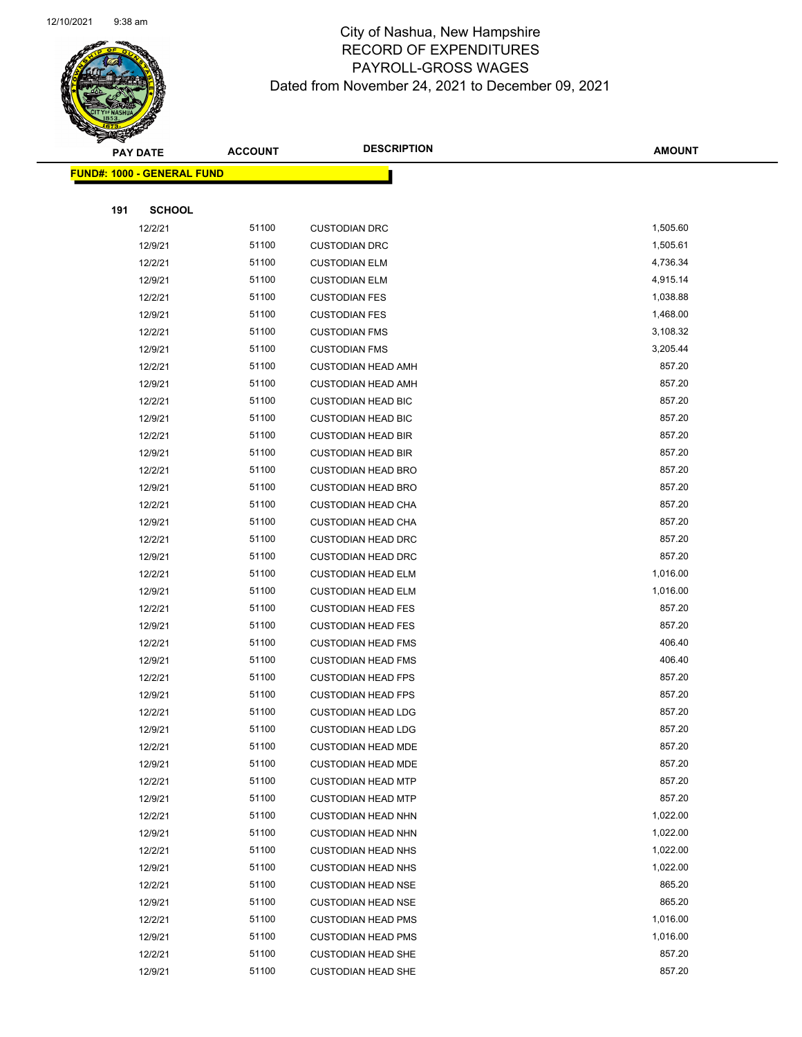# City of Nashua, New Hampshire
## RECORD OF EXPENDITURES
## PAYROLL-GROSS WAGES
### Dated from November 24, 2021 to December 09, 2021

**FUND#: 1000 - GENERAL FUND**

**191 SCHOOL**

| PAY DATE | ACCOUNT | DESCRIPTION | AMOUNT |
|---|---|---|---|
| 12/2/21 | 51100 | CUSTODIAN DRC | 1,505.60 |
| 12/9/21 | 51100 | CUSTODIAN DRC | 1,505.61 |
| 12/2/21 | 51100 | CUSTODIAN ELM | 4,736.34 |
| 12/9/21 | 51100 | CUSTODIAN ELM | 4,915.14 |
| 12/2/21 | 51100 | CUSTODIAN FES | 1,038.88 |
| 12/9/21 | 51100 | CUSTODIAN FES | 1,468.00 |
| 12/2/21 | 51100 | CUSTODIAN FMS | 3,108.32 |
| 12/9/21 | 51100 | CUSTODIAN FMS | 3,205.44 |
| 12/2/21 | 51100 | CUSTODIAN HEAD AMH | 857.20 |
| 12/9/21 | 51100 | CUSTODIAN HEAD AMH | 857.20 |
| 12/2/21 | 51100 | CUSTODIAN HEAD BIC | 857.20 |
| 12/9/21 | 51100 | CUSTODIAN HEAD BIC | 857.20 |
| 12/2/21 | 51100 | CUSTODIAN HEAD BIR | 857.20 |
| 12/9/21 | 51100 | CUSTODIAN HEAD BIR | 857.20 |
| 12/2/21 | 51100 | CUSTODIAN HEAD BRO | 857.20 |
| 12/9/21 | 51100 | CUSTODIAN HEAD BRO | 857.20 |
| 12/2/21 | 51100 | CUSTODIAN HEAD CHA | 857.20 |
| 12/9/21 | 51100 | CUSTODIAN HEAD CHA | 857.20 |
| 12/2/21 | 51100 | CUSTODIAN HEAD DRC | 857.20 |
| 12/9/21 | 51100 | CUSTODIAN HEAD DRC | 857.20 |
| 12/2/21 | 51100 | CUSTODIAN HEAD ELM | 1,016.00 |
| 12/9/21 | 51100 | CUSTODIAN HEAD ELM | 1,016.00 |
| 12/2/21 | 51100 | CUSTODIAN HEAD FES | 857.20 |
| 12/9/21 | 51100 | CUSTODIAN HEAD FES | 857.20 |
| 12/2/21 | 51100 | CUSTODIAN HEAD FMS | 406.40 |
| 12/9/21 | 51100 | CUSTODIAN HEAD FMS | 406.40 |
| 12/2/21 | 51100 | CUSTODIAN HEAD FPS | 857.20 |
| 12/9/21 | 51100 | CUSTODIAN HEAD FPS | 857.20 |
| 12/2/21 | 51100 | CUSTODIAN HEAD LDG | 857.20 |
| 12/9/21 | 51100 | CUSTODIAN HEAD LDG | 857.20 |
| 12/2/21 | 51100 | CUSTODIAN HEAD MDE | 857.20 |
| 12/9/21 | 51100 | CUSTODIAN HEAD MDE | 857.20 |
| 12/2/21 | 51100 | CUSTODIAN HEAD MTP | 857.20 |
| 12/9/21 | 51100 | CUSTODIAN HEAD MTP | 857.20 |
| 12/2/21 | 51100 | CUSTODIAN HEAD NHN | 1,022.00 |
| 12/9/21 | 51100 | CUSTODIAN HEAD NHN | 1,022.00 |
| 12/2/21 | 51100 | CUSTODIAN HEAD NHS | 1,022.00 |
| 12/9/21 | 51100 | CUSTODIAN HEAD NHS | 1,022.00 |
| 12/2/21 | 51100 | CUSTODIAN HEAD NSE | 865.20 |
| 12/9/21 | 51100 | CUSTODIAN HEAD NSE | 865.20 |
| 12/2/21 | 51100 | CUSTODIAN HEAD PMS | 1,016.00 |
| 12/9/21 | 51100 | CUSTODIAN HEAD PMS | 1,016.00 |
| 12/2/21 | 51100 | CUSTODIAN HEAD SHE | 857.20 |
| 12/9/21 | 51100 | CUSTODIAN HEAD SHE | 857.20 |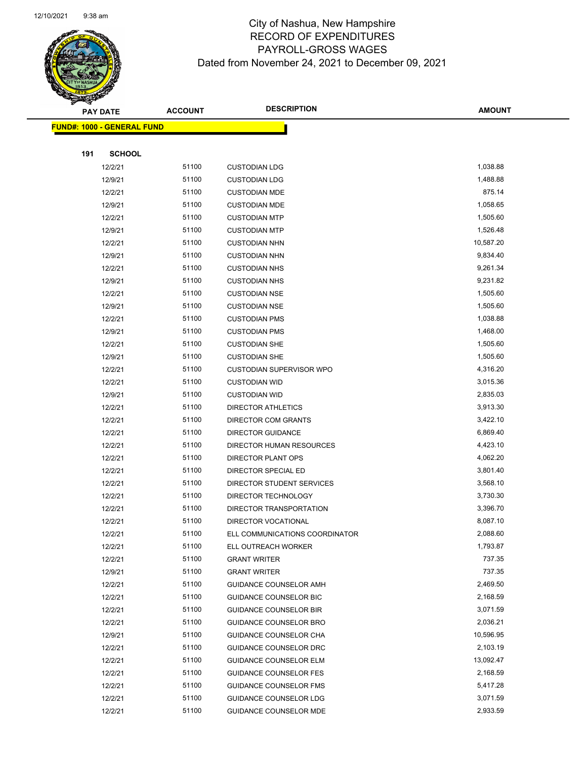# City of Nashua, New Hampshire
## RECORD OF EXPENDITURES
## PAYROLL-GROSS WAGES
## Dated from November 24, 2021 to December 09, 2021

| PAY DATE | ACCOUNT | DESCRIPTION | AMOUNT |
|---|---|---|---|

**FUND#: 1000 - GENERAL FUND**

**191 SCHOOL**

| PAY DATE | ACCOUNT | DESCRIPTION | AMOUNT |
|---|---|---|---|
| 12/2/21 | 51100 | CUSTODIAN LDG | 1,038.88 |
| 12/9/21 | 51100 | CUSTODIAN LDG | 1,488.88 |
| 12/2/21 | 51100 | CUSTODIAN MDE | 875.14 |
| 12/9/21 | 51100 | CUSTODIAN MDE | 1,058.65 |
| 12/2/21 | 51100 | CUSTODIAN MTP | 1,505.60 |
| 12/9/21 | 51100 | CUSTODIAN MTP | 1,526.48 |
| 12/2/21 | 51100 | CUSTODIAN NHN | 10,587.20 |
| 12/9/21 | 51100 | CUSTODIAN NHN | 9,834.40 |
| 12/2/21 | 51100 | CUSTODIAN NHS | 9,261.34 |
| 12/9/21 | 51100 | CUSTODIAN NHS | 9,231.82 |
| 12/2/21 | 51100 | CUSTODIAN NSE | 1,505.60 |
| 12/9/21 | 51100 | CUSTODIAN NSE | 1,505.60 |
| 12/2/21 | 51100 | CUSTODIAN PMS | 1,038.88 |
| 12/9/21 | 51100 | CUSTODIAN PMS | 1,468.00 |
| 12/2/21 | 51100 | CUSTODIAN SHE | 1,505.60 |
| 12/9/21 | 51100 | CUSTODIAN SHE | 1,505.60 |
| 12/2/21 | 51100 | CUSTODIAN SUPERVISOR WPO | 4,316.20 |
| 12/2/21 | 51100 | CUSTODIAN WID | 3,015.36 |
| 12/9/21 | 51100 | CUSTODIAN WID | 2,835.03 |
| 12/2/21 | 51100 | DIRECTOR ATHLETICS | 3,913.30 |
| 12/2/21 | 51100 | DIRECTOR COM GRANTS | 3,422.10 |
| 12/2/21 | 51100 | DIRECTOR GUIDANCE | 6,869.40 |
| 12/2/21 | 51100 | DIRECTOR HUMAN RESOURCES | 4,423.10 |
| 12/2/21 | 51100 | DIRECTOR PLANT OPS | 4,062.20 |
| 12/2/21 | 51100 | DIRECTOR SPECIAL ED | 3,801.40 |
| 12/2/21 | 51100 | DIRECTOR STUDENT SERVICES | 3,568.10 |
| 12/2/21 | 51100 | DIRECTOR TECHNOLOGY | 3,730.30 |
| 12/2/21 | 51100 | DIRECTOR TRANSPORTATION | 3,396.70 |
| 12/2/21 | 51100 | DIRECTOR VOCATIONAL | 8,087.10 |
| 12/2/21 | 51100 | ELL COMMUNICATIONS COORDINATOR | 2,088.60 |
| 12/2/21 | 51100 | ELL OUTREACH WORKER | 1,793.87 |
| 12/2/21 | 51100 | GRANT WRITER | 737.35 |
| 12/9/21 | 51100 | GRANT WRITER | 737.35 |
| 12/2/21 | 51100 | GUIDANCE COUNSELOR AMH | 2,469.50 |
| 12/2/21 | 51100 | GUIDANCE COUNSELOR BIC | 2,168.59 |
| 12/2/21 | 51100 | GUIDANCE COUNSELOR BIR | 3,071.59 |
| 12/2/21 | 51100 | GUIDANCE COUNSELOR BRO | 2,036.21 |
| 12/9/21 | 51100 | GUIDANCE COUNSELOR CHA | 10,596.95 |
| 12/2/21 | 51100 | GUIDANCE COUNSELOR DRC | 2,103.19 |
| 12/2/21 | 51100 | GUIDANCE COUNSELOR ELM | 13,092.47 |
| 12/2/21 | 51100 | GUIDANCE COUNSELOR FES | 2,168.59 |
| 12/2/21 | 51100 | GUIDANCE COUNSELOR FMS | 5,417.28 |
| 12/2/21 | 51100 | GUIDANCE COUNSELOR LDG | 3,071.59 |
| 12/2/21 | 51100 | GUIDANCE COUNSELOR MDE | 2,933.59 |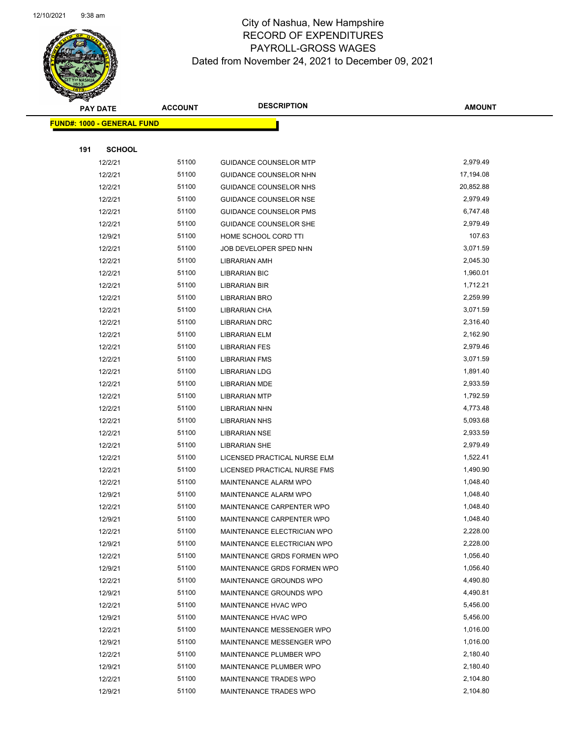# City of Nashua, New Hampshire
## RECORD OF EXPENDITURES
## PAYROLL-GROSS WAGES
## Dated from November 24, 2021 to December 09, 2021

| PAY DATE | ACCOUNT | DESCRIPTION | AMOUNT |
|---|---|---|---|
| **FUND#: 1000 - GENERAL FUND** | | | |
| **191 SCHOOL** | | | |
| 12/2/21 | 51100 | GUIDANCE COUNSELOR MTP | 2,979.49 |
| 12/2/21 | 51100 | GUIDANCE COUNSELOR NHN | 17,194.08 |
| 12/2/21 | 51100 | GUIDANCE COUNSELOR NHS | 20,852.88 |
| 12/2/21 | 51100 | GUIDANCE COUNSELOR NSE | 2,979.49 |
| 12/2/21 | 51100 | GUIDANCE COUNSELOR PMS | 6,747.48 |
| 12/2/21 | 51100 | GUIDANCE COUNSELOR SHE | 2,979.49 |
| 12/9/21 | 51100 | HOME SCHOOL CORD TTI | 107.63 |
| 12/2/21 | 51100 | JOB DEVELOPER SPED NHN | 3,071.59 |
| 12/2/21 | 51100 | LIBRARIAN AMH | 2,045.30 |
| 12/2/21 | 51100 | LIBRARIAN BIC | 1,960.01 |
| 12/2/21 | 51100 | LIBRARIAN BIR | 1,712.21 |
| 12/2/21 | 51100 | LIBRARIAN BRO | 2,259.99 |
| 12/2/21 | 51100 | LIBRARIAN CHA | 3,071.59 |
| 12/2/21 | 51100 | LIBRARIAN DRC | 2,316.40 |
| 12/2/21 | 51100 | LIBRARIAN ELM | 2,162.90 |
| 12/2/21 | 51100 | LIBRARIAN FES | 2,979.46 |
| 12/2/21 | 51100 | LIBRARIAN FMS | 3,071.59 |
| 12/2/21 | 51100 | LIBRARIAN LDG | 1,891.40 |
| 12/2/21 | 51100 | LIBRARIAN MDE | 2,933.59 |
| 12/2/21 | 51100 | LIBRARIAN MTP | 1,792.59 |
| 12/2/21 | 51100 | LIBRARIAN NHN | 4,773.48 |
| 12/2/21 | 51100 | LIBRARIAN NHS | 5,093.68 |
| 12/2/21 | 51100 | LIBRARIAN NSE | 2,933.59 |
| 12/2/21 | 51100 | LIBRARIAN SHE | 2,979.49 |
| 12/2/21 | 51100 | LICENSED PRACTICAL NURSE ELM | 1,522.41 |
| 12/2/21 | 51100 | LICENSED PRACTICAL NURSE FMS | 1,490.90 |
| 12/2/21 | 51100 | MAINTENANCE ALARM WPO | 1,048.40 |
| 12/9/21 | 51100 | MAINTENANCE ALARM WPO | 1,048.40 |
| 12/2/21 | 51100 | MAINTENANCE CARPENTER WPO | 1,048.40 |
| 12/9/21 | 51100 | MAINTENANCE CARPENTER WPO | 1,048.40 |
| 12/2/21 | 51100 | MAINTENANCE ELECTRICIAN WPO | 2,228.00 |
| 12/9/21 | 51100 | MAINTENANCE ELECTRICIAN WPO | 2,228.00 |
| 12/2/21 | 51100 | MAINTENANCE GRDS FORMEN WPO | 1,056.40 |
| 12/9/21 | 51100 | MAINTENANCE GRDS FORMEN WPO | 1,056.40 |
| 12/2/21 | 51100 | MAINTENANCE GROUNDS WPO | 4,490.80 |
| 12/9/21 | 51100 | MAINTENANCE GROUNDS WPO | 4,490.81 |
| 12/2/21 | 51100 | MAINTENANCE HVAC WPO | 5,456.00 |
| 12/9/21 | 51100 | MAINTENANCE HVAC WPO | 5,456.00 |
| 12/2/21 | 51100 | MAINTENANCE MESSENGER WPO | 1,016.00 |
| 12/9/21 | 51100 | MAINTENANCE MESSENGER WPO | 1,016.00 |
| 12/2/21 | 51100 | MAINTENANCE PLUMBER WPO | 2,180.40 |
| 12/9/21 | 51100 | MAINTENANCE PLUMBER WPO | 2,180.40 |
| 12/2/21 | 51100 | MAINTENANCE TRADES WPO | 2,104.80 |
| 12/9/21 | 51100 | MAINTENANCE TRADES WPO | 2,104.80 |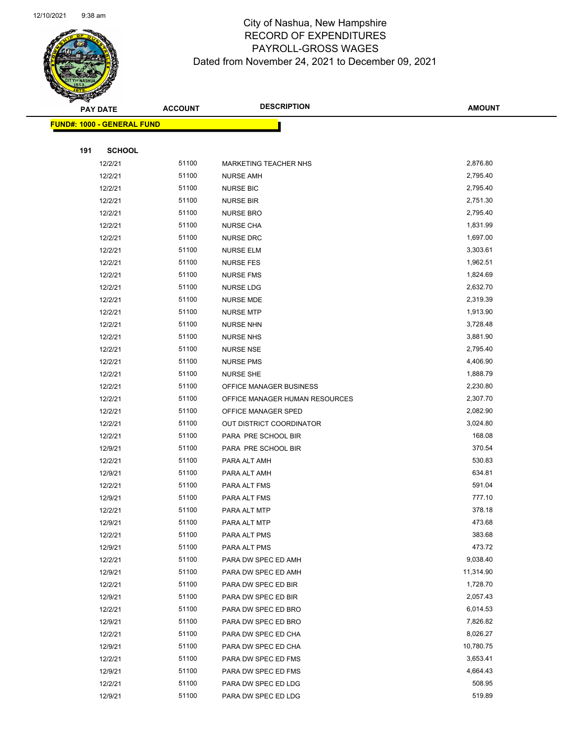# City of Nashua, New Hampshire
## RECORD OF EXPENDITURES
## PAYROLL-GROSS WAGES
### Dated from November 24, 2021 to December 09, 2021

**FUND#: 1000 - GENERAL FUND**

**191 SCHOOL**

| PAY DATE | ACCOUNT | DESCRIPTION | AMOUNT |
|---|---|---|---|
| 12/2/21 | 51100 | MARKETING TEACHER NHS | 2,876.80 |
| 12/2/21 | 51100 | NURSE AMH | 2,795.40 |
| 12/2/21 | 51100 | NURSE BIC | 2,795.40 |
| 12/2/21 | 51100 | NURSE BIR | 2,751.30 |
| 12/2/21 | 51100 | NURSE BRO | 2,795.40 |
| 12/2/21 | 51100 | NURSE CHA | 1,831.99 |
| 12/2/21 | 51100 | NURSE DRC | 1,697.00 |
| 12/2/21 | 51100 | NURSE ELM | 3,303.61 |
| 12/2/21 | 51100 | NURSE FES | 1,962.51 |
| 12/2/21 | 51100 | NURSE FMS | 1,824.69 |
| 12/2/21 | 51100 | NURSE LDG | 2,632.70 |
| 12/2/21 | 51100 | NURSE MDE | 2,319.39 |
| 12/2/21 | 51100 | NURSE MTP | 1,913.90 |
| 12/2/21 | 51100 | NURSE NHN | 3,728.48 |
| 12/2/21 | 51100 | NURSE NHS | 3,881.90 |
| 12/2/21 | 51100 | NURSE NSE | 2,795.40 |
| 12/2/21 | 51100 | NURSE PMS | 4,406.90 |
| 12/2/21 | 51100 | NURSE SHE | 1,888.79 |
| 12/2/21 | 51100 | OFFICE MANAGER BUSINESS | 2,230.80 |
| 12/2/21 | 51100 | OFFICE MANAGER HUMAN RESOURCES | 2,307.70 |
| 12/2/21 | 51100 | OFFICE MANAGER SPED | 2,082.90 |
| 12/2/21 | 51100 | OUT DISTRICT COORDINATOR | 3,024.80 |
| 12/2/21 | 51100 | PARA PRE SCHOOL BIR | 168.08 |
| 12/9/21 | 51100 | PARA PRE SCHOOL BIR | 370.54 |
| 12/2/21 | 51100 | PARA ALT AMH | 530.83 |
| 12/9/21 | 51100 | PARA ALT AMH | 634.81 |
| 12/2/21 | 51100 | PARA ALT FMS | 591.04 |
| 12/9/21 | 51100 | PARA ALT FMS | 777.10 |
| 12/2/21 | 51100 | PARA ALT MTP | 378.18 |
| 12/9/21 | 51100 | PARA ALT MTP | 473.68 |
| 12/2/21 | 51100 | PARA ALT PMS | 383.68 |
| 12/9/21 | 51100 | PARA ALT PMS | 473.72 |
| 12/2/21 | 51100 | PARA DW SPEC ED AMH | 9,038.40 |
| 12/9/21 | 51100 | PARA DW SPEC ED AMH | 11,314.90 |
| 12/2/21 | 51100 | PARA DW SPEC ED BIR | 1,728.70 |
| 12/9/21 | 51100 | PARA DW SPEC ED BIR | 2,057.43 |
| 12/2/21 | 51100 | PARA DW SPEC ED BRO | 6,014.53 |
| 12/9/21 | 51100 | PARA DW SPEC ED BRO | 7,826.82 |
| 12/2/21 | 51100 | PARA DW SPEC ED CHA | 8,026.27 |
| 12/9/21 | 51100 | PARA DW SPEC ED CHA | 10,780.75 |
| 12/2/21 | 51100 | PARA DW SPEC ED FMS | 3,653.41 |
| 12/9/21 | 51100 | PARA DW SPEC ED FMS | 4,664.43 |
| 12/2/21 | 51100 | PARA DW SPEC ED LDG | 508.95 |
| 12/9/21 | 51100 | PARA DW SPEC ED LDG | 519.89 |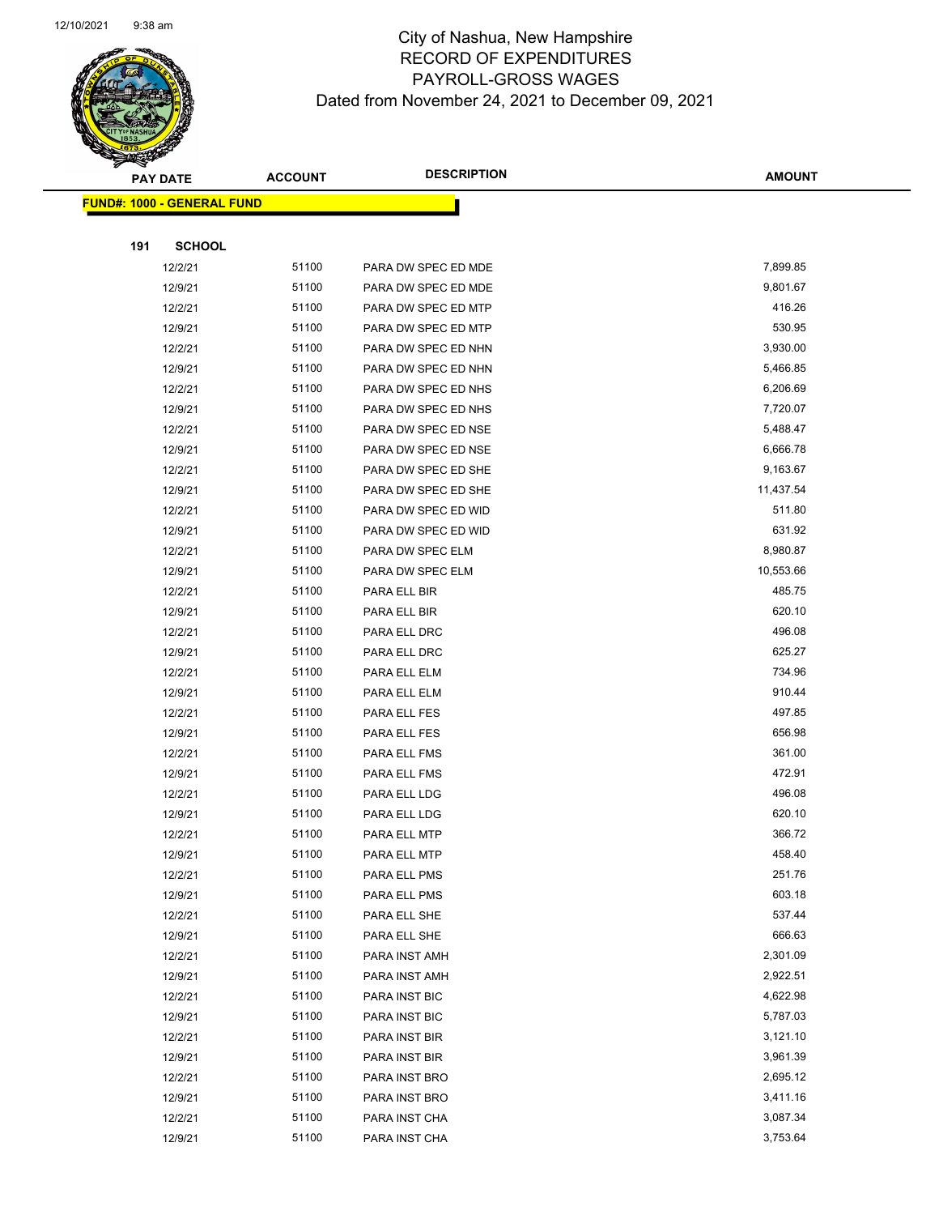City of Nashua, New Hampshire
RECORD OF EXPENDITURES
PAYROLL-GROSS WAGES
Dated from November 24, 2021 to December 09, 2021

| PAY DATE | ACCOUNT | DESCRIPTION | AMOUNT |
|---|---|---|---|

**FUND#: 1000 - GENERAL FUND**

**191 SCHOOL**

| PAY DATE | ACCOUNT | DESCRIPTION | AMOUNT |
|---|---|---|---|
| 12/2/21 | 51100 | PARA DW SPEC ED MDE | 7,899.85 |
| 12/9/21 | 51100 | PARA DW SPEC ED MDE | 9,801.67 |
| 12/2/21 | 51100 | PARA DW SPEC ED MTP | 416.26 |
| 12/9/21 | 51100 | PARA DW SPEC ED MTP | 530.95 |
| 12/2/21 | 51100 | PARA DW SPEC ED NHN | 3,930.00 |
| 12/9/21 | 51100 | PARA DW SPEC ED NHN | 5,466.85 |
| 12/2/21 | 51100 | PARA DW SPEC ED NHS | 6,206.69 |
| 12/9/21 | 51100 | PARA DW SPEC ED NHS | 7,720.07 |
| 12/2/21 | 51100 | PARA DW SPEC ED NSE | 5,488.47 |
| 12/9/21 | 51100 | PARA DW SPEC ED NSE | 6,666.78 |
| 12/2/21 | 51100 | PARA DW SPEC ED SHE | 9,163.67 |
| 12/9/21 | 51100 | PARA DW SPEC ED SHE | 11,437.54 |
| 12/2/21 | 51100 | PARA DW SPEC ED WID | 511.80 |
| 12/9/21 | 51100 | PARA DW SPEC ED WID | 631.92 |
| 12/2/21 | 51100 | PARA DW SPEC ELM | 8,980.87 |
| 12/9/21 | 51100 | PARA DW SPEC ELM | 10,553.66 |
| 12/2/21 | 51100 | PARA ELL BIR | 485.75 |
| 12/9/21 | 51100 | PARA ELL BIR | 620.10 |
| 12/2/21 | 51100 | PARA ELL DRC | 496.08 |
| 12/9/21 | 51100 | PARA ELL DRC | 625.27 |
| 12/2/21 | 51100 | PARA ELL ELM | 734.96 |
| 12/9/21 | 51100 | PARA ELL ELM | 910.44 |
| 12/2/21 | 51100 | PARA ELL FES | 497.85 |
| 12/9/21 | 51100 | PARA ELL FES | 656.98 |
| 12/2/21 | 51100 | PARA ELL FMS | 361.00 |
| 12/9/21 | 51100 | PARA ELL FMS | 472.91 |
| 12/2/21 | 51100 | PARA ELL LDG | 496.08 |
| 12/9/21 | 51100 | PARA ELL LDG | 620.10 |
| 12/2/21 | 51100 | PARA ELL MTP | 366.72 |
| 12/9/21 | 51100 | PARA ELL MTP | 458.40 |
| 12/2/21 | 51100 | PARA ELL PMS | 251.76 |
| 12/9/21 | 51100 | PARA ELL PMS | 603.18 |
| 12/2/21 | 51100 | PARA ELL SHE | 537.44 |
| 12/9/21 | 51100 | PARA ELL SHE | 666.63 |
| 12/2/21 | 51100 | PARA INST AMH | 2,301.09 |
| 12/9/21 | 51100 | PARA INST AMH | 2,922.51 |
| 12/2/21 | 51100 | PARA INST BIC | 4,622.98 |
| 12/9/21 | 51100 | PARA INST BIC | 5,787.03 |
| 12/2/21 | 51100 | PARA INST BIR | 3,121.10 |
| 12/9/21 | 51100 | PARA INST BIR | 3,961.39 |
| 12/2/21 | 51100 | PARA INST BRO | 2,695.12 |
| 12/9/21 | 51100 | PARA INST BRO | 3,411.16 |
| 12/2/21 | 51100 | PARA INST CHA | 3,087.34 |
| 12/9/21 | 51100 | PARA INST CHA | 3,753.64 |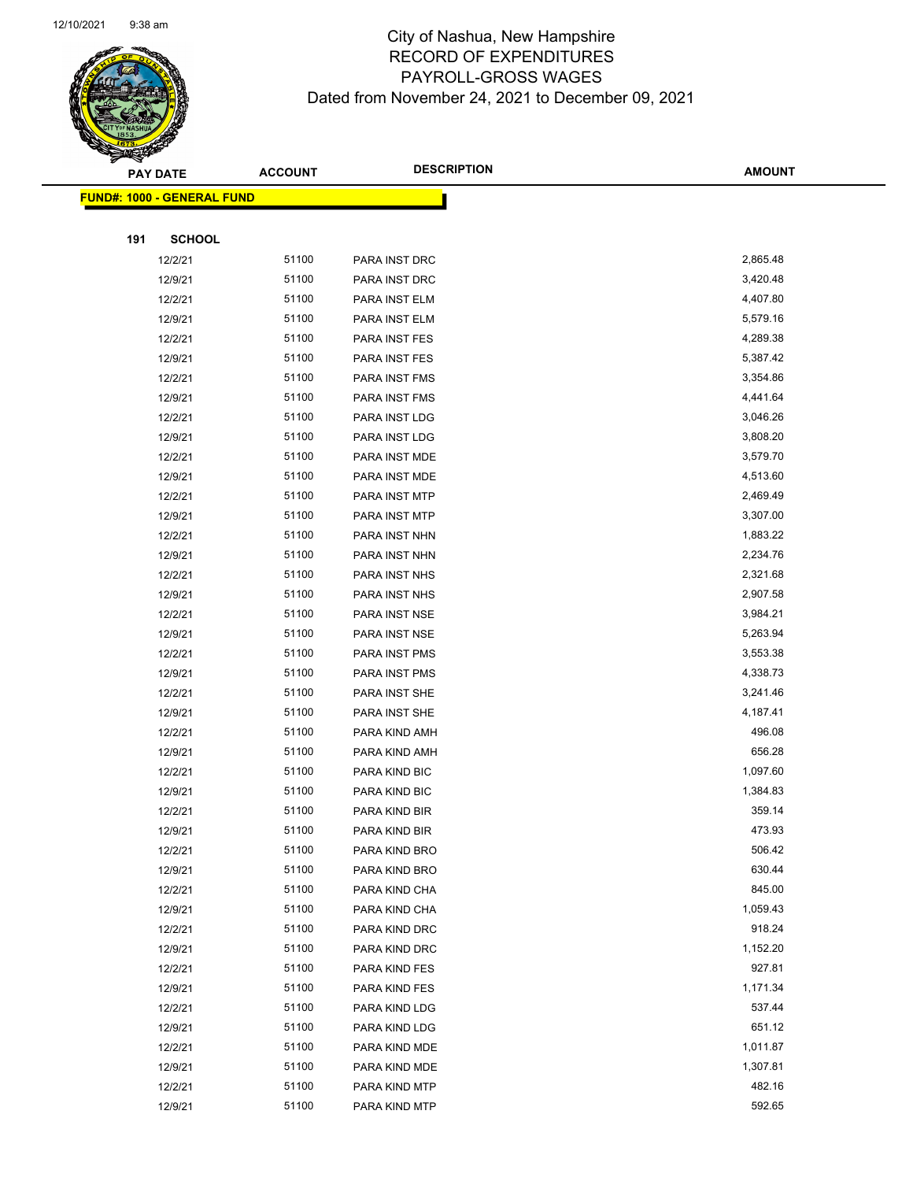# City of Nashua, New Hampshire
## RECORD OF EXPENDITURES
## PAYROLL-GROSS WAGES
### Dated from November 24, 2021 to December 09, 2021

| PAY DATE | ACCOUNT | DESCRIPTION | AMOUNT |
|---|---|---|---|
| **FUND#: 1000 - GENERAL FUND** | | | |
| **191 SCHOOL** | | | |
| 12/2/21 | 51100 | PARA INST DRC | 2,865.48 |
| 12/9/21 | 51100 | PARA INST DRC | 3,420.48 |
| 12/2/21 | 51100 | PARA INST ELM | 4,407.80 |
| 12/9/21 | 51100 | PARA INST ELM | 5,579.16 |
| 12/2/21 | 51100 | PARA INST FES | 4,289.38 |
| 12/9/21 | 51100 | PARA INST FES | 5,387.42 |
| 12/2/21 | 51100 | PARA INST FMS | 3,354.86 |
| 12/9/21 | 51100 | PARA INST FMS | 4,441.64 |
| 12/2/21 | 51100 | PARA INST LDG | 3,046.26 |
| 12/9/21 | 51100 | PARA INST LDG | 3,808.20 |
| 12/2/21 | 51100 | PARA INST MDE | 3,579.70 |
| 12/9/21 | 51100 | PARA INST MDE | 4,513.60 |
| 12/2/21 | 51100 | PARA INST MTP | 2,469.49 |
| 12/9/21 | 51100 | PARA INST MTP | 3,307.00 |
| 12/2/21 | 51100 | PARA INST NHN | 1,883.22 |
| 12/9/21 | 51100 | PARA INST NHN | 2,234.76 |
| 12/2/21 | 51100 | PARA INST NHS | 2,321.68 |
| 12/9/21 | 51100 | PARA INST NHS | 2,907.58 |
| 12/2/21 | 51100 | PARA INST NSE | 3,984.21 |
| 12/9/21 | 51100 | PARA INST NSE | 5,263.94 |
| 12/2/21 | 51100 | PARA INST PMS | 3,553.38 |
| 12/9/21 | 51100 | PARA INST PMS | 4,338.73 |
| 12/2/21 | 51100 | PARA INST SHE | 3,241.46 |
| 12/9/21 | 51100 | PARA INST SHE | 4,187.41 |
| 12/2/21 | 51100 | PARA KIND AMH | 496.08 |
| 12/9/21 | 51100 | PARA KIND AMH | 656.28 |
| 12/2/21 | 51100 | PARA KIND BIC | 1,097.60 |
| 12/9/21 | 51100 | PARA KIND BIC | 1,384.83 |
| 12/2/21 | 51100 | PARA KIND BIR | 359.14 |
| 12/9/21 | 51100 | PARA KIND BIR | 473.93 |
| 12/2/21 | 51100 | PARA KIND BRO | 506.42 |
| 12/9/21 | 51100 | PARA KIND BRO | 630.44 |
| 12/2/21 | 51100 | PARA KIND CHA | 845.00 |
| 12/9/21 | 51100 | PARA KIND CHA | 1,059.43 |
| 12/2/21 | 51100 | PARA KIND DRC | 918.24 |
| 12/9/21 | 51100 | PARA KIND DRC | 1,152.20 |
| 12/2/21 | 51100 | PARA KIND FES | 927.81 |
| 12/9/21 | 51100 | PARA KIND FES | 1,171.34 |
| 12/2/21 | 51100 | PARA KIND LDG | 537.44 |
| 12/9/21 | 51100 | PARA KIND LDG | 651.12 |
| 12/2/21 | 51100 | PARA KIND MDE | 1,011.87 |
| 12/9/21 | 51100 | PARA KIND MDE | 1,307.81 |
| 12/2/21 | 51100 | PARA KIND MTP | 482.16 |
| 12/9/21 | 51100 | PARA KIND MTP | 592.65 |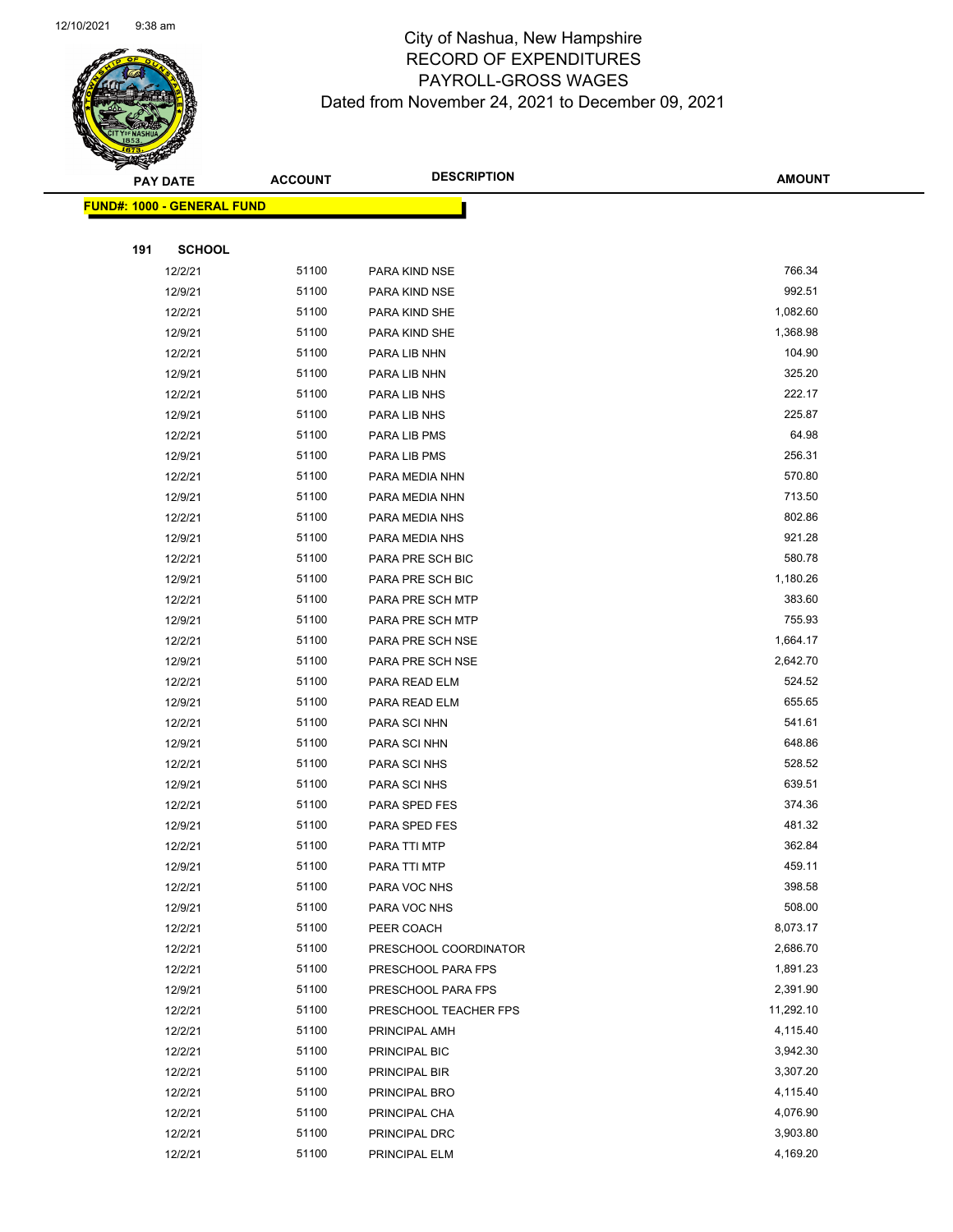# City of Nashua, New Hampshire
## RECORD OF EXPENDITURES
## PAYROLL-GROSS WAGES
### Dated from November 24, 2021 to December 09, 2021

| PAY DATE | ACCOUNT | DESCRIPTION | AMOUNT |
|---|---|---|---|
| **FUND#: 1000 - GENERAL FUND** | | | |
| **191 SCHOOL** | | | |
| 12/2/21 | 51100 | PARA KIND NSE | 766.34 |
| 12/9/21 | 51100 | PARA KIND NSE | 992.51 |
| 12/2/21 | 51100 | PARA KIND SHE | 1,082.60 |
| 12/9/21 | 51100 | PARA KIND SHE | 1,368.98 |
| 12/2/21 | 51100 | PARA LIB NHN | 104.90 |
| 12/9/21 | 51100 | PARA LIB NHN | 325.20 |
| 12/2/21 | 51100 | PARA LIB NHS | 222.17 |
| 12/9/21 | 51100 | PARA LIB NHS | 225.87 |
| 12/2/21 | 51100 | PARA LIB PMS | 64.98 |
| 12/9/21 | 51100 | PARA LIB PMS | 256.31 |
| 12/2/21 | 51100 | PARA MEDIA NHN | 570.80 |
| 12/9/21 | 51100 | PARA MEDIA NHN | 713.50 |
| 12/2/21 | 51100 | PARA MEDIA NHS | 802.86 |
| 12/9/21 | 51100 | PARA MEDIA NHS | 921.28 |
| 12/2/21 | 51100 | PARA PRE SCH BIC | 580.78 |
| 12/9/21 | 51100 | PARA PRE SCH BIC | 1,180.26 |
| 12/2/21 | 51100 | PARA PRE SCH MTP | 383.60 |
| 12/9/21 | 51100 | PARA PRE SCH MTP | 755.93 |
| 12/2/21 | 51100 | PARA PRE SCH NSE | 1,664.17 |
| 12/9/21 | 51100 | PARA PRE SCH NSE | 2,642.70 |
| 12/2/21 | 51100 | PARA READ ELM | 524.52 |
| 12/9/21 | 51100 | PARA READ ELM | 655.65 |
| 12/2/21 | 51100 | PARA SCI NHN | 541.61 |
| 12/9/21 | 51100 | PARA SCI NHN | 648.86 |
| 12/2/21 | 51100 | PARA SCI NHS | 528.52 |
| 12/9/21 | 51100 | PARA SCI NHS | 639.51 |
| 12/2/21 | 51100 | PARA SPED FES | 374.36 |
| 12/9/21 | 51100 | PARA SPED FES | 481.32 |
| 12/2/21 | 51100 | PARA TTI MTP | 362.84 |
| 12/9/21 | 51100 | PARA TTI MTP | 459.11 |
| 12/2/21 | 51100 | PARA VOC NHS | 398.58 |
| 12/9/21 | 51100 | PARA VOC NHS | 508.00 |
| 12/2/21 | 51100 | PEER COACH | 8,073.17 |
| 12/2/21 | 51100 | PRESCHOOL COORDINATOR | 2,686.70 |
| 12/2/21 | 51100 | PRESCHOOL PARA FPS | 1,891.23 |
| 12/9/21 | 51100 | PRESCHOOL PARA FPS | 2,391.90 |
| 12/2/21 | 51100 | PRESCHOOL TEACHER FPS | 11,292.10 |
| 12/2/21 | 51100 | PRINCIPAL AMH | 4,115.40 |
| 12/2/21 | 51100 | PRINCIPAL BIC | 3,942.30 |
| 12/2/21 | 51100 | PRINCIPAL BIR | 3,307.20 |
| 12/2/21 | 51100 | PRINCIPAL BRO | 4,115.40 |
| 12/2/21 | 51100 | PRINCIPAL CHA | 4,076.90 |
| 12/2/21 | 51100 | PRINCIPAL DRC | 3,903.80 |
| 12/2/21 | 51100 | PRINCIPAL ELM | 4,169.20 |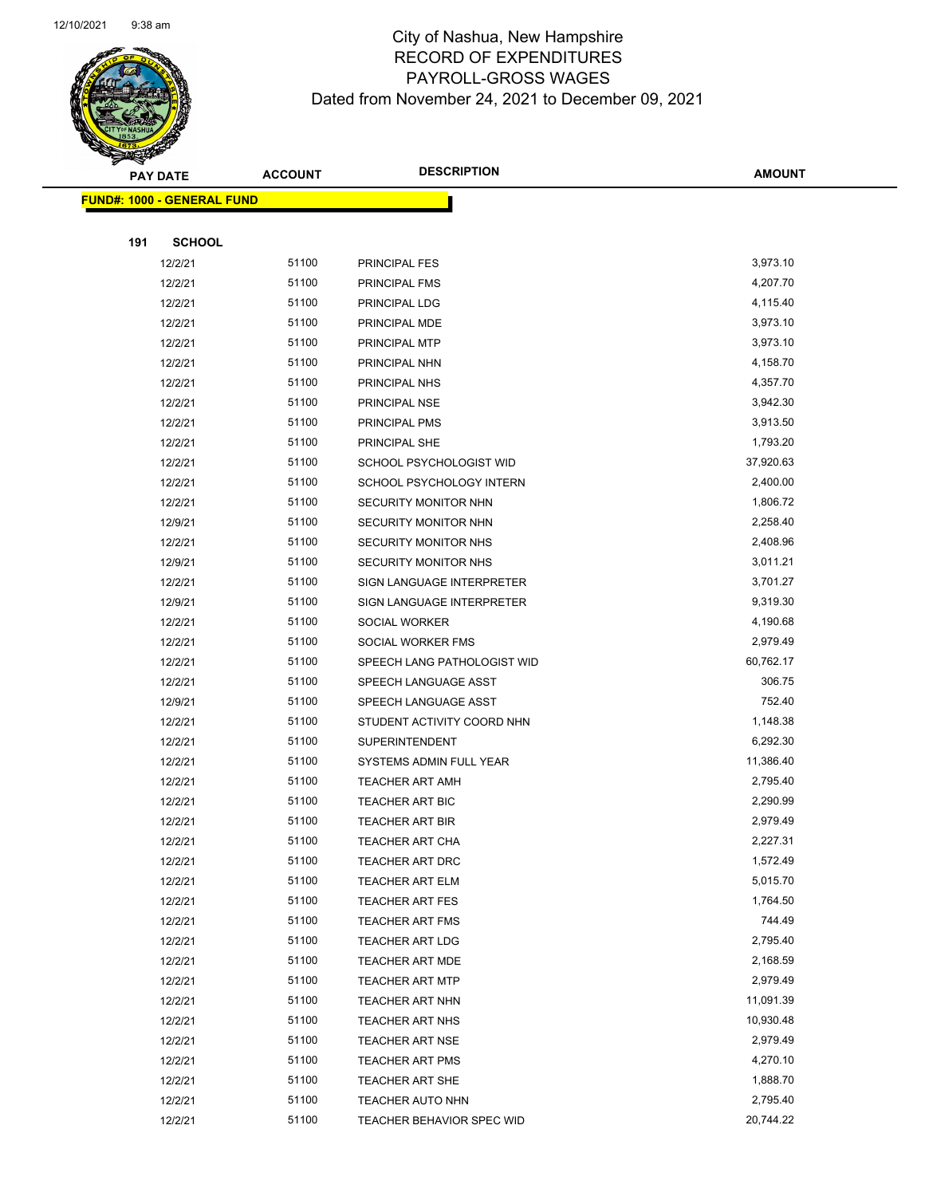# City of Nashua, New Hampshire
## RECORD OF EXPENDITURES
## PAYROLL-GROSS WAGES
## Dated from November 24, 2021 to December 09, 2021

**FUND#: 1000 - GENERAL FUND**

**191 SCHOOL**

| PAY DATE | ACCOUNT | DESCRIPTION | AMOUNT |
|---|---|---|---|
| 12/2/21 | 51100 | PRINCIPAL FES | 3,973.10 |
| 12/2/21 | 51100 | PRINCIPAL FMS | 4,207.70 |
| 12/2/21 | 51100 | PRINCIPAL LDG | 4,115.40 |
| 12/2/21 | 51100 | PRINCIPAL MDE | 3,973.10 |
| 12/2/21 | 51100 | PRINCIPAL MTP | 3,973.10 |
| 12/2/21 | 51100 | PRINCIPAL NHN | 4,158.70 |
| 12/2/21 | 51100 | PRINCIPAL NHS | 4,357.70 |
| 12/2/21 | 51100 | PRINCIPAL NSE | 3,942.30 |
| 12/2/21 | 51100 | PRINCIPAL PMS | 3,913.50 |
| 12/2/21 | 51100 | PRINCIPAL SHE | 1,793.20 |
| 12/2/21 | 51100 | SCHOOL PSYCHOLOGIST WID | 37,920.63 |
| 12/2/21 | 51100 | SCHOOL PSYCHOLOGY INTERN | 2,400.00 |
| 12/2/21 | 51100 | SECURITY MONITOR NHN | 1,806.72 |
| 12/9/21 | 51100 | SECURITY MONITOR NHN | 2,258.40 |
| 12/2/21 | 51100 | SECURITY MONITOR NHS | 2,408.96 |
| 12/9/21 | 51100 | SECURITY MONITOR NHS | 3,011.21 |
| 12/2/21 | 51100 | SIGN LANGUAGE INTERPRETER | 3,701.27 |
| 12/9/21 | 51100 | SIGN LANGUAGE INTERPRETER | 9,319.30 |
| 12/2/21 | 51100 | SOCIAL WORKER | 4,190.68 |
| 12/2/21 | 51100 | SOCIAL WORKER FMS | 2,979.49 |
| 12/2/21 | 51100 | SPEECH LANG PATHOLOGIST WID | 60,762.17 |
| 12/2/21 | 51100 | SPEECH LANGUAGE ASST | 306.75 |
| 12/9/21 | 51100 | SPEECH LANGUAGE ASST | 752.40 |
| 12/2/21 | 51100 | STUDENT ACTIVITY COORD NHN | 1,148.38 |
| 12/2/21 | 51100 | SUPERINTENDENT | 6,292.30 |
| 12/2/21 | 51100 | SYSTEMS ADMIN FULL YEAR | 11,386.40 |
| 12/2/21 | 51100 | TEACHER ART AMH | 2,795.40 |
| 12/2/21 | 51100 | TEACHER ART BIC | 2,290.99 |
| 12/2/21 | 51100 | TEACHER ART BIR | 2,979.49 |
| 12/2/21 | 51100 | TEACHER ART CHA | 2,227.31 |
| 12/2/21 | 51100 | TEACHER ART DRC | 1,572.49 |
| 12/2/21 | 51100 | TEACHER ART ELM | 5,015.70 |
| 12/2/21 | 51100 | TEACHER ART FES | 1,764.50 |
| 12/2/21 | 51100 | TEACHER ART FMS | 744.49 |
| 12/2/21 | 51100 | TEACHER ART LDG | 2,795.40 |
| 12/2/21 | 51100 | TEACHER ART MDE | 2,168.59 |
| 12/2/21 | 51100 | TEACHER ART MTP | 2,979.49 |
| 12/2/21 | 51100 | TEACHER ART NHN | 11,091.39 |
| 12/2/21 | 51100 | TEACHER ART NHS | 10,930.48 |
| 12/2/21 | 51100 | TEACHER ART NSE | 2,979.49 |
| 12/2/21 | 51100 | TEACHER ART PMS | 4,270.10 |
| 12/2/21 | 51100 | TEACHER ART SHE | 1,888.70 |
| 12/2/21 | 51100 | TEACHER AUTO NHN | 2,795.40 |
| 12/2/21 | 51100 | TEACHER BEHAVIOR SPEC WID | 20,744.22 |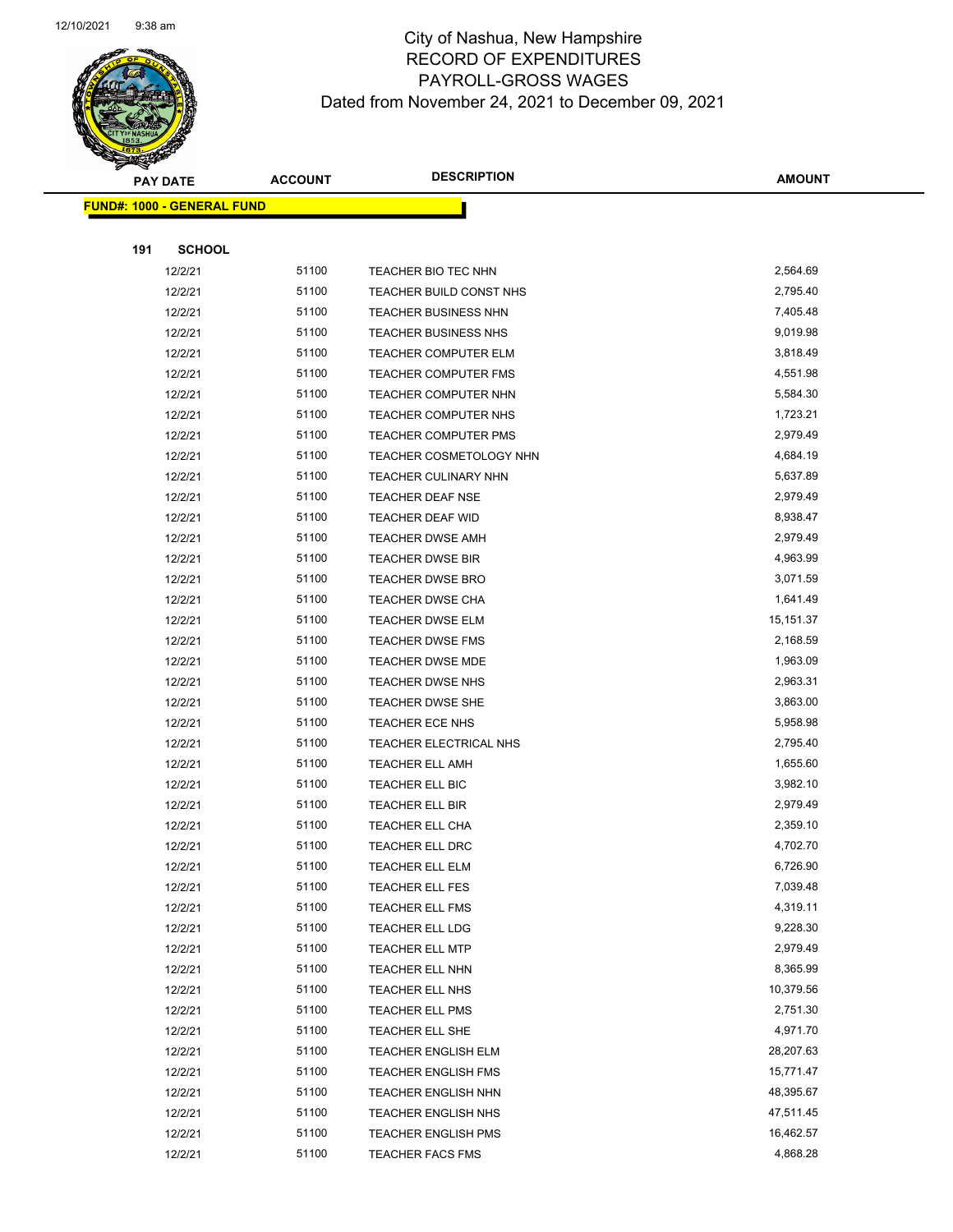# City of Nashua, New Hampshire
## RECORD OF EXPENDITURES
## PAYROLL-GROSS WAGES
## Dated from November 24, 2021 to December 09, 2021

| PAY DATE | ACCOUNT | DESCRIPTION | AMOUNT |
|---|---|---|---|

**FUND#: 1000 - GENERAL FUND**

**191 SCHOOL**

| PAY DATE | ACCOUNT | DESCRIPTION | AMOUNT |
|---|---|---|---|
| 12/2/21 | 51100 | TEACHER BIO TEC NHN | 2,564.69 |
| 12/2/21 | 51100 | TEACHER BUILD CONST NHS | 2,795.40 |
| 12/2/21 | 51100 | TEACHER BUSINESS NHN | 7,405.48 |
| 12/2/21 | 51100 | TEACHER BUSINESS NHS | 9,019.98 |
| 12/2/21 | 51100 | TEACHER COMPUTER ELM | 3,818.49 |
| 12/2/21 | 51100 | TEACHER COMPUTER FMS | 4,551.98 |
| 12/2/21 | 51100 | TEACHER COMPUTER NHN | 5,584.30 |
| 12/2/21 | 51100 | TEACHER COMPUTER NHS | 1,723.21 |
| 12/2/21 | 51100 | TEACHER COMPUTER PMS | 2,979.49 |
| 12/2/21 | 51100 | TEACHER COSMETOLOGY NHN | 4,684.19 |
| 12/2/21 | 51100 | TEACHER CULINARY NHN | 5,637.89 |
| 12/2/21 | 51100 | TEACHER DEAF NSE | 2,979.49 |
| 12/2/21 | 51100 | TEACHER DEAF WID | 8,938.47 |
| 12/2/21 | 51100 | TEACHER DWSE AMH | 2,979.49 |
| 12/2/21 | 51100 | TEACHER DWSE BIR | 4,963.99 |
| 12/2/21 | 51100 | TEACHER DWSE BRO | 3,071.59 |
| 12/2/21 | 51100 | TEACHER DWSE CHA | 1,641.49 |
| 12/2/21 | 51100 | TEACHER DWSE ELM | 15,151.37 |
| 12/2/21 | 51100 | TEACHER DWSE FMS | 2,168.59 |
| 12/2/21 | 51100 | TEACHER DWSE MDE | 1,963.09 |
| 12/2/21 | 51100 | TEACHER DWSE NHS | 2,963.31 |
| 12/2/21 | 51100 | TEACHER DWSE SHE | 3,863.00 |
| 12/2/21 | 51100 | TEACHER ECE NHS | 5,958.98 |
| 12/2/21 | 51100 | TEACHER ELECTRICAL NHS | 2,795.40 |
| 12/2/21 | 51100 | TEACHER ELL AMH | 1,655.60 |
| 12/2/21 | 51100 | TEACHER ELL BIC | 3,982.10 |
| 12/2/21 | 51100 | TEACHER ELL BIR | 2,979.49 |
| 12/2/21 | 51100 | TEACHER ELL CHA | 2,359.10 |
| 12/2/21 | 51100 | TEACHER ELL DRC | 4,702.70 |
| 12/2/21 | 51100 | TEACHER ELL ELM | 6,726.90 |
| 12/2/21 | 51100 | TEACHER ELL FES | 7,039.48 |
| 12/2/21 | 51100 | TEACHER ELL FMS | 4,319.11 |
| 12/2/21 | 51100 | TEACHER ELL LDG | 9,228.30 |
| 12/2/21 | 51100 | TEACHER ELL MTP | 2,979.49 |
| 12/2/21 | 51100 | TEACHER ELL NHN | 8,365.99 |
| 12/2/21 | 51100 | TEACHER ELL NHS | 10,379.56 |
| 12/2/21 | 51100 | TEACHER ELL PMS | 2,751.30 |
| 12/2/21 | 51100 | TEACHER ELL SHE | 4,971.70 |
| 12/2/21 | 51100 | TEACHER ENGLISH ELM | 28,207.63 |
| 12/2/21 | 51100 | TEACHER ENGLISH FMS | 15,771.47 |
| 12/2/21 | 51100 | TEACHER ENGLISH NHN | 48,395.67 |
| 12/2/21 | 51100 | TEACHER ENGLISH NHS | 47,511.45 |
| 12/2/21 | 51100 | TEACHER ENGLISH PMS | 16,462.57 |
| 12/2/21 | 51100 | TEACHER FACS FMS | 4,868.28 |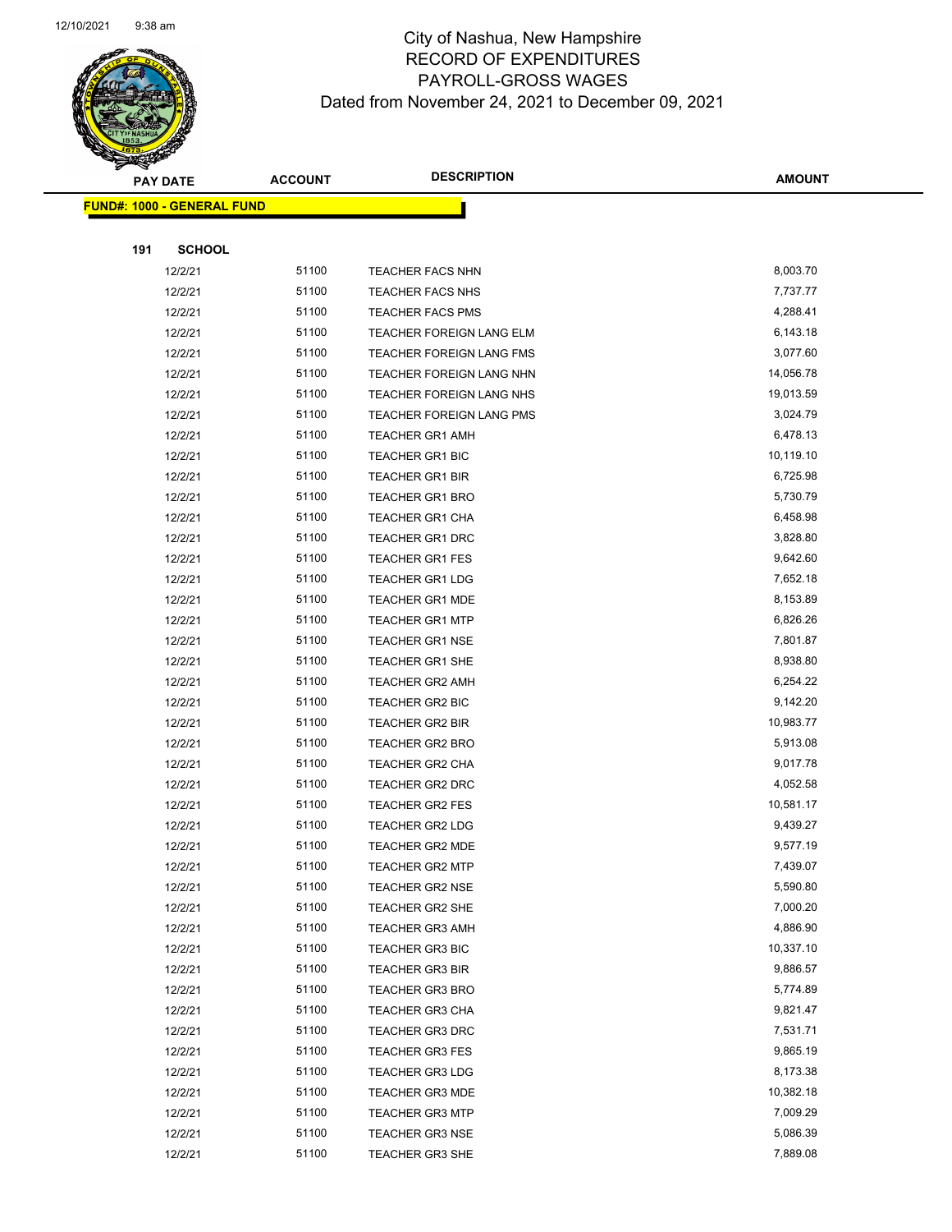# City of Nashua, New Hampshire
## RECORD OF EXPENDITURES
## PAYROLL-GROSS WAGES
### Dated from November 24, 2021 to December 09, 2021

| PAY DATE | ACCOUNT | DESCRIPTION | AMOUNT |
|---|---|---|---|
| **FUND#: 1000 - GENERAL FUND** | | | |
| **191 SCHOOL** | | | |
| 12/2/21 | 51100 | TEACHER FACS NHN | 8,003.70 |
| 12/2/21 | 51100 | TEACHER FACS NHS | 7,737.77 |
| 12/2/21 | 51100 | TEACHER FACS PMS | 4,288.41 |
| 12/2/21 | 51100 | TEACHER FOREIGN LANG ELM | 6,143.18 |
| 12/2/21 | 51100 | TEACHER FOREIGN LANG FMS | 3,077.60 |
| 12/2/21 | 51100 | TEACHER FOREIGN LANG NHN | 14,056.78 |
| 12/2/21 | 51100 | TEACHER FOREIGN LANG NHS | 19,013.59 |
| 12/2/21 | 51100 | TEACHER FOREIGN LANG PMS | 3,024.79 |
| 12/2/21 | 51100 | TEACHER GR1 AMH | 6,478.13 |
| 12/2/21 | 51100 | TEACHER GR1 BIC | 10,119.10 |
| 12/2/21 | 51100 | TEACHER GR1 BIR | 6,725.98 |
| 12/2/21 | 51100 | TEACHER GR1 BRO | 5,730.79 |
| 12/2/21 | 51100 | TEACHER GR1 CHA | 6,458.98 |
| 12/2/21 | 51100 | TEACHER GR1 DRC | 3,828.80 |
| 12/2/21 | 51100 | TEACHER GR1 FES | 9,642.60 |
| 12/2/21 | 51100 | TEACHER GR1 LDG | 7,652.18 |
| 12/2/21 | 51100 | TEACHER GR1 MDE | 8,153.89 |
| 12/2/21 | 51100 | TEACHER GR1 MTP | 6,826.26 |
| 12/2/21 | 51100 | TEACHER GR1 NSE | 7,801.87 |
| 12/2/21 | 51100 | TEACHER GR1 SHE | 8,938.80 |
| 12/2/21 | 51100 | TEACHER GR2 AMH | 6,254.22 |
| 12/2/21 | 51100 | TEACHER GR2 BIC | 9,142.20 |
| 12/2/21 | 51100 | TEACHER GR2 BIR | 10,983.77 |
| 12/2/21 | 51100 | TEACHER GR2 BRO | 5,913.08 |
| 12/2/21 | 51100 | TEACHER GR2 CHA | 9,017.78 |
| 12/2/21 | 51100 | TEACHER GR2 DRC | 4,052.58 |
| 12/2/21 | 51100 | TEACHER GR2 FES | 10,581.17 |
| 12/2/21 | 51100 | TEACHER GR2 LDG | 9,439.27 |
| 12/2/21 | 51100 | TEACHER GR2 MDE | 9,577.19 |
| 12/2/21 | 51100 | TEACHER GR2 MTP | 7,439.07 |
| 12/2/21 | 51100 | TEACHER GR2 NSE | 5,590.80 |
| 12/2/21 | 51100 | TEACHER GR2 SHE | 7,000.20 |
| 12/2/21 | 51100 | TEACHER GR3 AMH | 4,886.90 |
| 12/2/21 | 51100 | TEACHER GR3 BIC | 10,337.10 |
| 12/2/21 | 51100 | TEACHER GR3 BIR | 9,886.57 |
| 12/2/21 | 51100 | TEACHER GR3 BRO | 5,774.89 |
| 12/2/21 | 51100 | TEACHER GR3 CHA | 9,821.47 |
| 12/2/21 | 51100 | TEACHER GR3 DRC | 7,531.71 |
| 12/2/21 | 51100 | TEACHER GR3 FES | 9,865.19 |
| 12/2/21 | 51100 | TEACHER GR3 LDG | 8,173.38 |
| 12/2/21 | 51100 | TEACHER GR3 MDE | 10,382.18 |
| 12/2/21 | 51100 | TEACHER GR3 MTP | 7,009.29 |
| 12/2/21 | 51100 | TEACHER GR3 NSE | 5,086.39 |
| 12/2/21 | 51100 | TEACHER GR3 SHE | 7,889.08 |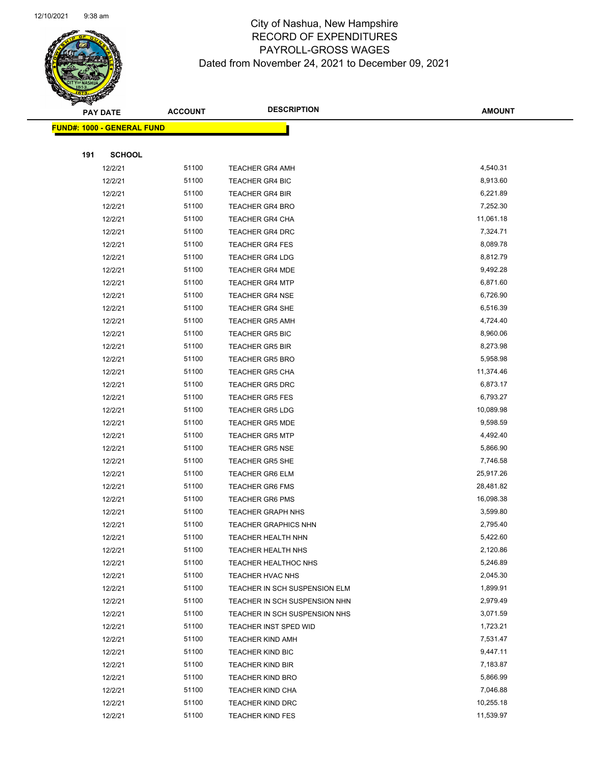# City of Nashua, New Hampshire
## RECORD OF EXPENDITURES
## PAYROLL-GROSS WAGES
### Dated from November 24, 2021 to December 09, 2021

**FUND#: 1000 - GENERAL FUND**

**191 SCHOOL**

| PAY DATE | ACCOUNT | DESCRIPTION | AMOUNT |
|---|---|---|---|
| 12/2/21 | 51100 | TEACHER GR4 AMH | 4,540.31 |
| 12/2/21 | 51100 | TEACHER GR4 BIC | 8,913.60 |
| 12/2/21 | 51100 | TEACHER GR4 BIR | 6,221.89 |
| 12/2/21 | 51100 | TEACHER GR4 BRO | 7,252.30 |
| 12/2/21 | 51100 | TEACHER GR4 CHA | 11,061.18 |
| 12/2/21 | 51100 | TEACHER GR4 DRC | 7,324.71 |
| 12/2/21 | 51100 | TEACHER GR4 FES | 8,089.78 |
| 12/2/21 | 51100 | TEACHER GR4 LDG | 8,812.79 |
| 12/2/21 | 51100 | TEACHER GR4 MDE | 9,492.28 |
| 12/2/21 | 51100 | TEACHER GR4 MTP | 6,871.60 |
| 12/2/21 | 51100 | TEACHER GR4 NSE | 6,726.90 |
| 12/2/21 | 51100 | TEACHER GR4 SHE | 6,516.39 |
| 12/2/21 | 51100 | TEACHER GR5 AMH | 4,724.40 |
| 12/2/21 | 51100 | TEACHER GR5 BIC | 8,960.06 |
| 12/2/21 | 51100 | TEACHER GR5 BIR | 8,273.98 |
| 12/2/21 | 51100 | TEACHER GR5 BRO | 5,958.98 |
| 12/2/21 | 51100 | TEACHER GR5 CHA | 11,374.46 |
| 12/2/21 | 51100 | TEACHER GR5 DRC | 6,873.17 |
| 12/2/21 | 51100 | TEACHER GR5 FES | 6,793.27 |
| 12/2/21 | 51100 | TEACHER GR5 LDG | 10,089.98 |
| 12/2/21 | 51100 | TEACHER GR5 MDE | 9,598.59 |
| 12/2/21 | 51100 | TEACHER GR5 MTP | 4,492.40 |
| 12/2/21 | 51100 | TEACHER GR5 NSE | 5,866.90 |
| 12/2/21 | 51100 | TEACHER GR5 SHE | 7,746.58 |
| 12/2/21 | 51100 | TEACHER GR6 ELM | 25,917.26 |
| 12/2/21 | 51100 | TEACHER GR6 FMS | 28,481.82 |
| 12/2/21 | 51100 | TEACHER GR6 PMS | 16,098.38 |
| 12/2/21 | 51100 | TEACHER GRAPH NHS | 3,599.80 |
| 12/2/21 | 51100 | TEACHER GRAPHICS NHN | 2,795.40 |
| 12/2/21 | 51100 | TEACHER HEALTH NHN | 5,422.60 |
| 12/2/21 | 51100 | TEACHER HEALTH NHS | 2,120.86 |
| 12/2/21 | 51100 | TEACHER HEALTHOC NHS | 5,246.89 |
| 12/2/21 | 51100 | TEACHER HVAC NHS | 2,045.30 |
| 12/2/21 | 51100 | TEACHER IN SCH SUSPENSION ELM | 1,899.91 |
| 12/2/21 | 51100 | TEACHER IN SCH SUSPENSION NHN | 2,979.49 |
| 12/2/21 | 51100 | TEACHER IN SCH SUSPENSION NHS | 3,071.59 |
| 12/2/21 | 51100 | TEACHER INST SPED WID | 1,723.21 |
| 12/2/21 | 51100 | TEACHER KIND AMH | 7,531.47 |
| 12/2/21 | 51100 | TEACHER KIND BIC | 9,447.11 |
| 12/2/21 | 51100 | TEACHER KIND BIR | 7,183.87 |
| 12/2/21 | 51100 | TEACHER KIND BRO | 5,866.99 |
| 12/2/21 | 51100 | TEACHER KIND CHA | 7,046.88 |
| 12/2/21 | 51100 | TEACHER KIND DRC | 10,255.18 |
| 12/2/21 | 51100 | TEACHER KIND FES | 11,539.97 |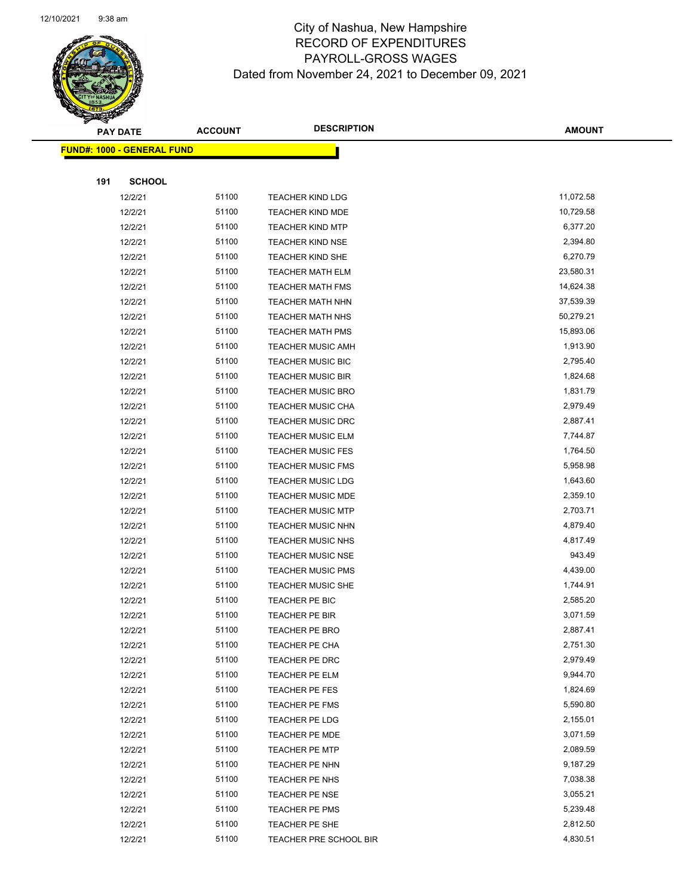# City of Nashua, New Hampshire
## RECORD OF EXPENDITURES
## PAYROLL-GROSS WAGES
### Dated from November 24, 2021 to December 09, 2021

| PAY DATE | ACCOUNT | DESCRIPTION | AMOUNT |
|---|---|---|---|
| **FUND#: 1000 - GENERAL FUND** | | | |
| **191 SCHOOL** | | | |
| 12/2/21 | 51100 | TEACHER KIND LDG | 11,072.58 |
| 12/2/21 | 51100 | TEACHER KIND MDE | 10,729.58 |
| 12/2/21 | 51100 | TEACHER KIND MTP | 6,377.20 |
| 12/2/21 | 51100 | TEACHER KIND NSE | 2,394.80 |
| 12/2/21 | 51100 | TEACHER KIND SHE | 6,270.79 |
| 12/2/21 | 51100 | TEACHER MATH ELM | 23,580.31 |
| 12/2/21 | 51100 | TEACHER MATH FMS | 14,624.38 |
| 12/2/21 | 51100 | TEACHER MATH NHN | 37,539.39 |
| 12/2/21 | 51100 | TEACHER MATH NHS | 50,279.21 |
| 12/2/21 | 51100 | TEACHER MATH PMS | 15,893.06 |
| 12/2/21 | 51100 | TEACHER MUSIC AMH | 1,913.90 |
| 12/2/21 | 51100 | TEACHER MUSIC BIC | 2,795.40 |
| 12/2/21 | 51100 | TEACHER MUSIC BIR | 1,824.68 |
| 12/2/21 | 51100 | TEACHER MUSIC BRO | 1,831.79 |
| 12/2/21 | 51100 | TEACHER MUSIC CHA | 2,979.49 |
| 12/2/21 | 51100 | TEACHER MUSIC DRC | 2,887.41 |
| 12/2/21 | 51100 | TEACHER MUSIC ELM | 7,744.87 |
| 12/2/21 | 51100 | TEACHER MUSIC FES | 1,764.50 |
| 12/2/21 | 51100 | TEACHER MUSIC FMS | 5,958.98 |
| 12/2/21 | 51100 | TEACHER MUSIC LDG | 1,643.60 |
| 12/2/21 | 51100 | TEACHER MUSIC MDE | 2,359.10 |
| 12/2/21 | 51100 | TEACHER MUSIC MTP | 2,703.71 |
| 12/2/21 | 51100 | TEACHER MUSIC NHN | 4,879.40 |
| 12/2/21 | 51100 | TEACHER MUSIC NHS | 4,817.49 |
| 12/2/21 | 51100 | TEACHER MUSIC NSE | 943.49 |
| 12/2/21 | 51100 | TEACHER MUSIC PMS | 4,439.00 |
| 12/2/21 | 51100 | TEACHER MUSIC SHE | 1,744.91 |
| 12/2/21 | 51100 | TEACHER PE BIC | 2,585.20 |
| 12/2/21 | 51100 | TEACHER PE BIR | 3,071.59 |
| 12/2/21 | 51100 | TEACHER PE BRO | 2,887.41 |
| 12/2/21 | 51100 | TEACHER PE CHA | 2,751.30 |
| 12/2/21 | 51100 | TEACHER PE DRC | 2,979.49 |
| 12/2/21 | 51100 | TEACHER PE ELM | 9,944.70 |
| 12/2/21 | 51100 | TEACHER PE FES | 1,824.69 |
| 12/2/21 | 51100 | TEACHER PE FMS | 5,590.80 |
| 12/2/21 | 51100 | TEACHER PE LDG | 2,155.01 |
| 12/2/21 | 51100 | TEACHER PE MDE | 3,071.59 |
| 12/2/21 | 51100 | TEACHER PE MTP | 2,089.59 |
| 12/2/21 | 51100 | TEACHER PE NHN | 9,187.29 |
| 12/2/21 | 51100 | TEACHER PE NHS | 7,038.38 |
| 12/2/21 | 51100 | TEACHER PE NSE | 3,055.21 |
| 12/2/21 | 51100 | TEACHER PE PMS | 5,239.48 |
| 12/2/21 | 51100 | TEACHER PE SHE | 2,812.50 |
| 12/2/21 | 51100 | TEACHER PRE SCHOOL BIR | 4,830.51 |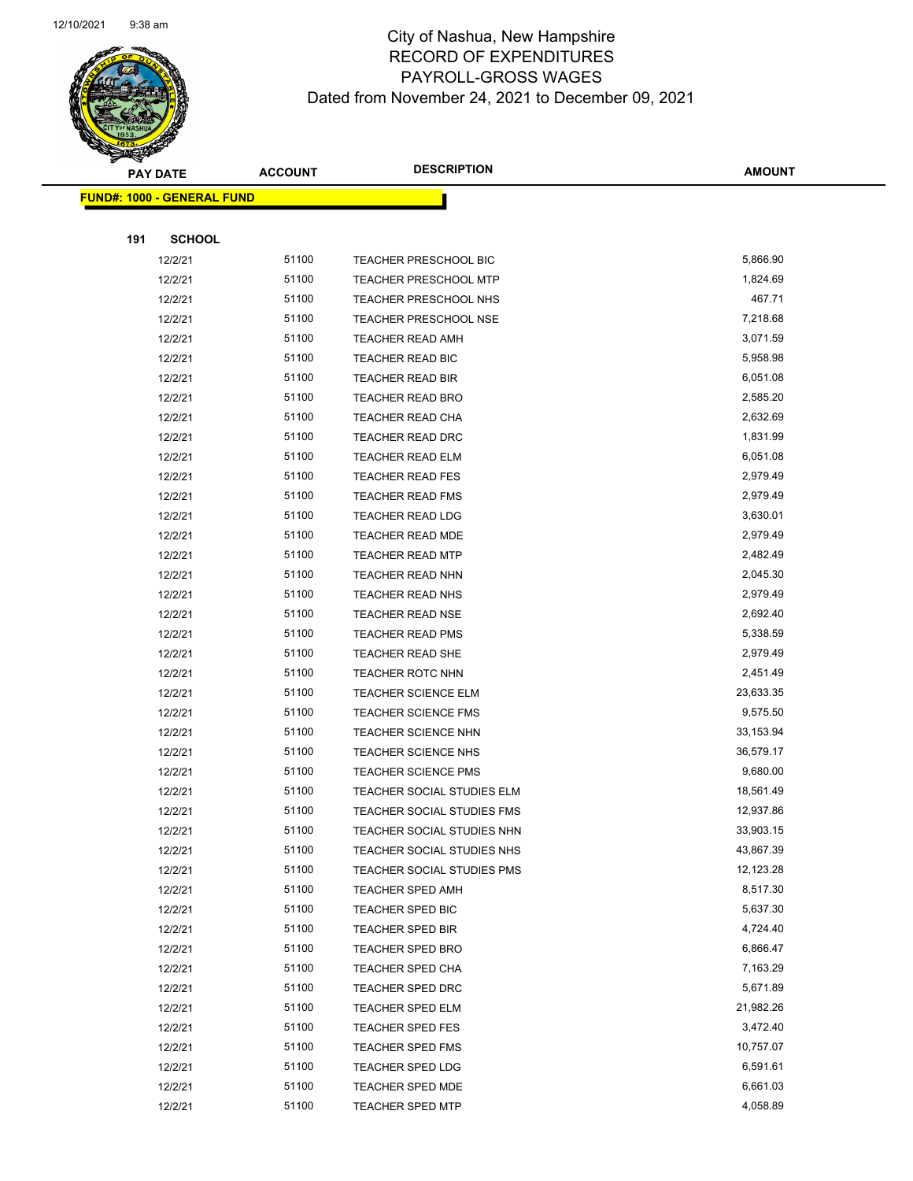# City of Nashua, New Hampshire
# RECORD OF EXPENDITURES
# PAYROLL-GROSS WAGES
# Dated from November 24, 2021 to December 09, 2021

| PAY DATE | ACCOUNT | DESCRIPTION | AMOUNT |
|---|---|---|---|
| **FUND#: 1000 - GENERAL FUND** | | | |
| **191 SCHOOL** | | | |
| 12/2/21 | 51100 | TEACHER PRESCHOOL BIC | 5,866.90 |
| 12/2/21 | 51100 | TEACHER PRESCHOOL MTP | 1,824.69 |
| 12/2/21 | 51100 | TEACHER PRESCHOOL NHS | 467.71 |
| 12/2/21 | 51100 | TEACHER PRESCHOOL NSE | 7,218.68 |
| 12/2/21 | 51100 | TEACHER READ AMH | 3,071.59 |
| 12/2/21 | 51100 | TEACHER READ BIC | 5,958.98 |
| 12/2/21 | 51100 | TEACHER READ BIR | 6,051.08 |
| 12/2/21 | 51100 | TEACHER READ BRO | 2,585.20 |
| 12/2/21 | 51100 | TEACHER READ CHA | 2,632.69 |
| 12/2/21 | 51100 | TEACHER READ DRC | 1,831.99 |
| 12/2/21 | 51100 | TEACHER READ ELM | 6,051.08 |
| 12/2/21 | 51100 | TEACHER READ FES | 2,979.49 |
| 12/2/21 | 51100 | TEACHER READ FMS | 2,979.49 |
| 12/2/21 | 51100 | TEACHER READ LDG | 3,630.01 |
| 12/2/21 | 51100 | TEACHER READ MDE | 2,979.49 |
| 12/2/21 | 51100 | TEACHER READ MTP | 2,482.49 |
| 12/2/21 | 51100 | TEACHER READ NHN | 2,045.30 |
| 12/2/21 | 51100 | TEACHER READ NHS | 2,979.49 |
| 12/2/21 | 51100 | TEACHER READ NSE | 2,692.40 |
| 12/2/21 | 51100 | TEACHER READ PMS | 5,338.59 |
| 12/2/21 | 51100 | TEACHER READ SHE | 2,979.49 |
| 12/2/21 | 51100 | TEACHER ROTC NHN | 2,451.49 |
| 12/2/21 | 51100 | TEACHER SCIENCE ELM | 23,633.35 |
| 12/2/21 | 51100 | TEACHER SCIENCE FMS | 9,575.50 |
| 12/2/21 | 51100 | TEACHER SCIENCE NHN | 33,153.94 |
| 12/2/21 | 51100 | TEACHER SCIENCE NHS | 36,579.17 |
| 12/2/21 | 51100 | TEACHER SCIENCE PMS | 9,680.00 |
| 12/2/21 | 51100 | TEACHER SOCIAL STUDIES ELM | 18,561.49 |
| 12/2/21 | 51100 | TEACHER SOCIAL STUDIES FMS | 12,937.86 |
| 12/2/21 | 51100 | TEACHER SOCIAL STUDIES NHN | 33,903.15 |
| 12/2/21 | 51100 | TEACHER SOCIAL STUDIES NHS | 43,867.39 |
| 12/2/21 | 51100 | TEACHER SOCIAL STUDIES PMS | 12,123.28 |
| 12/2/21 | 51100 | TEACHER SPED AMH | 8,517.30 |
| 12/2/21 | 51100 | TEACHER SPED BIC | 5,637.30 |
| 12/2/21 | 51100 | TEACHER SPED BIR | 4,724.40 |
| 12/2/21 | 51100 | TEACHER SPED BRO | 6,866.47 |
| 12/2/21 | 51100 | TEACHER SPED CHA | 7,163.29 |
| 12/2/21 | 51100 | TEACHER SPED DRC | 5,671.89 |
| 12/2/21 | 51100 | TEACHER SPED ELM | 21,982.26 |
| 12/2/21 | 51100 | TEACHER SPED FES | 3,472.40 |
| 12/2/21 | 51100 | TEACHER SPED FMS | 10,757.07 |
| 12/2/21 | 51100 | TEACHER SPED LDG | 6,591.61 |
| 12/2/21 | 51100 | TEACHER SPED MDE | 6,661.03 |
| 12/2/21 | 51100 | TEACHER SPED MTP | 4,058.89 |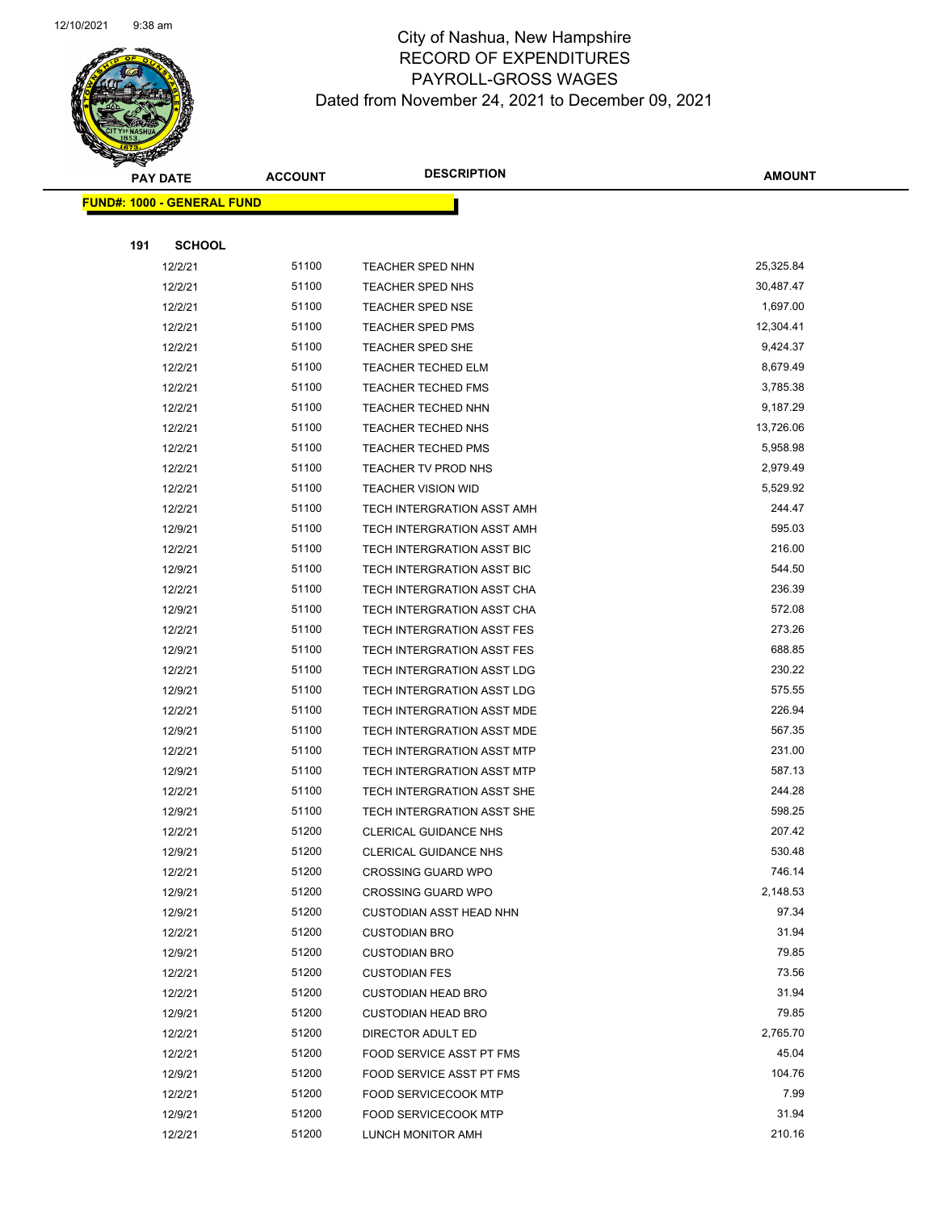# City of Nashua, New Hampshire
## RECORD OF EXPENDITURES
## PAYROLL-GROSS WAGES
### Dated from November 24, 2021 to December 09, 2021

| PAY DATE | ACCOUNT | DESCRIPTION | AMOUNT |
|---|---|---|---|

**FUND#: 1000 - GENERAL FUND**

**191 SCHOOL**

| PAY DATE | ACCOUNT | DESCRIPTION | AMOUNT |
|---|---|---|---|
| 12/2/21 | 51100 | TEACHER SPED NHN | 25,325.84 |
| 12/2/21 | 51100 | TEACHER SPED NHS | 30,487.47 |
| 12/2/21 | 51100 | TEACHER SPED NSE | 1,697.00 |
| 12/2/21 | 51100 | TEACHER SPED PMS | 12,304.41 |
| 12/2/21 | 51100 | TEACHER SPED SHE | 9,424.37 |
| 12/2/21 | 51100 | TEACHER TECHED ELM | 8,679.49 |
| 12/2/21 | 51100 | TEACHER TECHED FMS | 3,785.38 |
| 12/2/21 | 51100 | TEACHER TECHED NHN | 9,187.29 |
| 12/2/21 | 51100 | TEACHER TECHED NHS | 13,726.06 |
| 12/2/21 | 51100 | TEACHER TECHED PMS | 5,958.98 |
| 12/2/21 | 51100 | TEACHER TV PROD NHS | 2,979.49 |
| 12/2/21 | 51100 | TEACHER VISION WID | 5,529.92 |
| 12/2/21 | 51100 | TECH INTERGRATION ASST AMH | 244.47 |
| 12/9/21 | 51100 | TECH INTERGRATION ASST AMH | 595.03 |
| 12/2/21 | 51100 | TECH INTERGRATION ASST BIC | 216.00 |
| 12/9/21 | 51100 | TECH INTERGRATION ASST BIC | 544.50 |
| 12/2/21 | 51100 | TECH INTERGRATION ASST CHA | 236.39 |
| 12/9/21 | 51100 | TECH INTERGRATION ASST CHA | 572.08 |
| 12/2/21 | 51100 | TECH INTERGRATION ASST FES | 273.26 |
| 12/9/21 | 51100 | TECH INTERGRATION ASST FES | 688.85 |
| 12/2/21 | 51100 | TECH INTERGRATION ASST LDG | 230.22 |
| 12/9/21 | 51100 | TECH INTERGRATION ASST LDG | 575.55 |
| 12/2/21 | 51100 | TECH INTERGRATION ASST MDE | 226.94 |
| 12/9/21 | 51100 | TECH INTERGRATION ASST MDE | 567.35 |
| 12/2/21 | 51100 | TECH INTERGRATION ASST MTP | 231.00 |
| 12/9/21 | 51100 | TECH INTERGRATION ASST MTP | 587.13 |
| 12/2/21 | 51100 | TECH INTERGRATION ASST SHE | 244.28 |
| 12/9/21 | 51100 | TECH INTERGRATION ASST SHE | 598.25 |
| 12/2/21 | 51200 | CLERICAL GUIDANCE NHS | 207.42 |
| 12/9/21 | 51200 | CLERICAL GUIDANCE NHS | 530.48 |
| 12/2/21 | 51200 | CROSSING GUARD WPO | 746.14 |
| 12/9/21 | 51200 | CROSSING GUARD WPO | 2,148.53 |
| 12/9/21 | 51200 | CUSTODIAN ASST HEAD NHN | 97.34 |
| 12/2/21 | 51200 | CUSTODIAN BRO | 31.94 |
| 12/9/21 | 51200 | CUSTODIAN BRO | 79.85 |
| 12/2/21 | 51200 | CUSTODIAN FES | 73.56 |
| 12/2/21 | 51200 | CUSTODIAN HEAD BRO | 31.94 |
| 12/9/21 | 51200 | CUSTODIAN HEAD BRO | 79.85 |
| 12/2/21 | 51200 | DIRECTOR ADULT ED | 2,765.70 |
| 12/2/21 | 51200 | FOOD SERVICE ASST PT FMS | 45.04 |
| 12/9/21 | 51200 | FOOD SERVICE ASST PT FMS | 104.76 |
| 12/2/21 | 51200 | FOOD SERVICECOOK MTP | 7.99 |
| 12/9/21 | 51200 | FOOD SERVICECOOK MTP | 31.94 |
| 12/2/21 | 51200 | LUNCH MONITOR AMH | 210.16 |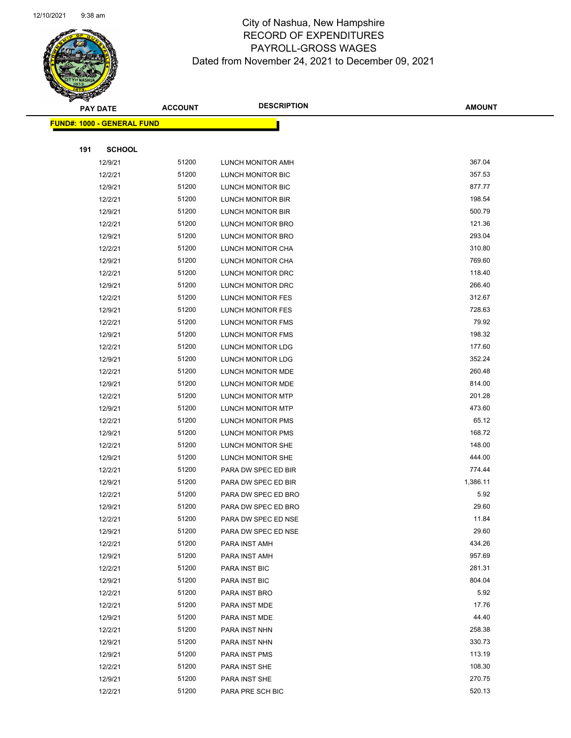# City of Nashua, New Hampshire
## RECORD OF EXPENDITURES
## PAYROLL-GROSS WAGES
### Dated from November 24, 2021 to December 09, 2021

12/10/2021 9:38 am

**FUND#: 1000 - GENERAL FUND**

**191 SCHOOL**

| PAY DATE | ACCOUNT | DESCRIPTION | AMOUNT |
|---|---|---|---|
| 12/9/21 | 51200 | LUNCH MONITOR AMH | 367.04 |
| 12/2/21 | 51200 | LUNCH MONITOR BIC | 357.53 |
| 12/9/21 | 51200 | LUNCH MONITOR BIC | 877.77 |
| 12/2/21 | 51200 | LUNCH MONITOR BIR | 198.54 |
| 12/9/21 | 51200 | LUNCH MONITOR BIR | 500.79 |
| 12/2/21 | 51200 | LUNCH MONITOR BRO | 121.36 |
| 12/9/21 | 51200 | LUNCH MONITOR BRO | 293.04 |
| 12/2/21 | 51200 | LUNCH MONITOR CHA | 310.80 |
| 12/9/21 | 51200 | LUNCH MONITOR CHA | 769.60 |
| 12/2/21 | 51200 | LUNCH MONITOR DRC | 118.40 |
| 12/9/21 | 51200 | LUNCH MONITOR DRC | 266.40 |
| 12/2/21 | 51200 | LUNCH MONITOR FES | 312.67 |
| 12/9/21 | 51200 | LUNCH MONITOR FES | 728.63 |
| 12/2/21 | 51200 | LUNCH MONITOR FMS | 79.92 |
| 12/9/21 | 51200 | LUNCH MONITOR FMS | 198.32 |
| 12/2/21 | 51200 | LUNCH MONITOR LDG | 177.60 |
| 12/9/21 | 51200 | LUNCH MONITOR LDG | 352.24 |
| 12/2/21 | 51200 | LUNCH MONITOR MDE | 260.48 |
| 12/9/21 | 51200 | LUNCH MONITOR MDE | 814.00 |
| 12/2/21 | 51200 | LUNCH MONITOR MTP | 201.28 |
| 12/9/21 | 51200 | LUNCH MONITOR MTP | 473.60 |
| 12/2/21 | 51200 | LUNCH MONITOR PMS | 65.12 |
| 12/9/21 | 51200 | LUNCH MONITOR PMS | 168.72 |
| 12/2/21 | 51200 | LUNCH MONITOR SHE | 148.00 |
| 12/9/21 | 51200 | LUNCH MONITOR SHE | 444.00 |
| 12/2/21 | 51200 | PARA DW SPEC ED BIR | 774.44 |
| 12/9/21 | 51200 | PARA DW SPEC ED BIR | 1,386.11 |
| 12/2/21 | 51200 | PARA DW SPEC ED BRO | 5.92 |
| 12/9/21 | 51200 | PARA DW SPEC ED BRO | 29.60 |
| 12/2/21 | 51200 | PARA DW SPEC ED NSE | 11.84 |
| 12/9/21 | 51200 | PARA DW SPEC ED NSE | 29.60 |
| 12/2/21 | 51200 | PARA INST AMH | 434.26 |
| 12/9/21 | 51200 | PARA INST AMH | 957.69 |
| 12/2/21 | 51200 | PARA INST BIC | 281.31 |
| 12/9/21 | 51200 | PARA INST BIC | 804.04 |
| 12/2/21 | 51200 | PARA INST BRO | 5.92 |
| 12/2/21 | 51200 | PARA INST MDE | 17.76 |
| 12/9/21 | 51200 | PARA INST MDE | 44.40 |
| 12/2/21 | 51200 | PARA INST NHN | 258.38 |
| 12/9/21 | 51200 | PARA INST NHN | 330.73 |
| 12/9/21 | 51200 | PARA INST PMS | 113.19 |
| 12/2/21 | 51200 | PARA INST SHE | 108.30 |
| 12/9/21 | 51200 | PARA INST SHE | 270.75 |
| 12/2/21 | 51200 | PARA PRE SCH BIC | 520.13 |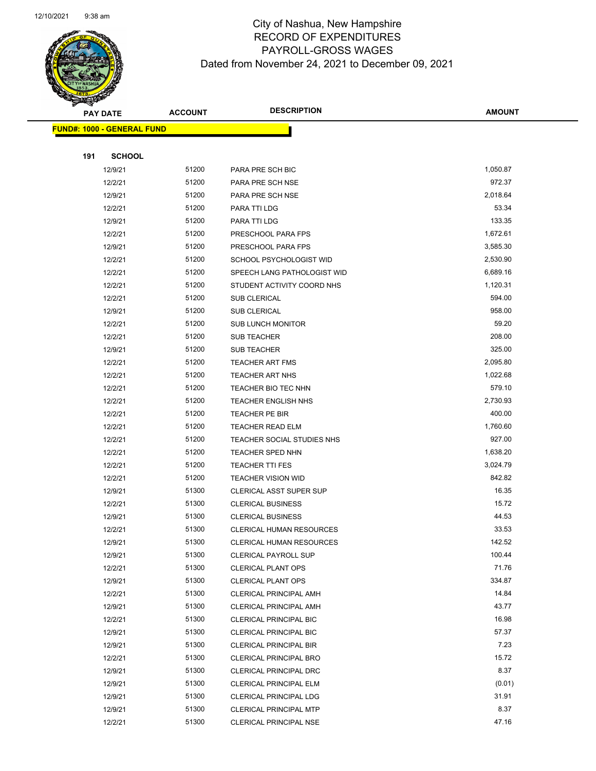# City of Nashua, New Hampshire
## RECORD OF EXPENDITURES
## PAYROLL-GROSS WAGES
### Dated from November 24, 2021 to December 09, 2021

| PAY DATE | ACCOUNT | DESCRIPTION | AMOUNT |
|---|---|---|---|

**FUND#: 1000 - GENERAL FUND**

**191 SCHOOL**

| PAY DATE | ACCOUNT | DESCRIPTION | AMOUNT |
|---|---|---|---|
| 12/9/21 | 51200 | PARA PRE SCH BIC | 1,050.87 |
| 12/2/21 | 51200 | PARA PRE SCH NSE | 972.37 |
| 12/9/21 | 51200 | PARA PRE SCH NSE | 2,018.64 |
| 12/2/21 | 51200 | PARA TTI LDG | 53.34 |
| 12/9/21 | 51200 | PARA TTI LDG | 133.35 |
| 12/2/21 | 51200 | PRESCHOOL PARA FPS | 1,672.61 |
| 12/9/21 | 51200 | PRESCHOOL PARA FPS | 3,585.30 |
| 12/2/21 | 51200 | SCHOOL PSYCHOLOGIST WID | 2,530.90 |
| 12/2/21 | 51200 | SPEECH LANG PATHOLOGIST WID | 6,689.16 |
| 12/2/21 | 51200 | STUDENT ACTIVITY COORD NHS | 1,120.31 |
| 12/2/21 | 51200 | SUB CLERICAL | 594.00 |
| 12/9/21 | 51200 | SUB CLERICAL | 958.00 |
| 12/2/21 | 51200 | SUB LUNCH MONITOR | 59.20 |
| 12/2/21 | 51200 | SUB TEACHER | 208.00 |
| 12/9/21 | 51200 | SUB TEACHER | 325.00 |
| 12/2/21 | 51200 | TEACHER ART FMS | 2,095.80 |
| 12/2/21 | 51200 | TEACHER ART NHS | 1,022.68 |
| 12/2/21 | 51200 | TEACHER BIO TEC NHN | 579.10 |
| 12/2/21 | 51200 | TEACHER ENGLISH NHS | 2,730.93 |
| 12/2/21 | 51200 | TEACHER PE BIR | 400.00 |
| 12/2/21 | 51200 | TEACHER READ ELM | 1,760.60 |
| 12/2/21 | 51200 | TEACHER SOCIAL STUDIES NHS | 927.00 |
| 12/2/21 | 51200 | TEACHER SPED NHN | 1,638.20 |
| 12/2/21 | 51200 | TEACHER TTI FES | 3,024.79 |
| 12/2/21 | 51200 | TEACHER VISION WID | 842.82 |
| 12/9/21 | 51300 | CLERICAL ASST SUPER SUP | 16.35 |
| 12/2/21 | 51300 | CLERICAL BUSINESS | 15.72 |
| 12/9/21 | 51300 | CLERICAL BUSINESS | 44.53 |
| 12/2/21 | 51300 | CLERICAL HUMAN RESOURCES | 33.53 |
| 12/9/21 | 51300 | CLERICAL HUMAN RESOURCES | 142.52 |
| 12/9/21 | 51300 | CLERICAL PAYROLL SUP | 100.44 |
| 12/2/21 | 51300 | CLERICAL PLANT OPS | 71.76 |
| 12/9/21 | 51300 | CLERICAL PLANT OPS | 334.87 |
| 12/2/21 | 51300 | CLERICAL PRINCIPAL AMH | 14.84 |
| 12/9/21 | 51300 | CLERICAL PRINCIPAL AMH | 43.77 |
| 12/2/21 | 51300 | CLERICAL PRINCIPAL BIC | 16.98 |
| 12/9/21 | 51300 | CLERICAL PRINCIPAL BIC | 57.37 |
| 12/9/21 | 51300 | CLERICAL PRINCIPAL BIR | 7.23 |
| 12/2/21 | 51300 | CLERICAL PRINCIPAL BRO | 15.72 |
| 12/9/21 | 51300 | CLERICAL PRINCIPAL DRC | 8.37 |
| 12/9/21 | 51300 | CLERICAL PRINCIPAL ELM | (0.01) |
| 12/9/21 | 51300 | CLERICAL PRINCIPAL LDG | 31.91 |
| 12/9/21 | 51300 | CLERICAL PRINCIPAL MTP | 8.37 |
| 12/2/21 | 51300 | CLERICAL PRINCIPAL NSE | 47.16 |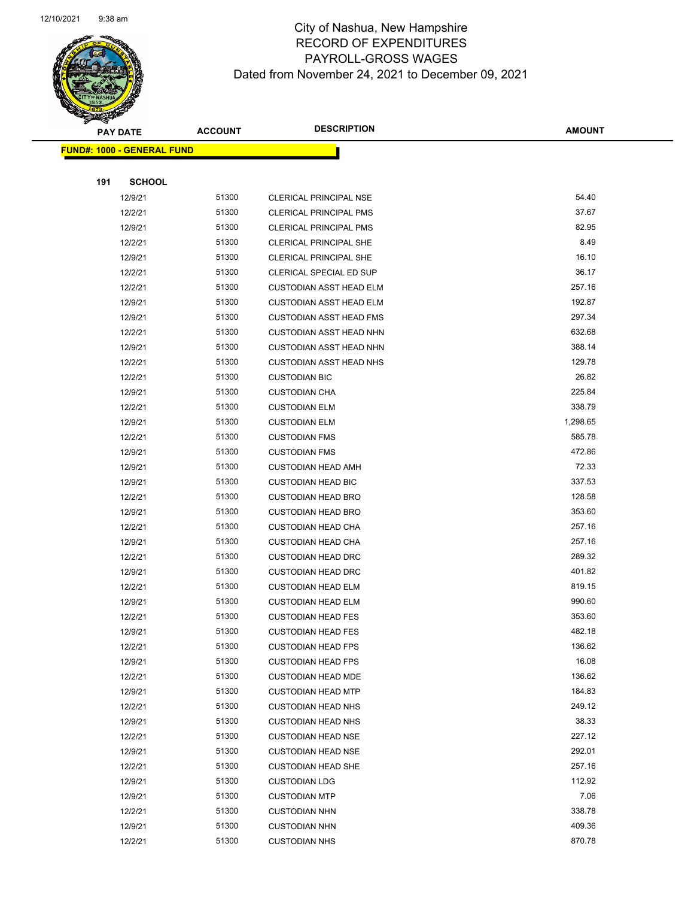# City of Nashua, New Hampshire
## RECORD OF EXPENDITURES
## PAYROLL-GROSS WAGES
### Dated from November 24, 2021 to December 09, 2021

| PAY DATE | ACCOUNT | DESCRIPTION | AMOUNT |
|---|---|---|---|
| **FUND#: 1000 - GENERAL FUND** | | | |
| **191 SCHOOL** | | | |
| 12/9/21 | 51300 | CLERICAL PRINCIPAL NSE | 54.40 |
| 12/2/21 | 51300 | CLERICAL PRINCIPAL PMS | 37.67 |
| 12/9/21 | 51300 | CLERICAL PRINCIPAL PMS | 82.95 |
| 12/2/21 | 51300 | CLERICAL PRINCIPAL SHE | 8.49 |
| 12/9/21 | 51300 | CLERICAL PRINCIPAL SHE | 16.10 |
| 12/2/21 | 51300 | CLERICAL SPECIAL ED SUP | 36.17 |
| 12/2/21 | 51300 | CUSTODIAN ASST HEAD ELM | 257.16 |
| 12/9/21 | 51300 | CUSTODIAN ASST HEAD ELM | 192.87 |
| 12/9/21 | 51300 | CUSTODIAN ASST HEAD FMS | 297.34 |
| 12/2/21 | 51300 | CUSTODIAN ASST HEAD NHN | 632.68 |
| 12/9/21 | 51300 | CUSTODIAN ASST HEAD NHN | 388.14 |
| 12/2/21 | 51300 | CUSTODIAN ASST HEAD NHS | 129.78 |
| 12/2/21 | 51300 | CUSTODIAN BIC | 26.82 |
| 12/9/21 | 51300 | CUSTODIAN CHA | 225.84 |
| 12/2/21 | 51300 | CUSTODIAN ELM | 338.79 |
| 12/9/21 | 51300 | CUSTODIAN ELM | 1,298.65 |
| 12/2/21 | 51300 | CUSTODIAN FMS | 585.78 |
| 12/9/21 | 51300 | CUSTODIAN FMS | 472.86 |
| 12/9/21 | 51300 | CUSTODIAN HEAD AMH | 72.33 |
| 12/9/21 | 51300 | CUSTODIAN HEAD BIC | 337.53 |
| 12/2/21 | 51300 | CUSTODIAN HEAD BRO | 128.58 |
| 12/9/21 | 51300 | CUSTODIAN HEAD BRO | 353.60 |
| 12/2/21 | 51300 | CUSTODIAN HEAD CHA | 257.16 |
| 12/9/21 | 51300 | CUSTODIAN HEAD CHA | 257.16 |
| 12/2/21 | 51300 | CUSTODIAN HEAD DRC | 289.32 |
| 12/9/21 | 51300 | CUSTODIAN HEAD DRC | 401.82 |
| 12/2/21 | 51300 | CUSTODIAN HEAD ELM | 819.15 |
| 12/9/21 | 51300 | CUSTODIAN HEAD ELM | 990.60 |
| 12/2/21 | 51300 | CUSTODIAN HEAD FES | 353.60 |
| 12/9/21 | 51300 | CUSTODIAN HEAD FES | 482.18 |
| 12/2/21 | 51300 | CUSTODIAN HEAD FPS | 136.62 |
| 12/9/21 | 51300 | CUSTODIAN HEAD FPS | 16.08 |
| 12/2/21 | 51300 | CUSTODIAN HEAD MDE | 136.62 |
| 12/9/21 | 51300 | CUSTODIAN HEAD MTP | 184.83 |
| 12/2/21 | 51300 | CUSTODIAN HEAD NHS | 249.12 |
| 12/9/21 | 51300 | CUSTODIAN HEAD NHS | 38.33 |
| 12/2/21 | 51300 | CUSTODIAN HEAD NSE | 227.12 |
| 12/9/21 | 51300 | CUSTODIAN HEAD NSE | 292.01 |
| 12/2/21 | 51300 | CUSTODIAN HEAD SHE | 257.16 |
| 12/9/21 | 51300 | CUSTODIAN LDG | 112.92 |
| 12/9/21 | 51300 | CUSTODIAN MTP | 7.06 |
| 12/2/21 | 51300 | CUSTODIAN NHN | 338.78 |
| 12/9/21 | 51300 | CUSTODIAN NHN | 409.36 |
| 12/2/21 | 51300 | CUSTODIAN NHS | 870.78 |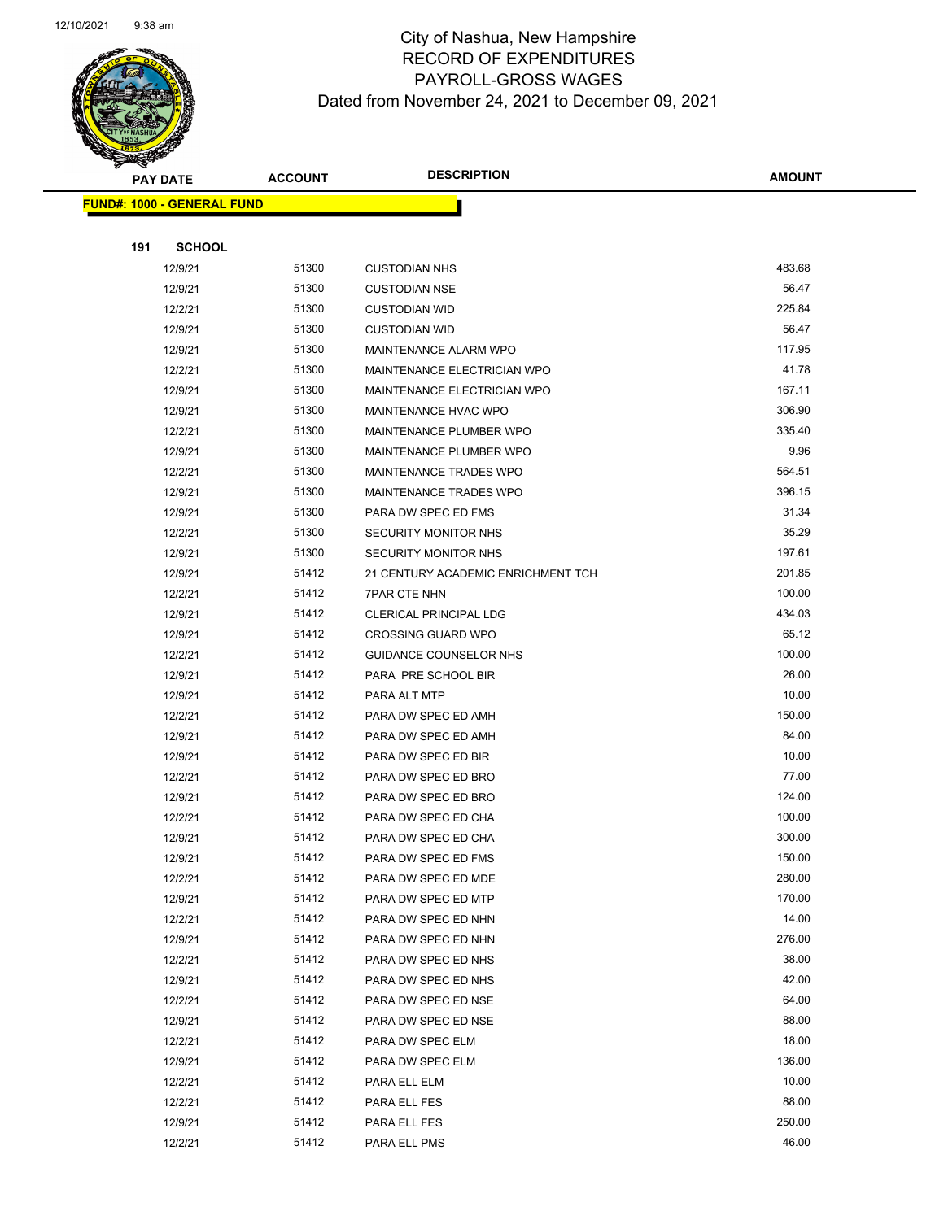# City of Nashua, New Hampshire
## RECORD OF EXPENDITURES
## PAYROLL-GROSS WAGES
## Dated from November 24, 2021 to December 09, 2021

**FUND#: 1000 - GENERAL FUND**

**191 SCHOOL**

| PAY DATE | ACCOUNT | DESCRIPTION | AMOUNT |
|---|---|---|---|
| 12/9/21 | 51300 | CUSTODIAN NHS | 483.68 |
| 12/9/21 | 51300 | CUSTODIAN NSE | 56.47 |
| 12/2/21 | 51300 | CUSTODIAN WID | 225.84 |
| 12/9/21 | 51300 | CUSTODIAN WID | 56.47 |
| 12/9/21 | 51300 | MAINTENANCE ALARM WPO | 117.95 |
| 12/2/21 | 51300 | MAINTENANCE ELECTRICIAN WPO | 41.78 |
| 12/9/21 | 51300 | MAINTENANCE ELECTRICIAN WPO | 167.11 |
| 12/9/21 | 51300 | MAINTENANCE HVAC WPO | 306.90 |
| 12/2/21 | 51300 | MAINTENANCE PLUMBER WPO | 335.40 |
| 12/9/21 | 51300 | MAINTENANCE PLUMBER WPO | 9.96 |
| 12/2/21 | 51300 | MAINTENANCE TRADES WPO | 564.51 |
| 12/9/21 | 51300 | MAINTENANCE TRADES WPO | 396.15 |
| 12/9/21 | 51300 | PARA DW SPEC ED FMS | 31.34 |
| 12/2/21 | 51300 | SECURITY MONITOR NHS | 35.29 |
| 12/9/21 | 51300 | SECURITY MONITOR NHS | 197.61 |
| 12/9/21 | 51412 | 21 CENTURY ACADEMIC ENRICHMENT TCH | 201.85 |
| 12/2/21 | 51412 | 7PAR CTE NHN | 100.00 |
| 12/9/21 | 51412 | CLERICAL PRINCIPAL LDG | 434.03 |
| 12/9/21 | 51412 | CROSSING GUARD WPO | 65.12 |
| 12/2/21 | 51412 | GUIDANCE COUNSELOR NHS | 100.00 |
| 12/9/21 | 51412 | PARA PRE SCHOOL BIR | 26.00 |
| 12/9/21 | 51412 | PARA ALT MTP | 10.00 |
| 12/2/21 | 51412 | PARA DW SPEC ED AMH | 150.00 |
| 12/9/21 | 51412 | PARA DW SPEC ED AMH | 84.00 |
| 12/9/21 | 51412 | PARA DW SPEC ED BIR | 10.00 |
| 12/2/21 | 51412 | PARA DW SPEC ED BRO | 77.00 |
| 12/9/21 | 51412 | PARA DW SPEC ED BRO | 124.00 |
| 12/2/21 | 51412 | PARA DW SPEC ED CHA | 100.00 |
| 12/9/21 | 51412 | PARA DW SPEC ED CHA | 300.00 |
| 12/9/21 | 51412 | PARA DW SPEC ED FMS | 150.00 |
| 12/2/21 | 51412 | PARA DW SPEC ED MDE | 280.00 |
| 12/9/21 | 51412 | PARA DW SPEC ED MTP | 170.00 |
| 12/2/21 | 51412 | PARA DW SPEC ED NHN | 14.00 |
| 12/9/21 | 51412 | PARA DW SPEC ED NHN | 276.00 |
| 12/2/21 | 51412 | PARA DW SPEC ED NHS | 38.00 |
| 12/9/21 | 51412 | PARA DW SPEC ED NHS | 42.00 |
| 12/2/21 | 51412 | PARA DW SPEC ED NSE | 64.00 |
| 12/9/21 | 51412 | PARA DW SPEC ED NSE | 88.00 |
| 12/2/21 | 51412 | PARA DW SPEC ELM | 18.00 |
| 12/9/21 | 51412 | PARA DW SPEC ELM | 136.00 |
| 12/2/21 | 51412 | PARA ELL ELM | 10.00 |
| 12/2/21 | 51412 | PARA ELL FES | 88.00 |
| 12/9/21 | 51412 | PARA ELL FES | 250.00 |
| 12/2/21 | 51412 | PARA ELL PMS | 46.00 |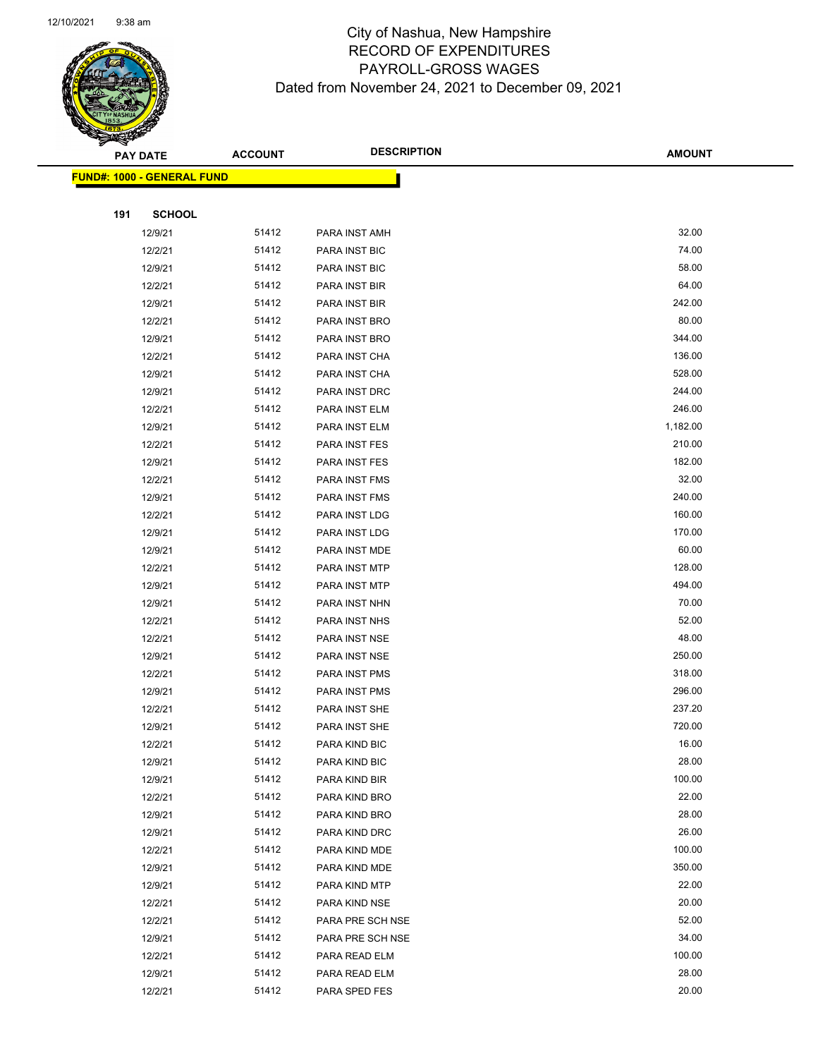City of Nashua, New Hampshire
RECORD OF EXPENDITURES
PAYROLL-GROSS WAGES
Dated from November 24, 2021 to December 09, 2021

| PAY DATE | ACCOUNT | DESCRIPTION | AMOUNT |
|---|---|---|---|

**FUND#: 1000 - GENERAL FUND**

**191 SCHOOL**

| PAY DATE | ACCOUNT | DESCRIPTION | AMOUNT |
|---|---|---|---|
| 12/9/21 | 51412 | PARA INST AMH | 32.00 |
| 12/2/21 | 51412 | PARA INST BIC | 74.00 |
| 12/9/21 | 51412 | PARA INST BIC | 58.00 |
| 12/2/21 | 51412 | PARA INST BIR | 64.00 |
| 12/9/21 | 51412 | PARA INST BIR | 242.00 |
| 12/2/21 | 51412 | PARA INST BRO | 80.00 |
| 12/9/21 | 51412 | PARA INST BRO | 344.00 |
| 12/2/21 | 51412 | PARA INST CHA | 136.00 |
| 12/9/21 | 51412 | PARA INST CHA | 528.00 |
| 12/9/21 | 51412 | PARA INST DRC | 244.00 |
| 12/2/21 | 51412 | PARA INST ELM | 246.00 |
| 12/9/21 | 51412 | PARA INST ELM | 1,182.00 |
| 12/2/21 | 51412 | PARA INST FES | 210.00 |
| 12/9/21 | 51412 | PARA INST FES | 182.00 |
| 12/2/21 | 51412 | PARA INST FMS | 32.00 |
| 12/9/21 | 51412 | PARA INST FMS | 240.00 |
| 12/2/21 | 51412 | PARA INST LDG | 160.00 |
| 12/9/21 | 51412 | PARA INST LDG | 170.00 |
| 12/9/21 | 51412 | PARA INST MDE | 60.00 |
| 12/2/21 | 51412 | PARA INST MTP | 128.00 |
| 12/9/21 | 51412 | PARA INST MTP | 494.00 |
| 12/9/21 | 51412 | PARA INST NHN | 70.00 |
| 12/2/21 | 51412 | PARA INST NHS | 52.00 |
| 12/2/21 | 51412 | PARA INST NSE | 48.00 |
| 12/9/21 | 51412 | PARA INST NSE | 250.00 |
| 12/2/21 | 51412 | PARA INST PMS | 318.00 |
| 12/9/21 | 51412 | PARA INST PMS | 296.00 |
| 12/2/21 | 51412 | PARA INST SHE | 237.20 |
| 12/9/21 | 51412 | PARA INST SHE | 720.00 |
| 12/2/21 | 51412 | PARA KIND BIC | 16.00 |
| 12/9/21 | 51412 | PARA KIND BIC | 28.00 |
| 12/9/21 | 51412 | PARA KIND BIR | 100.00 |
| 12/2/21 | 51412 | PARA KIND BRO | 22.00 |
| 12/9/21 | 51412 | PARA KIND BRO | 28.00 |
| 12/9/21 | 51412 | PARA KIND DRC | 26.00 |
| 12/2/21 | 51412 | PARA KIND MDE | 100.00 |
| 12/9/21 | 51412 | PARA KIND MDE | 350.00 |
| 12/9/21 | 51412 | PARA KIND MTP | 22.00 |
| 12/2/21 | 51412 | PARA KIND NSE | 20.00 |
| 12/2/21 | 51412 | PARA PRE SCH NSE | 52.00 |
| 12/9/21 | 51412 | PARA PRE SCH NSE | 34.00 |
| 12/2/21 | 51412 | PARA READ ELM | 100.00 |
| 12/9/21 | 51412 | PARA READ ELM | 28.00 |
| 12/2/21 | 51412 | PARA SPED FES | 20.00 |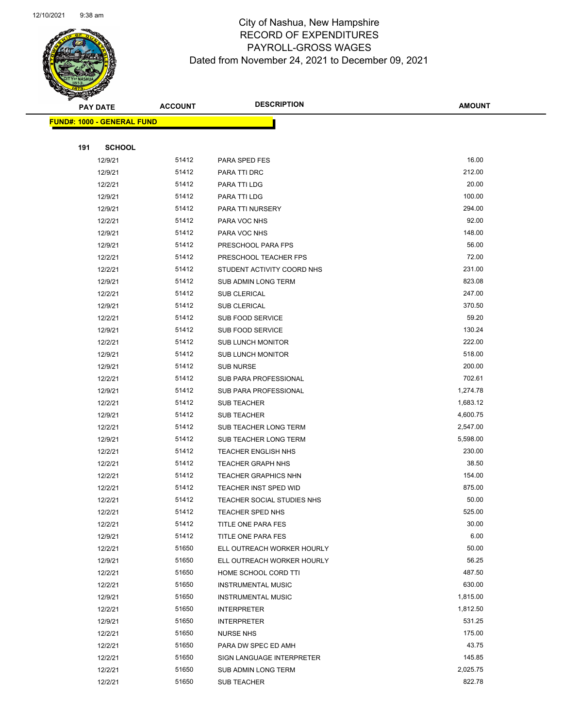# City of Nashua, New Hampshire
## RECORD OF EXPENDITURES
## PAYROLL-GROSS WAGES
### Dated from November 24, 2021 to December 09, 2021

**FUND#: 1000 - GENERAL FUND**

**191 SCHOOL**

| PAY DATE | ACCOUNT | DESCRIPTION | AMOUNT |
|---|---|---|---|
| 12/9/21 | 51412 | PARA SPED FES | 16.00 |
| 12/9/21 | 51412 | PARA TTI DRC | 212.00 |
| 12/2/21 | 51412 | PARA TTI LDG | 20.00 |
| 12/9/21 | 51412 | PARA TTI LDG | 100.00 |
| 12/9/21 | 51412 | PARA TTI NURSERY | 294.00 |
| 12/2/21 | 51412 | PARA VOC NHS | 92.00 |
| 12/9/21 | 51412 | PARA VOC NHS | 148.00 |
| 12/9/21 | 51412 | PRESCHOOL PARA FPS | 56.00 |
| 12/2/21 | 51412 | PRESCHOOL TEACHER FPS | 72.00 |
| 12/2/21 | 51412 | STUDENT ACTIVITY COORD NHS | 231.00 |
| 12/9/21 | 51412 | SUB ADMIN LONG TERM | 823.08 |
| 12/2/21 | 51412 | SUB CLERICAL | 247.00 |
| 12/9/21 | 51412 | SUB CLERICAL | 370.50 |
| 12/2/21 | 51412 | SUB FOOD SERVICE | 59.20 |
| 12/9/21 | 51412 | SUB FOOD SERVICE | 130.24 |
| 12/2/21 | 51412 | SUB LUNCH MONITOR | 222.00 |
| 12/9/21 | 51412 | SUB LUNCH MONITOR | 518.00 |
| 12/9/21 | 51412 | SUB NURSE | 200.00 |
| 12/2/21 | 51412 | SUB PARA PROFESSIONAL | 702.61 |
| 12/9/21 | 51412 | SUB PARA PROFESSIONAL | 1,274.78 |
| 12/2/21 | 51412 | SUB TEACHER | 1,683.12 |
| 12/9/21 | 51412 | SUB TEACHER | 4,600.75 |
| 12/2/21 | 51412 | SUB TEACHER LONG TERM | 2,547.00 |
| 12/9/21 | 51412 | SUB TEACHER LONG TERM | 5,598.00 |
| 12/2/21 | 51412 | TEACHER ENGLISH NHS | 230.00 |
| 12/2/21 | 51412 | TEACHER GRAPH NHS | 38.50 |
| 12/2/21 | 51412 | TEACHER GRAPHICS NHN | 154.00 |
| 12/2/21 | 51412 | TEACHER INST SPED WID | 875.00 |
| 12/2/21 | 51412 | TEACHER SOCIAL STUDIES NHS | 50.00 |
| 12/2/21 | 51412 | TEACHER SPED NHS | 525.00 |
| 12/2/21 | 51412 | TITLE ONE PARA FES | 30.00 |
| 12/9/21 | 51412 | TITLE ONE PARA FES | 6.00 |
| 12/2/21 | 51650 | ELL OUTREACH WORKER HOURLY | 50.00 |
| 12/9/21 | 51650 | ELL OUTREACH WORKER HOURLY | 56.25 |
| 12/2/21 | 51650 | HOME SCHOOL CORD TTI | 487.50 |
| 12/2/21 | 51650 | INSTRUMENTAL MUSIC | 630.00 |
| 12/9/21 | 51650 | INSTRUMENTAL MUSIC | 1,815.00 |
| 12/2/21 | 51650 | INTERPRETER | 1,812.50 |
| 12/9/21 | 51650 | INTERPRETER | 531.25 |
| 12/2/21 | 51650 | NURSE NHS | 175.00 |
| 12/2/21 | 51650 | PARA DW SPEC ED AMH | 43.75 |
| 12/2/21 | 51650 | SIGN LANGUAGE INTERPRETER | 145.85 |
| 12/2/21 | 51650 | SUB ADMIN LONG TERM | 2,025.75 |
| 12/2/21 | 51650 | SUB TEACHER | 822.78 |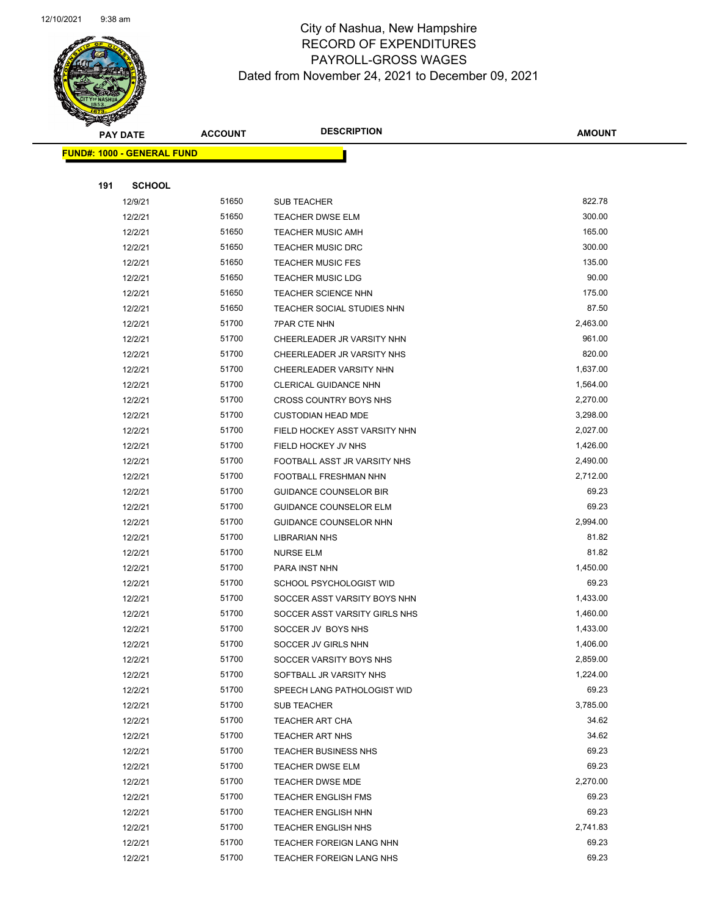City of Nashua, New Hampshire
RECORD OF EXPENDITURES
PAYROLL-GROSS WAGES
Dated from November 24, 2021 to December 09, 2021

| PAY DATE | ACCOUNT | DESCRIPTION | AMOUNT |
|---|---|---|---|

**FUND#: 1000 - GENERAL FUND**

**191 SCHOOL**

| PAY DATE | ACCOUNT | DESCRIPTION | AMOUNT |
|---|---|---|---|
| 12/9/21 | 51650 | SUB TEACHER | 822.78 |
| 12/2/21 | 51650 | TEACHER DWSE ELM | 300.00 |
| 12/2/21 | 51650 | TEACHER MUSIC AMH | 165.00 |
| 12/2/21 | 51650 | TEACHER MUSIC DRC | 300.00 |
| 12/2/21 | 51650 | TEACHER MUSIC FES | 135.00 |
| 12/2/21 | 51650 | TEACHER MUSIC LDG | 90.00 |
| 12/2/21 | 51650 | TEACHER SCIENCE NHN | 175.00 |
| 12/2/21 | 51650 | TEACHER SOCIAL STUDIES NHN | 87.50 |
| 12/2/21 | 51700 | 7PAR CTE NHN | 2,463.00 |
| 12/2/21 | 51700 | CHEERLEADER JR VARSITY NHN | 961.00 |
| 12/2/21 | 51700 | CHEERLEADER JR VARSITY NHS | 820.00 |
| 12/2/21 | 51700 | CHEERLEADER VARSITY NHN | 1,637.00 |
| 12/2/21 | 51700 | CLERICAL GUIDANCE NHN | 1,564.00 |
| 12/2/21 | 51700 | CROSS COUNTRY BOYS NHS | 2,270.00 |
| 12/2/21 | 51700 | CUSTODIAN HEAD MDE | 3,298.00 |
| 12/2/21 | 51700 | FIELD HOCKEY ASST VARSITY NHN | 2,027.00 |
| 12/2/21 | 51700 | FIELD HOCKEY JV NHS | 1,426.00 |
| 12/2/21 | 51700 | FOOTBALL ASST JR VARSITY NHS | 2,490.00 |
| 12/2/21 | 51700 | FOOTBALL FRESHMAN NHN | 2,712.00 |
| 12/2/21 | 51700 | GUIDANCE COUNSELOR BIR | 69.23 |
| 12/2/21 | 51700 | GUIDANCE COUNSELOR ELM | 69.23 |
| 12/2/21 | 51700 | GUIDANCE COUNSELOR NHN | 2,994.00 |
| 12/2/21 | 51700 | LIBRARIAN NHS | 81.82 |
| 12/2/21 | 51700 | NURSE ELM | 81.82 |
| 12/2/21 | 51700 | PARA INST NHN | 1,450.00 |
| 12/2/21 | 51700 | SCHOOL PSYCHOLOGIST WID | 69.23 |
| 12/2/21 | 51700 | SOCCER ASST VARSITY BOYS NHN | 1,433.00 |
| 12/2/21 | 51700 | SOCCER ASST VARSITY GIRLS NHS | 1,460.00 |
| 12/2/21 | 51700 | SOCCER JV BOYS NHS | 1,433.00 |
| 12/2/21 | 51700 | SOCCER JV GIRLS NHN | 1,406.00 |
| 12/2/21 | 51700 | SOCCER VARSITY BOYS NHS | 2,859.00 |
| 12/2/21 | 51700 | SOFTBALL JR VARSITY NHS | 1,224.00 |
| 12/2/21 | 51700 | SPEECH LANG PATHOLOGIST WID | 69.23 |
| 12/2/21 | 51700 | SUB TEACHER | 3,785.00 |
| 12/2/21 | 51700 | TEACHER ART CHA | 34.62 |
| 12/2/21 | 51700 | TEACHER ART NHS | 34.62 |
| 12/2/21 | 51700 | TEACHER BUSINESS NHS | 69.23 |
| 12/2/21 | 51700 | TEACHER DWSE ELM | 69.23 |
| 12/2/21 | 51700 | TEACHER DWSE MDE | 2,270.00 |
| 12/2/21 | 51700 | TEACHER ENGLISH FMS | 69.23 |
| 12/2/21 | 51700 | TEACHER ENGLISH NHN | 69.23 |
| 12/2/21 | 51700 | TEACHER ENGLISH NHS | 2,741.83 |
| 12/2/21 | 51700 | TEACHER FOREIGN LANG NHN | 69.23 |
| 12/2/21 | 51700 | TEACHER FOREIGN LANG NHS | 69.23 |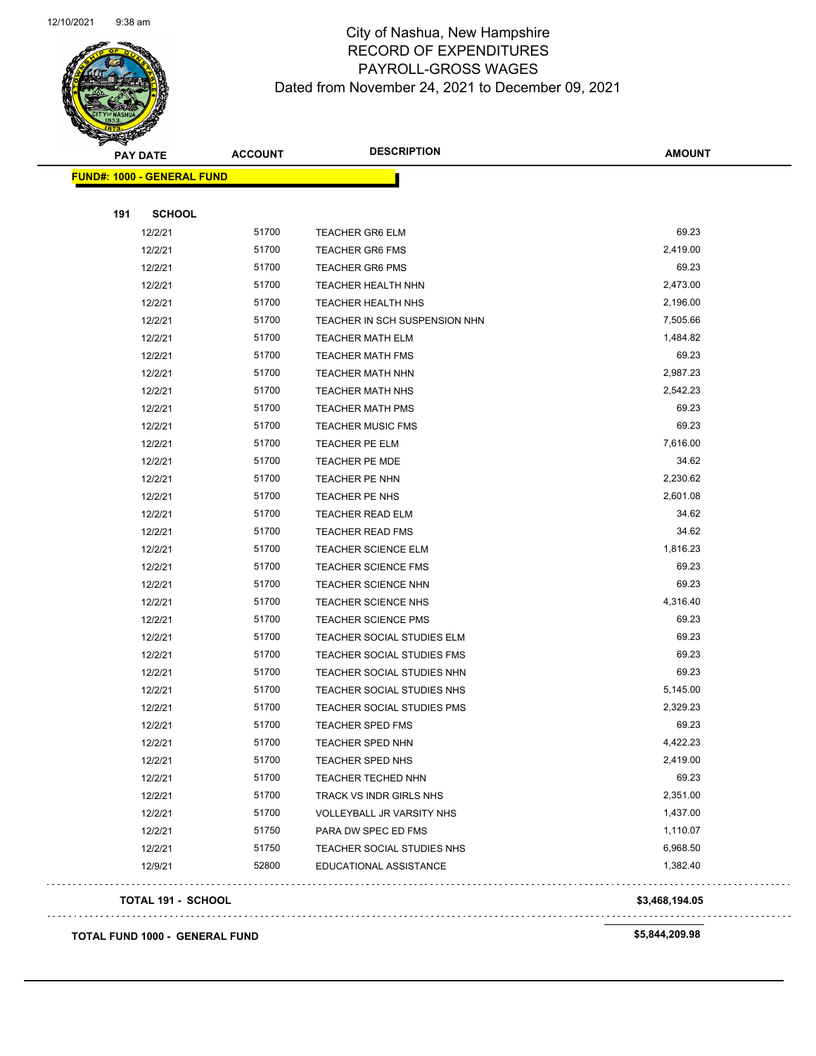# City of Nashua, New Hampshire
## RECORD OF EXPENDITURES
## PAYROLL-GROSS WAGES
### Dated from November 24, 2021 to December 09, 2021

| PAY DATE | ACCOUNT | DESCRIPTION | AMOUNT |
|---|---|---|---|
| **FUND#: 1000 - GENERAL FUND** | | | |
| **191 SCHOOL** | | | |
| 12/2/21 | 51700 | TEACHER GR6 ELM | 69.23 |
| 12/2/21 | 51700 | TEACHER GR6 FMS | 2,419.00 |
| 12/2/21 | 51700 | TEACHER GR6 PMS | 69.23 |
| 12/2/21 | 51700 | TEACHER HEALTH NHN | 2,473.00 |
| 12/2/21 | 51700 | TEACHER HEALTH NHS | 2,196.00 |
| 12/2/21 | 51700 | TEACHER IN SCH SUSPENSION NHN | 7,505.66 |
| 12/2/21 | 51700 | TEACHER MATH ELM | 1,484.82 |
| 12/2/21 | 51700 | TEACHER MATH FMS | 69.23 |
| 12/2/21 | 51700 | TEACHER MATH NHN | 2,987.23 |
| 12/2/21 | 51700 | TEACHER MATH NHS | 2,542.23 |
| 12/2/21 | 51700 | TEACHER MATH PMS | 69.23 |
| 12/2/21 | 51700 | TEACHER MUSIC FMS | 69.23 |
| 12/2/21 | 51700 | TEACHER PE ELM | 7,616.00 |
| 12/2/21 | 51700 | TEACHER PE MDE | 34.62 |
| 12/2/21 | 51700 | TEACHER PE NHN | 2,230.62 |
| 12/2/21 | 51700 | TEACHER PE NHS | 2,601.08 |
| 12/2/21 | 51700 | TEACHER READ ELM | 34.62 |
| 12/2/21 | 51700 | TEACHER READ FMS | 34.62 |
| 12/2/21 | 51700 | TEACHER SCIENCE ELM | 1,816.23 |
| 12/2/21 | 51700 | TEACHER SCIENCE FMS | 69.23 |
| 12/2/21 | 51700 | TEACHER SCIENCE NHN | 69.23 |
| 12/2/21 | 51700 | TEACHER SCIENCE NHS | 4,316.40 |
| 12/2/21 | 51700 | TEACHER SCIENCE PMS | 69.23 |
| 12/2/21 | 51700 | TEACHER SOCIAL STUDIES ELM | 69.23 |
| 12/2/21 | 51700 | TEACHER SOCIAL STUDIES FMS | 69.23 |
| 12/2/21 | 51700 | TEACHER SOCIAL STUDIES NHN | 69.23 |
| 12/2/21 | 51700 | TEACHER SOCIAL STUDIES NHS | 5,145.00 |
| 12/2/21 | 51700 | TEACHER SOCIAL STUDIES PMS | 2,329.23 |
| 12/2/21 | 51700 | TEACHER SPED FMS | 69.23 |
| 12/2/21 | 51700 | TEACHER SPED NHN | 4,422.23 |
| 12/2/21 | 51700 | TEACHER SPED NHS | 2,419.00 |
| 12/2/21 | 51700 | TEACHER TECHED NHN | 69.23 |
| 12/2/21 | 51700 | TRACK VS INDR GIRLS NHS | 2,351.00 |
| 12/2/21 | 51700 | VOLLEYBALL JR VARSITY NHS | 1,437.00 |
| 12/2/21 | 51750 | PARA DW SPEC ED FMS | 1,110.07 |
| 12/2/21 | 51750 | TEACHER SOCIAL STUDIES NHS | 6,968.50 |
| 12/9/21 | 52800 | EDUCATIONAL ASSISTANCE | 1,382.40 |
| **TOTAL 191 - SCHOOL** | | | **$3,468,194.05** |
| **TOTAL FUND 1000 - GENERAL FUND** | | | **$5,844,209.98** |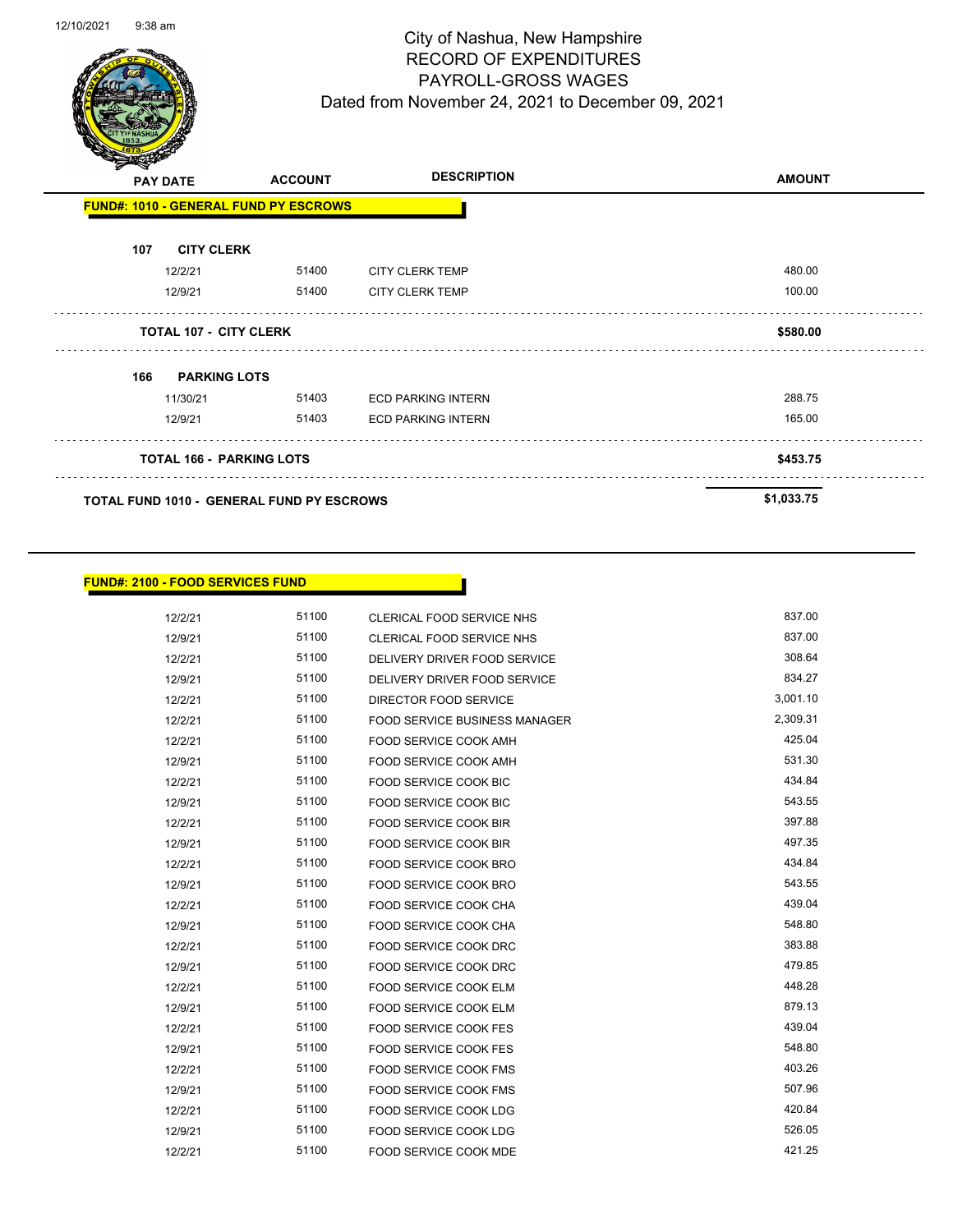# City of Nashua, New Hampshire
## RECORD OF EXPENDITURES
## PAYROLL-GROSS WAGES
### Dated from November 24, 2021 to December 09, 2021

12/10/2021 9:38 am

| PAY DATE | ACCOUNT | DESCRIPTION | AMOUNT |
|---|---|---|---|
| **FUND#: 1010 - GENERAL FUND PY ESCROWS** | | | |
| **107 CITY CLERK** | | | |
| 12/2/21 | 51400 | CITY CLERK TEMP | 480.00 |
| 12/9/21 | 51400 | CITY CLERK TEMP | 100.00 |
| **TOTAL 107 - CITY CLERK** | | | **$580.00** |
| **166 PARKING LOTS** | | | |
| 11/30/21 | 51403 | ECD PARKING INTERN | 288.75 |
| 12/9/21 | 51403 | ECD PARKING INTERN | 165.00 |
| **TOTAL 166 - PARKING LOTS** | | | **$453.75** |
| **TOTAL FUND 1010 - GENERAL FUND PY ESCROWS** | | | **$1,033.75** |

**FUND#: 2100 - FOOD SERVICES FUND**

| PAY DATE | ACCOUNT | DESCRIPTION | AMOUNT |
|---|---|---|---|
| 12/2/21 | 51100 | CLERICAL FOOD SERVICE NHS | 837.00 |
| 12/9/21 | 51100 | CLERICAL FOOD SERVICE NHS | 837.00 |
| 12/2/21 | 51100 | DELIVERY DRIVER FOOD SERVICE | 308.64 |
| 12/9/21 | 51100 | DELIVERY DRIVER FOOD SERVICE | 834.27 |
| 12/2/21 | 51100 | DIRECTOR FOOD SERVICE | 3,001.10 |
| 12/2/21 | 51100 | FOOD SERVICE BUSINESS MANAGER | 2,309.31 |
| 12/2/21 | 51100 | FOOD SERVICE COOK AMH | 425.04 |
| 12/9/21 | 51100 | FOOD SERVICE COOK AMH | 531.30 |
| 12/2/21 | 51100 | FOOD SERVICE COOK BIC | 434.84 |
| 12/9/21 | 51100 | FOOD SERVICE COOK BIC | 543.55 |
| 12/2/21 | 51100 | FOOD SERVICE COOK BIR | 397.88 |
| 12/9/21 | 51100 | FOOD SERVICE COOK BIR | 497.35 |
| 12/2/21 | 51100 | FOOD SERVICE COOK BRO | 434.84 |
| 12/9/21 | 51100 | FOOD SERVICE COOK BRO | 543.55 |
| 12/2/21 | 51100 | FOOD SERVICE COOK CHA | 439.04 |
| 12/9/21 | 51100 | FOOD SERVICE COOK CHA | 548.80 |
| 12/2/21 | 51100 | FOOD SERVICE COOK DRC | 383.88 |
| 12/9/21 | 51100 | FOOD SERVICE COOK DRC | 479.85 |
| 12/2/21 | 51100 | FOOD SERVICE COOK ELM | 448.28 |
| 12/9/21 | 51100 | FOOD SERVICE COOK ELM | 879.13 |
| 12/2/21 | 51100 | FOOD SERVICE COOK FES | 439.04 |
| 12/9/21 | 51100 | FOOD SERVICE COOK FES | 548.80 |
| 12/2/21 | 51100 | FOOD SERVICE COOK FMS | 403.26 |
| 12/9/21 | 51100 | FOOD SERVICE COOK FMS | 507.96 |
| 12/2/21 | 51100 | FOOD SERVICE COOK LDG | 420.84 |
| 12/9/21 | 51100 | FOOD SERVICE COOK LDG | 526.05 |
| 12/2/21 | 51100 | FOOD SERVICE COOK MDE | 421.25 |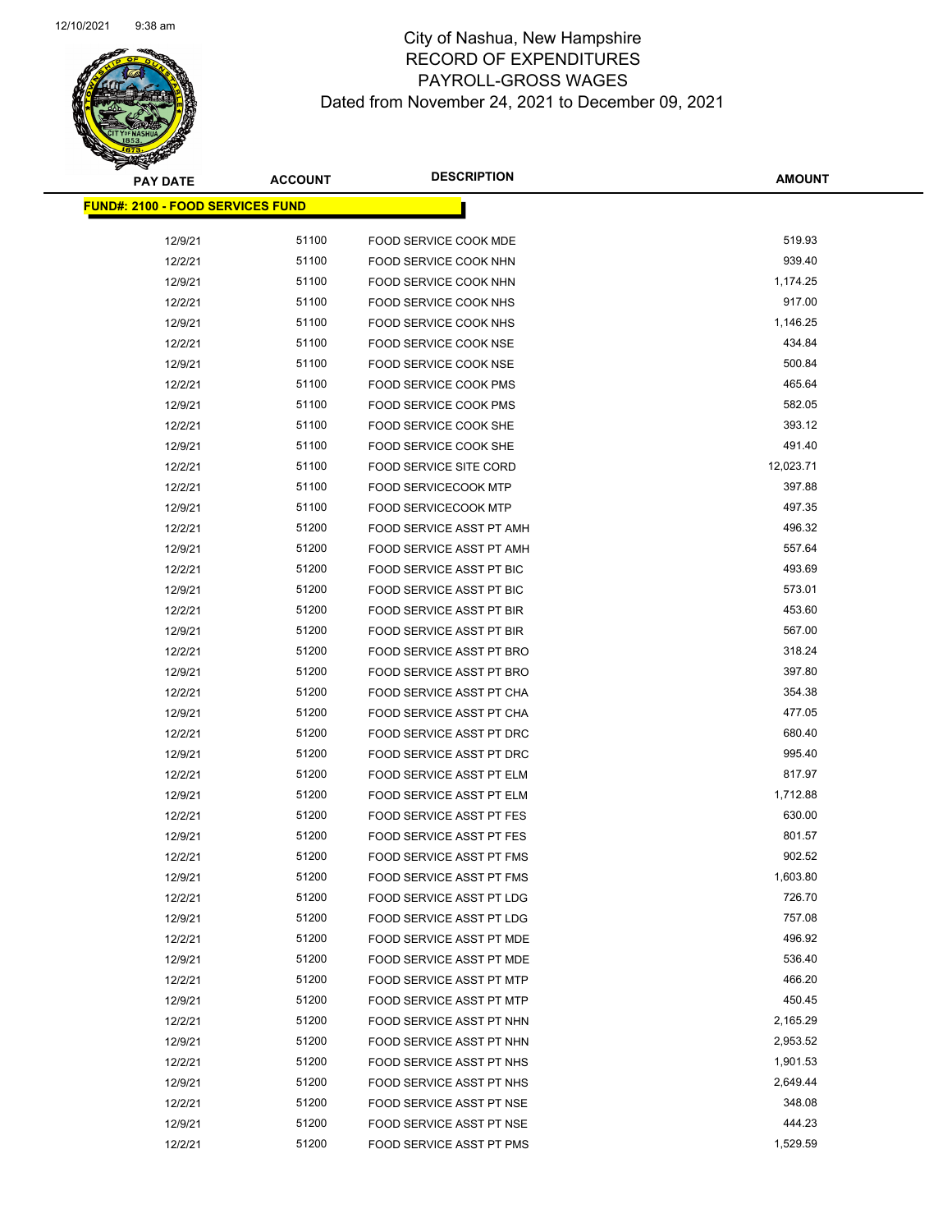City of Nashua, New Hampshire
RECORD OF EXPENDITURES
PAYROLL-GROSS WAGES
Dated from November 24, 2021 to December 09, 2021

| PAY DATE | ACCOUNT | DESCRIPTION | AMOUNT |
|---|---|---|---|
| **FUND#: 2100 - FOOD SERVICES FUND** | | | |
| 12/9/21 | 51100 | FOOD SERVICE COOK MDE | 519.93 |
| 12/2/21 | 51100 | FOOD SERVICE COOK NHN | 939.40 |
| 12/9/21 | 51100 | FOOD SERVICE COOK NHN | 1,174.25 |
| 12/2/21 | 51100 | FOOD SERVICE COOK NHS | 917.00 |
| 12/9/21 | 51100 | FOOD SERVICE COOK NHS | 1,146.25 |
| 12/2/21 | 51100 | FOOD SERVICE COOK NSE | 434.84 |
| 12/9/21 | 51100 | FOOD SERVICE COOK NSE | 500.84 |
| 12/2/21 | 51100 | FOOD SERVICE COOK PMS | 465.64 |
| 12/9/21 | 51100 | FOOD SERVICE COOK PMS | 582.05 |
| 12/2/21 | 51100 | FOOD SERVICE COOK SHE | 393.12 |
| 12/9/21 | 51100 | FOOD SERVICE COOK SHE | 491.40 |
| 12/2/21 | 51100 | FOOD SERVICE SITE CORD | 12,023.71 |
| 12/2/21 | 51100 | FOOD SERVICECOOK MTP | 397.88 |
| 12/9/21 | 51100 | FOOD SERVICECOOK MTP | 497.35 |
| 12/2/21 | 51200 | FOOD SERVICE ASST PT AMH | 496.32 |
| 12/9/21 | 51200 | FOOD SERVICE ASST PT AMH | 557.64 |
| 12/2/21 | 51200 | FOOD SERVICE ASST PT BIC | 493.69 |
| 12/9/21 | 51200 | FOOD SERVICE ASST PT BIC | 573.01 |
| 12/2/21 | 51200 | FOOD SERVICE ASST PT BIR | 453.60 |
| 12/9/21 | 51200 | FOOD SERVICE ASST PT BIR | 567.00 |
| 12/2/21 | 51200 | FOOD SERVICE ASST PT BRO | 318.24 |
| 12/9/21 | 51200 | FOOD SERVICE ASST PT BRO | 397.80 |
| 12/2/21 | 51200 | FOOD SERVICE ASST PT CHA | 354.38 |
| 12/9/21 | 51200 | FOOD SERVICE ASST PT CHA | 477.05 |
| 12/2/21 | 51200 | FOOD SERVICE ASST PT DRC | 680.40 |
| 12/9/21 | 51200 | FOOD SERVICE ASST PT DRC | 995.40 |
| 12/2/21 | 51200 | FOOD SERVICE ASST PT ELM | 817.97 |
| 12/9/21 | 51200 | FOOD SERVICE ASST PT ELM | 1,712.88 |
| 12/2/21 | 51200 | FOOD SERVICE ASST PT FES | 630.00 |
| 12/9/21 | 51200 | FOOD SERVICE ASST PT FES | 801.57 |
| 12/2/21 | 51200 | FOOD SERVICE ASST PT FMS | 902.52 |
| 12/9/21 | 51200 | FOOD SERVICE ASST PT FMS | 1,603.80 |
| 12/2/21 | 51200 | FOOD SERVICE ASST PT LDG | 726.70 |
| 12/9/21 | 51200 | FOOD SERVICE ASST PT LDG | 757.08 |
| 12/2/21 | 51200 | FOOD SERVICE ASST PT MDE | 496.92 |
| 12/9/21 | 51200 | FOOD SERVICE ASST PT MDE | 536.40 |
| 12/2/21 | 51200 | FOOD SERVICE ASST PT MTP | 466.20 |
| 12/9/21 | 51200 | FOOD SERVICE ASST PT MTP | 450.45 |
| 12/2/21 | 51200 | FOOD SERVICE ASST PT NHN | 2,165.29 |
| 12/9/21 | 51200 | FOOD SERVICE ASST PT NHN | 2,953.52 |
| 12/2/21 | 51200 | FOOD SERVICE ASST PT NHS | 1,901.53 |
| 12/9/21 | 51200 | FOOD SERVICE ASST PT NHS | 2,649.44 |
| 12/2/21 | 51200 | FOOD SERVICE ASST PT NSE | 348.08 |
| 12/9/21 | 51200 | FOOD SERVICE ASST PT NSE | 444.23 |
| 12/2/21 | 51200 | FOOD SERVICE ASST PT PMS | 1,529.59 |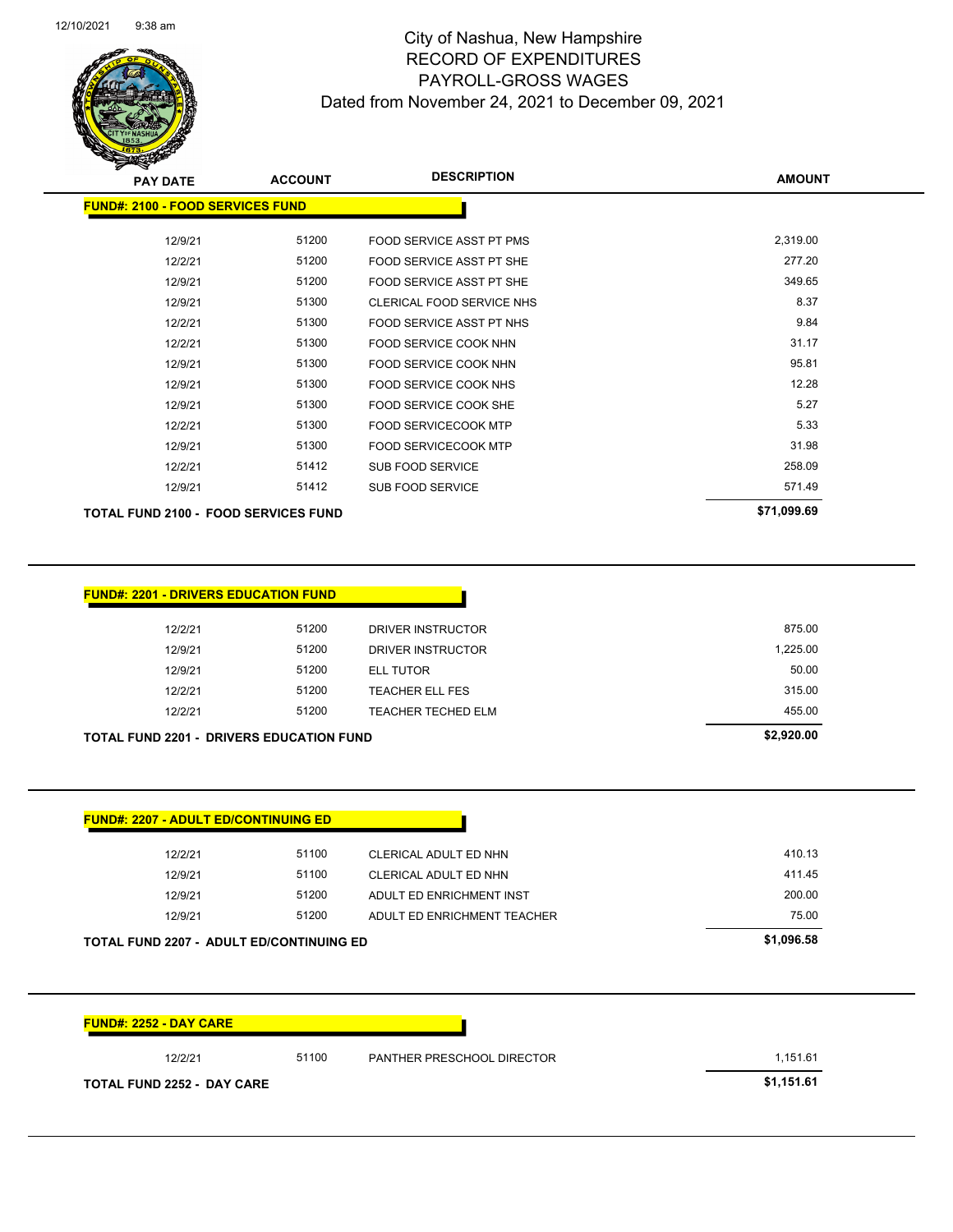City of Nashua, New Hampshire
RECORD OF EXPENDITURES
PAYROLL-GROSS WAGES
Dated from November 24, 2021 to December 09, 2021

| PAY DATE | ACCOUNT | DESCRIPTION | AMOUNT |
|---|---|---|---|
| **FUND#: 2100 - FOOD SERVICES FUND** | | | |
| 12/9/21 | 51200 | FOOD SERVICE ASST PT PMS | 2,319.00 |
| 12/2/21 | 51200 | FOOD SERVICE ASST PT SHE | 277.20 |
| 12/9/21 | 51200 | FOOD SERVICE ASST PT SHE | 349.65 |
| 12/9/21 | 51300 | CLERICAL FOOD SERVICE NHS | 8.37 |
| 12/2/21 | 51300 | FOOD SERVICE ASST PT NHS | 9.84 |
| 12/2/21 | 51300 | FOOD SERVICE COOK NHN | 31.17 |
| 12/9/21 | 51300 | FOOD SERVICE COOK NHN | 95.81 |
| 12/9/21 | 51300 | FOOD SERVICE COOK NHS | 12.28 |
| 12/9/21 | 51300 | FOOD SERVICE COOK SHE | 5.27 |
| 12/2/21 | 51300 | FOOD SERVICECOOK MTP | 5.33 |
| 12/9/21 | 51300 | FOOD SERVICECOOK MTP | 31.98 |
| 12/2/21 | 51412 | SUB FOOD SERVICE | 258.09 |
| 12/9/21 | 51412 | SUB FOOD SERVICE | 571.49 |
| **TOTAL FUND 2100 - FOOD SERVICES FUND** | | | **$71,099.69** |

| PAY DATE | ACCOUNT | DESCRIPTION | AMOUNT |
|---|---|---|---|
| **FUND#: 2201 - DRIVERS EDUCATION FUND** | | | |
| 12/2/21 | 51200 | DRIVER INSTRUCTOR | 875.00 |
| 12/9/21 | 51200 | DRIVER INSTRUCTOR | 1,225.00 |
| 12/9/21 | 51200 | ELL TUTOR | 50.00 |
| 12/2/21 | 51200 | TEACHER ELL FES | 315.00 |
| 12/2/21 | 51200 | TEACHER TECHED ELM | 455.00 |
| **TOTAL FUND 2201 - DRIVERS EDUCATION FUND** | | | **$2,920.00** |

| PAY DATE | ACCOUNT | DESCRIPTION | AMOUNT |
|---|---|---|---|
| **FUND#: 2207 - ADULT ED/CONTINUING ED** | | | |
| 12/2/21 | 51100 | CLERICAL ADULT ED NHN | 410.13 |
| 12/9/21 | 51100 | CLERICAL ADULT ED NHN | 411.45 |
| 12/9/21 | 51200 | ADULT ED ENRICHMENT INST | 200.00 |
| 12/9/21 | 51200 | ADULT ED ENRICHMENT TEACHER | 75.00 |
| **TOTAL FUND 2207 - ADULT ED/CONTINUING ED** | | | **$1,096.58** |

| PAY DATE | ACCOUNT | DESCRIPTION | AMOUNT |
|---|---|---|---|
| **FUND#: 2252 - DAY CARE** | | | |
| 12/2/21 | 51100 | PANTHER PRESCHOOL DIRECTOR | 1,151.61 |
| **TOTAL FUND 2252 - DAY CARE** | | | **$1,151.61** |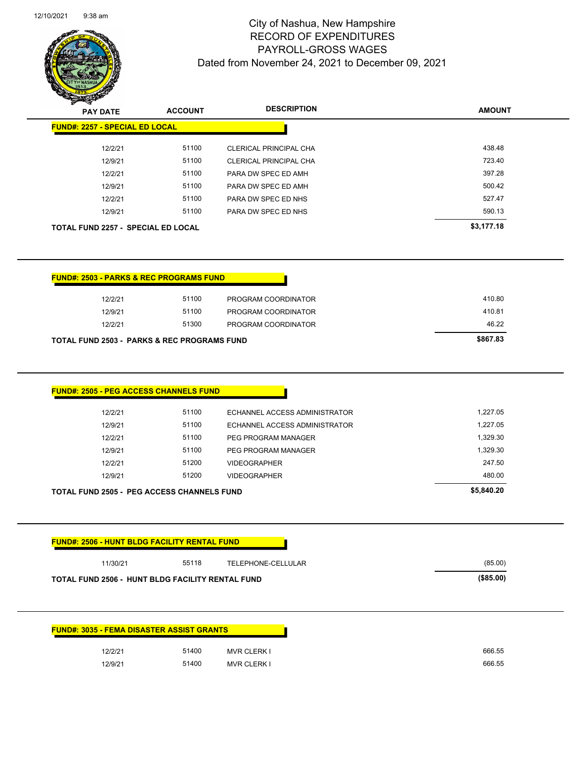# City of Nashua, New Hampshire
## RECORD OF EXPENDITURES
## PAYROLL-GROSS WAGES
### Dated from November 24, 2021 to December 09, 2021

| PAY DATE | ACCOUNT | DESCRIPTION | AMOUNT |
|---|---|---|---|
| **FUND#: 2257 - SPECIAL ED LOCAL** | | | |
| 12/2/21 | 51100 | CLERICAL PRINCIPAL CHA | 438.48 |
| 12/9/21 | 51100 | CLERICAL PRINCIPAL CHA | 723.40 |
| 12/2/21 | 51100 | PARA DW SPEC ED AMH | 397.28 |
| 12/9/21 | 51100 | PARA DW SPEC ED AMH | 500.42 |
| 12/2/21 | 51100 | PARA DW SPEC ED NHS | 527.47 |
| 12/9/21 | 51100 | PARA DW SPEC ED NHS | 590.13 |
| **TOTAL FUND 2257 - SPECIAL ED LOCAL** | | | **$3,177.18** |

| PAY DATE | ACCOUNT | DESCRIPTION | AMOUNT |
|---|---|---|---|
| **FUND#: 2503 - PARKS & REC PROGRAMS FUND** | | | |
| 12/2/21 | 51100 | PROGRAM COORDINATOR | 410.80 |
| 12/9/21 | 51100 | PROGRAM COORDINATOR | 410.81 |
| 12/2/21 | 51300 | PROGRAM COORDINATOR | 46.22 |
| **TOTAL FUND 2503 - PARKS & REC PROGRAMS FUND** | | | **$867.83** |

| PAY DATE | ACCOUNT | DESCRIPTION | AMOUNT |
|---|---|---|---|
| **FUND#: 2505 - PEG ACCESS CHANNELS FUND** | | | |
| 12/2/21 | 51100 | ECHANNEL ACCESS ADMINISTRATOR | 1,227.05 |
| 12/9/21 | 51100 | ECHANNEL ACCESS ADMINISTRATOR | 1,227.05 |
| 12/2/21 | 51100 | PEG PROGRAM MANAGER | 1,329.30 |
| 12/9/21 | 51100 | PEG PROGRAM MANAGER | 1,329.30 |
| 12/2/21 | 51200 | VIDEOGRAPHER | 247.50 |
| 12/9/21 | 51200 | VIDEOGRAPHER | 480.00 |
| **TOTAL FUND 2505 - PEG ACCESS CHANNELS FUND** | | | **$5,840.20** |

| PAY DATE | ACCOUNT | DESCRIPTION | AMOUNT |
|---|---|---|---|
| **FUND#: 2506 - HUNT BLDG FACILITY RENTAL FUND** | | | |
| 11/30/21 | 55118 | TELEPHONE-CELLULAR | (85.00) |
| **TOTAL FUND 2506 - HUNT BLDG FACILITY RENTAL FUND** | | | **($85.00)** |

| PAY DATE | ACCOUNT | DESCRIPTION | AMOUNT |
|---|---|---|---|
| **FUND#: 3035 - FEMA DISASTER ASSIST GRANTS** | | | |
| 12/2/21 | 51400 | MVR CLERK I | 666.55 |
| 12/9/21 | 51400 | MVR CLERK I | 666.55 |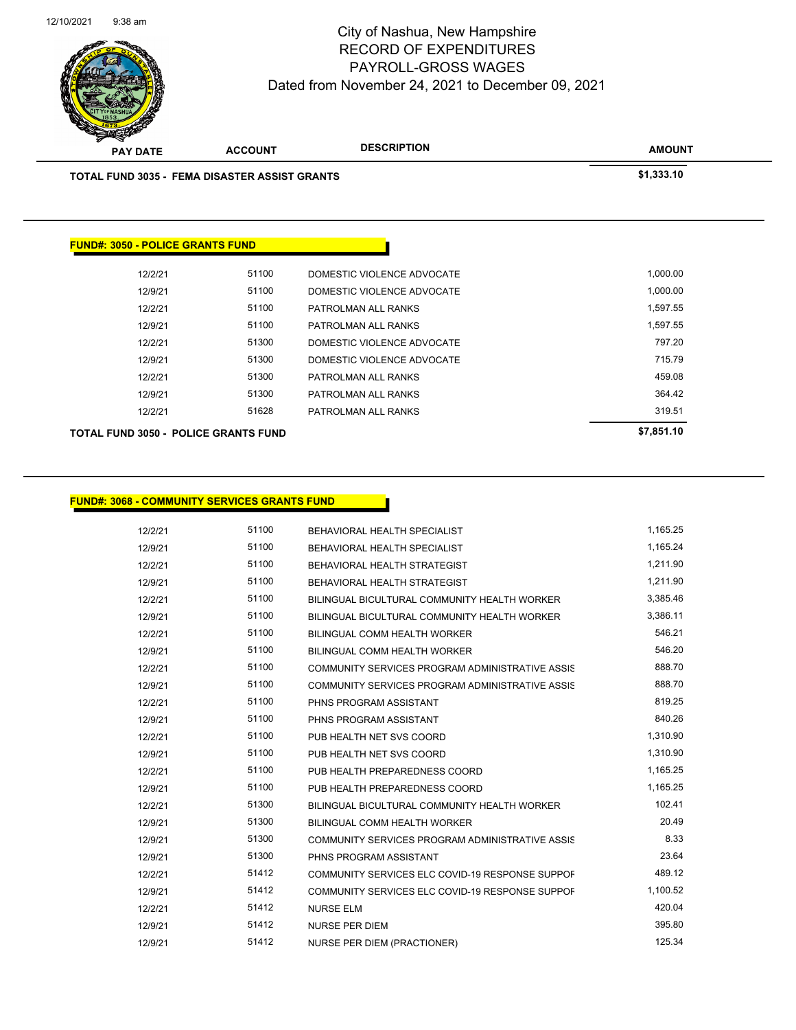# City of Nashua, New Hampshire
## RECORD OF EXPENDITURES
## PAYROLL-GROSS WAGES
## Dated from November 24, 2021 to December 09, 2021

| PAY DATE | ACCOUNT | DESCRIPTION | AMOUNT |
|---|---|---|---|
| **TOTAL FUND 3035 - FEMA DISASTER ASSIST GRANTS** | | | **$1,333.10** |

**FUND#: 3050 - POLICE GRANTS FUND**

| PAY DATE | ACCOUNT | DESCRIPTION | AMOUNT |
|---|---|---|---|
| 12/2/21 | 51100 | DOMESTIC VIOLENCE ADVOCATE | 1,000.00 |
| 12/9/21 | 51100 | DOMESTIC VIOLENCE ADVOCATE | 1,000.00 |
| 12/2/21 | 51100 | PATROLMAN ALL RANKS | 1,597.55 |
| 12/9/21 | 51100 | PATROLMAN ALL RANKS | 1,597.55 |
| 12/2/21 | 51300 | DOMESTIC VIOLENCE ADVOCATE | 797.20 |
| 12/9/21 | 51300 | DOMESTIC VIOLENCE ADVOCATE | 715.79 |
| 12/2/21 | 51300 | PATROLMAN ALL RANKS | 459.08 |
| 12/9/21 | 51300 | PATROLMAN ALL RANKS | 364.42 |
| 12/2/21 | 51628 | PATROLMAN ALL RANKS | 319.51 |
| **TOTAL FUND 3050 - POLICE GRANTS FUND** | | | **$7,851.10** |

**FUND#: 3068 - COMMUNITY SERVICES GRANTS FUND**

| PAY DATE | ACCOUNT | DESCRIPTION | AMOUNT |
|---|---|---|---|
| 12/2/21 | 51100 | BEHAVIORAL HEALTH SPECIALIST | 1,165.25 |
| 12/9/21 | 51100 | BEHAVIORAL HEALTH SPECIALIST | 1,165.24 |
| 12/2/21 | 51100 | BEHAVIORAL HEALTH STRATEGIST | 1,211.90 |
| 12/9/21 | 51100 | BEHAVIORAL HEALTH STRATEGIST | 1,211.90 |
| 12/2/21 | 51100 | BILINGUAL BICULTURAL COMMUNITY HEALTH WORKER | 3,385.46 |
| 12/9/21 | 51100 | BILINGUAL BICULTURAL COMMUNITY HEALTH WORKER | 3,386.11 |
| 12/2/21 | 51100 | BILINGUAL COMM HEALTH WORKER | 546.21 |
| 12/9/21 | 51100 | BILINGUAL COMM HEALTH WORKER | 546.20 |
| 12/2/21 | 51100 | COMMUNITY SERVICES PROGRAM ADMINISTRATIVE ASSIS | 888.70 |
| 12/9/21 | 51100 | COMMUNITY SERVICES PROGRAM ADMINISTRATIVE ASSIS | 888.70 |
| 12/2/21 | 51100 | PHNS PROGRAM ASSISTANT | 819.25 |
| 12/9/21 | 51100 | PHNS PROGRAM ASSISTANT | 840.26 |
| 12/2/21 | 51100 | PUB HEALTH NET SVS COORD | 1,310.90 |
| 12/9/21 | 51100 | PUB HEALTH NET SVS COORD | 1,310.90 |
| 12/2/21 | 51100 | PUB HEALTH PREPAREDNESS COORD | 1,165.25 |
| 12/9/21 | 51100 | PUB HEALTH PREPAREDNESS COORD | 1,165.25 |
| 12/2/21 | 51300 | BILINGUAL BICULTURAL COMMUNITY HEALTH WORKER | 102.41 |
| 12/9/21 | 51300 | BILINGUAL COMM HEALTH WORKER | 20.49 |
| 12/9/21 | 51300 | COMMUNITY SERVICES PROGRAM ADMINISTRATIVE ASSIS | 8.33 |
| 12/9/21 | 51300 | PHNS PROGRAM ASSISTANT | 23.64 |
| 12/2/21 | 51412 | COMMUNITY SERVICES ELC COVID-19 RESPONSE SUPPOF | 489.12 |
| 12/9/21 | 51412 | COMMUNITY SERVICES ELC COVID-19 RESPONSE SUPPOF | 1,100.52 |
| 12/2/21 | 51412 | NURSE ELM | 420.04 |
| 12/9/21 | 51412 | NURSE PER DIEM | 395.80 |
| 12/9/21 | 51412 | NURSE PER DIEM (PRACTIONER) | 125.34 |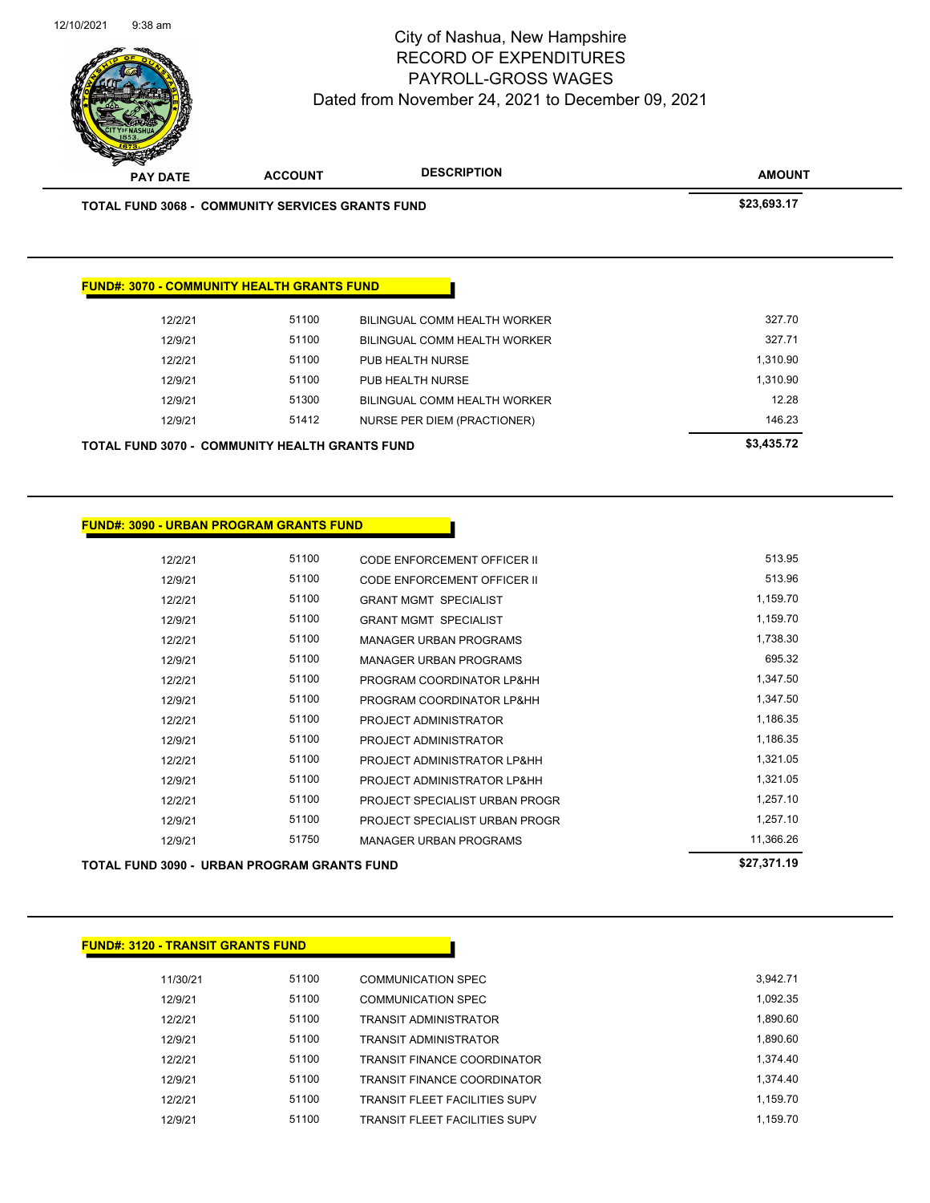# City of Nashua, New Hampshire
## RECORD OF EXPENDITURES
## PAYROLL-GROSS WAGES
### Dated from November 24, 2021 to December 09, 2021

| PAY DATE | ACCOUNT | DESCRIPTION | AMOUNT |
|---|---|---|---|
| **TOTAL FUND 3068 - COMMUNITY SERVICES GRANTS FUND** | | | **$23,693.17** |

**FUND#: 3070 - COMMUNITY HEALTH GRANTS FUND**

| PAY DATE | ACCOUNT | DESCRIPTION | AMOUNT |
|---|---|---|---|
| 12/2/21 | 51100 | BILINGUAL COMM HEALTH WORKER | 327.70 |
| 12/9/21 | 51100 | BILINGUAL COMM HEALTH WORKER | 327.71 |
| 12/2/21 | 51100 | PUB HEALTH NURSE | 1,310.90 |
| 12/9/21 | 51100 | PUB HEALTH NURSE | 1,310.90 |
| 12/9/21 | 51300 | BILINGUAL COMM HEALTH WORKER | 12.28 |
| 12/9/21 | 51412 | NURSE PER DIEM (PRACTIONER) | 146.23 |
| **TOTAL FUND 3070 - COMMUNITY HEALTH GRANTS FUND** | | | **$3,435.72** |

**FUND#: 3090 - URBAN PROGRAM GRANTS FUND**

| PAY DATE | ACCOUNT | DESCRIPTION | AMOUNT |
|---|---|---|---|
| 12/2/21 | 51100 | CODE ENFORCEMENT OFFICER II | 513.95 |
| 12/9/21 | 51100 | CODE ENFORCEMENT OFFICER II | 513.96 |
| 12/2/21 | 51100 | GRANT MGMT SPECIALIST | 1,159.70 |
| 12/9/21 | 51100 | GRANT MGMT SPECIALIST | 1,159.70 |
| 12/2/21 | 51100 | MANAGER URBAN PROGRAMS | 1,738.30 |
| 12/9/21 | 51100 | MANAGER URBAN PROGRAMS | 695.32 |
| 12/2/21 | 51100 | PROGRAM COORDINATOR LP&HH | 1,347.50 |
| 12/9/21 | 51100 | PROGRAM COORDINATOR LP&HH | 1,347.50 |
| 12/2/21 | 51100 | PROJECT ADMINISTRATOR | 1,186.35 |
| 12/9/21 | 51100 | PROJECT ADMINISTRATOR | 1,186.35 |
| 12/2/21 | 51100 | PROJECT ADMINISTRATOR LP&HH | 1,321.05 |
| 12/9/21 | 51100 | PROJECT ADMINISTRATOR LP&HH | 1,321.05 |
| 12/2/21 | 51100 | PROJECT SPECIALIST URBAN PROGR | 1,257.10 |
| 12/9/21 | 51100 | PROJECT SPECIALIST URBAN PROGR | 1,257.10 |
| 12/9/21 | 51750 | MANAGER URBAN PROGRAMS | 11,366.26 |
| **TOTAL FUND 3090 - URBAN PROGRAM GRANTS FUND** | | | **$27,371.19** |

**FUND#: 3120 - TRANSIT GRANTS FUND**

| PAY DATE | ACCOUNT | DESCRIPTION | AMOUNT |
|---|---|---|---|
| 11/30/21 | 51100 | COMMUNICATION SPEC | 3,942.71 |
| 12/9/21 | 51100 | COMMUNICATION SPEC | 1,092.35 |
| 12/2/21 | 51100 | TRANSIT ADMINISTRATOR | 1,890.60 |
| 12/9/21 | 51100 | TRANSIT ADMINISTRATOR | 1,890.60 |
| 12/2/21 | 51100 | TRANSIT FINANCE COORDINATOR | 1,374.40 |
| 12/9/21 | 51100 | TRANSIT FINANCE COORDINATOR | 1,374.40 |
| 12/2/21 | 51100 | TRANSIT FLEET FACILITIES SUPV | 1,159.70 |
| 12/9/21 | 51100 | TRANSIT FLEET FACILITIES SUPV | 1,159.70 |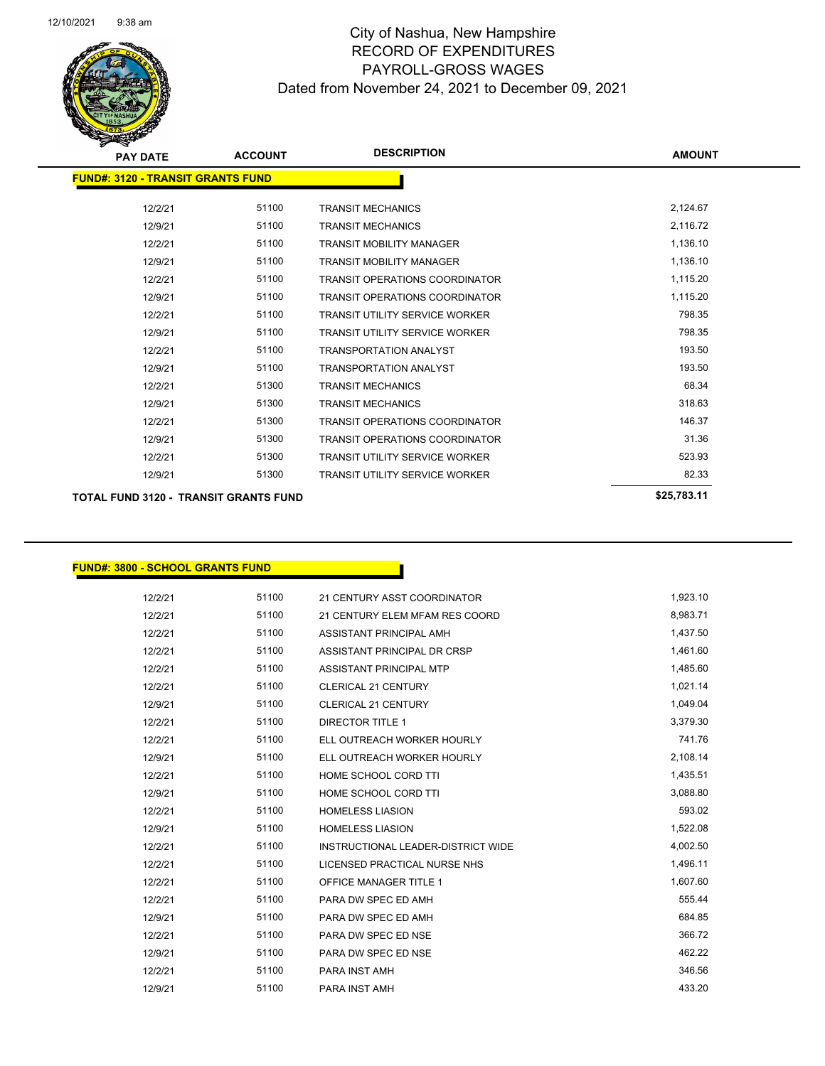# City of Nashua, New Hampshire
## RECORD OF EXPENDITURES
## PAYROLL-GROSS WAGES
### Dated from November 24, 2021 to December 09, 2021

| PAY DATE | ACCOUNT | DESCRIPTION | AMOUNT |
|---|---|---|---|
| **FUND#: 3120 - TRANSIT GRANTS FUND** | | | |
| 12/2/21 | 51100 | TRANSIT MECHANICS | 2,124.67 |
| 12/9/21 | 51100 | TRANSIT MECHANICS | 2,116.72 |
| 12/2/21 | 51100 | TRANSIT MOBILITY MANAGER | 1,136.10 |
| 12/9/21 | 51100 | TRANSIT MOBILITY MANAGER | 1,136.10 |
| 12/2/21 | 51100 | TRANSIT OPERATIONS COORDINATOR | 1,115.20 |
| 12/9/21 | 51100 | TRANSIT OPERATIONS COORDINATOR | 1,115.20 |
| 12/2/21 | 51100 | TRANSIT UTILITY SERVICE WORKER | 798.35 |
| 12/9/21 | 51100 | TRANSIT UTILITY SERVICE WORKER | 798.35 |
| 12/2/21 | 51100 | TRANSPORTATION ANALYST | 193.50 |
| 12/9/21 | 51100 | TRANSPORTATION ANALYST | 193.50 |
| 12/2/21 | 51300 | TRANSIT MECHANICS | 68.34 |
| 12/9/21 | 51300 | TRANSIT MECHANICS | 318.63 |
| 12/2/21 | 51300 | TRANSIT OPERATIONS COORDINATOR | 146.37 |
| 12/9/21 | 51300 | TRANSIT OPERATIONS COORDINATOR | 31.36 |
| 12/2/21 | 51300 | TRANSIT UTILITY SERVICE WORKER | 523.93 |
| 12/9/21 | 51300 | TRANSIT UTILITY SERVICE WORKER | 82.33 |
| **TOTAL FUND 3120 - TRANSIT GRANTS FUND** | | | **$25,783.11** |

| PAY DATE | ACCOUNT | DESCRIPTION | AMOUNT |
|---|---|---|---|
| **FUND#: 3800 - SCHOOL GRANTS FUND** | | | |
| 12/2/21 | 51100 | 21 CENTURY ASST COORDINATOR | 1,923.10 |
| 12/2/21 | 51100 | 21 CENTURY ELEM MFAM RES COORD | 8,983.71 |
| 12/2/21 | 51100 | ASSISTANT PRINCIPAL AMH | 1,437.50 |
| 12/2/21 | 51100 | ASSISTANT PRINCIPAL DR CRSP | 1,461.60 |
| 12/2/21 | 51100 | ASSISTANT PRINCIPAL MTP | 1,485.60 |
| 12/2/21 | 51100 | CLERICAL 21 CENTURY | 1,021.14 |
| 12/9/21 | 51100 | CLERICAL 21 CENTURY | 1,049.04 |
| 12/2/21 | 51100 | DIRECTOR TITLE 1 | 3,379.30 |
| 12/2/21 | 51100 | ELL OUTREACH WORKER HOURLY | 741.76 |
| 12/9/21 | 51100 | ELL OUTREACH WORKER HOURLY | 2,108.14 |
| 12/2/21 | 51100 | HOME SCHOOL CORD TTI | 1,435.51 |
| 12/9/21 | 51100 | HOME SCHOOL CORD TTI | 3,088.80 |
| 12/2/21 | 51100 | HOMELESS LIASION | 593.02 |
| 12/9/21 | 51100 | HOMELESS LIASION | 1,522.08 |
| 12/2/21 | 51100 | INSTRUCTIONAL LEADER-DISTRICT WIDE | 4,002.50 |
| 12/2/21 | 51100 | LICENSED PRACTICAL NURSE NHS | 1,496.11 |
| 12/2/21 | 51100 | OFFICE MANAGER TITLE 1 | 1,607.60 |
| 12/2/21 | 51100 | PARA DW SPEC ED AMH | 555.44 |
| 12/9/21 | 51100 | PARA DW SPEC ED AMH | 684.85 |
| 12/2/21 | 51100 | PARA DW SPEC ED NSE | 366.72 |
| 12/9/21 | 51100 | PARA DW SPEC ED NSE | 462.22 |
| 12/2/21 | 51100 | PARA INST AMH | 346.56 |
| 12/9/21 | 51100 | PARA INST AMH | 433.20 |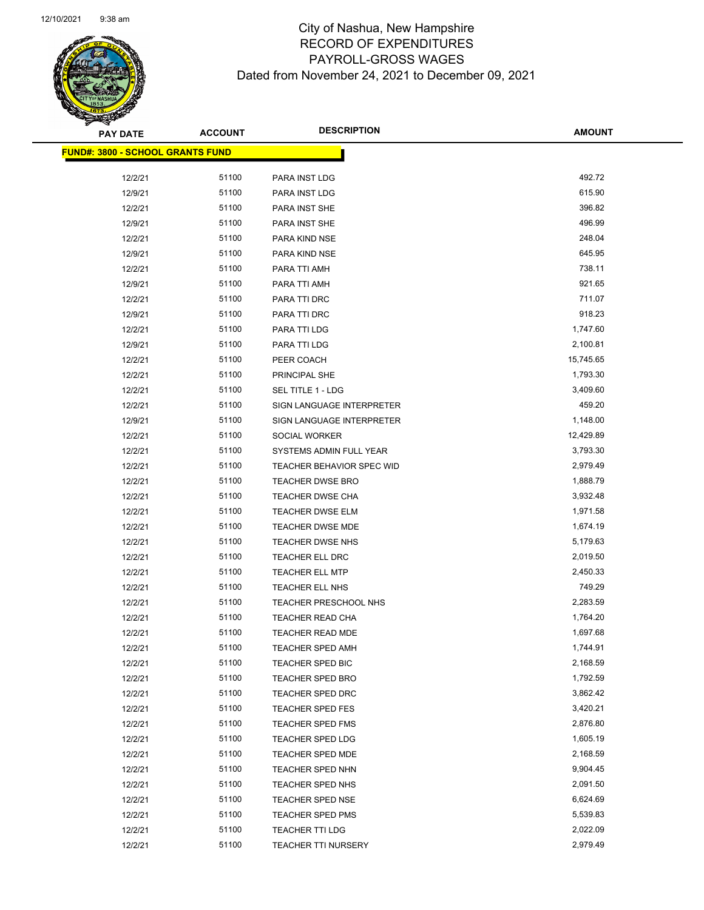# City of Nashua, New Hampshire
## RECORD OF EXPENDITURES
## PAYROLL-GROSS WAGES
### Dated from November 24, 2021 to December 09, 2021

**FUND#: 3800 - SCHOOL GRANTS FUND**

| PAY DATE | ACCOUNT | DESCRIPTION | AMOUNT |
|---|---|---|---|
| 12/2/21 | 51100 | PARA INST LDG | 492.72 |
| 12/9/21 | 51100 | PARA INST LDG | 615.90 |
| 12/2/21 | 51100 | PARA INST SHE | 396.82 |
| 12/9/21 | 51100 | PARA INST SHE | 496.99 |
| 12/2/21 | 51100 | PARA KIND NSE | 248.04 |
| 12/9/21 | 51100 | PARA KIND NSE | 645.95 |
| 12/2/21 | 51100 | PARA TTI AMH | 738.11 |
| 12/9/21 | 51100 | PARA TTI AMH | 921.65 |
| 12/2/21 | 51100 | PARA TTI DRC | 711.07 |
| 12/9/21 | 51100 | PARA TTI DRC | 918.23 |
| 12/2/21 | 51100 | PARA TTI LDG | 1,747.60 |
| 12/9/21 | 51100 | PARA TTI LDG | 2,100.81 |
| 12/2/21 | 51100 | PEER COACH | 15,745.65 |
| 12/2/21 | 51100 | PRINCIPAL SHE | 1,793.30 |
| 12/2/21 | 51100 | SEL TITLE 1 - LDG | 3,409.60 |
| 12/2/21 | 51100 | SIGN LANGUAGE INTERPRETER | 459.20 |
| 12/9/21 | 51100 | SIGN LANGUAGE INTERPRETER | 1,148.00 |
| 12/2/21 | 51100 | SOCIAL WORKER | 12,429.89 |
| 12/2/21 | 51100 | SYSTEMS ADMIN FULL YEAR | 3,793.30 |
| 12/2/21 | 51100 | TEACHER BEHAVIOR SPEC WID | 2,979.49 |
| 12/2/21 | 51100 | TEACHER DWSE BRO | 1,888.79 |
| 12/2/21 | 51100 | TEACHER DWSE CHA | 3,932.48 |
| 12/2/21 | 51100 | TEACHER DWSE ELM | 1,971.58 |
| 12/2/21 | 51100 | TEACHER DWSE MDE | 1,674.19 |
| 12/2/21 | 51100 | TEACHER DWSE NHS | 5,179.63 |
| 12/2/21 | 51100 | TEACHER ELL DRC | 2,019.50 |
| 12/2/21 | 51100 | TEACHER ELL MTP | 2,450.33 |
| 12/2/21 | 51100 | TEACHER ELL NHS | 749.29 |
| 12/2/21 | 51100 | TEACHER PRESCHOOL NHS | 2,283.59 |
| 12/2/21 | 51100 | TEACHER READ CHA | 1,764.20 |
| 12/2/21 | 51100 | TEACHER READ MDE | 1,697.68 |
| 12/2/21 | 51100 | TEACHER SPED AMH | 1,744.91 |
| 12/2/21 | 51100 | TEACHER SPED BIC | 2,168.59 |
| 12/2/21 | 51100 | TEACHER SPED BRO | 1,792.59 |
| 12/2/21 | 51100 | TEACHER SPED DRC | 3,862.42 |
| 12/2/21 | 51100 | TEACHER SPED FES | 3,420.21 |
| 12/2/21 | 51100 | TEACHER SPED FMS | 2,876.80 |
| 12/2/21 | 51100 | TEACHER SPED LDG | 1,605.19 |
| 12/2/21 | 51100 | TEACHER SPED MDE | 2,168.59 |
| 12/2/21 | 51100 | TEACHER SPED NHN | 9,904.45 |
| 12/2/21 | 51100 | TEACHER SPED NHS | 2,091.50 |
| 12/2/21 | 51100 | TEACHER SPED NSE | 6,624.69 |
| 12/2/21 | 51100 | TEACHER SPED PMS | 5,539.83 |
| 12/2/21 | 51100 | TEACHER TTI LDG | 2,022.09 |
| 12/2/21 | 51100 | TEACHER TTI NURSERY | 2,979.49 |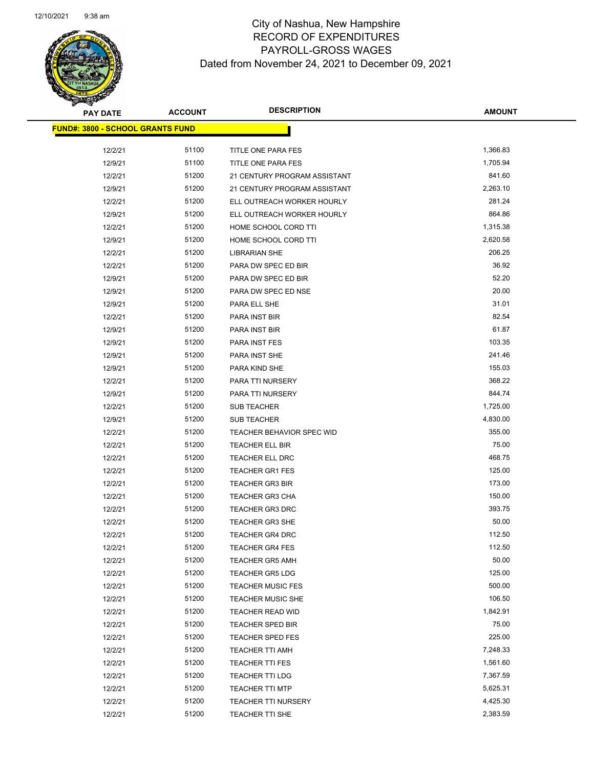# City of Nashua, New Hampshire
## RECORD OF EXPENDITURES
## PAYROLL-GROSS WAGES
## Dated from November 24, 2021 to December 09, 2021

| PAY DATE | ACCOUNT | DESCRIPTION | AMOUNT |
|---|---|---|---|
| **FUND#: 3800 - SCHOOL GRANTS FUND** | | | |
| 12/2/21 | 51100 | TITLE ONE PARA FES | 1,366.83 |
| 12/9/21 | 51100 | TITLE ONE PARA FES | 1,705.94 |
| 12/2/21 | 51200 | 21 CENTURY PROGRAM ASSISTANT | 841.60 |
| 12/9/21 | 51200 | 21 CENTURY PROGRAM ASSISTANT | 2,263.10 |
| 12/2/21 | 51200 | ELL OUTREACH WORKER HOURLY | 281.24 |
| 12/9/21 | 51200 | ELL OUTREACH WORKER HOURLY | 864.86 |
| 12/2/21 | 51200 | HOME SCHOOL CORD TTI | 1,315.38 |
| 12/9/21 | 51200 | HOME SCHOOL CORD TTI | 2,620.58 |
| 12/2/21 | 51200 | LIBRARIAN SHE | 206.25 |
| 12/2/21 | 51200 | PARA DW SPEC ED BIR | 36.92 |
| 12/9/21 | 51200 | PARA DW SPEC ED BIR | 52.20 |
| 12/9/21 | 51200 | PARA DW SPEC ED NSE | 20.00 |
| 12/9/21 | 51200 | PARA ELL SHE | 31.01 |
| 12/2/21 | 51200 | PARA INST BIR | 82.54 |
| 12/9/21 | 51200 | PARA INST BIR | 61.87 |
| 12/9/21 | 51200 | PARA INST FES | 103.35 |
| 12/9/21 | 51200 | PARA INST SHE | 241.46 |
| 12/9/21 | 51200 | PARA KIND SHE | 155.03 |
| 12/2/21 | 51200 | PARA TTI NURSERY | 368.22 |
| 12/9/21 | 51200 | PARA TTI NURSERY | 844.74 |
| 12/2/21 | 51200 | SUB TEACHER | 1,725.00 |
| 12/9/21 | 51200 | SUB TEACHER | 4,830.00 |
| 12/2/21 | 51200 | TEACHER BEHAVIOR SPEC WID | 355.00 |
| 12/2/21 | 51200 | TEACHER ELL BIR | 75.00 |
| 12/2/21 | 51200 | TEACHER ELL DRC | 468.75 |
| 12/2/21 | 51200 | TEACHER GR1 FES | 125.00 |
| 12/2/21 | 51200 | TEACHER GR3 BIR | 173.00 |
| 12/2/21 | 51200 | TEACHER GR3 CHA | 150.00 |
| 12/2/21 | 51200 | TEACHER GR3 DRC | 393.75 |
| 12/2/21 | 51200 | TEACHER GR3 SHE | 50.00 |
| 12/2/21 | 51200 | TEACHER GR4 DRC | 112.50 |
| 12/2/21 | 51200 | TEACHER GR4 FES | 112.50 |
| 12/2/21 | 51200 | TEACHER GR5 AMH | 50.00 |
| 12/2/21 | 51200 | TEACHER GR5 LDG | 125.00 |
| 12/2/21 | 51200 | TEACHER MUSIC FES | 500.00 |
| 12/2/21 | 51200 | TEACHER MUSIC SHE | 106.50 |
| 12/2/21 | 51200 | TEACHER READ WID | 1,842.91 |
| 12/2/21 | 51200 | TEACHER SPED BIR | 75.00 |
| 12/2/21 | 51200 | TEACHER SPED FES | 225.00 |
| 12/2/21 | 51200 | TEACHER TTI AMH | 7,248.33 |
| 12/2/21 | 51200 | TEACHER TTI FES | 1,561.60 |
| 12/2/21 | 51200 | TEACHER TTI LDG | 7,367.59 |
| 12/2/21 | 51200 | TEACHER TTI MTP | 5,625.31 |
| 12/2/21 | 51200 | TEACHER TTI NURSERY | 4,425.30 |
| 12/2/21 | 51200 | TEACHER TTI SHE | 2,383.59 |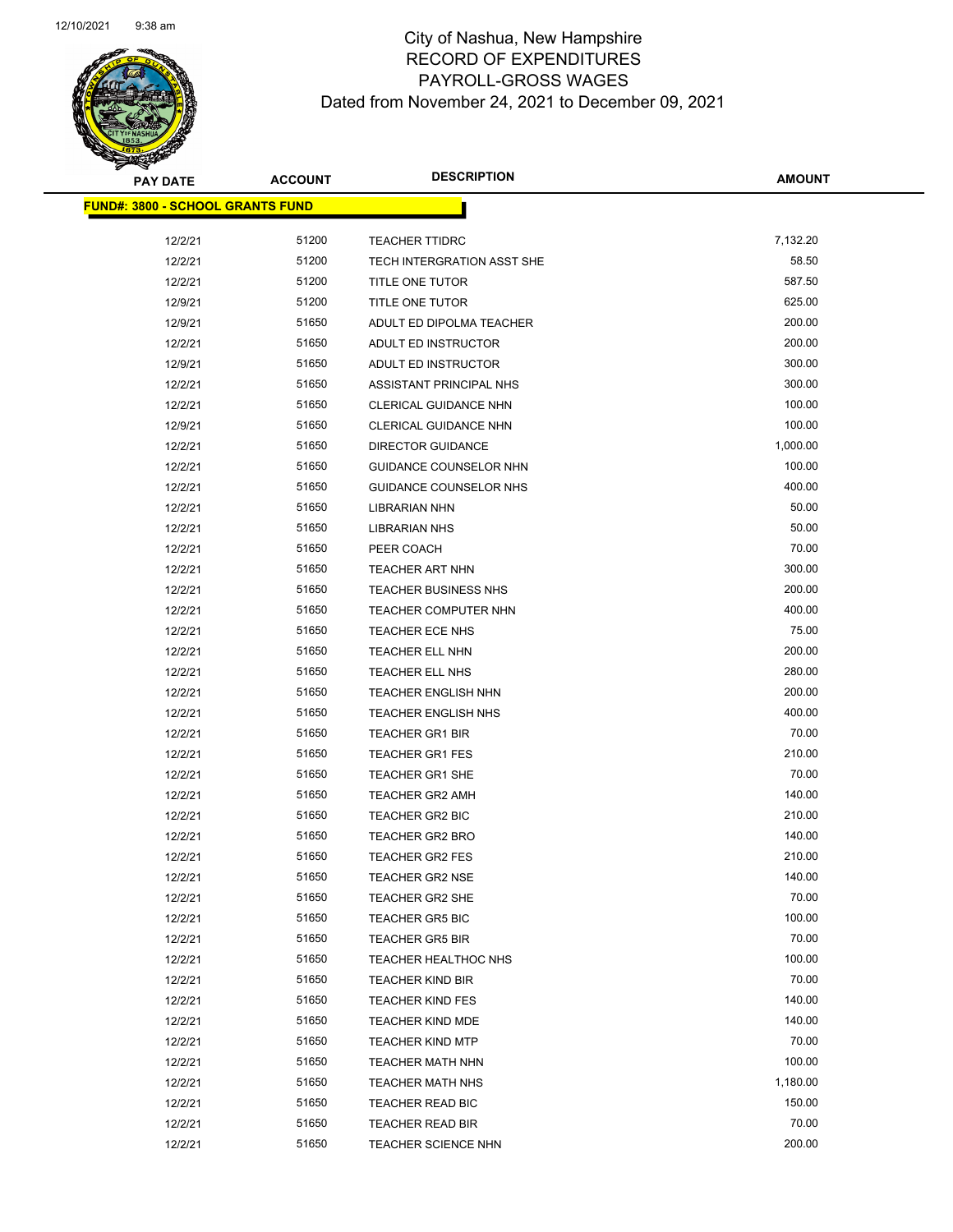# City of Nashua, New Hampshire
## RECORD OF EXPENDITURES
## PAYROLL-GROSS WAGES
## Dated from November 24, 2021 to December 09, 2021

| PAY DATE | ACCOUNT | DESCRIPTION | AMOUNT |
|---|---|---|---|
| **FUND#: 3800 - SCHOOL GRANTS FUND** | | | |
| 12/2/21 | 51200 | TEACHER TTIDRC | 7,132.20 |
| 12/2/21 | 51200 | TECH INTERGRATION ASST SHE | 58.50 |
| 12/2/21 | 51200 | TITLE ONE TUTOR | 587.50 |
| 12/9/21 | 51200 | TITLE ONE TUTOR | 625.00 |
| 12/9/21 | 51650 | ADULT ED DIPOLMA TEACHER | 200.00 |
| 12/2/21 | 51650 | ADULT ED INSTRUCTOR | 200.00 |
| 12/9/21 | 51650 | ADULT ED INSTRUCTOR | 300.00 |
| 12/2/21 | 51650 | ASSISTANT PRINCIPAL NHS | 300.00 |
| 12/2/21 | 51650 | CLERICAL GUIDANCE NHN | 100.00 |
| 12/9/21 | 51650 | CLERICAL GUIDANCE NHN | 100.00 |
| 12/2/21 | 51650 | DIRECTOR GUIDANCE | 1,000.00 |
| 12/2/21 | 51650 | GUIDANCE COUNSELOR NHN | 100.00 |
| 12/2/21 | 51650 | GUIDANCE COUNSELOR NHS | 400.00 |
| 12/2/21 | 51650 | LIBRARIAN NHN | 50.00 |
| 12/2/21 | 51650 | LIBRARIAN NHS | 50.00 |
| 12/2/21 | 51650 | PEER COACH | 70.00 |
| 12/2/21 | 51650 | TEACHER ART NHN | 300.00 |
| 12/2/21 | 51650 | TEACHER BUSINESS NHS | 200.00 |
| 12/2/21 | 51650 | TEACHER COMPUTER NHN | 400.00 |
| 12/2/21 | 51650 | TEACHER ECE NHS | 75.00 |
| 12/2/21 | 51650 | TEACHER ELL NHN | 200.00 |
| 12/2/21 | 51650 | TEACHER ELL NHS | 280.00 |
| 12/2/21 | 51650 | TEACHER ENGLISH NHN | 200.00 |
| 12/2/21 | 51650 | TEACHER ENGLISH NHS | 400.00 |
| 12/2/21 | 51650 | TEACHER GR1 BIR | 70.00 |
| 12/2/21 | 51650 | TEACHER GR1 FES | 210.00 |
| 12/2/21 | 51650 | TEACHER GR1 SHE | 70.00 |
| 12/2/21 | 51650 | TEACHER GR2 AMH | 140.00 |
| 12/2/21 | 51650 | TEACHER GR2 BIC | 210.00 |
| 12/2/21 | 51650 | TEACHER GR2 BRO | 140.00 |
| 12/2/21 | 51650 | TEACHER GR2 FES | 210.00 |
| 12/2/21 | 51650 | TEACHER GR2 NSE | 140.00 |
| 12/2/21 | 51650 | TEACHER GR2 SHE | 70.00 |
| 12/2/21 | 51650 | TEACHER GR5 BIC | 100.00 |
| 12/2/21 | 51650 | TEACHER GR5 BIR | 70.00 |
| 12/2/21 | 51650 | TEACHER HEALTHOC NHS | 100.00 |
| 12/2/21 | 51650 | TEACHER KIND BIR | 70.00 |
| 12/2/21 | 51650 | TEACHER KIND FES | 140.00 |
| 12/2/21 | 51650 | TEACHER KIND MDE | 140.00 |
| 12/2/21 | 51650 | TEACHER KIND MTP | 70.00 |
| 12/2/21 | 51650 | TEACHER MATH NHN | 100.00 |
| 12/2/21 | 51650 | TEACHER MATH NHS | 1,180.00 |
| 12/2/21 | 51650 | TEACHER READ BIC | 150.00 |
| 12/2/21 | 51650 | TEACHER READ BIR | 70.00 |
| 12/2/21 | 51650 | TEACHER SCIENCE NHN | 200.00 |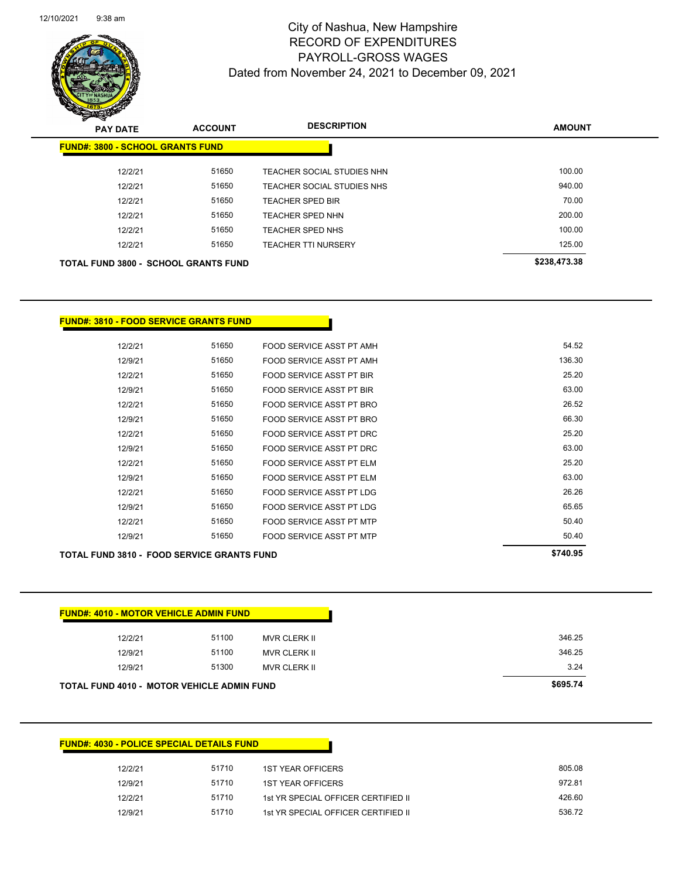# City of Nashua, New Hampshire
## RECORD OF EXPENDITURES
## PAYROLL-GROSS WAGES
### Dated from November 24, 2021 to December 09, 2021

| PAY DATE | ACCOUNT | DESCRIPTION | AMOUNT |
|---|---|---|---|
| **FUND#: 3800 - SCHOOL GRANTS FUND** | | | |
| 12/2/21 | 51650 | TEACHER SOCIAL STUDIES NHN | 100.00 |
| 12/2/21 | 51650 | TEACHER SOCIAL STUDIES NHS | 940.00 |
| 12/2/21 | 51650 | TEACHER SPED BIR | 70.00 |
| 12/2/21 | 51650 | TEACHER SPED NHN | 200.00 |
| 12/2/21 | 51650 | TEACHER SPED NHS | 100.00 |
| 12/2/21 | 51650 | TEACHER TTI NURSERY | 125.00 |
| **TOTAL FUND 3800 - SCHOOL GRANTS FUND** | | | **$238,473.38** |

| PAY DATE | ACCOUNT | DESCRIPTION | AMOUNT |
|---|---|---|---|
| **FUND#: 3810 - FOOD SERVICE GRANTS FUND** | | | |
| 12/2/21 | 51650 | FOOD SERVICE ASST PT AMH | 54.52 |
| 12/9/21 | 51650 | FOOD SERVICE ASST PT AMH | 136.30 |
| 12/2/21 | 51650 | FOOD SERVICE ASST PT BIR | 25.20 |
| 12/9/21 | 51650 | FOOD SERVICE ASST PT BIR | 63.00 |
| 12/2/21 | 51650 | FOOD SERVICE ASST PT BRO | 26.52 |
| 12/9/21 | 51650 | FOOD SERVICE ASST PT BRO | 66.30 |
| 12/2/21 | 51650 | FOOD SERVICE ASST PT DRC | 25.20 |
| 12/9/21 | 51650 | FOOD SERVICE ASST PT DRC | 63.00 |
| 12/2/21 | 51650 | FOOD SERVICE ASST PT ELM | 25.20 |
| 12/9/21 | 51650 | FOOD SERVICE ASST PT ELM | 63.00 |
| 12/2/21 | 51650 | FOOD SERVICE ASST PT LDG | 26.26 |
| 12/9/21 | 51650 | FOOD SERVICE ASST PT LDG | 65.65 |
| 12/2/21 | 51650 | FOOD SERVICE ASST PT MTP | 50.40 |
| 12/9/21 | 51650 | FOOD SERVICE ASST PT MTP | 50.40 |
| **TOTAL FUND 3810 - FOOD SERVICE GRANTS FUND** | | | **$740.95** |

| PAY DATE | ACCOUNT | DESCRIPTION | AMOUNT |
|---|---|---|---|
| **FUND#: 4010 - MOTOR VEHICLE ADMIN FUND** | | | |
| 12/2/21 | 51100 | MVR CLERK II | 346.25 |
| 12/9/21 | 51100 | MVR CLERK II | 346.25 |
| 12/9/21 | 51300 | MVR CLERK II | 3.24 |
| **TOTAL FUND 4010 - MOTOR VEHICLE ADMIN FUND** | | | **$695.74** |

| PAY DATE | ACCOUNT | DESCRIPTION | AMOUNT |
|---|---|---|---|
| **FUND#: 4030 - POLICE SPECIAL DETAILS FUND** | | | |
| 12/2/21 | 51710 | 1ST YEAR OFFICERS | 805.08 |
| 12/9/21 | 51710 | 1ST YEAR OFFICERS | 972.81 |
| 12/2/21 | 51710 | 1st YR SPECIAL OFFICER CERTIFIED II | 426.60 |
| 12/9/21 | 51710 | 1st YR SPECIAL OFFICER CERTIFIED II | 536.72 |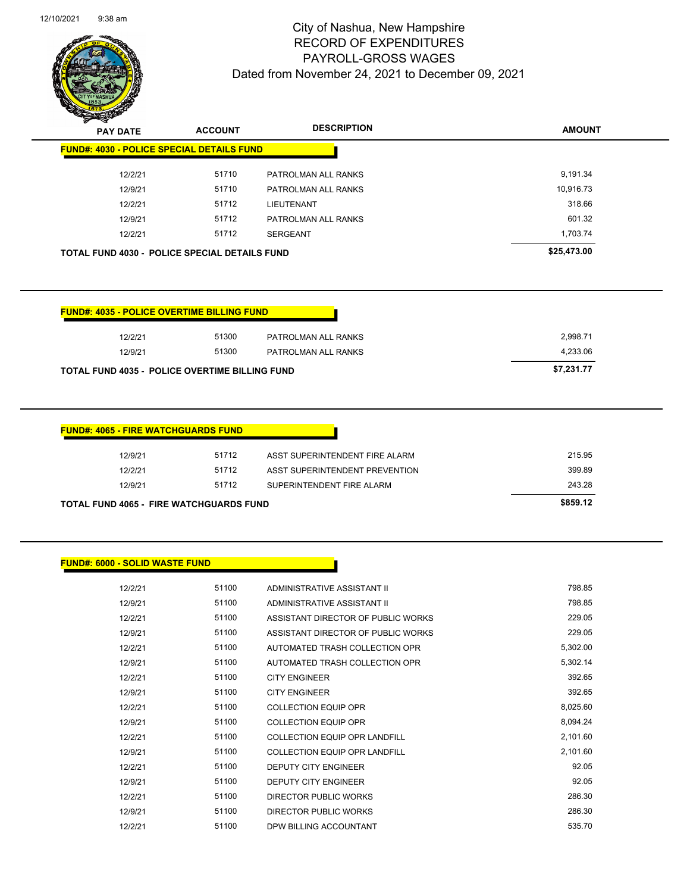# City of Nashua, New Hampshire
## RECORD OF EXPENDITURES
## PAYROLL-GROSS WAGES
## Dated from November 24, 2021 to December 09, 2021

| PAY DATE | ACCOUNT | DESCRIPTION | AMOUNT |
|---|---|---|---|
| **FUND#: 4030 - POLICE SPECIAL DETAILS FUND** | | | |
| 12/2/21 | 51710 | PATROLMAN ALL RANKS | 9,191.34 |
| 12/9/21 | 51710 | PATROLMAN ALL RANKS | 10,916.73 |
| 12/2/21 | 51712 | LIEUTENANT | 318.66 |
| 12/9/21 | 51712 | PATROLMAN ALL RANKS | 601.32 |
| 12/2/21 | 51712 | SERGEANT | 1,703.74 |
| **TOTAL FUND 4030 - POLICE SPECIAL DETAILS FUND** | | | **$25,473.00** |

| PAY DATE | ACCOUNT | DESCRIPTION | AMOUNT |
|---|---|---|---|
| **FUND#: 4035 - POLICE OVERTIME BILLING FUND** | | | |
| 12/2/21 | 51300 | PATROLMAN ALL RANKS | 2,998.71 |
| 12/9/21 | 51300 | PATROLMAN ALL RANKS | 4,233.06 |
| **TOTAL FUND 4035 - POLICE OVERTIME BILLING FUND** | | | **$7,231.77** |

| PAY DATE | ACCOUNT | DESCRIPTION | AMOUNT |
|---|---|---|---|
| **FUND#: 4065 - FIRE WATCHGUARDS FUND** | | | |
| 12/9/21 | 51712 | ASST SUPERINTENDENT FIRE ALARM | 215.95 |
| 12/2/21 | 51712 | ASST SUPERINTENDENT PREVENTION | 399.89 |
| 12/9/21 | 51712 | SUPERINTENDENT FIRE ALARM | 243.28 |
| **TOTAL FUND 4065 - FIRE WATCHGUARDS FUND** | | | **$859.12** |

| PAY DATE | ACCOUNT | DESCRIPTION | AMOUNT |
|---|---|---|---|
| **FUND#: 6000 - SOLID WASTE FUND** | | | |
| 12/2/21 | 51100 | ADMINISTRATIVE ASSISTANT II | 798.85 |
| 12/9/21 | 51100 | ADMINISTRATIVE ASSISTANT II | 798.85 |
| 12/2/21 | 51100 | ASSISTANT DIRECTOR OF PUBLIC WORKS | 229.05 |
| 12/9/21 | 51100 | ASSISTANT DIRECTOR OF PUBLIC WORKS | 229.05 |
| 12/2/21 | 51100 | AUTOMATED TRASH COLLECTION OPR | 5,302.00 |
| 12/9/21 | 51100 | AUTOMATED TRASH COLLECTION OPR | 5,302.14 |
| 12/2/21 | 51100 | CITY ENGINEER | 392.65 |
| 12/9/21 | 51100 | CITY ENGINEER | 392.65 |
| 12/2/21 | 51100 | COLLECTION EQUIP OPR | 8,025.60 |
| 12/9/21 | 51100 | COLLECTION EQUIP OPR | 8,094.24 |
| 12/2/21 | 51100 | COLLECTION EQUIP OPR LANDFILL | 2,101.60 |
| 12/9/21 | 51100 | COLLECTION EQUIP OPR LANDFILL | 2,101.60 |
| 12/2/21 | 51100 | DEPUTY CITY ENGINEER | 92.05 |
| 12/9/21 | 51100 | DEPUTY CITY ENGINEER | 92.05 |
| 12/2/21 | 51100 | DIRECTOR PUBLIC WORKS | 286.30 |
| 12/9/21 | 51100 | DIRECTOR PUBLIC WORKS | 286.30 |
| 12/2/21 | 51100 | DPW BILLING ACCOUNTANT | 535.70 |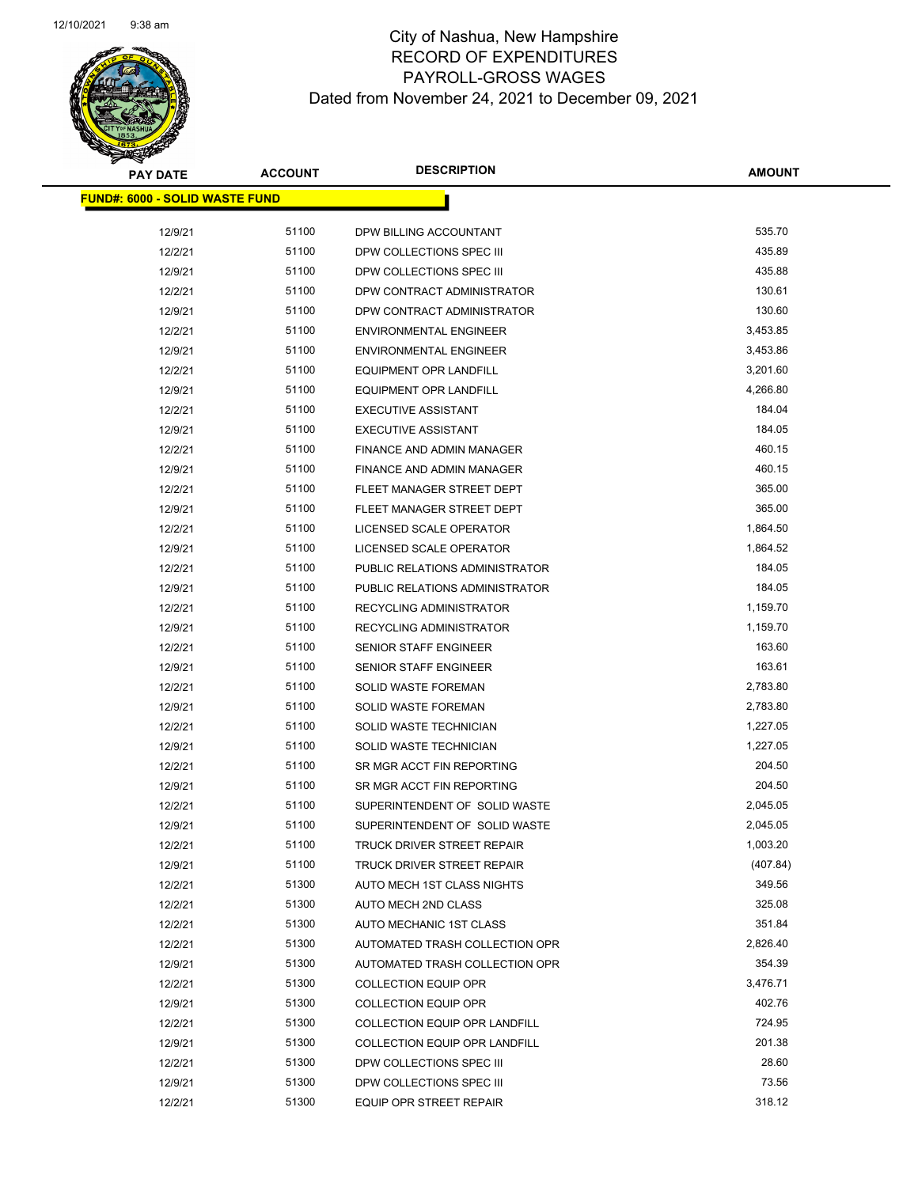# City of Nashua, New Hampshire
## RECORD OF EXPENDITURES
## PAYROLL-GROSS WAGES
### Dated from November 24, 2021 to December 09, 2021

| PAY DATE | ACCOUNT | DESCRIPTION | AMOUNT |
|---|---|---|---|
| **FUND#: 6000 - SOLID WASTE FUND** | | | |
| 12/9/21 | 51100 | DPW BILLING ACCOUNTANT | 535.70 |
| 12/2/21 | 51100 | DPW COLLECTIONS SPEC III | 435.89 |
| 12/9/21 | 51100 | DPW COLLECTIONS SPEC III | 435.88 |
| 12/2/21 | 51100 | DPW CONTRACT ADMINISTRATOR | 130.61 |
| 12/9/21 | 51100 | DPW CONTRACT ADMINISTRATOR | 130.60 |
| 12/2/21 | 51100 | ENVIRONMENTAL ENGINEER | 3,453.85 |
| 12/9/21 | 51100 | ENVIRONMENTAL ENGINEER | 3,453.86 |
| 12/2/21 | 51100 | EQUIPMENT OPR LANDFILL | 3,201.60 |
| 12/9/21 | 51100 | EQUIPMENT OPR LANDFILL | 4,266.80 |
| 12/2/21 | 51100 | EXECUTIVE ASSISTANT | 184.04 |
| 12/9/21 | 51100 | EXECUTIVE ASSISTANT | 184.05 |
| 12/2/21 | 51100 | FINANCE AND ADMIN MANAGER | 460.15 |
| 12/9/21 | 51100 | FINANCE AND ADMIN MANAGER | 460.15 |
| 12/2/21 | 51100 | FLEET MANAGER STREET DEPT | 365.00 |
| 12/9/21 | 51100 | FLEET MANAGER STREET DEPT | 365.00 |
| 12/2/21 | 51100 | LICENSED SCALE OPERATOR | 1,864.50 |
| 12/9/21 | 51100 | LICENSED SCALE OPERATOR | 1,864.52 |
| 12/2/21 | 51100 | PUBLIC RELATIONS ADMINISTRATOR | 184.05 |
| 12/9/21 | 51100 | PUBLIC RELATIONS ADMINISTRATOR | 184.05 |
| 12/2/21 | 51100 | RECYCLING ADMINISTRATOR | 1,159.70 |
| 12/9/21 | 51100 | RECYCLING ADMINISTRATOR | 1,159.70 |
| 12/2/21 | 51100 | SENIOR STAFF ENGINEER | 163.60 |
| 12/9/21 | 51100 | SENIOR STAFF ENGINEER | 163.61 |
| 12/2/21 | 51100 | SOLID WASTE FOREMAN | 2,783.80 |
| 12/9/21 | 51100 | SOLID WASTE FOREMAN | 2,783.80 |
| 12/2/21 | 51100 | SOLID WASTE TECHNICIAN | 1,227.05 |
| 12/9/21 | 51100 | SOLID WASTE TECHNICIAN | 1,227.05 |
| 12/2/21 | 51100 | SR MGR ACCT FIN REPORTING | 204.50 |
| 12/9/21 | 51100 | SR MGR ACCT FIN REPORTING | 204.50 |
| 12/2/21 | 51100 | SUPERINTENDENT OF SOLID WASTE | 2,045.05 |
| 12/9/21 | 51100 | SUPERINTENDENT OF SOLID WASTE | 2,045.05 |
| 12/2/21 | 51100 | TRUCK DRIVER STREET REPAIR | 1,003.20 |
| 12/9/21 | 51100 | TRUCK DRIVER STREET REPAIR | (407.84) |
| 12/2/21 | 51300 | AUTO MECH 1ST CLASS NIGHTS | 349.56 |
| 12/2/21 | 51300 | AUTO MECH 2ND CLASS | 325.08 |
| 12/2/21 | 51300 | AUTO MECHANIC 1ST CLASS | 351.84 |
| 12/2/21 | 51300 | AUTOMATED TRASH COLLECTION OPR | 2,826.40 |
| 12/9/21 | 51300 | AUTOMATED TRASH COLLECTION OPR | 354.39 |
| 12/2/21 | 51300 | COLLECTION EQUIP OPR | 3,476.71 |
| 12/9/21 | 51300 | COLLECTION EQUIP OPR | 402.76 |
| 12/2/21 | 51300 | COLLECTION EQUIP OPR LANDFILL | 724.95 |
| 12/9/21 | 51300 | COLLECTION EQUIP OPR LANDFILL | 201.38 |
| 12/2/21 | 51300 | DPW COLLECTIONS SPEC III | 28.60 |
| 12/9/21 | 51300 | DPW COLLECTIONS SPEC III | 73.56 |
| 12/2/21 | 51300 | EQUIP OPR STREET REPAIR | 318.12 |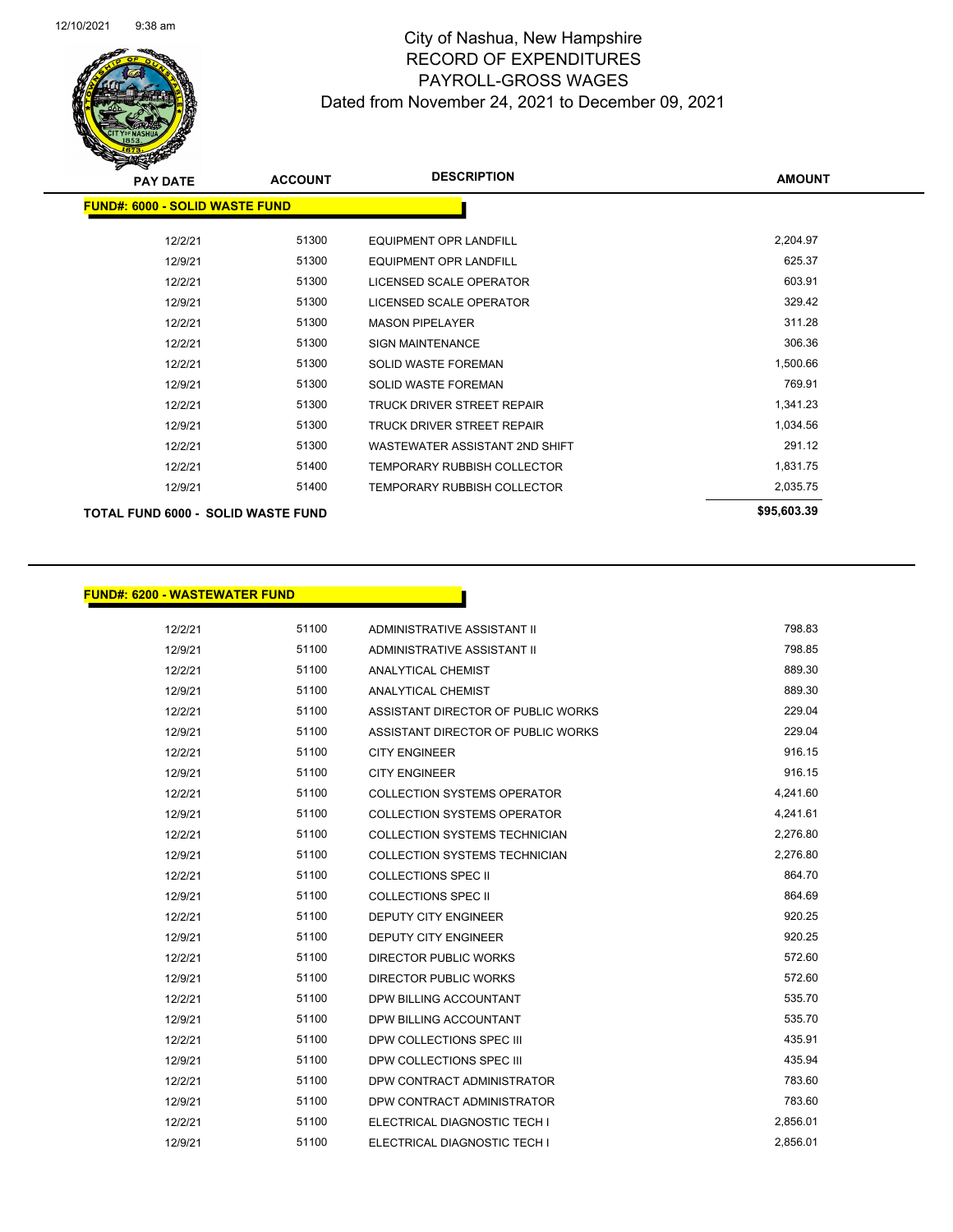# City of Nashua, New Hampshire
## RECORD OF EXPENDITURES
## PAYROLL-GROSS WAGES
### Dated from November 24, 2021 to December 09, 2021

| PAY DATE | ACCOUNT | DESCRIPTION | AMOUNT |
|---|---|---|---|
| **FUND#: 6000 - SOLID WASTE FUND** | | | |
| 12/2/21 | 51300 | EQUIPMENT OPR LANDFILL | 2,204.97 |
| 12/9/21 | 51300 | EQUIPMENT OPR LANDFILL | 625.37 |
| 12/2/21 | 51300 | LICENSED SCALE OPERATOR | 603.91 |
| 12/9/21 | 51300 | LICENSED SCALE OPERATOR | 329.42 |
| 12/2/21 | 51300 | MASON PIPELAYER | 311.28 |
| 12/2/21 | 51300 | SIGN MAINTENANCE | 306.36 |
| 12/2/21 | 51300 | SOLID WASTE FOREMAN | 1,500.66 |
| 12/9/21 | 51300 | SOLID WASTE FOREMAN | 769.91 |
| 12/2/21 | 51300 | TRUCK DRIVER STREET REPAIR | 1,341.23 |
| 12/9/21 | 51300 | TRUCK DRIVER STREET REPAIR | 1,034.56 |
| 12/2/21 | 51300 | WASTEWATER ASSISTANT 2ND SHIFT | 291.12 |
| 12/2/21 | 51400 | TEMPORARY RUBBISH COLLECTOR | 1,831.75 |
| 12/9/21 | 51400 | TEMPORARY RUBBISH COLLECTOR | 2,035.75 |
| **TOTAL FUND 6000 - SOLID WASTE FUND** | | | **$95,603.39** |

| PAY DATE | ACCOUNT | DESCRIPTION | AMOUNT |
|---|---|---|---|
| **FUND#: 6200 - WASTEWATER FUND** | | | |
| 12/2/21 | 51100 | ADMINISTRATIVE ASSISTANT II | 798.83 |
| 12/9/21 | 51100 | ADMINISTRATIVE ASSISTANT II | 798.85 |
| 12/2/21 | 51100 | ANALYTICAL CHEMIST | 889.30 |
| 12/9/21 | 51100 | ANALYTICAL CHEMIST | 889.30 |
| 12/2/21 | 51100 | ASSISTANT DIRECTOR OF PUBLIC WORKS | 229.04 |
| 12/9/21 | 51100 | ASSISTANT DIRECTOR OF PUBLIC WORKS | 229.04 |
| 12/2/21 | 51100 | CITY ENGINEER | 916.15 |
| 12/9/21 | 51100 | CITY ENGINEER | 916.15 |
| 12/2/21 | 51100 | COLLECTION SYSTEMS OPERATOR | 4,241.60 |
| 12/9/21 | 51100 | COLLECTION SYSTEMS OPERATOR | 4,241.61 |
| 12/2/21 | 51100 | COLLECTION SYSTEMS TECHNICIAN | 2,276.80 |
| 12/9/21 | 51100 | COLLECTION SYSTEMS TECHNICIAN | 2,276.80 |
| 12/2/21 | 51100 | COLLECTIONS SPEC II | 864.70 |
| 12/9/21 | 51100 | COLLECTIONS SPEC II | 864.69 |
| 12/2/21 | 51100 | DEPUTY CITY ENGINEER | 920.25 |
| 12/9/21 | 51100 | DEPUTY CITY ENGINEER | 920.25 |
| 12/2/21 | 51100 | DIRECTOR PUBLIC WORKS | 572.60 |
| 12/9/21 | 51100 | DIRECTOR PUBLIC WORKS | 572.60 |
| 12/2/21 | 51100 | DPW BILLING ACCOUNTANT | 535.70 |
| 12/9/21 | 51100 | DPW BILLING ACCOUNTANT | 535.70 |
| 12/2/21 | 51100 | DPW COLLECTIONS SPEC III | 435.91 |
| 12/9/21 | 51100 | DPW COLLECTIONS SPEC III | 435.94 |
| 12/2/21 | 51100 | DPW CONTRACT ADMINISTRATOR | 783.60 |
| 12/9/21 | 51100 | DPW CONTRACT ADMINISTRATOR | 783.60 |
| 12/2/21 | 51100 | ELECTRICAL DIAGNOSTIC TECH I | 2,856.01 |
| 12/9/21 | 51100 | ELECTRICAL DIAGNOSTIC TECH I | 2,856.01 |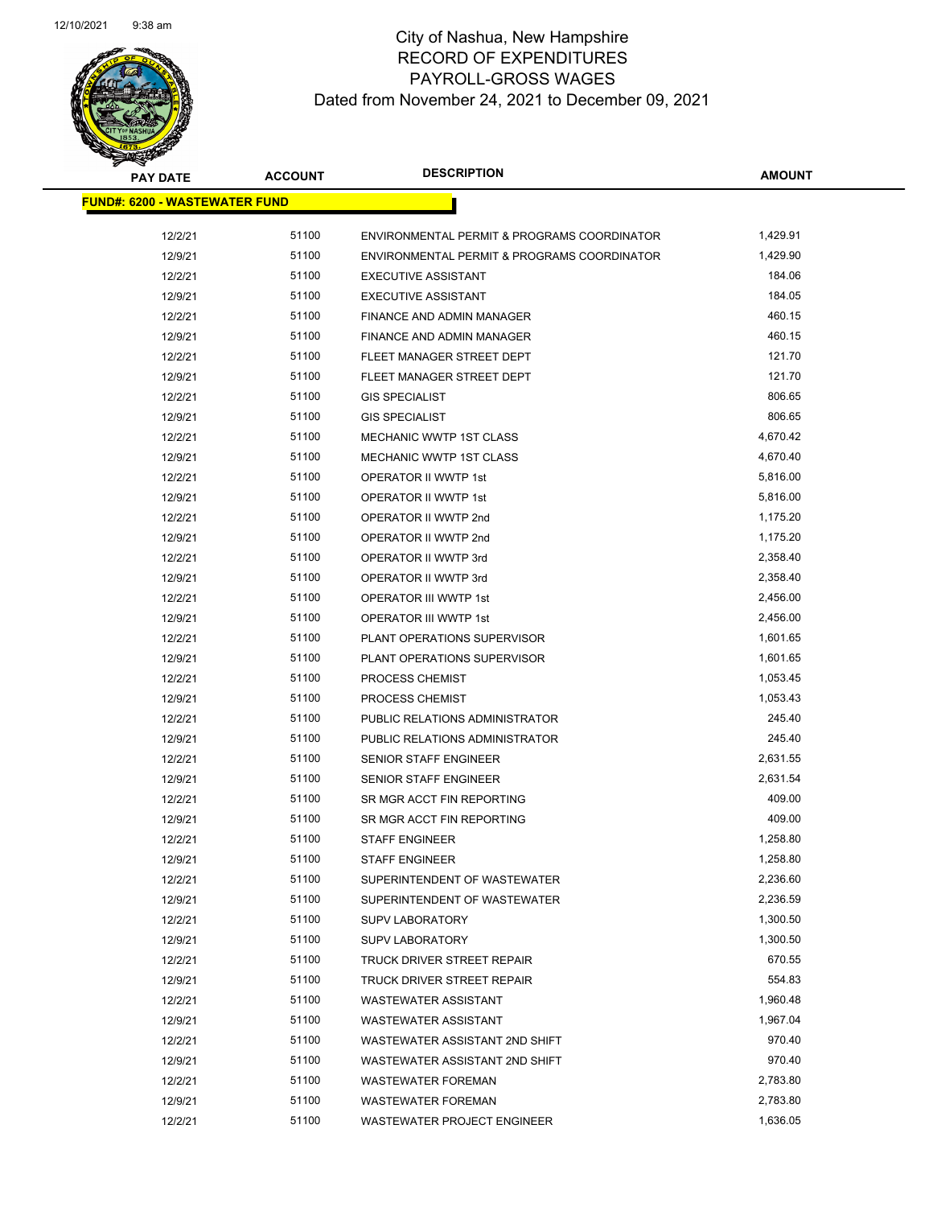# City of Nashua, New Hampshire
## RECORD OF EXPENDITURES
## PAYROLL-GROSS WAGES
### Dated from November 24, 2021 to December 09, 2021

**FUND#: 6200 - WASTEWATER FUND**

| PAY DATE | ACCOUNT | DESCRIPTION | AMOUNT |
|---|---|---|---|
| 12/2/21 | 51100 | ENVIRONMENTAL PERMIT & PROGRAMS COORDINATOR | 1,429.91 |
| 12/9/21 | 51100 | ENVIRONMENTAL PERMIT & PROGRAMS COORDINATOR | 1,429.90 |
| 12/2/21 | 51100 | EXECUTIVE ASSISTANT | 184.06 |
| 12/9/21 | 51100 | EXECUTIVE ASSISTANT | 184.05 |
| 12/2/21 | 51100 | FINANCE AND ADMIN MANAGER | 460.15 |
| 12/9/21 | 51100 | FINANCE AND ADMIN MANAGER | 460.15 |
| 12/2/21 | 51100 | FLEET MANAGER STREET DEPT | 121.70 |
| 12/9/21 | 51100 | FLEET MANAGER STREET DEPT | 121.70 |
| 12/2/21 | 51100 | GIS SPECIALIST | 806.65 |
| 12/9/21 | 51100 | GIS SPECIALIST | 806.65 |
| 12/2/21 | 51100 | MECHANIC WWTP 1ST CLASS | 4,670.42 |
| 12/9/21 | 51100 | MECHANIC WWTP 1ST CLASS | 4,670.40 |
| 12/2/21 | 51100 | OPERATOR II WWTP 1st | 5,816.00 |
| 12/9/21 | 51100 | OPERATOR II WWTP 1st | 5,816.00 |
| 12/2/21 | 51100 | OPERATOR II WWTP 2nd | 1,175.20 |
| 12/9/21 | 51100 | OPERATOR II WWTP 2nd | 1,175.20 |
| 12/2/21 | 51100 | OPERATOR II WWTP 3rd | 2,358.40 |
| 12/9/21 | 51100 | OPERATOR II WWTP 3rd | 2,358.40 |
| 12/2/21 | 51100 | OPERATOR III WWTP 1st | 2,456.00 |
| 12/9/21 | 51100 | OPERATOR III WWTP 1st | 2,456.00 |
| 12/2/21 | 51100 | PLANT OPERATIONS SUPERVISOR | 1,601.65 |
| 12/9/21 | 51100 | PLANT OPERATIONS SUPERVISOR | 1,601.65 |
| 12/2/21 | 51100 | PROCESS CHEMIST | 1,053.45 |
| 12/9/21 | 51100 | PROCESS CHEMIST | 1,053.43 |
| 12/2/21 | 51100 | PUBLIC RELATIONS ADMINISTRATOR | 245.40 |
| 12/9/21 | 51100 | PUBLIC RELATIONS ADMINISTRATOR | 245.40 |
| 12/2/21 | 51100 | SENIOR STAFF ENGINEER | 2,631.55 |
| 12/9/21 | 51100 | SENIOR STAFF ENGINEER | 2,631.54 |
| 12/2/21 | 51100 | SR MGR ACCT FIN REPORTING | 409.00 |
| 12/9/21 | 51100 | SR MGR ACCT FIN REPORTING | 409.00 |
| 12/2/21 | 51100 | STAFF ENGINEER | 1,258.80 |
| 12/9/21 | 51100 | STAFF ENGINEER | 1,258.80 |
| 12/2/21 | 51100 | SUPERINTENDENT OF WASTEWATER | 2,236.60 |
| 12/9/21 | 51100 | SUPERINTENDENT OF WASTEWATER | 2,236.59 |
| 12/2/21 | 51100 | SUPV LABORATORY | 1,300.50 |
| 12/9/21 | 51100 | SUPV LABORATORY | 1,300.50 |
| 12/2/21 | 51100 | TRUCK DRIVER STREET REPAIR | 670.55 |
| 12/9/21 | 51100 | TRUCK DRIVER STREET REPAIR | 554.83 |
| 12/2/21 | 51100 | WASTEWATER ASSISTANT | 1,960.48 |
| 12/9/21 | 51100 | WASTEWATER ASSISTANT | 1,967.04 |
| 12/2/21 | 51100 | WASTEWATER ASSISTANT 2ND SHIFT | 970.40 |
| 12/9/21 | 51100 | WASTEWATER ASSISTANT 2ND SHIFT | 970.40 |
| 12/2/21 | 51100 | WASTEWATER FOREMAN | 2,783.80 |
| 12/9/21 | 51100 | WASTEWATER FOREMAN | 2,783.80 |
| 12/2/21 | 51100 | WASTEWATER PROJECT ENGINEER | 1,636.05 |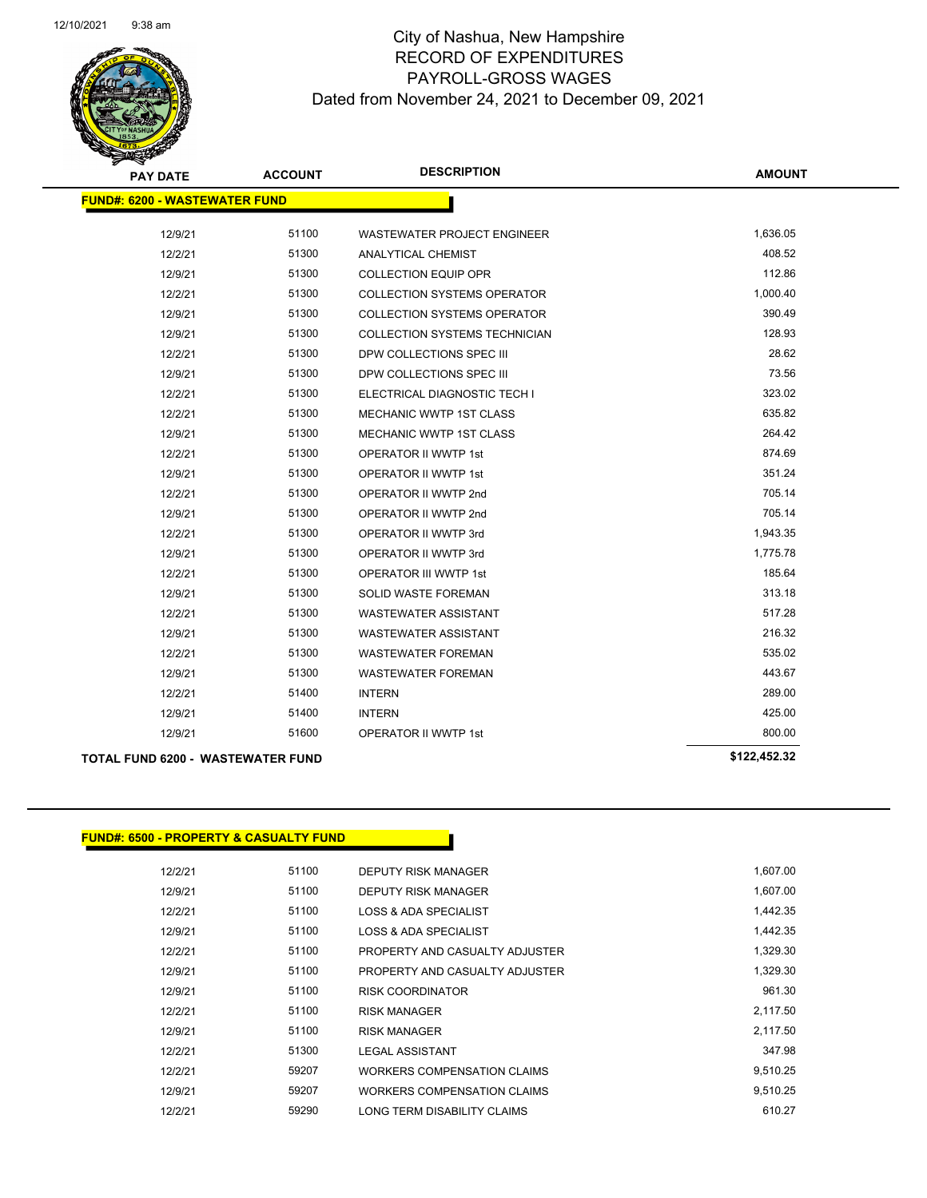# City of Nashua, New Hampshire
## RECORD OF EXPENDITURES
## PAYROLL-GROSS WAGES
### Dated from November 24, 2021 to December 09, 2021

| PAY DATE | ACCOUNT | DESCRIPTION | AMOUNT |
|---|---|---|---|
| **FUND#: 6200 - WASTEWATER FUND** | | | |
| 12/9/21 | 51100 | WASTEWATER PROJECT ENGINEER | 1,636.05 |
| 12/2/21 | 51300 | ANALYTICAL CHEMIST | 408.52 |
| 12/9/21 | 51300 | COLLECTION EQUIP OPR | 112.86 |
| 12/2/21 | 51300 | COLLECTION SYSTEMS OPERATOR | 1,000.40 |
| 12/9/21 | 51300 | COLLECTION SYSTEMS OPERATOR | 390.49 |
| 12/9/21 | 51300 | COLLECTION SYSTEMS TECHNICIAN | 128.93 |
| 12/2/21 | 51300 | DPW COLLECTIONS SPEC III | 28.62 |
| 12/9/21 | 51300 | DPW COLLECTIONS SPEC III | 73.56 |
| 12/2/21 | 51300 | ELECTRICAL DIAGNOSTIC TECH I | 323.02 |
| 12/2/21 | 51300 | MECHANIC WWTP 1ST CLASS | 635.82 |
| 12/9/21 | 51300 | MECHANIC WWTP 1ST CLASS | 264.42 |
| 12/2/21 | 51300 | OPERATOR II WWTP 1st | 874.69 |
| 12/9/21 | 51300 | OPERATOR II WWTP 1st | 351.24 |
| 12/2/21 | 51300 | OPERATOR II WWTP 2nd | 705.14 |
| 12/9/21 | 51300 | OPERATOR II WWTP 2nd | 705.14 |
| 12/2/21 | 51300 | OPERATOR II WWTP 3rd | 1,943.35 |
| 12/9/21 | 51300 | OPERATOR II WWTP 3rd | 1,775.78 |
| 12/2/21 | 51300 | OPERATOR III WWTP 1st | 185.64 |
| 12/9/21 | 51300 | SOLID WASTE FOREMAN | 313.18 |
| 12/2/21 | 51300 | WASTEWATER ASSISTANT | 517.28 |
| 12/9/21 | 51300 | WASTEWATER ASSISTANT | 216.32 |
| 12/2/21 | 51300 | WASTEWATER FOREMAN | 535.02 |
| 12/9/21 | 51300 | WASTEWATER FOREMAN | 443.67 |
| 12/2/21 | 51400 | INTERN | 289.00 |
| 12/9/21 | 51400 | INTERN | 425.00 |
| 12/9/21 | 51600 | OPERATOR II WWTP 1st | 800.00 |
| **TOTAL FUND 6200 - WASTEWATER FUND** | | | **$122,452.32** |

| PAY DATE | ACCOUNT | DESCRIPTION | AMOUNT |
|---|---|---|---|
| **FUND#: 6500 - PROPERTY & CASUALTY FUND** | | | |
| 12/2/21 | 51100 | DEPUTY RISK MANAGER | 1,607.00 |
| 12/9/21 | 51100 | DEPUTY RISK MANAGER | 1,607.00 |
| 12/2/21 | 51100 | LOSS & ADA SPECIALIST | 1,442.35 |
| 12/9/21 | 51100 | LOSS & ADA SPECIALIST | 1,442.35 |
| 12/2/21 | 51100 | PROPERTY AND CASUALTY ADJUSTER | 1,329.30 |
| 12/9/21 | 51100 | PROPERTY AND CASUALTY ADJUSTER | 1,329.30 |
| 12/9/21 | 51100 | RISK COORDINATOR | 961.30 |
| 12/2/21 | 51100 | RISK MANAGER | 2,117.50 |
| 12/9/21 | 51100 | RISK MANAGER | 2,117.50 |
| 12/2/21 | 51300 | LEGAL ASSISTANT | 347.98 |
| 12/2/21 | 59207 | WORKERS COMPENSATION CLAIMS | 9,510.25 |
| 12/9/21 | 59207 | WORKERS COMPENSATION CLAIMS | 9,510.25 |
| 12/2/21 | 59290 | LONG TERM DISABILITY CLAIMS | 610.27 |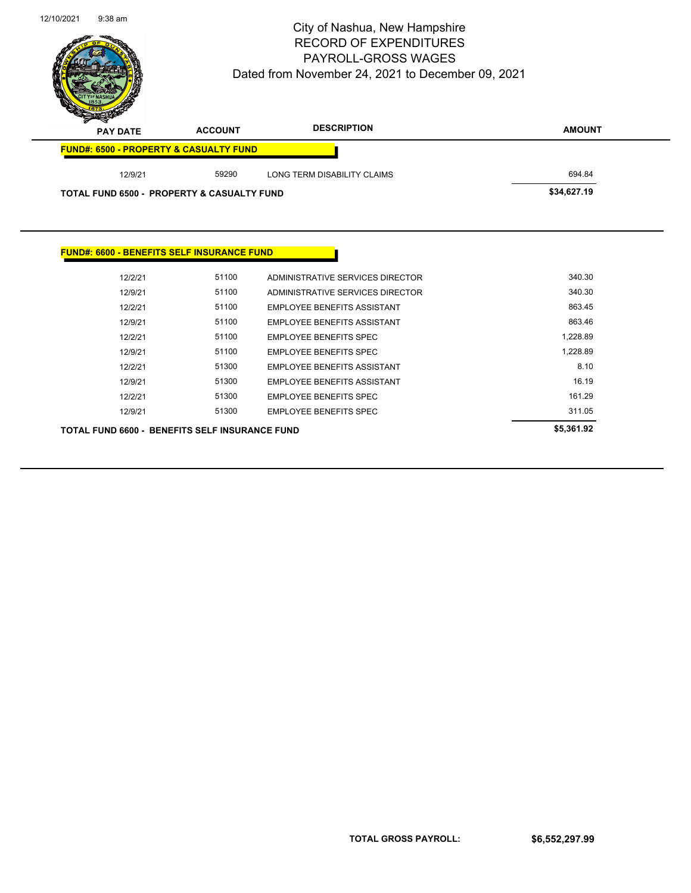# City of Nashua, New Hampshire
## RECORD OF EXPENDITURES
## PAYROLL-GROSS WAGES
Dated from November 24, 2021 to December 09, 2021

| PAY DATE | ACCOUNT | DESCRIPTION | AMOUNT |
|---|---|---|---|
| **FUND#: 6500 - PROPERTY & CASUALTY FUND** | | | |
| 12/9/21 | 59290 | LONG TERM DISABILITY CLAIMS | 694.84 |
| **TOTAL FUND 6500 - PROPERTY & CASUALTY FUND** | | | **$34,627.19** |

| PAY DATE | ACCOUNT | DESCRIPTION | AMOUNT |
|---|---|---|---|
| **FUND#: 6600 - BENEFITS SELF INSURANCE FUND** | | | |
| 12/2/21 | 51100 | ADMINISTRATIVE SERVICES DIRECTOR | 340.30 |
| 12/9/21 | 51100 | ADMINISTRATIVE SERVICES DIRECTOR | 340.30 |
| 12/2/21 | 51100 | EMPLOYEE BENEFITS ASSISTANT | 863.45 |
| 12/9/21 | 51100 | EMPLOYEE BENEFITS ASSISTANT | 863.46 |
| 12/2/21 | 51100 | EMPLOYEE BENEFITS SPEC | 1,228.89 |
| 12/9/21 | 51100 | EMPLOYEE BENEFITS SPEC | 1,228.89 |
| 12/2/21 | 51300 | EMPLOYEE BENEFITS ASSISTANT | 8.10 |
| 12/9/21 | 51300 | EMPLOYEE BENEFITS ASSISTANT | 16.19 |
| 12/2/21 | 51300 | EMPLOYEE BENEFITS SPEC | 161.29 |
| 12/9/21 | 51300 | EMPLOYEE BENEFITS SPEC | 311.05 |
| **TOTAL FUND 6600 - BENEFITS SELF INSURANCE FUND** | | | **$5,361.92** |

**TOTAL GROSS PAYROLL: $6,552,297.99**